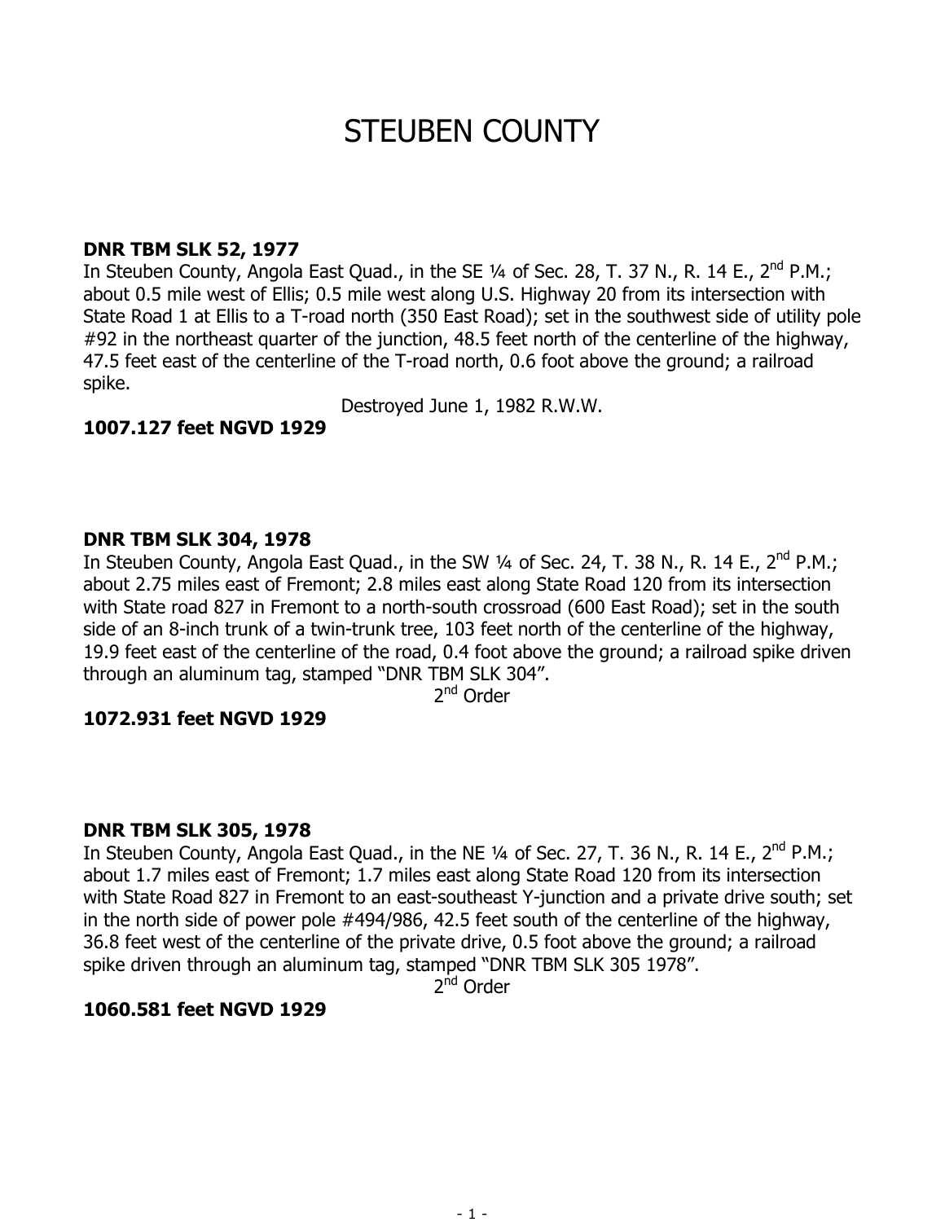# STEUBEN COUNTY

**DNR TBM SLK 52, 1977**
In Steuben County, Angola East Quad., in the SE ¼ of Sec. 28, T. 37 N., R. 14 E., 2nd P.M.; about 0.5 mile west of Ellis; 0.5 mile west along U.S. Highway 20 from its intersection with State Road 1 at Ellis to a T-road north (350 East Road); set in the southwest side of utility pole #92 in the northeast quarter of the junction, 48.5 feet north of the centerline of the highway, 47.5 feet east of the centerline of the T-road north, 0.6 foot above the ground; a railroad spike.

Destroyed June 1, 1982 R.W.W.

**1007.127 feet NGVD 1929**

**DNR TBM SLK 304, 1978**
In Steuben County, Angola East Quad., in the SW ¼ of Sec. 24, T. 38 N., R. 14 E., 2nd P.M.; about 2.75 miles east of Fremont; 2.8 miles east along State Road 120 from its intersection with State road 827 in Fremont to a north-south crossroad (600 East Road); set in the south side of an 8-inch trunk of a twin-trunk tree, 103 feet north of the centerline of the highway, 19.9 feet east of the centerline of the road, 0.4 foot above the ground; a railroad spike driven through an aluminum tag, stamped "DNR TBM SLK 304".

2nd Order

**1072.931 feet NGVD 1929**

**DNR TBM SLK 305, 1978**
In Steuben County, Angola East Quad., in the NE ¼ of Sec. 27, T. 36 N., R. 14 E., 2nd P.M.; about 1.7 miles east of Fremont; 1.7 miles east along State Road 120 from its intersection with State Road 827 in Fremont to an east-southeast Y-junction and a private drive south; set in the north side of power pole #494/986, 42.5 feet south of the centerline of the highway, 36.8 feet west of the centerline of the private drive, 0.5 foot above the ground; a railroad spike driven through an aluminum tag, stamped "DNR TBM SLK 305 1978".

2nd Order

**1060.581 feet NGVD 1929**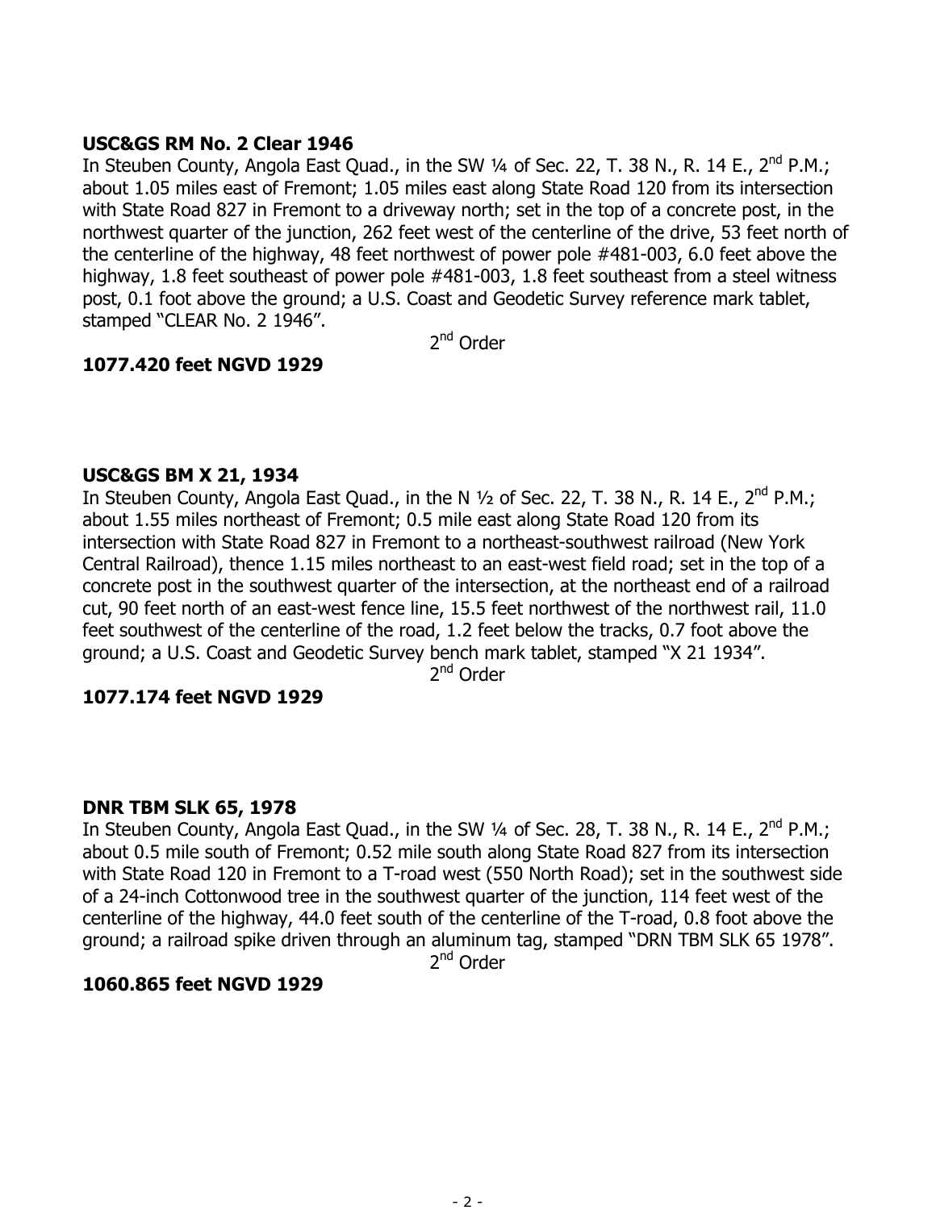**USC&GS RM No. 2 Clear 1946**
In Steuben County, Angola East Quad., in the SW ¼ of Sec. 22, T. 38 N., R. 14 E., 2nd P.M.; about 1.05 miles east of Fremont; 1.05 miles east along State Road 120 from its intersection with State Road 827 in Fremont to a driveway north; set in the top of a concrete post, in the northwest quarter of the junction, 262 feet west of the centerline of the drive, 53 feet north of the centerline of the highway, 48 feet northwest of power pole #481-003, 6.0 feet above the highway, 1.8 feet southeast of power pole #481-003, 1.8 feet southeast from a steel witness post, 0.1 foot above the ground; a U.S. Coast and Geodetic Survey reference mark tablet, stamped "CLEAR No. 2 1946".

2nd Order

**1077.420 feet NGVD 1929**

**USC&GS BM X 21, 1934**
In Steuben County, Angola East Quad., in the N ½ of Sec. 22, T. 38 N., R. 14 E., 2nd P.M.; about 1.55 miles northeast of Fremont; 0.5 mile east along State Road 120 from its intersection with State Road 827 in Fremont to a northeast-southwest railroad (New York Central Railroad), thence 1.15 miles northeast to an east-west field road; set in the top of a concrete post in the southwest quarter of the intersection, at the northeast end of a railroad cut, 90 feet north of an east-west fence line, 15.5 feet northwest of the northwest rail, 11.0 feet southwest of the centerline of the road, 1.2 feet below the tracks, 0.7 foot above the ground; a U.S. Coast and Geodetic Survey bench mark tablet, stamped "X 21 1934".

2nd Order

**1077.174 feet NGVD 1929**

**DNR TBM SLK 65, 1978**
In Steuben County, Angola East Quad., in the SW ¼ of Sec. 28, T. 38 N., R. 14 E., 2nd P.M.; about 0.5 mile south of Fremont; 0.52 mile south along State Road 827 from its intersection with State Road 120 in Fremont to a T-road west (550 North Road); set in the southwest side of a 24-inch Cottonwood tree in the southwest quarter of the junction, 114 feet west of the centerline of the highway, 44.0 feet south of the centerline of the T-road, 0.8 foot above the ground; a railroad spike driven through an aluminum tag, stamped "DRN TBM SLK 65 1978".

2nd Order

**1060.865 feet NGVD 1929**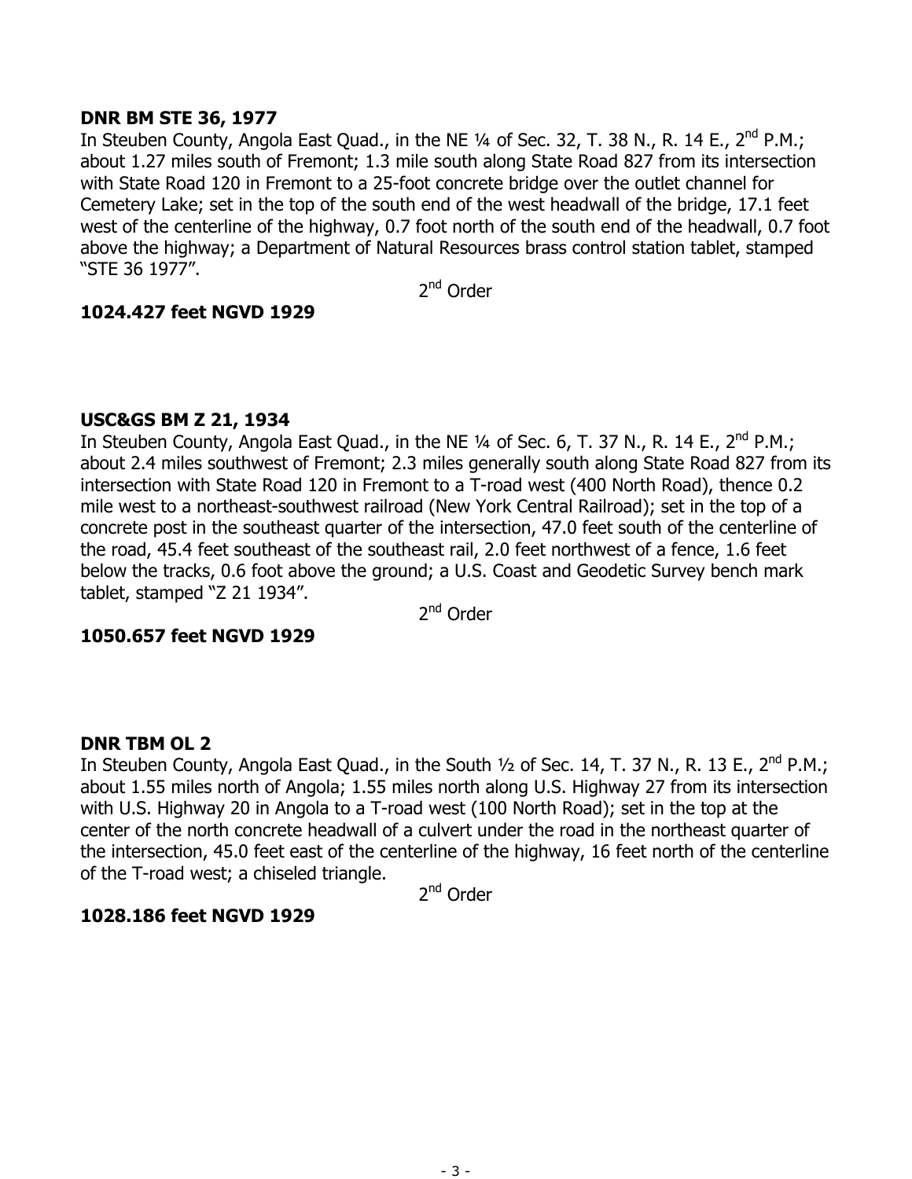**DNR BM STE 36, 1977**

In Steuben County, Angola East Quad., in the NE ¼ of Sec. 32, T. 38 N., R. 14 E., 2nd P.M.; about 1.27 miles south of Fremont; 1.3 mile south along State Road 827 from its intersection with State Road 120 in Fremont to a 25-foot concrete bridge over the outlet channel for Cemetery Lake; set in the top of the south end of the west headwall of the bridge, 17.1 feet west of the centerline of the highway, 0.7 foot north of the south end of the headwall, 0.7 foot above the highway; a Department of Natural Resources brass control station tablet, stamped "STE 36 1977".

2nd Order

**1024.427 feet NGVD 1929**

**USC&GS BM Z 21, 1934**

In Steuben County, Angola East Quad., in the NE ¼ of Sec. 6, T. 37 N., R. 14 E., 2nd P.M.; about 2.4 miles southwest of Fremont; 2.3 miles generally south along State Road 827 from its intersection with State Road 120 in Fremont to a T-road west (400 North Road), thence 0.2 mile west to a northeast-southwest railroad (New York Central Railroad); set in the top of a concrete post in the southeast quarter of the intersection, 47.0 feet south of the centerline of the road, 45.4 feet southeast of the southeast rail, 2.0 feet northwest of a fence, 1.6 feet below the tracks, 0.6 foot above the ground; a U.S. Coast and Geodetic Survey bench mark tablet, stamped "Z 21 1934".

2nd Order

**1050.657 feet NGVD 1929**

**DNR TBM OL 2**

In Steuben County, Angola East Quad., in the South ½ of Sec. 14, T. 37 N., R. 13 E., 2nd P.M.; about 1.55 miles north of Angola; 1.55 miles north along U.S. Highway 27 from its intersection with U.S. Highway 20 in Angola to a T-road west (100 North Road); set in the top at the center of the north concrete headwall of a culvert under the road in the northeast quarter of the intersection, 45.0 feet east of the centerline of the highway, 16 feet north of the centerline of the T-road west; a chiseled triangle.

2nd Order

**1028.186 feet NGVD 1929**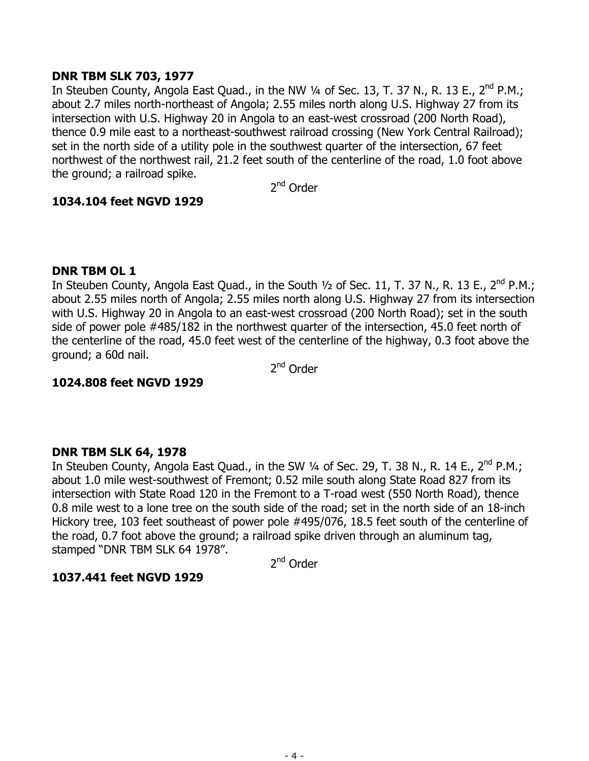**DNR TBM SLK 703, 1977**

In Steuben County, Angola East Quad., in the NW ¼ of Sec. 13, T. 37 N., R. 13 E., 2nd P.M.; about 2.7 miles north-northeast of Angola; 2.55 miles north along U.S. Highway 27 from its intersection with U.S. Highway 20 in Angola to an east-west crossroad (200 North Road), thence 0.9 mile east to a northeast-southwest railroad crossing (New York Central Railroad); set in the north side of a utility pole in the southwest quarter of the intersection, 67 feet northwest of the northwest rail, 21.2 feet south of the centerline of the road, 1.0 foot above the ground; a railroad spike.

2nd Order

**1034.104 feet NGVD 1929**

**DNR TBM OL 1**

In Steuben County, Angola East Quad., in the South ½ of Sec. 11, T. 37 N., R. 13 E., 2nd P.M.; about 2.55 miles north of Angola; 2.55 miles north along U.S. Highway 27 from its intersection with U.S. Highway 20 in Angola to an east-west crossroad (200 North Road); set in the south side of power pole #485/182 in the northwest quarter of the intersection, 45.0 feet north of the centerline of the road, 45.0 feet west of the centerline of the highway, 0.3 foot above the ground; a 60d nail.

2nd Order

**1024.808 feet NGVD 1929**

**DNR TBM SLK 64, 1978**

In Steuben County, Angola East Quad., in the SW ¼ of Sec. 29, T. 38 N., R. 14 E., 2nd P.M.; about 1.0 mile west-southwest of Fremont; 0.52 mile south along State Road 827 from its intersection with State Road 120 in the Fremont to a T-road west (550 North Road), thence 0.8 mile west to a lone tree on the south side of the road; set in the north side of an 18-inch Hickory tree, 103 feet southeast of power pole #495/076, 18.5 feet south of the centerline of the road, 0.7 foot above the ground; a railroad spike driven through an aluminum tag, stamped "DNR TBM SLK 64 1978".

2nd Order

**1037.441 feet NGVD 1929**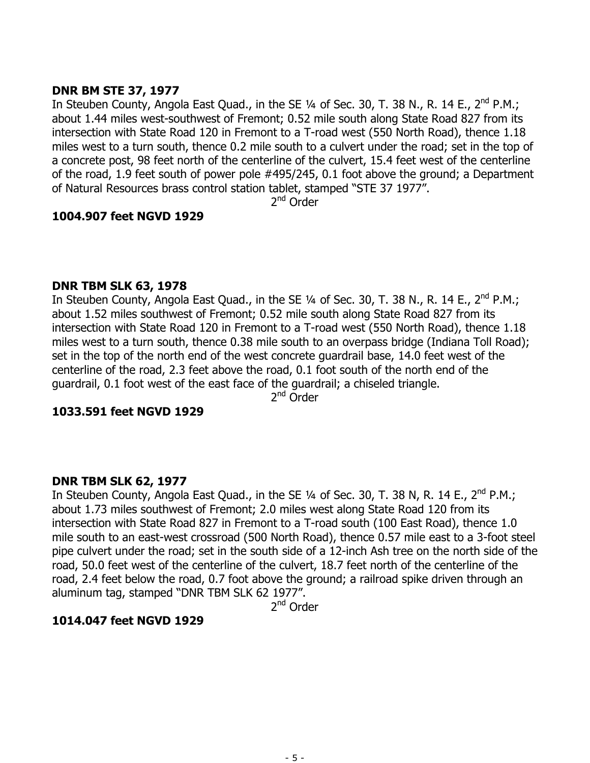**DNR BM STE 37, 1977**

In Steuben County, Angola East Quad., in the SE ¼ of Sec. 30, T. 38 N., R. 14 E., 2nd P.M.; about 1.44 miles west-southwest of Fremont; 0.52 mile south along State Road 827 from its intersection with State Road 120 in Fremont to a T-road west (550 North Road), thence 1.18 miles west to a turn south, thence 0.2 mile south to a culvert under the road; set in the top of a concrete post, 98 feet north of the centerline of the culvert, 15.4 feet west of the centerline of the road, 1.9 feet south of power pole #495/245, 0.1 foot above the ground; a Department of Natural Resources brass control station tablet, stamped "STE 37 1977".

2nd Order

**1004.907 feet NGVD 1929**

**DNR TBM SLK 63, 1978**

In Steuben County, Angola East Quad., in the SE ¼ of Sec. 30, T. 38 N., R. 14 E., 2nd P.M.; about 1.52 miles southwest of Fremont; 0.52 mile south along State Road 827 from its intersection with State Road 120 in Fremont to a T-road west (550 North Road), thence 1.18 miles west to a turn south, thence 0.38 mile south to an overpass bridge (Indiana Toll Road); set in the top of the north end of the west concrete guardrail base, 14.0 feet west of the centerline of the road, 2.3 feet above the road, 0.1 foot south of the north end of the guardrail, 0.1 foot west of the east face of the guardrail; a chiseled triangle.

2nd Order

**1033.591 feet NGVD 1929**

**DNR TBM SLK 62, 1977**

In Steuben County, Angola East Quad., in the SE ¼ of Sec. 30, T. 38 N, R. 14 E., 2nd P.M.; about 1.73 miles southwest of Fremont; 2.0 miles west along State Road 120 from its intersection with State Road 827 in Fremont to a T-road south (100 East Road), thence 1.0 mile south to an east-west crossroad (500 North Road), thence 0.57 mile east to a 3-foot steel pipe culvert under the road; set in the south side of a 12-inch Ash tree on the north side of the road, 50.0 feet west of the centerline of the culvert, 18.7 feet north of the centerline of the road, 2.4 feet below the road, 0.7 foot above the ground; a railroad spike driven through an aluminum tag, stamped "DNR TBM SLK 62 1977".

2nd Order

**1014.047 feet NGVD 1929**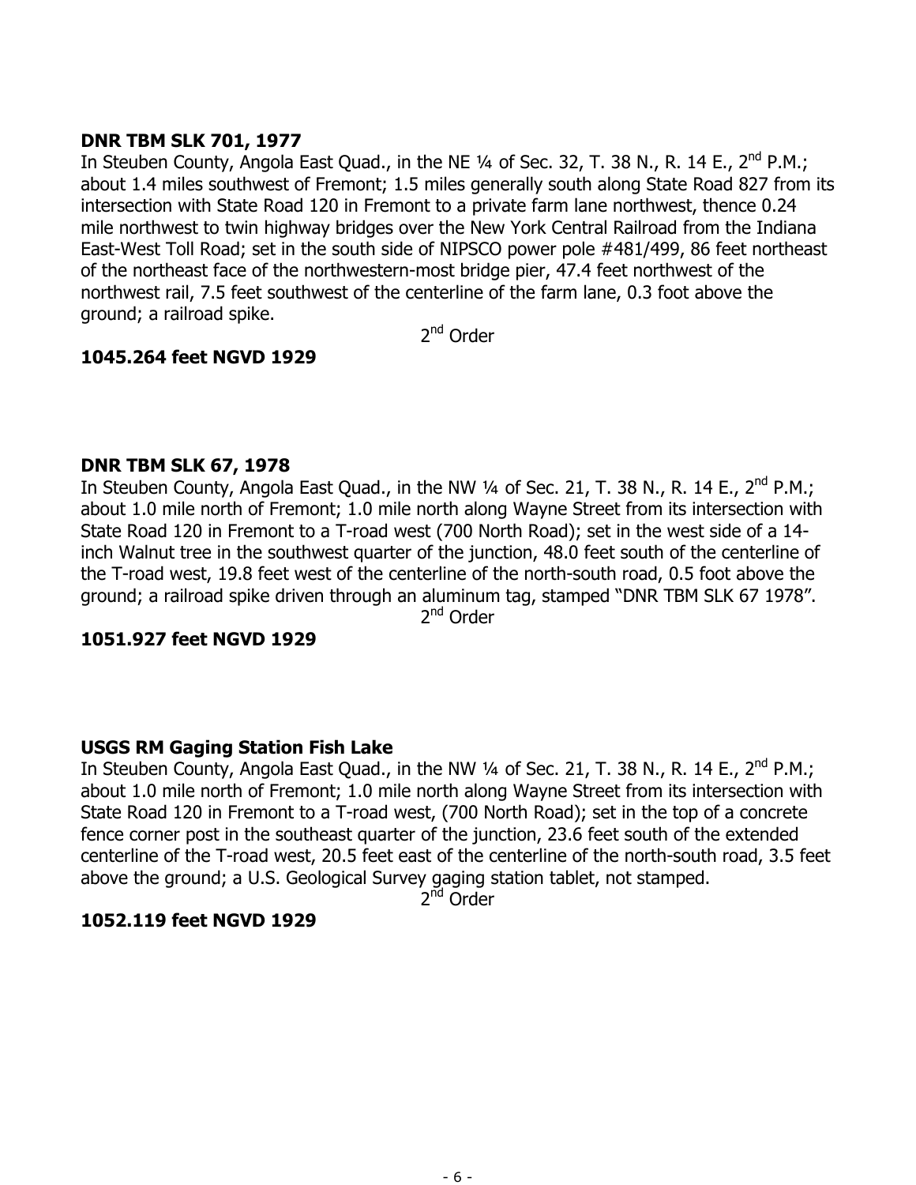**DNR TBM SLK 701, 1977**

In Steuben County, Angola East Quad., in the NE ¼ of Sec. 32, T. 38 N., R. 14 E., 2nd P.M.; about 1.4 miles southwest of Fremont; 1.5 miles generally south along State Road 827 from its intersection with State Road 120 in Fremont to a private farm lane northwest, thence 0.24 mile northwest to twin highway bridges over the New York Central Railroad from the Indiana East-West Toll Road; set in the south side of NIPSCO power pole #481/499, 86 feet northeast of the northeast face of the northwestern-most bridge pier, 47.4 feet northwest of the northwest rail, 7.5 feet southwest of the centerline of the farm lane, 0.3 foot above the ground; a railroad spike.

2nd Order

**1045.264 feet NGVD 1929**

**DNR TBM SLK 67, 1978**

In Steuben County, Angola East Quad., in the NW ¼ of Sec. 21, T. 38 N., R. 14 E., 2nd P.M.; about 1.0 mile north of Fremont; 1.0 mile north along Wayne Street from its intersection with State Road 120 in Fremont to a T-road west (700 North Road); set in the west side of a 14-inch Walnut tree in the southwest quarter of the junction, 48.0 feet south of the centerline of the T-road west, 19.8 feet west of the centerline of the north-south road, 0.5 foot above the ground; a railroad spike driven through an aluminum tag, stamped "DNR TBM SLK 67 1978".

2nd Order

**1051.927 feet NGVD 1929**

**USGS RM Gaging Station Fish Lake**

In Steuben County, Angola East Quad., in the NW ¼ of Sec. 21, T. 38 N., R. 14 E., 2nd P.M.; about 1.0 mile north of Fremont; 1.0 mile north along Wayne Street from its intersection with State Road 120 in Fremont to a T-road west, (700 North Road); set in the top of a concrete fence corner post in the southeast quarter of the junction, 23.6 feet south of the extended centerline of the T-road west, 20.5 feet east of the centerline of the north-south road, 3.5 feet above the ground; a U.S. Geological Survey gaging station tablet, not stamped.

2nd Order

**1052.119 feet NGVD 1929**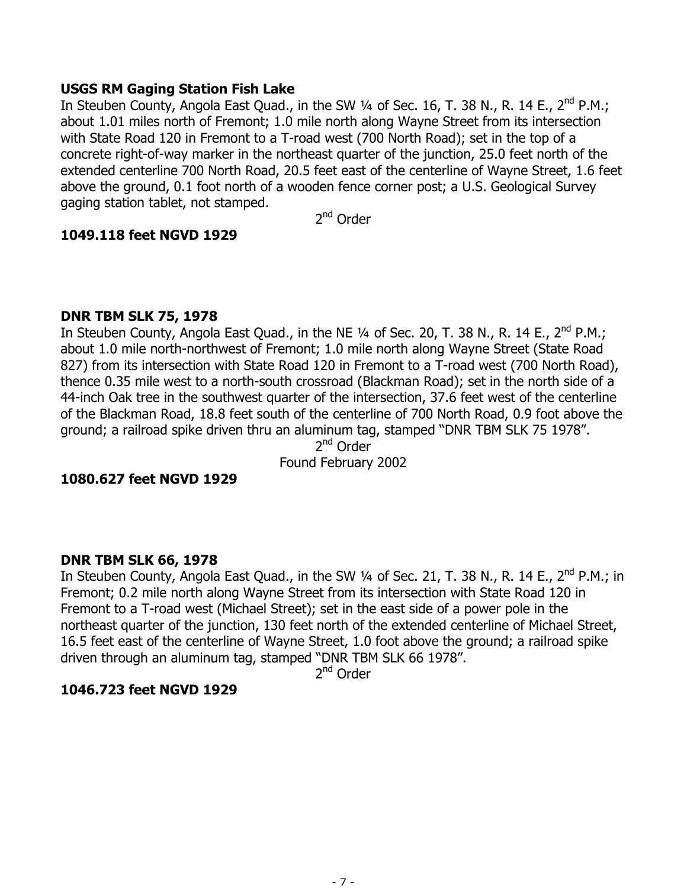**USGS RM Gaging Station Fish Lake**

In Steuben County, Angola East Quad., in the SW ¼ of Sec. 16, T. 38 N., R. 14 E., 2nd P.M.; about 1.01 miles north of Fremont; 1.0 mile north along Wayne Street from its intersection with State Road 120 in Fremont to a T-road west (700 North Road); set in the top of a concrete right-of-way marker in the northeast quarter of the junction, 25.0 feet north of the extended centerline 700 North Road, 20.5 feet east of the centerline of Wayne Street, 1.6 feet above the ground, 0.1 foot north of a wooden fence corner post; a U.S. Geological Survey gaging station tablet, not stamped.

2nd Order

**1049.118 feet NGVD 1929**

**DNR TBM SLK 75, 1978**

In Steuben County, Angola East Quad., in the NE ¼ of Sec. 20, T. 38 N., R. 14 E., 2nd P.M.; about 1.0 mile north-northwest of Fremont; 1.0 mile north along Wayne Street (State Road 827) from its intersection with State Road 120 in Fremont to a T-road west (700 North Road), thence 0.35 mile west to a north-south crossroad (Blackman Road); set in the north side of a 44-inch Oak tree in the southwest quarter of the intersection, 37.6 feet west of the centerline of the Blackman Road, 18.8 feet south of the centerline of 700 North Road, 0.9 foot above the ground; a railroad spike driven thru an aluminum tag, stamped "DNR TBM SLK 75 1978".

2nd Order

Found February 2002

**1080.627 feet NGVD 1929**

**DNR TBM SLK 66, 1978**

In Steuben County, Angola East Quad., in the SW ¼ of Sec. 21, T. 38 N., R. 14 E., 2nd P.M.; in Fremont; 0.2 mile north along Wayne Street from its intersection with State Road 120 in Fremont to a T-road west (Michael Street); set in the east side of a power pole in the northeast quarter of the junction, 130 feet north of the extended centerline of Michael Street, 16.5 feet east of the centerline of Wayne Street, 1.0 foot above the ground; a railroad spike driven through an aluminum tag, stamped "DNR TBM SLK 66 1978".

2nd Order

**1046.723 feet NGVD 1929**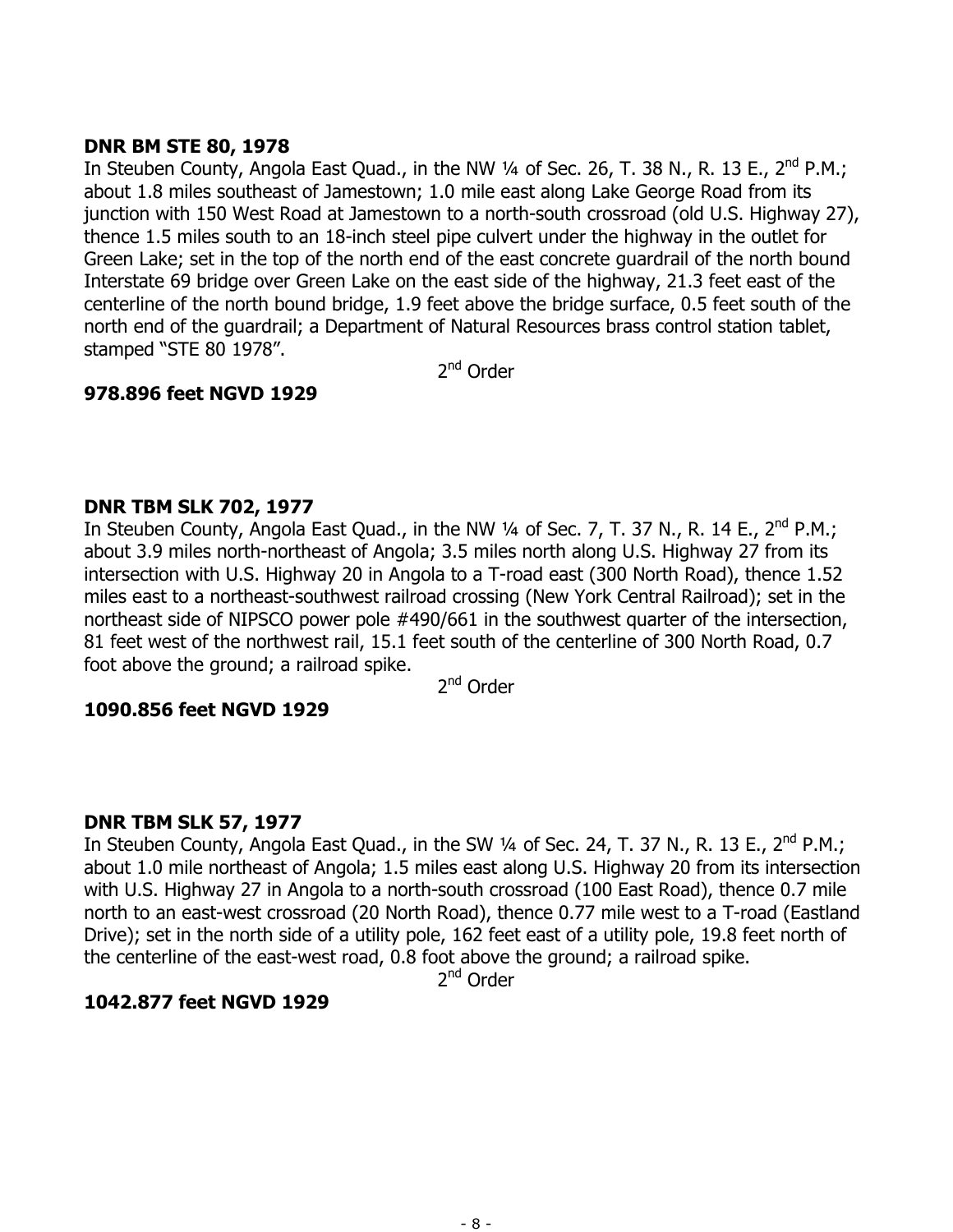**DNR BM STE 80, 1978**

In Steuben County, Angola East Quad., in the NW ¼ of Sec. 26, T. 38 N., R. 13 E., 2nd P.M.; about 1.8 miles southeast of Jamestown; 1.0 mile east along Lake George Road from its junction with 150 West Road at Jamestown to a north-south crossroad (old U.S. Highway 27), thence 1.5 miles south to an 18-inch steel pipe culvert under the highway in the outlet for Green Lake; set in the top of the north end of the east concrete guardrail of the north bound Interstate 69 bridge over Green Lake on the east side of the highway, 21.3 feet east of the centerline of the north bound bridge, 1.9 feet above the bridge surface, 0.5 feet south of the north end of the guardrail; a Department of Natural Resources brass control station tablet, stamped "STE 80 1978".

2nd Order

**978.896 feet NGVD 1929**

**DNR TBM SLK 702, 1977**

In Steuben County, Angola East Quad., in the NW ¼ of Sec. 7, T. 37 N., R. 14 E., 2nd P.M.; about 3.9 miles north-northeast of Angola; 3.5 miles north along U.S. Highway 27 from its intersection with U.S. Highway 20 in Angola to a T-road east (300 North Road), thence 1.52 miles east to a northeast-southwest railroad crossing (New York Central Railroad); set in the northeast side of NIPSCO power pole #490/661 in the southwest quarter of the intersection, 81 feet west of the northwest rail, 15.1 feet south of the centerline of 300 North Road, 0.7 foot above the ground; a railroad spike.

2nd Order

**1090.856 feet NGVD 1929**

**DNR TBM SLK 57, 1977**

In Steuben County, Angola East Quad., in the SW ¼ of Sec. 24, T. 37 N., R. 13 E., 2nd P.M.; about 1.0 mile northeast of Angola; 1.5 miles east along U.S. Highway 20 from its intersection with U.S. Highway 27 in Angola to a north-south crossroad (100 East Road), thence 0.7 mile north to an east-west crossroad (20 North Road), thence 0.77 mile west to a T-road (Eastland Drive); set in the north side of a utility pole, 162 feet east of a utility pole, 19.8 feet north of the centerline of the east-west road, 0.8 foot above the ground; a railroad spike.

2nd Order

**1042.877 feet NGVD 1929**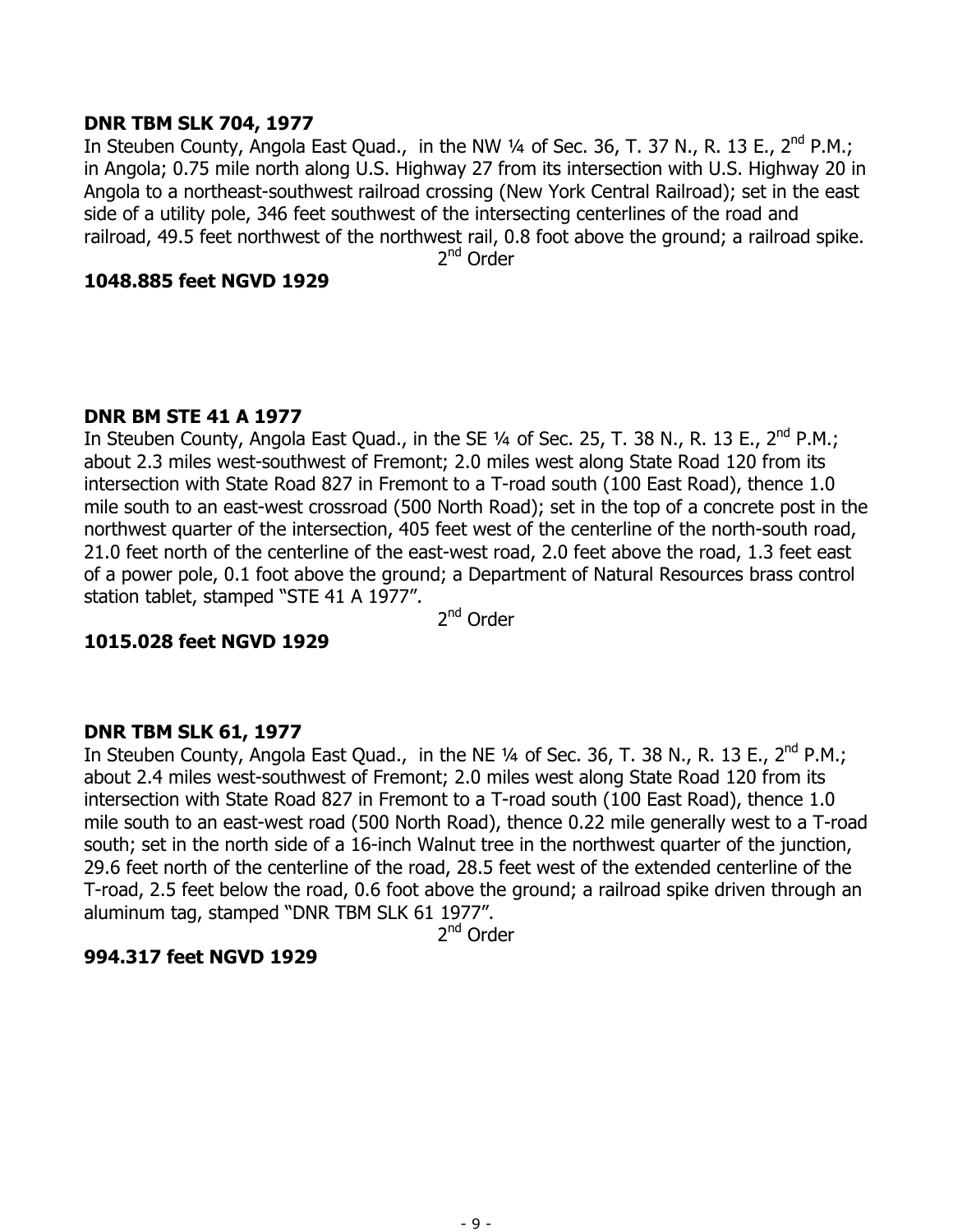**DNR TBM SLK 704, 1977**

In Steuben County, Angola East Quad., in the NW ¼ of Sec. 36, T. 37 N., R. 13 E., 2nd P.M.; in Angola; 0.75 mile north along U.S. Highway 27 from its intersection with U.S. Highway 20 in Angola to a northeast-southwest railroad crossing (New York Central Railroad); set in the east side of a utility pole, 346 feet southwest of the intersecting centerlines of the road and railroad, 49.5 feet northwest of the northwest rail, 0.8 foot above the ground; a railroad spike.

2nd Order

**1048.885 feet NGVD 1929**

**DNR BM STE 41 A 1977**

In Steuben County, Angola East Quad., in the SE ¼ of Sec. 25, T. 38 N., R. 13 E., 2nd P.M.; about 2.3 miles west-southwest of Fremont; 2.0 miles west along State Road 120 from its intersection with State Road 827 in Fremont to a T-road south (100 East Road), thence 1.0 mile south to an east-west crossroad (500 North Road); set in the top of a concrete post in the northwest quarter of the intersection, 405 feet west of the centerline of the north-south road, 21.0 feet north of the centerline of the east-west road, 2.0 feet above the road, 1.3 feet east of a power pole, 0.1 foot above the ground; a Department of Natural Resources brass control station tablet, stamped "STE 41 A 1977".

2nd Order

**1015.028 feet NGVD 1929**

**DNR TBM SLK 61, 1977**

In Steuben County, Angola East Quad., in the NE ¼ of Sec. 36, T. 38 N., R. 13 E., 2nd P.M.; about 2.4 miles west-southwest of Fremont; 2.0 miles west along State Road 120 from its intersection with State Road 827 in Fremont to a T-road south (100 East Road), thence 1.0 mile south to an east-west road (500 North Road), thence 0.22 mile generally west to a T-road south; set in the north side of a 16-inch Walnut tree in the northwest quarter of the junction, 29.6 feet north of the centerline of the road, 28.5 feet west of the extended centerline of the T-road, 2.5 feet below the road, 0.6 foot above the ground; a railroad spike driven through an aluminum tag, stamped "DNR TBM SLK 61 1977".

2nd Order

**994.317 feet NGVD 1929**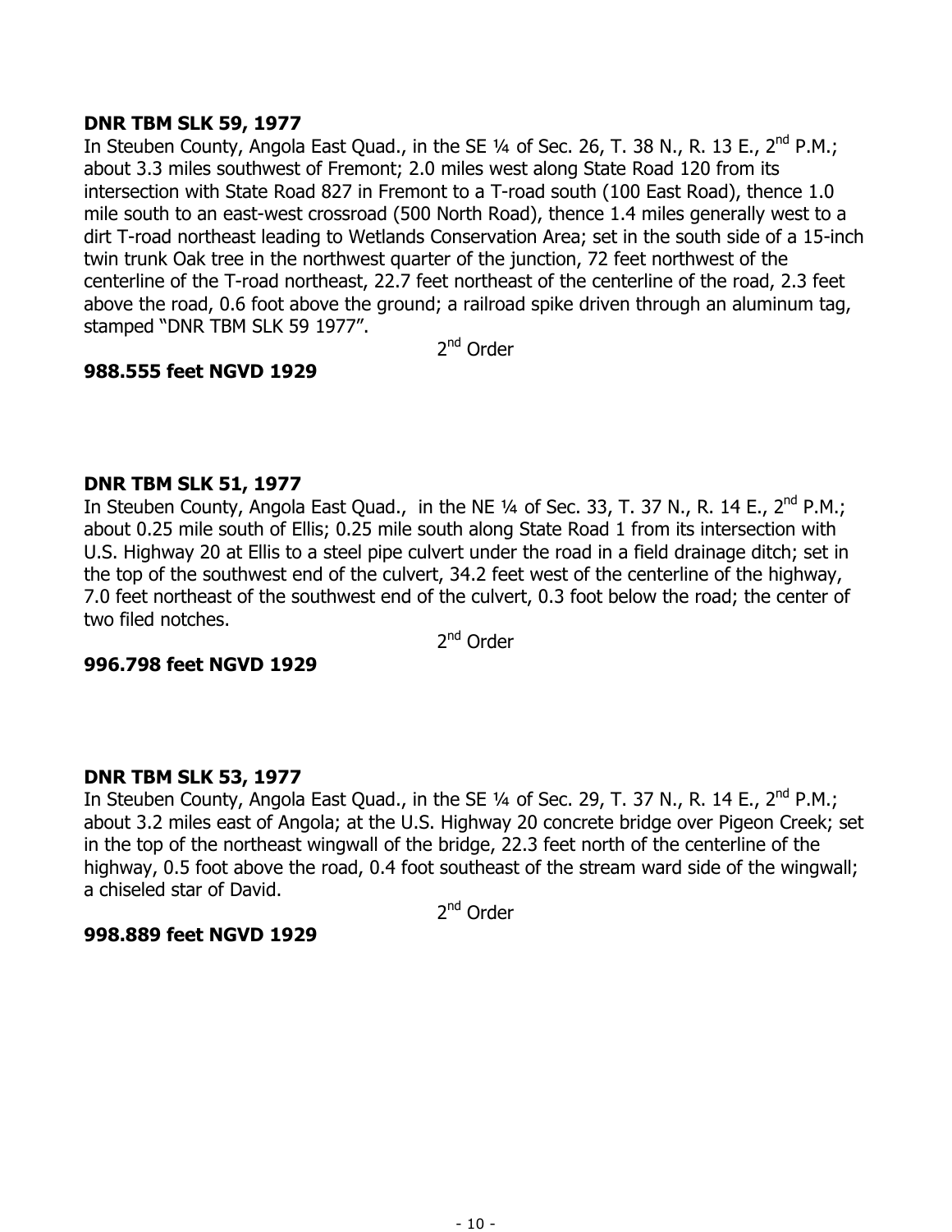**DNR TBM SLK 59, 1977**

In Steuben County, Angola East Quad., in the SE ¼ of Sec. 26, T. 38 N., R. 13 E., 2nd P.M.; about 3.3 miles southwest of Fremont; 2.0 miles west along State Road 120 from its intersection with State Road 827 in Fremont to a T-road south (100 East Road), thence 1.0 mile south to an east-west crossroad (500 North Road), thence 1.4 miles generally west to a dirt T-road northeast leading to Wetlands Conservation Area; set in the south side of a 15-inch twin trunk Oak tree in the northwest quarter of the junction, 72 feet northwest of the centerline of the T-road northeast, 22.7 feet northeast of the centerline of the road, 2.3 feet above the road, 0.6 foot above the ground; a railroad spike driven through an aluminum tag, stamped "DNR TBM SLK 59 1977".

2nd Order

**988.555 feet NGVD 1929**

**DNR TBM SLK 51, 1977**

In Steuben County, Angola East Quad., in the NE ¼ of Sec. 33, T. 37 N., R. 14 E., 2nd P.M.; about 0.25 mile south of Ellis; 0.25 mile south along State Road 1 from its intersection with U.S. Highway 20 at Ellis to a steel pipe culvert under the road in a field drainage ditch; set in the top of the southwest end of the culvert, 34.2 feet west of the centerline of the highway, 7.0 feet northeast of the southwest end of the culvert, 0.3 foot below the road; the center of two filed notches.

2nd Order

**996.798 feet NGVD 1929**

**DNR TBM SLK 53, 1977**

In Steuben County, Angola East Quad., in the SE ¼ of Sec. 29, T. 37 N., R. 14 E., 2nd P.M.; about 3.2 miles east of Angola; at the U.S. Highway 20 concrete bridge over Pigeon Creek; set in the top of the northeast wingwall of the bridge, 22.3 feet north of the centerline of the highway, 0.5 foot above the road, 0.4 foot southeast of the stream ward side of the wingwall; a chiseled star of David.

2nd Order

**998.889 feet NGVD 1929**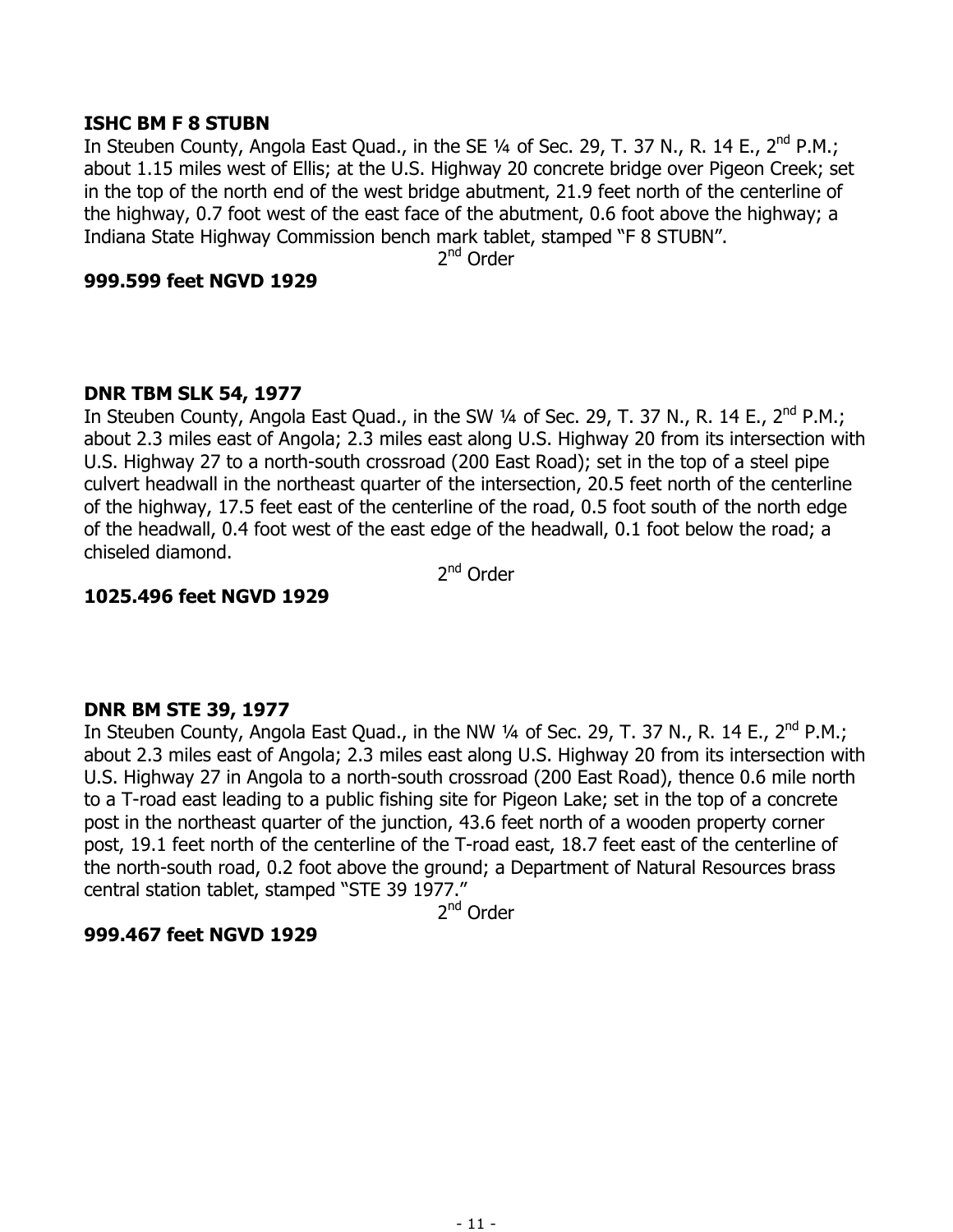**ISHC BM F 8 STUBN**
In Steuben County, Angola East Quad., in the SE ¼ of Sec. 29, T. 37 N., R. 14 E., 2nd P.M.; about 1.15 miles west of Ellis; at the U.S. Highway 20 concrete bridge over Pigeon Creek; set in the top of the north end of the west bridge abutment, 21.9 feet north of the centerline of the highway, 0.7 foot west of the east face of the abutment, 0.6 foot above the highway; a Indiana State Highway Commission bench mark tablet, stamped "F 8 STUBN".

2nd Order

**999.599 feet NGVD 1929**

**DNR TBM SLK 54, 1977**
In Steuben County, Angola East Quad., in the SW ¼ of Sec. 29, T. 37 N., R. 14 E., 2nd P.M.; about 2.3 miles east of Angola; 2.3 miles east along U.S. Highway 20 from its intersection with U.S. Highway 27 to a north-south crossroad (200 East Road); set in the top of a steel pipe culvert headwall in the northeast quarter of the intersection, 20.5 feet north of the centerline of the highway, 17.5 feet east of the centerline of the road, 0.5 foot south of the north edge of the headwall, 0.4 foot west of the east edge of the headwall, 0.1 foot below the road; a chiseled diamond.

2nd Order

**1025.496 feet NGVD 1929**

**DNR BM STE 39, 1977**
In Steuben County, Angola East Quad., in the NW ¼ of Sec. 29, T. 37 N., R. 14 E., 2nd P.M.; about 2.3 miles east of Angola; 2.3 miles east along U.S. Highway 20 from its intersection with U.S. Highway 27 in Angola to a north-south crossroad (200 East Road), thence 0.6 mile north to a T-road east leading to a public fishing site for Pigeon Lake; set in the top of a concrete post in the northeast quarter of the junction, 43.6 feet north of a wooden property corner post, 19.1 feet north of the centerline of the T-road east, 18.7 feet east of the centerline of the north-south road, 0.2 foot above the ground; a Department of Natural Resources brass central station tablet, stamped "STE 39 1977."

2nd Order

**999.467 feet NGVD 1929**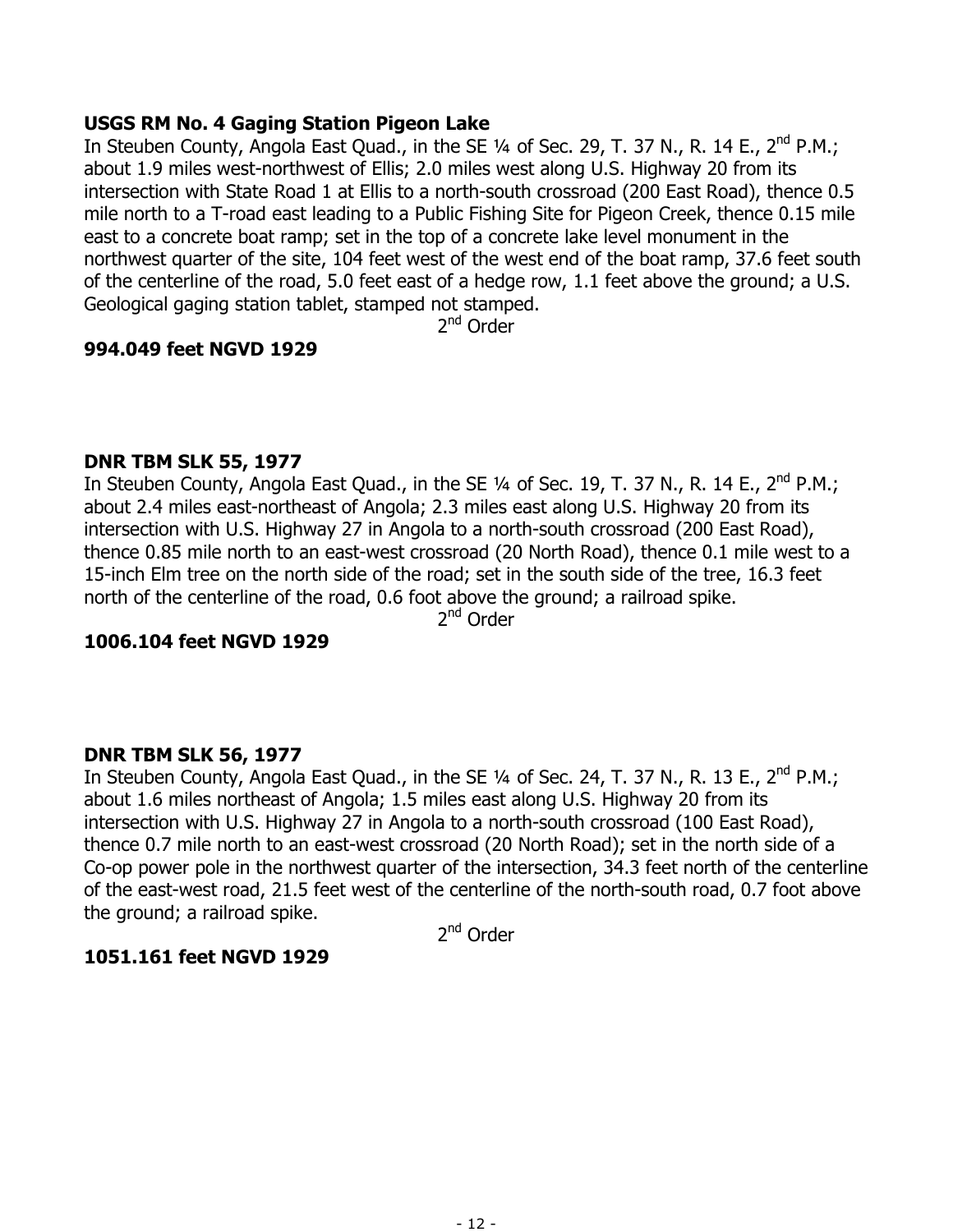**USGS RM No. 4 Gaging Station Pigeon Lake**
In Steuben County, Angola East Quad., in the SE ¼ of Sec. 29, T. 37 N., R. 14 E., 2nd P.M.; about 1.9 miles west-northwest of Ellis; 2.0 miles west along U.S. Highway 20 from its intersection with State Road 1 at Ellis to a north-south crossroad (200 East Road), thence 0.5 mile north to a T-road east leading to a Public Fishing Site for Pigeon Creek, thence 0.15 mile east to a concrete boat ramp; set in the top of a concrete lake level monument in the northwest quarter of the site, 104 feet west of the west end of the boat ramp, 37.6 feet south of the centerline of the road, 5.0 feet east of a hedge row, 1.1 feet above the ground; a U.S. Geological gaging station tablet, stamped not stamped.

2nd Order

**994.049 feet NGVD 1929**

**DNR TBM SLK 55, 1977**
In Steuben County, Angola East Quad., in the SE ¼ of Sec. 19, T. 37 N., R. 14 E., 2nd P.M.; about 2.4 miles east-northeast of Angola; 2.3 miles east along U.S. Highway 20 from its intersection with U.S. Highway 27 in Angola to a north-south crossroad (200 East Road), thence 0.85 mile north to an east-west crossroad (20 North Road), thence 0.1 mile west to a 15-inch Elm tree on the north side of the road; set in the south side of the tree, 16.3 feet north of the centerline of the road, 0.6 foot above the ground; a railroad spike.

2nd Order

**1006.104 feet NGVD 1929**

**DNR TBM SLK 56, 1977**
In Steuben County, Angola East Quad., in the SE ¼ of Sec. 24, T. 37 N., R. 13 E., 2nd P.M.; about 1.6 miles northeast of Angola; 1.5 miles east along U.S. Highway 20 from its intersection with U.S. Highway 27 in Angola to a north-south crossroad (100 East Road), thence 0.7 mile north to an east-west crossroad (20 North Road); set in the north side of a Co-op power pole in the northwest quarter of the intersection, 34.3 feet north of the centerline of the east-west road, 21.5 feet west of the centerline of the north-south road, 0.7 foot above the ground; a railroad spike.

2nd Order

**1051.161 feet NGVD 1929**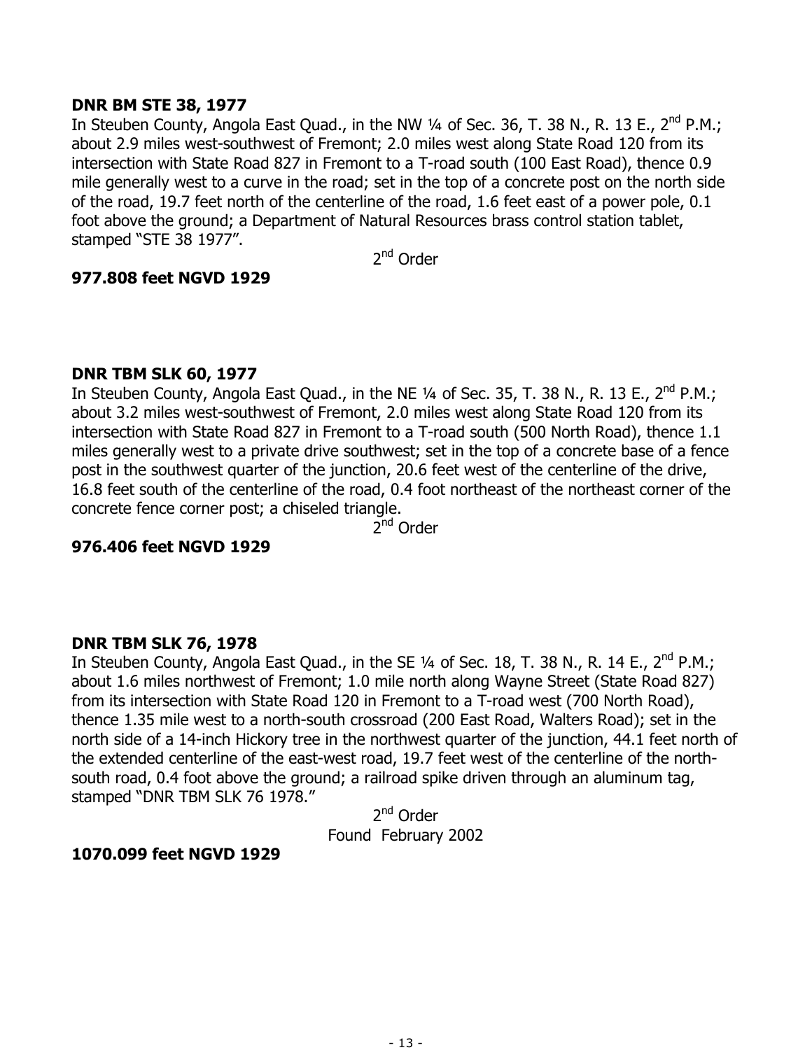**DNR BM STE 38, 1977**

In Steuben County, Angola East Quad., in the NW ¼ of Sec. 36, T. 38 N., R. 13 E., 2nd P.M.; about 2.9 miles west-southwest of Fremont; 2.0 miles west along State Road 120 from its intersection with State Road 827 in Fremont to a T-road south (100 East Road), thence 0.9 mile generally west to a curve in the road; set in the top of a concrete post on the north side of the road, 19.7 feet north of the centerline of the road, 1.6 feet east of a power pole, 0.1 foot above the ground; a Department of Natural Resources brass control station tablet, stamped "STE 38 1977".

2nd Order

**977.808 feet NGVD 1929**

**DNR TBM SLK 60, 1977**

In Steuben County, Angola East Quad., in the NE ¼ of Sec. 35, T. 38 N., R. 13 E., 2nd P.M.; about 3.2 miles west-southwest of Fremont, 2.0 miles west along State Road 120 from its intersection with State Road 827 in Fremont to a T-road south (500 North Road), thence 1.1 miles generally west to a private drive southwest; set in the top of a concrete base of a fence post in the southwest quarter of the junction, 20.6 feet west of the centerline of the drive, 16.8 feet south of the centerline of the road, 0.4 foot northeast of the northeast corner of the concrete fence corner post; a chiseled triangle.

2nd Order

**976.406 feet NGVD 1929**

**DNR TBM SLK 76, 1978**

In Steuben County, Angola East Quad., in the SE ¼ of Sec. 18, T. 38 N., R. 14 E., 2nd P.M.; about 1.6 miles northwest of Fremont; 1.0 mile north along Wayne Street (State Road 827) from its intersection with State Road 120 in Fremont to a T-road west (700 North Road), thence 1.35 mile west to a north-south crossroad (200 East Road, Walters Road); set in the north side of a 14-inch Hickory tree in the northwest quarter of the junction, 44.1 feet north of the extended centerline of the east-west road, 19.7 feet west of the centerline of the north-south road, 0.4 foot above the ground; a railroad spike driven through an aluminum tag, stamped "DNR TBM SLK 76 1978."

2nd Order

Found February 2002

**1070.099 feet NGVD 1929**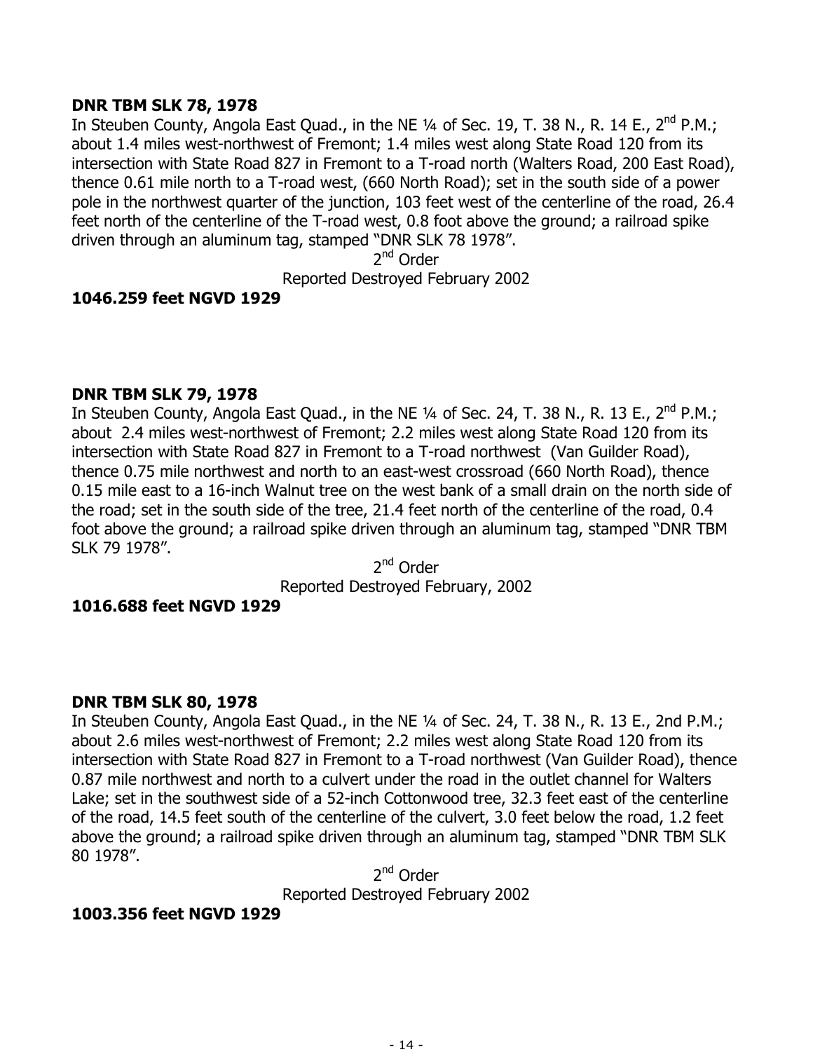**DNR TBM SLK 78, 1978**

In Steuben County, Angola East Quad., in the NE ¼ of Sec. 19, T. 38 N., R. 14 E., 2nd P.M.; about 1.4 miles west-northwest of Fremont; 1.4 miles west along State Road 120 from its intersection with State Road 827 in Fremont to a T-road north (Walters Road, 200 East Road), thence 0.61 mile north to a T-road west, (660 North Road); set in the south side of a power pole in the northwest quarter of the junction, 103 feet west of the centerline of the road, 26.4 feet north of the centerline of the T-road west, 0.8 foot above the ground; a railroad spike driven through an aluminum tag, stamped "DNR SLK 78 1978".

2nd Order

Reported Destroyed February 2002

**1046.259 feet NGVD 1929**

**DNR TBM SLK 79, 1978**

In Steuben County, Angola East Quad., in the NE ¼ of Sec. 24, T. 38 N., R. 13 E., 2nd P.M.; about 2.4 miles west-northwest of Fremont; 2.2 miles west along State Road 120 from its intersection with State Road 827 in Fremont to a T-road northwest (Van Guilder Road), thence 0.75 mile northwest and north to an east-west crossroad (660 North Road), thence 0.15 mile east to a 16-inch Walnut tree on the west bank of a small drain on the north side of the road; set in the south side of the tree, 21.4 feet north of the centerline of the road, 0.4 foot above the ground; a railroad spike driven through an aluminum tag, stamped "DNR TBM SLK 79 1978".

2nd Order

Reported Destroyed February, 2002

**1016.688 feet NGVD 1929**

**DNR TBM SLK 80, 1978**

In Steuben County, Angola East Quad., in the NE ¼ of Sec. 24, T. 38 N., R. 13 E., 2nd P.M.; about 2.6 miles west-northwest of Fremont; 2.2 miles west along State Road 120 from its intersection with State Road 827 in Fremont to a T-road northwest (Van Guilder Road), thence 0.87 mile northwest and north to a culvert under the road in the outlet channel for Walters Lake; set in the southwest side of a 52-inch Cottonwood tree, 32.3 feet east of the centerline of the road, 14.5 feet south of the centerline of the culvert, 3.0 feet below the road, 1.2 feet above the ground; a railroad spike driven through an aluminum tag, stamped "DNR TBM SLK 80 1978".

2nd Order

Reported Destroyed February 2002

**1003.356 feet NGVD 1929**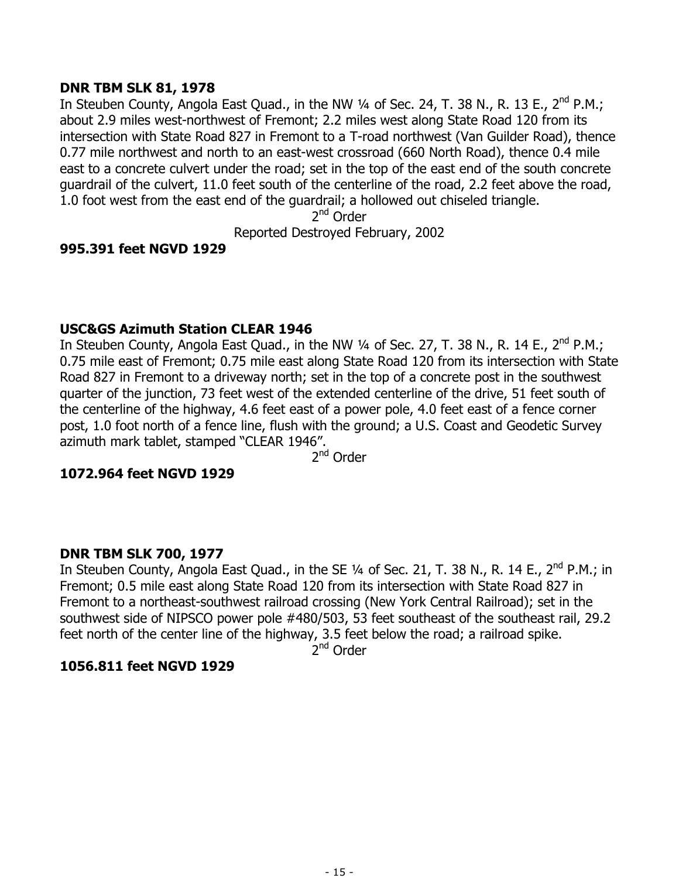**DNR TBM SLK 81, 1978**

In Steuben County, Angola East Quad., in the NW ¼ of Sec. 24, T. 38 N., R. 13 E., 2nd P.M.; about 2.9 miles west-northwest of Fremont; 2.2 miles west along State Road 120 from its intersection with State Road 827 in Fremont to a T-road northwest (Van Guilder Road), thence 0.77 mile northwest and north to an east-west crossroad (660 North Road), thence 0.4 mile east to a concrete culvert under the road; set in the top of the east end of the south concrete guardrail of the culvert, 11.0 feet south of the centerline of the road, 2.2 feet above the road, 1.0 foot west from the east end of the guardrail; a hollowed out chiseled triangle.

2nd Order

Reported Destroyed February, 2002

**995.391 feet NGVD 1929**

**USC&GS Azimuth Station CLEAR 1946**

In Steuben County, Angola East Quad., in the NW ¼ of Sec. 27, T. 38 N., R. 14 E., 2nd P.M.; 0.75 mile east of Fremont; 0.75 mile east along State Road 120 from its intersection with State Road 827 in Fremont to a driveway north; set in the top of a concrete post in the southwest quarter of the junction, 73 feet west of the extended centerline of the drive, 51 feet south of the centerline of the highway, 4.6 feet east of a power pole, 4.0 feet east of a fence corner post, 1.0 foot north of a fence line, flush with the ground; a U.S. Coast and Geodetic Survey azimuth mark tablet, stamped "CLEAR 1946".

2nd Order

**1072.964 feet NGVD 1929**

**DNR TBM SLK 700, 1977**

In Steuben County, Angola East Quad., in the SE ¼ of Sec. 21, T. 38 N., R. 14 E., 2nd P.M.; in Fremont; 0.5 mile east along State Road 120 from its intersection with State Road 827 in Fremont to a northeast-southwest railroad crossing (New York Central Railroad); set in the southwest side of NIPSCO power pole #480/503, 53 feet southeast of the southeast rail, 29.2 feet north of the center line of the highway, 3.5 feet below the road; a railroad spike.

2nd Order

**1056.811 feet NGVD 1929**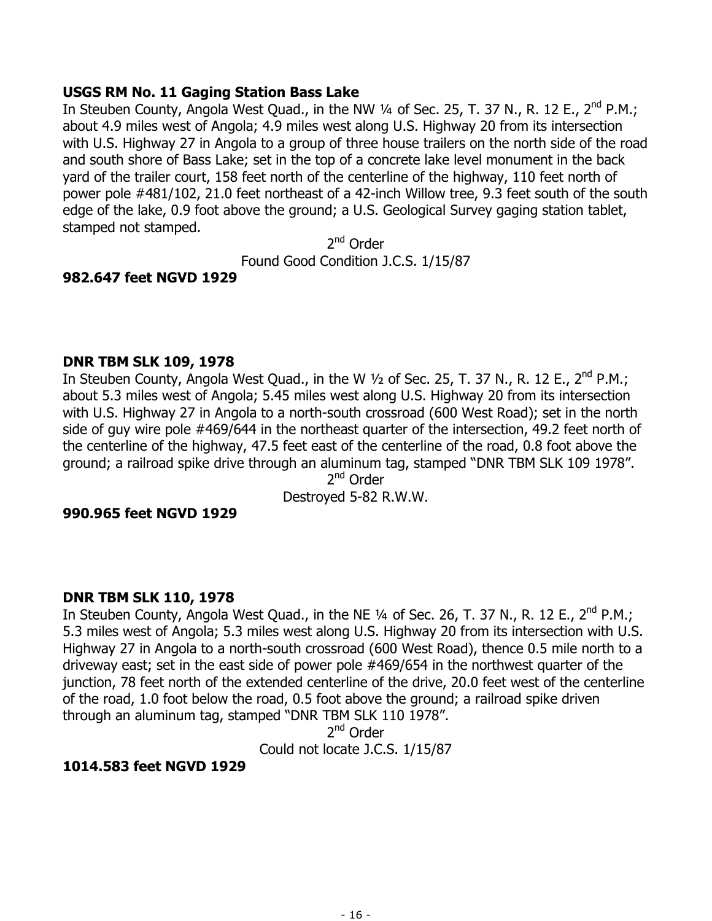**USGS RM No. 11 Gaging Station Bass Lake**
In Steuben County, Angola West Quad., in the NW ¼ of Sec. 25, T. 37 N., R. 12 E., 2nd P.M.; about 4.9 miles west of Angola; 4.9 miles west along U.S. Highway 20 from its intersection with U.S. Highway 27 in Angola to a group of three house trailers on the north side of the road and south shore of Bass Lake; set in the top of a concrete lake level monument in the back yard of the trailer court, 158 feet north of the centerline of the highway, 110 feet north of power pole #481/102, 21.0 feet northeast of a 42-inch Willow tree, 9.3 feet south of the south edge of the lake, 0.9 foot above the ground; a U.S. Geological Survey gaging station tablet, stamped not stamped.

2nd Order

Found Good Condition J.C.S. 1/15/87

**982.647 feet NGVD 1929**

**DNR TBM SLK 109, 1978**
In Steuben County, Angola West Quad., in the W ½ of Sec. 25, T. 37 N., R. 12 E., 2nd P.M.; about 5.3 miles west of Angola; 5.45 miles west along U.S. Highway 20 from its intersection with U.S. Highway 27 in Angola to a north-south crossroad (600 West Road); set in the north side of guy wire pole #469/644 in the northeast quarter of the intersection, 49.2 feet north of the centerline of the highway, 47.5 feet east of the centerline of the road, 0.8 foot above the ground; a railroad spike drive through an aluminum tag, stamped "DNR TBM SLK 109 1978".

2nd Order

Destroyed 5-82 R.W.W.

**990.965 feet NGVD 1929**

**DNR TBM SLK 110, 1978**
In Steuben County, Angola West Quad., in the NE ¼ of Sec. 26, T. 37 N., R. 12 E., 2nd P.M.; 5.3 miles west of Angola; 5.3 miles west along U.S. Highway 20 from its intersection with U.S. Highway 27 in Angola to a north-south crossroad (600 West Road), thence 0.5 mile north to a driveway east; set in the east side of power pole #469/654 in the northwest quarter of the junction, 78 feet north of the extended centerline of the drive, 20.0 feet west of the centerline of the road, 1.0 foot below the road, 0.5 foot above the ground; a railroad spike driven through an aluminum tag, stamped "DNR TBM SLK 110 1978".

2nd Order

Could not locate J.C.S. 1/15/87

**1014.583 feet NGVD 1929**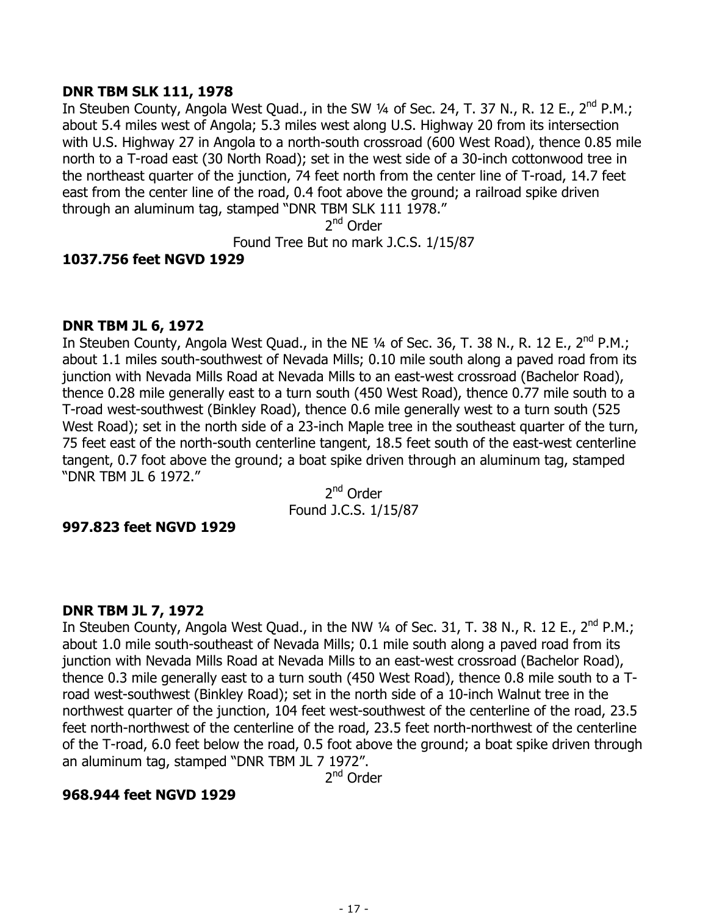**DNR TBM SLK 111, 1978**

In Steuben County, Angola West Quad., in the SW ¼ of Sec. 24, T. 37 N., R. 12 E., 2nd P.M.; about 5.4 miles west of Angola; 5.3 miles west along U.S. Highway 20 from its intersection with U.S. Highway 27 in Angola to a north-south crossroad (600 West Road), thence 0.85 mile north to a T-road east (30 North Road); set in the west side of a 30-inch cottonwood tree in the northeast quarter of the junction, 74 feet north from the center line of T-road, 14.7 feet east from the center line of the road, 0.4 foot above the ground; a railroad spike driven through an aluminum tag, stamped "DNR TBM SLK 111 1978."

2nd Order

Found Tree But no mark J.C.S. 1/15/87

**1037.756 feet NGVD 1929**

**DNR TBM JL 6, 1972**

In Steuben County, Angola West Quad., in the NE ¼ of Sec. 36, T. 38 N., R. 12 E., 2nd P.M.; about 1.1 miles south-southwest of Nevada Mills; 0.10 mile south along a paved road from its junction with Nevada Mills Road at Nevada Mills to an east-west crossroad (Bachelor Road), thence 0.28 mile generally east to a turn south (450 West Road), thence 0.77 mile south to a T-road west-southwest (Binkley Road), thence 0.6 mile generally west to a turn south (525 West Road); set in the north side of a 23-inch Maple tree in the southeast quarter of the turn, 75 feet east of the north-south centerline tangent, 18.5 feet south of the east-west centerline tangent, 0.7 foot above the ground; a boat spike driven through an aluminum tag, stamped "DNR TBM JL 6 1972."

2nd Order

Found J.C.S. 1/15/87

**997.823 feet NGVD 1929**

**DNR TBM JL 7, 1972**

In Steuben County, Angola West Quad., in the NW ¼ of Sec. 31, T. 38 N., R. 12 E., 2nd P.M.; about 1.0 mile south-southeast of Nevada Mills; 0.1 mile south along a paved road from its junction with Nevada Mills Road at Nevada Mills to an east-west crossroad (Bachelor Road), thence 0.3 mile generally east to a turn south (450 West Road), thence 0.8 mile south to a T-road west-southwest (Binkley Road); set in the north side of a 10-inch Walnut tree in the northwest quarter of the junction, 104 feet west-southwest of the centerline of the road, 23.5 feet north-northwest of the centerline of the road, 23.5 feet north-northwest of the centerline of the T-road, 6.0 feet below the road, 0.5 foot above the ground; a boat spike driven through an aluminum tag, stamped "DNR TBM JL 7 1972".

2nd Order

**968.944 feet NGVD 1929**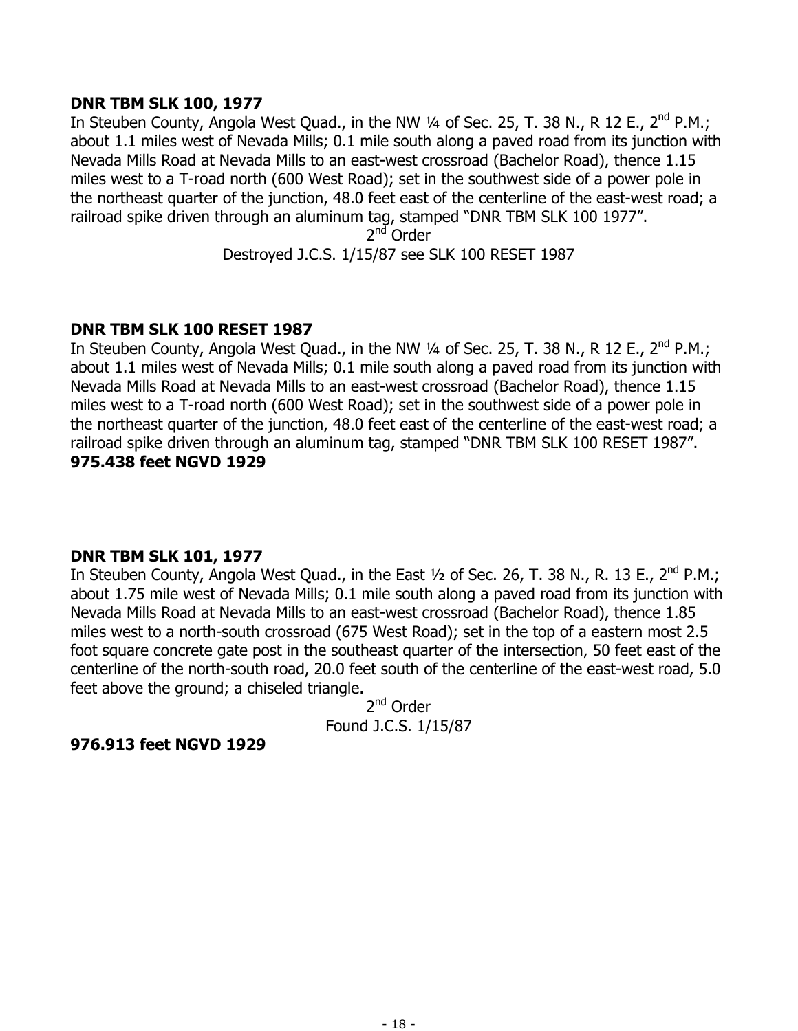**DNR TBM SLK 100, 1977**

In Steuben County, Angola West Quad., in the NW ¼ of Sec. 25, T. 38 N., R 12 E., 2nd P.M.; about 1.1 miles west of Nevada Mills; 0.1 mile south along a paved road from its junction with Nevada Mills Road at Nevada Mills to an east-west crossroad (Bachelor Road), thence 1.15 miles west to a T-road north (600 West Road); set in the southwest side of a power pole in the northeast quarter of the junction, 48.0 feet east of the centerline of the east-west road; a railroad spike driven through an aluminum tag, stamped "DNR TBM SLK 100 1977".

2nd Order

Destroyed J.C.S. 1/15/87 see SLK 100 RESET 1987

**DNR TBM SLK 100 RESET 1987**

In Steuben County, Angola West Quad., in the NW ¼ of Sec. 25, T. 38 N., R 12 E., 2nd P.M.; about 1.1 miles west of Nevada Mills; 0.1 mile south along a paved road from its junction with Nevada Mills Road at Nevada Mills to an east-west crossroad (Bachelor Road), thence 1.15 miles west to a T-road north (600 West Road); set in the southwest side of a power pole in the northeast quarter of the junction, 48.0 feet east of the centerline of the east-west road; a railroad spike driven through an aluminum tag, stamped "DNR TBM SLK 100 RESET 1987".

**975.438 feet NGVD 1929**

**DNR TBM SLK 101, 1977**

In Steuben County, Angola West Quad., in the East ½ of Sec. 26, T. 38 N., R. 13 E., 2nd P.M.; about 1.75 mile west of Nevada Mills; 0.1 mile south along a paved road from its junction with Nevada Mills Road at Nevada Mills to an east-west crossroad (Bachelor Road), thence 1.85 miles west to a north-south crossroad (675 West Road); set in the top of a eastern most 2.5 foot square concrete gate post in the southeast quarter of the intersection, 50 feet east of the centerline of the north-south road, 20.0 feet south of the centerline of the east-west road, 5.0 feet above the ground; a chiseled triangle.

2nd Order

Found J.C.S. 1/15/87

**976.913 feet NGVD 1929**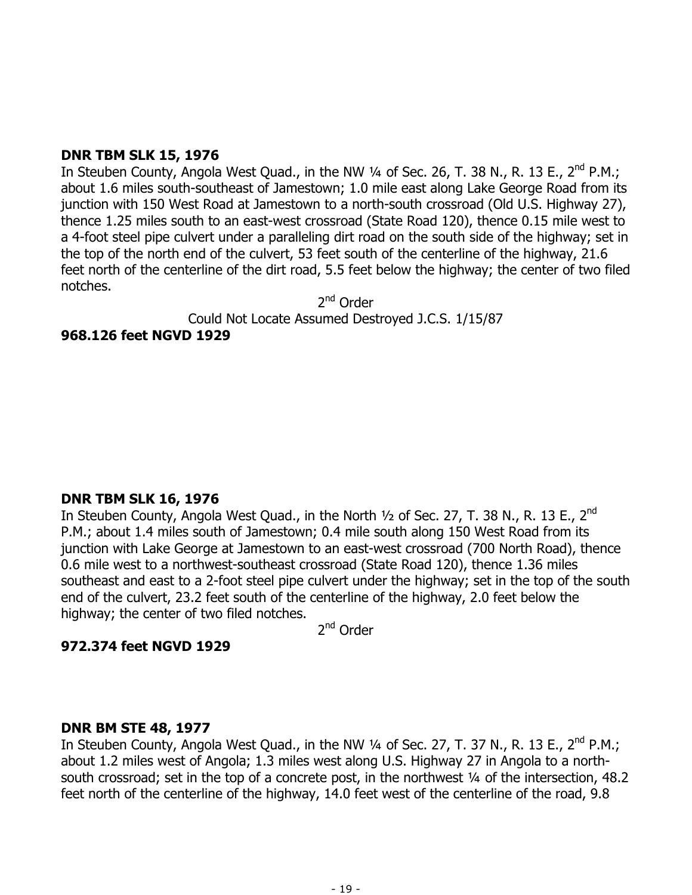**DNR TBM SLK 15, 1976**

In Steuben County, Angola West Quad., in the NW ¼ of Sec. 26, T. 38 N., R. 13 E., 2nd P.M.; about 1.6 miles south-southeast of Jamestown; 1.0 mile east along Lake George Road from its junction with 150 West Road at Jamestown to a north-south crossroad (Old U.S. Highway 27), thence 1.25 miles south to an east-west crossroad (State Road 120), thence 0.15 mile west to a 4-foot steel pipe culvert under a paralleling dirt road on the south side of the highway; set in the top of the north end of the culvert, 53 feet south of the centerline of the highway, 21.6 feet north of the centerline of the dirt road, 5.5 feet below the highway; the center of two filed notches.

2nd Order

Could Not Locate Assumed Destroyed J.C.S. 1/15/87

**968.126 feet NGVD 1929**

**DNR TBM SLK 16, 1976**

In Steuben County, Angola West Quad., in the North ½ of Sec. 27, T. 38 N., R. 13 E., 2nd P.M.; about 1.4 miles south of Jamestown; 0.4 mile south along 150 West Road from its junction with Lake George at Jamestown to an east-west crossroad (700 North Road), thence 0.6 mile west to a northwest-southeast crossroad (State Road 120), thence 1.36 miles southeast and east to a 2-foot steel pipe culvert under the highway; set in the top of the south end of the culvert, 23.2 feet south of the centerline of the highway, 2.0 feet below the highway; the center of two filed notches.

2nd Order

**972.374 feet NGVD 1929**

**DNR BM STE 48, 1977**

In Steuben County, Angola West Quad., in the NW ¼ of Sec. 27, T. 37 N., R. 13 E., 2nd P.M.; about 1.2 miles west of Angola; 1.3 miles west along U.S. Highway 27 in Angola to a north-south crossroad; set in the top of a concrete post, in the northwest ¼ of the intersection, 48.2 feet north of the centerline of the highway, 14.0 feet west of the centerline of the road, 9.8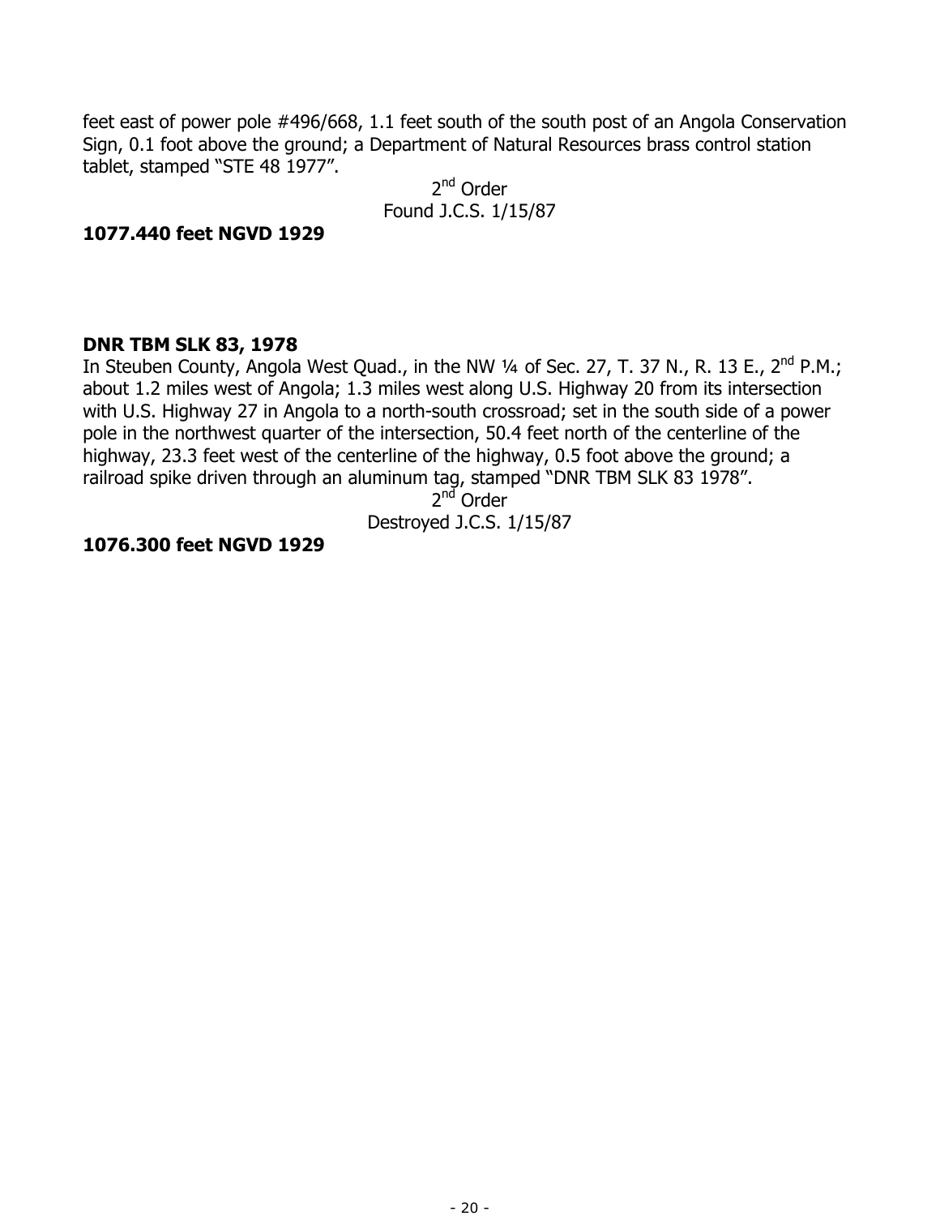feet east of power pole #496/668, 1.1 feet south of the south post of an Angola Conservation Sign, 0.1 foot above the ground; a Department of Natural Resources brass control station tablet, stamped "STE 48 1977".

2nd Order
Found J.C.S. 1/15/87

**1077.440 feet NGVD 1929**

**DNR TBM SLK 83, 1978**
In Steuben County, Angola West Quad., in the NW ¼ of Sec. 27, T. 37 N., R. 13 E., 2nd P.M.; about 1.2 miles west of Angola; 1.3 miles west along U.S. Highway 20 from its intersection with U.S. Highway 27 in Angola to a north-south crossroad; set in the south side of a power pole in the northwest quarter of the intersection, 50.4 feet north of the centerline of the highway, 23.3 feet west of the centerline of the highway, 0.5 foot above the ground; a railroad spike driven through an aluminum tag, stamped "DNR TBM SLK 83 1978".

2nd Order
Destroyed J.C.S. 1/15/87

**1076.300 feet NGVD 1929**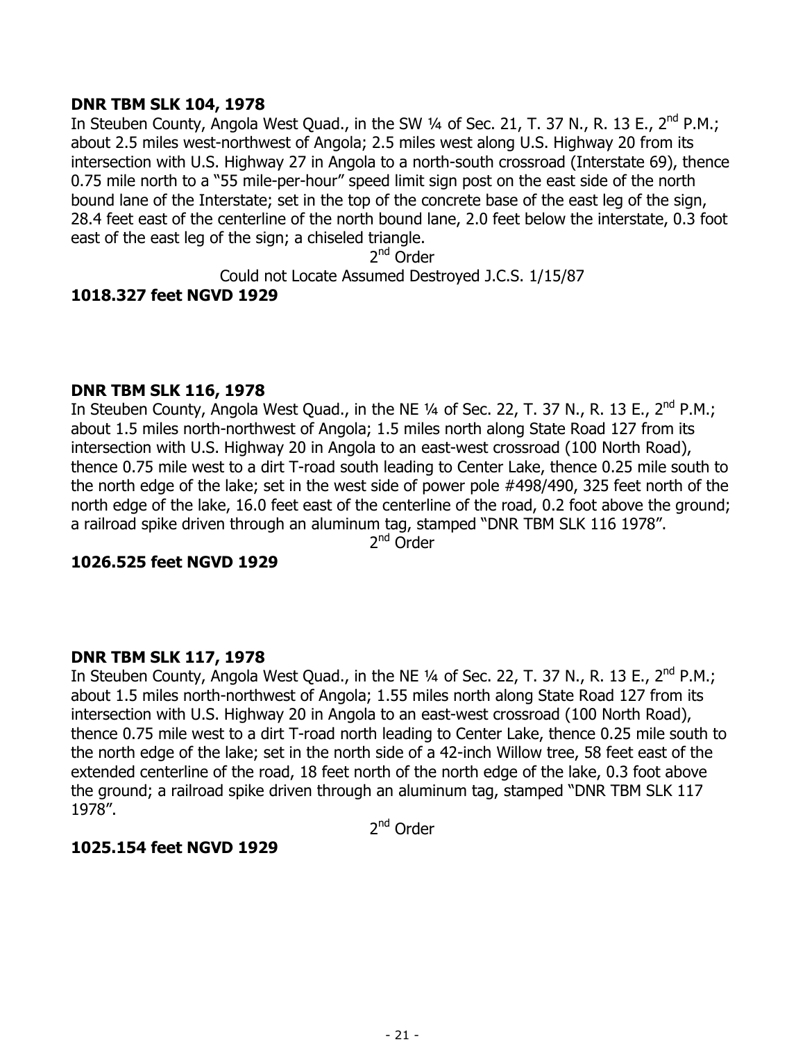**DNR TBM SLK 104, 1978**

In Steuben County, Angola West Quad., in the SW ¼ of Sec. 21, T. 37 N., R. 13 E., 2nd P.M.; about 2.5 miles west-northwest of Angola; 2.5 miles west along U.S. Highway 20 from its intersection with U.S. Highway 27 in Angola to a north-south crossroad (Interstate 69), thence 0.75 mile north to a "55 mile-per-hour" speed limit sign post on the east side of the north bound lane of the Interstate; set in the top of the concrete base of the east leg of the sign, 28.4 feet east of the centerline of the north bound lane, 2.0 feet below the interstate, 0.3 foot east of the east leg of the sign; a chiseled triangle.

2nd Order

Could not Locate Assumed Destroyed J.C.S. 1/15/87

**1018.327 feet NGVD 1929**

**DNR TBM SLK 116, 1978**

In Steuben County, Angola West Quad., in the NE ¼ of Sec. 22, T. 37 N., R. 13 E., 2nd P.M.; about 1.5 miles north-northwest of Angola; 1.5 miles north along State Road 127 from its intersection with U.S. Highway 20 in Angola to an east-west crossroad (100 North Road), thence 0.75 mile west to a dirt T-road south leading to Center Lake, thence 0.25 mile south to the north edge of the lake; set in the west side of power pole #498/490, 325 feet north of the north edge of the lake, 16.0 feet east of the centerline of the road, 0.2 foot above the ground; a railroad spike driven through an aluminum tag, stamped "DNR TBM SLK 116 1978".

2nd Order

**1026.525 feet NGVD 1929**

**DNR TBM SLK 117, 1978**

In Steuben County, Angola West Quad., in the NE ¼ of Sec. 22, T. 37 N., R. 13 E., 2nd P.M.; about 1.5 miles north-northwest of Angola; 1.55 miles north along State Road 127 from its intersection with U.S. Highway 20 in Angola to an east-west crossroad (100 North Road), thence 0.75 mile west to a dirt T-road north leading to Center Lake, thence 0.25 mile south to the north edge of the lake; set in the north side of a 42-inch Willow tree, 58 feet east of the extended centerline of the road, 18 feet north of the north edge of the lake, 0.3 foot above the ground; a railroad spike driven through an aluminum tag, stamped "DNR TBM SLK 117 1978".

2nd Order

**1025.154 feet NGVD 1929**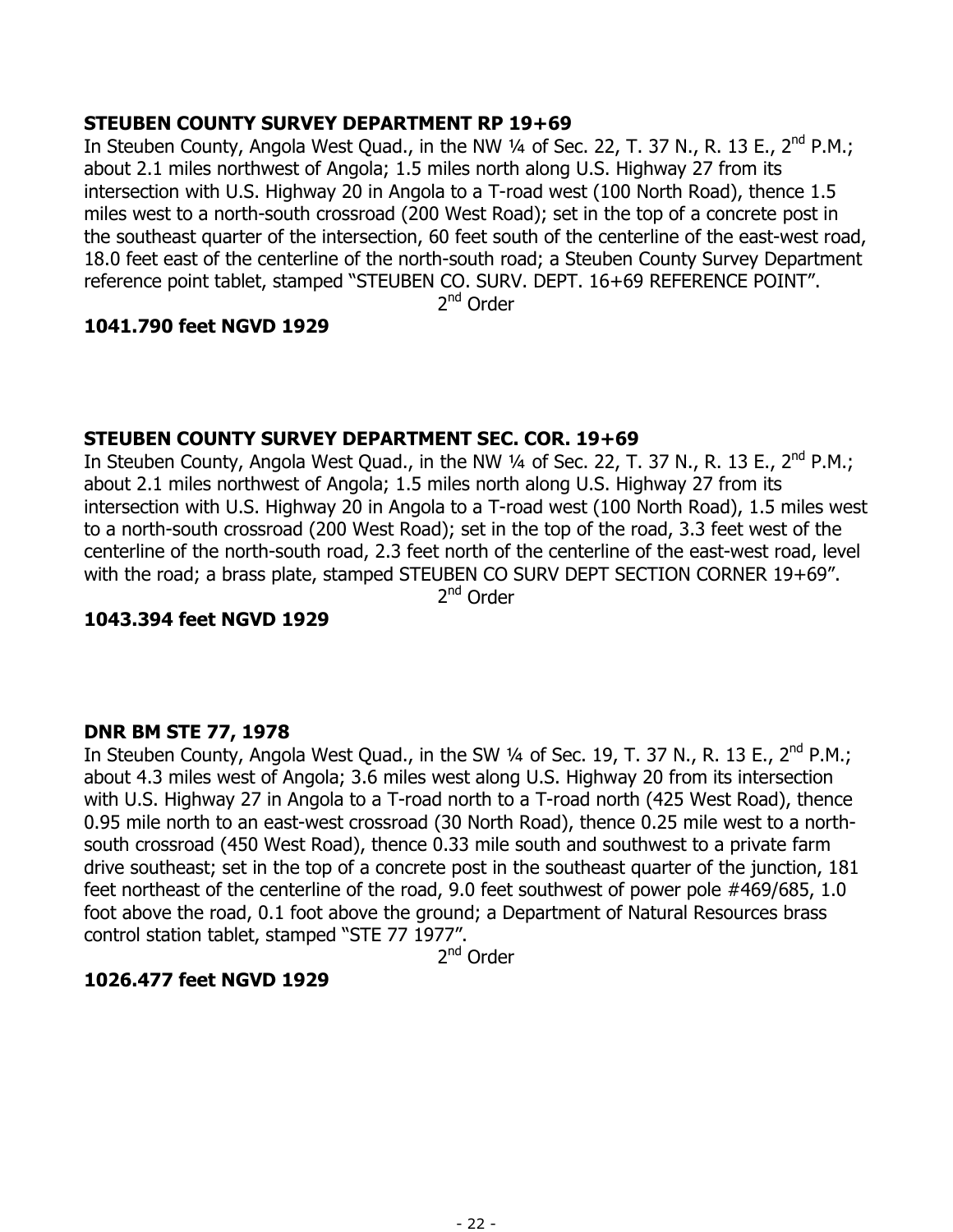**STEUBEN COUNTY SURVEY DEPARTMENT RP 19+69**

In Steuben County, Angola West Quad., in the NW ¼ of Sec. 22, T. 37 N., R. 13 E., 2nd P.M.; about 2.1 miles northwest of Angola; 1.5 miles north along U.S. Highway 27 from its intersection with U.S. Highway 20 in Angola to a T-road west (100 North Road), thence 1.5 miles west to a north-south crossroad (200 West Road); set in the top of a concrete post in the southeast quarter of the intersection, 60 feet south of the centerline of the east-west road, 18.0 feet east of the centerline of the north-south road; a Steuben County Survey Department reference point tablet, stamped "STEUBEN CO. SURV. DEPT. 16+69 REFERENCE POINT".

2nd Order

**1041.790 feet NGVD 1929**

**STEUBEN COUNTY SURVEY DEPARTMENT SEC. COR. 19+69**

In Steuben County, Angola West Quad., in the NW ¼ of Sec. 22, T. 37 N., R. 13 E., 2nd P.M.; about 2.1 miles northwest of Angola; 1.5 miles north along U.S. Highway 27 from its intersection with U.S. Highway 20 in Angola to a T-road west (100 North Road), 1.5 miles west to a north-south crossroad (200 West Road); set in the top of the road, 3.3 feet west of the centerline of the north-south road, 2.3 feet north of the centerline of the east-west road, level with the road; a brass plate, stamped STEUBEN CO SURV DEPT SECTION CORNER 19+69".

2nd Order

**1043.394 feet NGVD 1929**

**DNR BM STE 77, 1978**

In Steuben County, Angola West Quad., in the SW ¼ of Sec. 19, T. 37 N., R. 13 E., 2nd P.M.; about 4.3 miles west of Angola; 3.6 miles west along U.S. Highway 20 from its intersection with U.S. Highway 27 in Angola to a T-road north to a T-road north (425 West Road), thence 0.95 mile north to an east-west crossroad (30 North Road), thence 0.25 mile west to a north-south crossroad (450 West Road), thence 0.33 mile south and southwest to a private farm drive southeast; set in the top of a concrete post in the southeast quarter of the junction, 181 feet northeast of the centerline of the road, 9.0 feet southwest of power pole #469/685, 1.0 foot above the road, 0.1 foot above the ground; a Department of Natural Resources brass control station tablet, stamped "STE 77 1977".

2nd Order

**1026.477 feet NGVD 1929**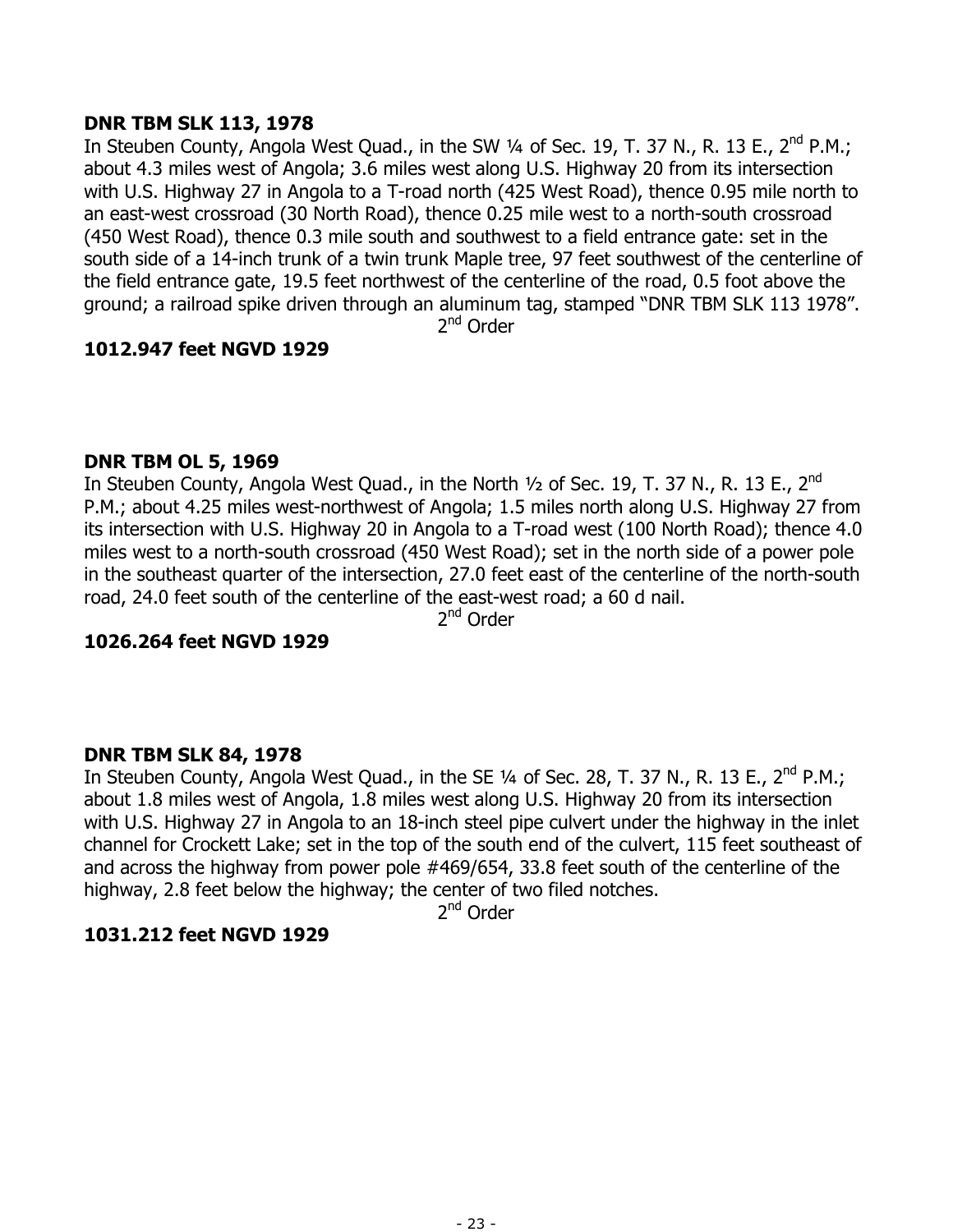**DNR TBM SLK 113, 1978**

In Steuben County, Angola West Quad., in the SW ¼ of Sec. 19, T. 37 N., R. 13 E., 2nd P.M.; about 4.3 miles west of Angola; 3.6 miles west along U.S. Highway 20 from its intersection with U.S. Highway 27 in Angola to a T-road north (425 West Road), thence 0.95 mile north to an east-west crossroad (30 North Road), thence 0.25 mile west to a north-south crossroad (450 West Road), thence 0.3 mile south and southwest to a field entrance gate: set in the south side of a 14-inch trunk of a twin trunk Maple tree, 97 feet southwest of the centerline of the field entrance gate, 19.5 feet northwest of the centerline of the road, 0.5 foot above the ground; a railroad spike driven through an aluminum tag, stamped "DNR TBM SLK 113 1978".

2nd Order

**1012.947 feet NGVD 1929**

**DNR TBM OL 5, 1969**

In Steuben County, Angola West Quad., in the North ½ of Sec. 19, T. 37 N., R. 13 E., 2nd P.M.; about 4.25 miles west-northwest of Angola; 1.5 miles north along U.S. Highway 27 from its intersection with U.S. Highway 20 in Angola to a T-road west (100 North Road); thence 4.0 miles west to a north-south crossroad (450 West Road); set in the north side of a power pole in the southeast quarter of the intersection, 27.0 feet east of the centerline of the north-south road, 24.0 feet south of the centerline of the east-west road; a 60 d nail.

2nd Order

**1026.264 feet NGVD 1929**

**DNR TBM SLK 84, 1978**

In Steuben County, Angola West Quad., in the SE ¼ of Sec. 28, T. 37 N., R. 13 E., 2nd P.M.; about 1.8 miles west of Angola, 1.8 miles west along U.S. Highway 20 from its intersection with U.S. Highway 27 in Angola to an 18-inch steel pipe culvert under the highway in the inlet channel for Crockett Lake; set in the top of the south end of the culvert, 115 feet southeast of and across the highway from power pole #469/654, 33.8 feet south of the centerline of the highway, 2.8 feet below the highway; the center of two filed notches.

2nd Order

**1031.212 feet NGVD 1929**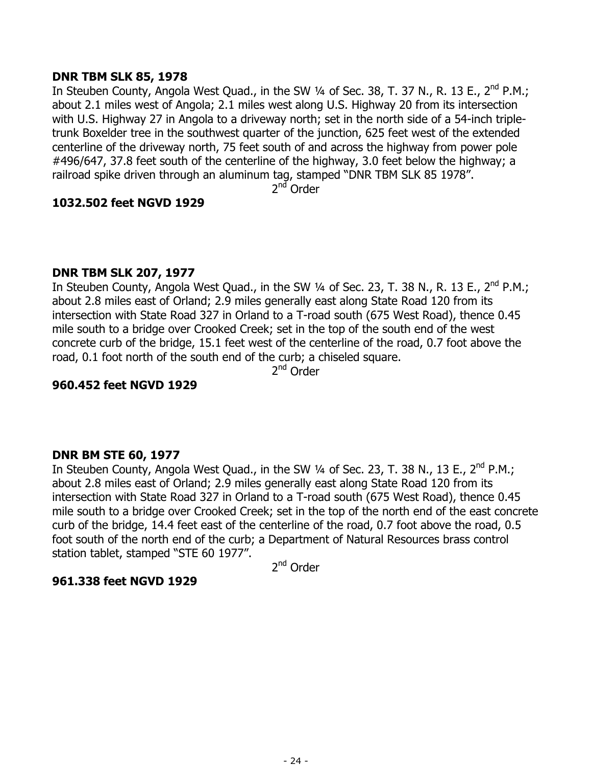**DNR TBM SLK 85, 1978**

In Steuben County, Angola West Quad., in the SW ¼ of Sec. 38, T. 37 N., R. 13 E., 2nd P.M.; about 2.1 miles west of Angola; 2.1 miles west along U.S. Highway 20 from its intersection with U.S. Highway 27 in Angola to a driveway north; set in the north side of a 54-inch triple-trunk Boxelder tree in the southwest quarter of the junction, 625 feet west of the extended centerline of the driveway north, 75 feet south of and across the highway from power pole #496/647, 37.8 feet south of the centerline of the highway, 3.0 feet below the highway; a railroad spike driven through an aluminum tag, stamped "DNR TBM SLK 85 1978".

2nd Order

**1032.502 feet NGVD 1929**

**DNR TBM SLK 207, 1977**

In Steuben County, Angola West Quad., in the SW ¼ of Sec. 23, T. 38 N., R. 13 E., 2nd P.M.; about 2.8 miles east of Orland; 2.9 miles generally east along State Road 120 from its intersection with State Road 327 in Orland to a T-road south (675 West Road), thence 0.45 mile south to a bridge over Crooked Creek; set in the top of the south end of the west concrete curb of the bridge, 15.1 feet west of the centerline of the road, 0.7 foot above the road, 0.1 foot north of the south end of the curb; a chiseled square.

2nd Order

**960.452 feet NGVD 1929**

**DNR BM STE 60, 1977**

In Steuben County, Angola West Quad., in the SW ¼ of Sec. 23, T. 38 N., 13 E., 2nd P.M.; about 2.8 miles east of Orland; 2.9 miles generally east along State Road 120 from its intersection with State Road 327 in Orland to a T-road south (675 West Road), thence 0.45 mile south to a bridge over Crooked Creek; set in the top of the north end of the east concrete curb of the bridge, 14.4 feet east of the centerline of the road, 0.7 foot above the road, 0.5 foot south of the north end of the curb; a Department of Natural Resources brass control station tablet, stamped "STE 60 1977".

2nd Order

**961.338 feet NGVD 1929**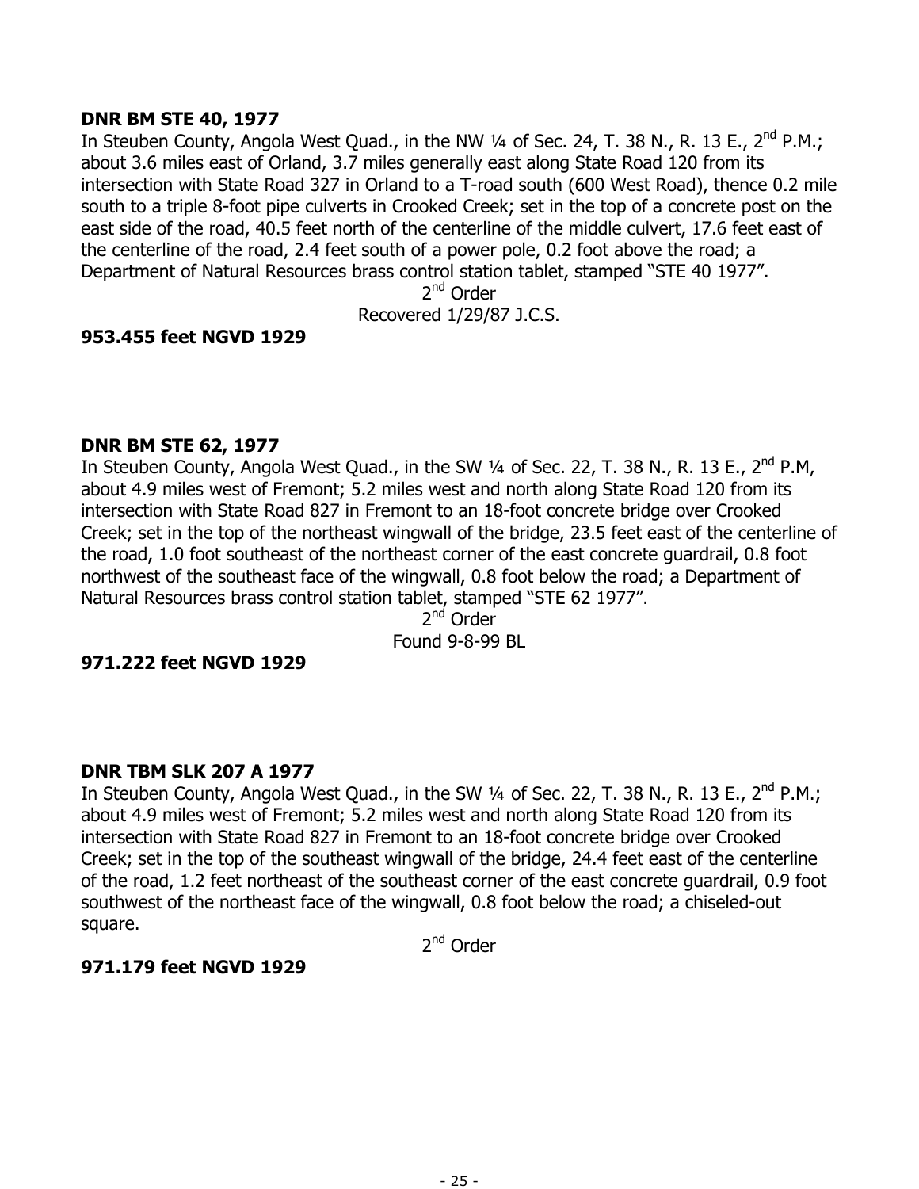**DNR BM STE 40, 1977**

In Steuben County, Angola West Quad., in the NW ¼ of Sec. 24, T. 38 N., R. 13 E., 2nd P.M.; about 3.6 miles east of Orland, 3.7 miles generally east along State Road 120 from its intersection with State Road 327 in Orland to a T-road south (600 West Road), thence 0.2 mile south to a triple 8-foot pipe culverts in Crooked Creek; set in the top of a concrete post on the east side of the road, 40.5 feet north of the centerline of the middle culvert, 17.6 feet east of the centerline of the road, 2.4 feet south of a power pole, 0.2 foot above the road; a Department of Natural Resources brass control station tablet, stamped "STE 40 1977".

2nd Order

Recovered 1/29/87 J.C.S.

**953.455 feet NGVD 1929**

**DNR BM STE 62, 1977**

In Steuben County, Angola West Quad., in the SW ¼ of Sec. 22, T. 38 N., R. 13 E., 2nd P.M, about 4.9 miles west of Fremont; 5.2 miles west and north along State Road 120 from its intersection with State Road 827 in Fremont to an 18-foot concrete bridge over Crooked Creek; set in the top of the northeast wingwall of the bridge, 23.5 feet east of the centerline of the road, 1.0 foot southeast of the northeast corner of the east concrete guardrail, 0.8 foot northwest of the southeast face of the wingwall, 0.8 foot below the road; a Department of Natural Resources brass control station tablet, stamped "STE 62 1977".

2nd Order

Found 9-8-99 BL

**971.222 feet NGVD 1929**

**DNR TBM SLK 207 A 1977**

In Steuben County, Angola West Quad., in the SW ¼ of Sec. 22, T. 38 N., R. 13 E., 2nd P.M.; about 4.9 miles west of Fremont; 5.2 miles west and north along State Road 120 from its intersection with State Road 827 in Fremont to an 18-foot concrete bridge over Crooked Creek; set in the top of the southeast wingwall of the bridge, 24.4 feet east of the centerline of the road, 1.2 feet northeast of the southeast corner of the east concrete guardrail, 0.9 foot southwest of the northeast face of the wingwall, 0.8 foot below the road; a chiseled-out square.

2nd Order

**971.179 feet NGVD 1929**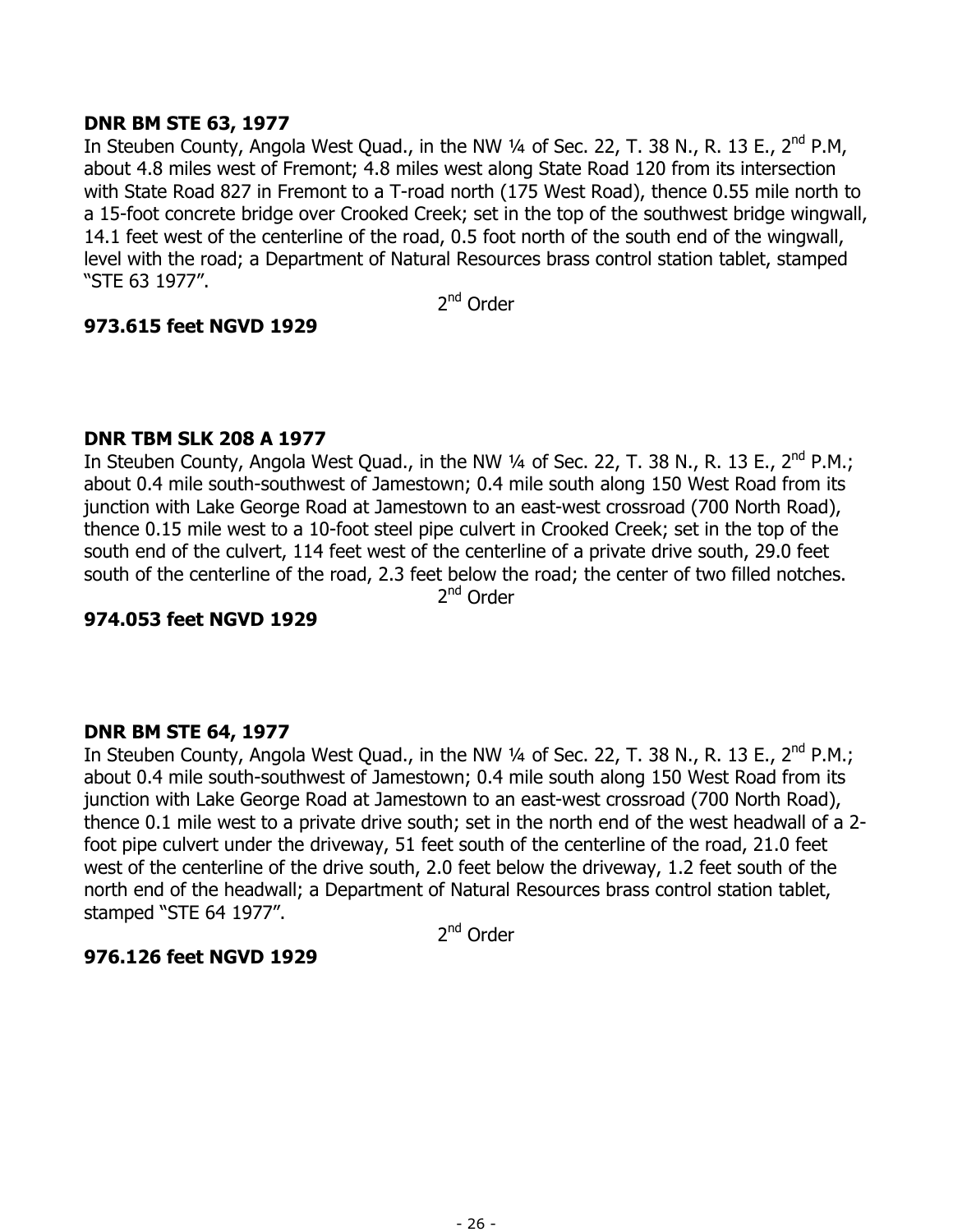**DNR BM STE 63, 1977**
In Steuben County, Angola West Quad., in the NW ¼ of Sec. 22, T. 38 N., R. 13 E., 2nd P.M, about 4.8 miles west of Fremont; 4.8 miles west along State Road 120 from its intersection with State Road 827 in Fremont to a T-road north (175 West Road), thence 0.55 mile north to a 15-foot concrete bridge over Crooked Creek; set in the top of the southwest bridge wingwall, 14.1 feet west of the centerline of the road, 0.5 foot north of the south end of the wingwall, level with the road; a Department of Natural Resources brass control station tablet, stamped "STE 63 1977".

2nd Order

**973.615 feet NGVD 1929**

**DNR TBM SLK 208 A 1977**
In Steuben County, Angola West Quad., in the NW ¼ of Sec. 22, T. 38 N., R. 13 E., 2nd P.M.; about 0.4 mile south-southwest of Jamestown; 0.4 mile south along 150 West Road from its junction with Lake George Road at Jamestown to an east-west crossroad (700 North Road), thence 0.15 mile west to a 10-foot steel pipe culvert in Crooked Creek; set in the top of the south end of the culvert, 114 feet west of the centerline of a private drive south, 29.0 feet south of the centerline of the road, 2.3 feet below the road; the center of two filled notches.

2nd Order

**974.053 feet NGVD 1929**

**DNR BM STE 64, 1977**
In Steuben County, Angola West Quad., in the NW ¼ of Sec. 22, T. 38 N., R. 13 E., 2nd P.M.; about 0.4 mile south-southwest of Jamestown; 0.4 mile south along 150 West Road from its junction with Lake George Road at Jamestown to an east-west crossroad (700 North Road), thence 0.1 mile west to a private drive south; set in the north end of the west headwall of a 2-foot pipe culvert under the driveway, 51 feet south of the centerline of the road, 21.0 feet west of the centerline of the drive south, 2.0 feet below the driveway, 1.2 feet south of the north end of the headwall; a Department of Natural Resources brass control station tablet, stamped "STE 64 1977".

2nd Order

**976.126 feet NGVD 1929**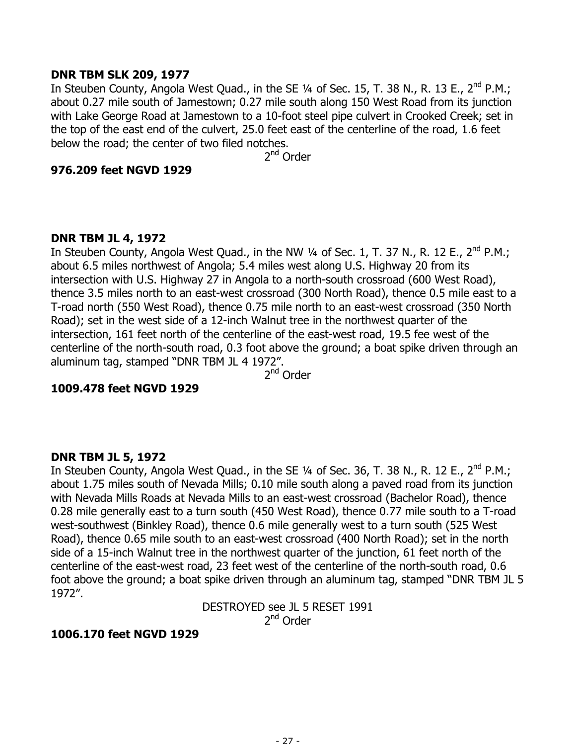**DNR TBM SLK 209, 1977**

In Steuben County, Angola West Quad., in the SE ¼ of Sec. 15, T. 38 N., R. 13 E., 2nd P.M.; about 0.27 mile south of Jamestown; 0.27 mile south along 150 West Road from its junction with Lake George Road at Jamestown to a 10-foot steel pipe culvert in Crooked Creek; set in the top of the east end of the culvert, 25.0 feet east of the centerline of the road, 1.6 feet below the road; the center of two filed notches.

2nd Order

**976.209 feet NGVD 1929**

**DNR TBM JL 4, 1972**

In Steuben County, Angola West Quad., in the NW ¼ of Sec. 1, T. 37 N., R. 12 E., 2nd P.M.; about 6.5 miles northwest of Angola; 5.4 miles west along U.S. Highway 20 from its intersection with U.S. Highway 27 in Angola to a north-south crossroad (600 West Road), thence 3.5 miles north to an east-west crossroad (300 North Road), thence 0.5 mile east to a T-road north (550 West Road), thence 0.75 mile north to an east-west crossroad (350 North Road); set in the west side of a 12-inch Walnut tree in the northwest quarter of the intersection, 161 feet north of the centerline of the east-west road, 19.5 fee west of the centerline of the north-south road, 0.3 foot above the ground; a boat spike driven through an aluminum tag, stamped "DNR TBM JL 4 1972".

2nd Order

**1009.478 feet NGVD 1929**

**DNR TBM JL 5, 1972**

In Steuben County, Angola West Quad., in the SE ¼ of Sec. 36, T. 38 N., R. 12 E., 2nd P.M.; about 1.75 miles south of Nevada Mills; 0.10 mile south along a paved road from its junction with Nevada Mills Roads at Nevada Mills to an east-west crossroad (Bachelor Road), thence 0.28 mile generally east to a turn south (450 West Road), thence 0.77 mile south to a T-road west-southwest (Binkley Road), thence 0.6 mile generally west to a turn south (525 West Road), thence 0.65 mile south to an east-west crossroad (400 North Road); set in the north side of a 15-inch Walnut tree in the northwest quarter of the junction, 61 feet north of the centerline of the east-west road, 23 feet west of the centerline of the north-south road, 0.6 foot above the ground; a boat spike driven through an aluminum tag, stamped "DNR TBM JL 5 1972".

DESTROYED see JL 5 RESET 1991

2nd Order

**1006.170 feet NGVD 1929**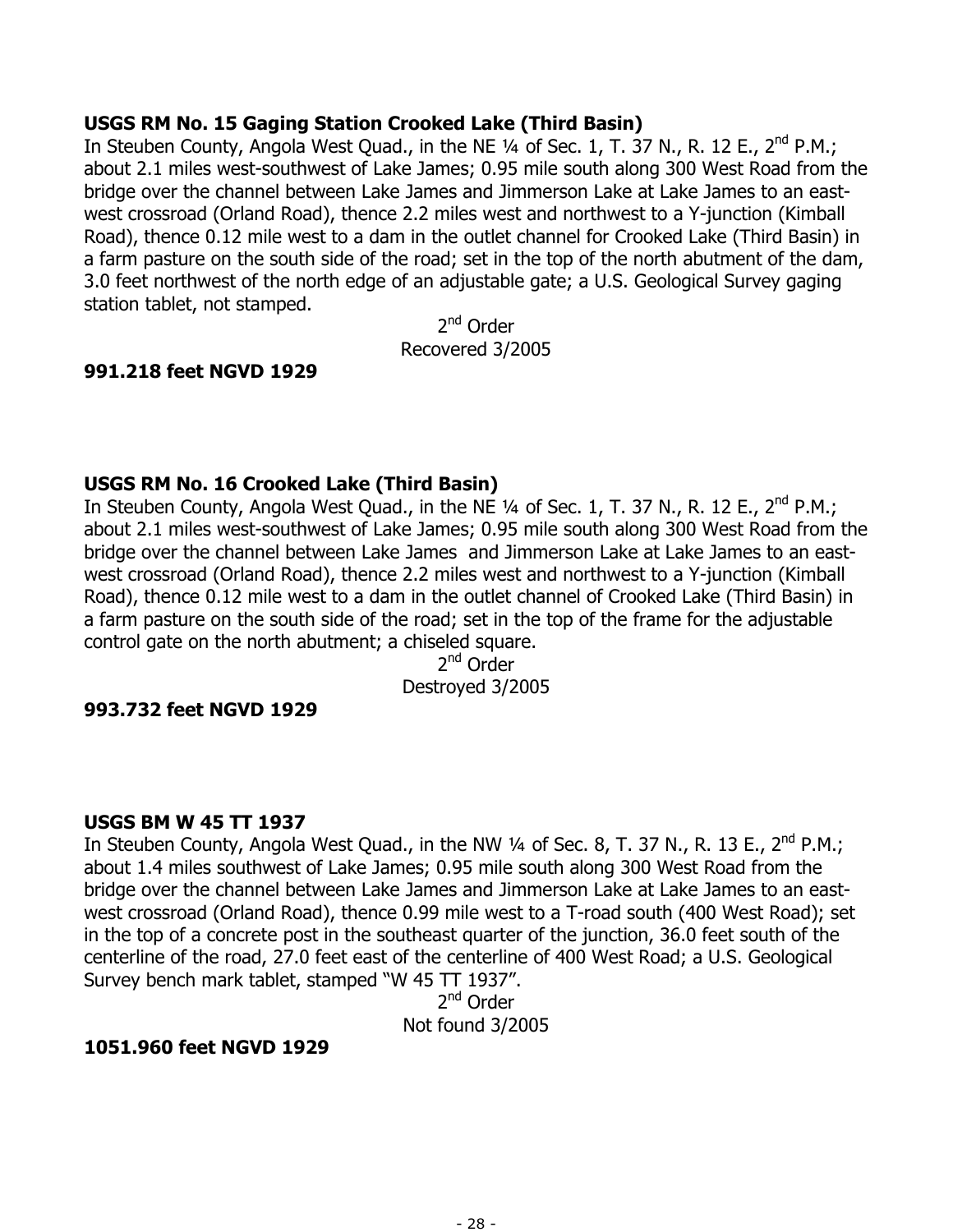**USGS RM No. 15 Gaging Station Crooked Lake (Third Basin)**
In Steuben County, Angola West Quad., in the NE ¼ of Sec. 1, T. 37 N., R. 12 E., 2nd P.M.; about 2.1 miles west-southwest of Lake James; 0.95 mile south along 300 West Road from the bridge over the channel between Lake James and Jimmerson Lake at Lake James to an east-west crossroad (Orland Road), thence 2.2 miles west and northwest to a Y-junction (Kimball Road), thence 0.12 mile west to a dam in the outlet channel for Crooked Lake (Third Basin) in a farm pasture on the south side of the road; set in the top of the north abutment of the dam, 3.0 feet northwest of the north edge of an adjustable gate; a U.S. Geological Survey gaging station tablet, not stamped.

2nd Order
Recovered 3/2005

**991.218 feet NGVD 1929**

**USGS RM No. 16 Crooked Lake (Third Basin)**
In Steuben County, Angola West Quad., in the NE ¼ of Sec. 1, T. 37 N., R. 12 E., 2nd P.M.; about 2.1 miles west-southwest of Lake James; 0.95 mile south along 300 West Road from the bridge over the channel between Lake James and Jimmerson Lake at Lake James to an east-west crossroad (Orland Road), thence 2.2 miles west and northwest to a Y-junction (Kimball Road), thence 0.12 mile west to a dam in the outlet channel of Crooked Lake (Third Basin) in a farm pasture on the south side of the road; set in the top of the frame for the adjustable control gate on the north abutment; a chiseled square.

2nd Order
Destroyed 3/2005

**993.732 feet NGVD 1929**

**USGS BM W 45 TT 1937**
In Steuben County, Angola West Quad., in the NW ¼ of Sec. 8, T. 37 N., R. 13 E., 2nd P.M.; about 1.4 miles southwest of Lake James; 0.95 mile south along 300 West Road from the bridge over the channel between Lake James and Jimmerson Lake at Lake James to an east-west crossroad (Orland Road), thence 0.99 mile west to a T-road south (400 West Road); set in the top of a concrete post in the southeast quarter of the junction, 36.0 feet south of the centerline of the road, 27.0 feet east of the centerline of 400 West Road; a U.S. Geological Survey bench mark tablet, stamped "W 45 TT 1937".

2nd Order
Not found 3/2005

**1051.960 feet NGVD 1929**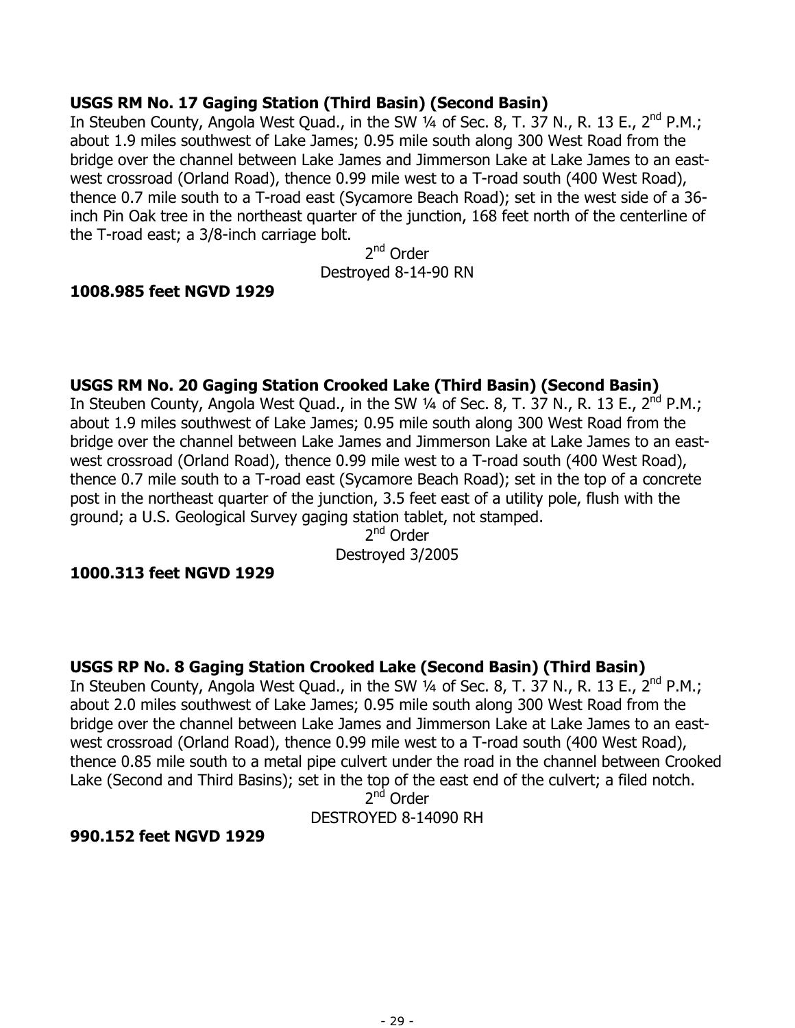**USGS RM No. 17 Gaging Station (Third Basin) (Second Basin)**
In Steuben County, Angola West Quad., in the SW ¼ of Sec. 8, T. 37 N., R. 13 E., 2nd P.M.; about 1.9 miles southwest of Lake James; 0.95 mile south along 300 West Road from the bridge over the channel between Lake James and Jimmerson Lake at Lake James to an east-west crossroad (Orland Road), thence 0.99 mile west to a T-road south (400 West Road), thence 0.7 mile south to a T-road east (Sycamore Beach Road); set in the west side of a 36-inch Pin Oak tree in the northeast quarter of the junction, 168 feet north of the centerline of the T-road east; a 3/8-inch carriage bolt.

2nd Order
Destroyed 8-14-90 RN

**1008.985 feet NGVD 1929**

**USGS RM No. 20 Gaging Station Crooked Lake (Third Basin) (Second Basin)**
In Steuben County, Angola West Quad., in the SW ¼ of Sec. 8, T. 37 N., R. 13 E., 2nd P.M.; about 1.9 miles southwest of Lake James; 0.95 mile south along 300 West Road from the bridge over the channel between Lake James and Jimmerson Lake at Lake James to an east-west crossroad (Orland Road), thence 0.99 mile west to a T-road south (400 West Road), thence 0.7 mile south to a T-road east (Sycamore Beach Road); set in the top of a concrete post in the northeast quarter of the junction, 3.5 feet east of a utility pole, flush with the ground; a U.S. Geological Survey gaging station tablet, not stamped.

2nd Order
Destroyed 3/2005

**1000.313 feet NGVD 1929**

**USGS RP No. 8 Gaging Station Crooked Lake (Second Basin) (Third Basin)**
In Steuben County, Angola West Quad., in the SW ¼ of Sec. 8, T. 37 N., R. 13 E., 2nd P.M.; about 2.0 miles southwest of Lake James; 0.95 mile south along 300 West Road from the bridge over the channel between Lake James and Jimmerson Lake at Lake James to an east-west crossroad (Orland Road), thence 0.99 mile west to a T-road south (400 West Road), thence 0.85 mile south to a metal pipe culvert under the road in the channel between Crooked Lake (Second and Third Basins); set in the top of the east end of the culvert; a filed notch.

2nd Order
DESTROYED 8-14090 RH

**990.152 feet NGVD 1929**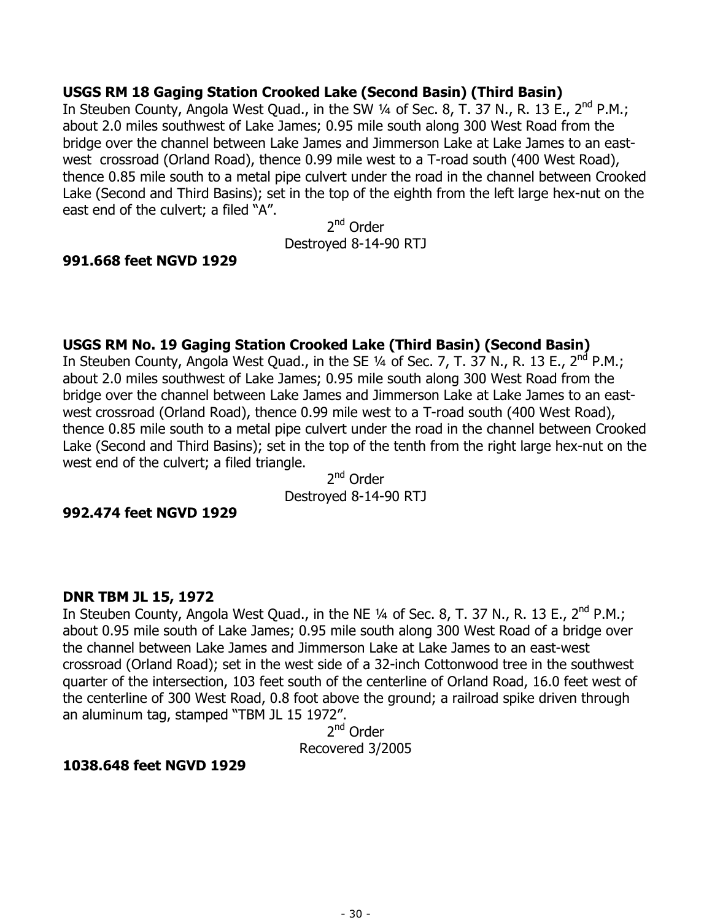**USGS RM 18 Gaging Station Crooked Lake (Second Basin) (Third Basin)**
In Steuben County, Angola West Quad., in the SW ¼ of Sec. 8, T. 37 N., R. 13 E., 2nd P.M.; about 2.0 miles southwest of Lake James; 0.95 mile south along 300 West Road from the bridge over the channel between Lake James and Jimmerson Lake at Lake James to an east-west crossroad (Orland Road), thence 0.99 mile west to a T-road south (400 West Road), thence 0.85 mile south to a metal pipe culvert under the road in the channel between Crooked Lake (Second and Third Basins); set in the top of the eighth from the left large hex-nut on the east end of the culvert; a filed "A".

2nd Order
Destroyed 8-14-90 RTJ

**991.668 feet NGVD 1929**

**USGS RM No. 19 Gaging Station Crooked Lake (Third Basin) (Second Basin)**
In Steuben County, Angola West Quad., in the SE ¼ of Sec. 7, T. 37 N., R. 13 E., 2nd P.M.; about 2.0 miles southwest of Lake James; 0.95 mile south along 300 West Road from the bridge over the channel between Lake James and Jimmerson Lake at Lake James to an east-west crossroad (Orland Road), thence 0.99 mile west to a T-road south (400 West Road), thence 0.85 mile south to a metal pipe culvert under the road in the channel between Crooked Lake (Second and Third Basins); set in the top of the tenth from the right large hex-nut on the west end of the culvert; a filed triangle.

2nd Order
Destroyed 8-14-90 RTJ

**992.474 feet NGVD 1929**

**DNR TBM JL 15, 1972**
In Steuben County, Angola West Quad., in the NE ¼ of Sec. 8, T. 37 N., R. 13 E., 2nd P.M.; about 0.95 mile south of Lake James; 0.95 mile south along 300 West Road of a bridge over the channel between Lake James and Jimmerson Lake at Lake James to an east-west crossroad (Orland Road); set in the west side of a 32-inch Cottonwood tree in the southwest quarter of the intersection, 103 feet south of the centerline of Orland Road, 16.0 feet west of the centerline of 300 West Road, 0.8 foot above the ground; a railroad spike driven through an aluminum tag, stamped "TBM JL 15 1972".

2nd Order
Recovered 3/2005

**1038.648 feet NGVD 1929**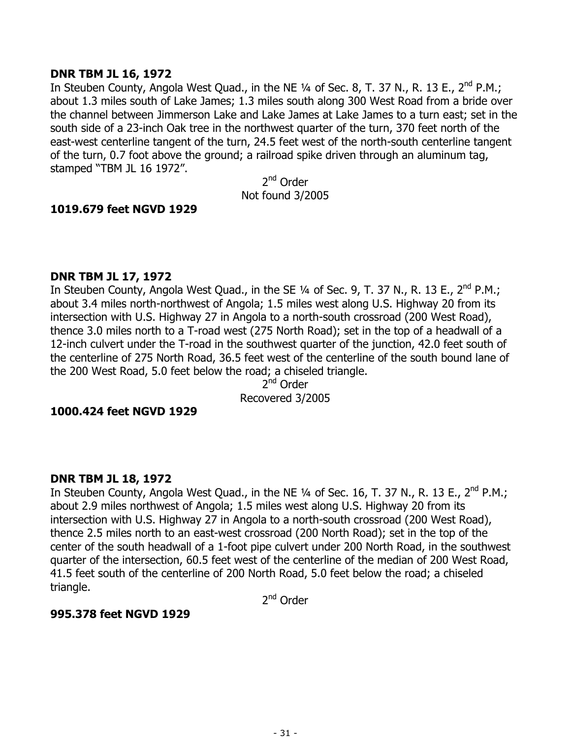**DNR TBM JL 16, 1972**

In Steuben County, Angola West Quad., in the NE ¼ of Sec. 8, T. 37 N., R. 13 E., 2nd P.M.; about 1.3 miles south of Lake James; 1.3 miles south along 300 West Road from a bride over the channel between Jimmerson Lake and Lake James at Lake James to a turn east; set in the south side of a 23-inch Oak tree in the northwest quarter of the turn, 370 feet north of the east-west centerline tangent of the turn, 24.5 feet west of the north-south centerline tangent of the turn, 0.7 foot above the ground; a railroad spike driven through an aluminum tag, stamped "TBM JL 16 1972".

2nd Order
Not found 3/2005

**1019.679 feet NGVD 1929**

**DNR TBM JL 17, 1972**

In Steuben County, Angola West Quad., in the SE ¼ of Sec. 9, T. 37 N., R. 13 E., 2nd P.M.; about 3.4 miles north-northwest of Angola; 1.5 miles west along U.S. Highway 20 from its intersection with U.S. Highway 27 in Angola to a north-south crossroad (200 West Road), thence 3.0 miles north to a T-road west (275 North Road); set in the top of a headwall of a 12-inch culvert under the T-road in the southwest quarter of the junction, 42.0 feet south of the centerline of 275 North Road, 36.5 feet west of the centerline of the south bound lane of the 200 West Road, 5.0 feet below the road; a chiseled triangle.

2nd Order
Recovered 3/2005

**1000.424 feet NGVD 1929**

**DNR TBM JL 18, 1972**

In Steuben County, Angola West Quad., in the NE ¼ of Sec. 16, T. 37 N., R. 13 E., 2nd P.M.; about 2.9 miles northwest of Angola; 1.5 miles west along U.S. Highway 20 from its intersection with U.S. Highway 27 in Angola to a north-south crossroad (200 West Road), thence 2.5 miles north to an east-west crossroad (200 North Road); set in the top of the center of the south headwall of a 1-foot pipe culvert under 200 North Road, in the southwest quarter of the intersection, 60.5 feet west of the centerline of the median of 200 West Road, 41.5 feet south of the centerline of 200 North Road, 5.0 feet below the road; a chiseled triangle.

2nd Order

**995.378 feet NGVD 1929**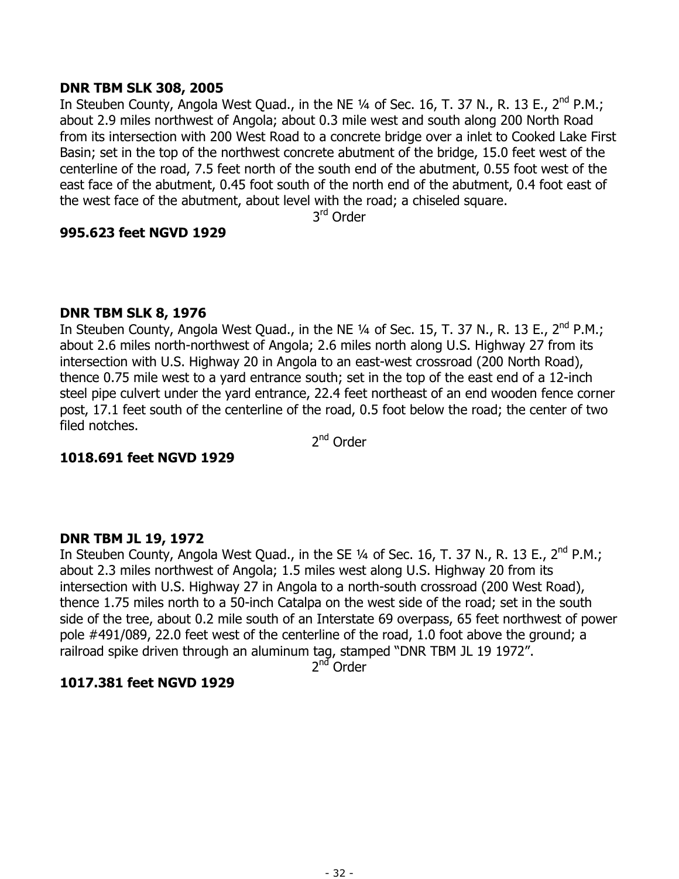**DNR TBM SLK 308, 2005**

In Steuben County, Angola West Quad., in the NE ¼ of Sec. 16, T. 37 N., R. 13 E., 2nd P.M.; about 2.9 miles northwest of Angola; about 0.3 mile west and south along 200 North Road from its intersection with 200 West Road to a concrete bridge over a inlet to Cooked Lake First Basin; set in the top of the northwest concrete abutment of the bridge, 15.0 feet west of the centerline of the road, 7.5 feet north of the south end of the abutment, 0.55 foot west of the east face of the abutment, 0.45 foot south of the north end of the abutment, 0.4 foot east of the west face of the abutment, about level with the road; a chiseled square.

3rd Order

**995.623 feet NGVD 1929**

**DNR TBM SLK 8, 1976**

In Steuben County, Angola West Quad., in the NE ¼ of Sec. 15, T. 37 N., R. 13 E., 2nd P.M.; about 2.6 miles north-northwest of Angola; 2.6 miles north along U.S. Highway 27 from its intersection with U.S. Highway 20 in Angola to an east-west crossroad (200 North Road), thence 0.75 mile west to a yard entrance south; set in the top of the east end of a 12-inch steel pipe culvert under the yard entrance, 22.4 feet northeast of an end wooden fence corner post, 17.1 feet south of the centerline of the road, 0.5 foot below the road; the center of two filed notches.

2nd Order

**1018.691 feet NGVD 1929**

**DNR TBM JL 19, 1972**

In Steuben County, Angola West Quad., in the SE ¼ of Sec. 16, T. 37 N., R. 13 E., 2nd P.M.; about 2.3 miles northwest of Angola; 1.5 miles west along U.S. Highway 20 from its intersection with U.S. Highway 27 in Angola to a north-south crossroad (200 West Road), thence 1.75 miles north to a 50-inch Catalpa on the west side of the road; set in the south side of the tree, about 0.2 mile south of an Interstate 69 overpass, 65 feet northwest of power pole #491/089, 22.0 feet west of the centerline of the road, 1.0 foot above the ground; a railroad spike driven through an aluminum tag, stamped "DNR TBM JL 19 1972".

2nd Order

**1017.381 feet NGVD 1929**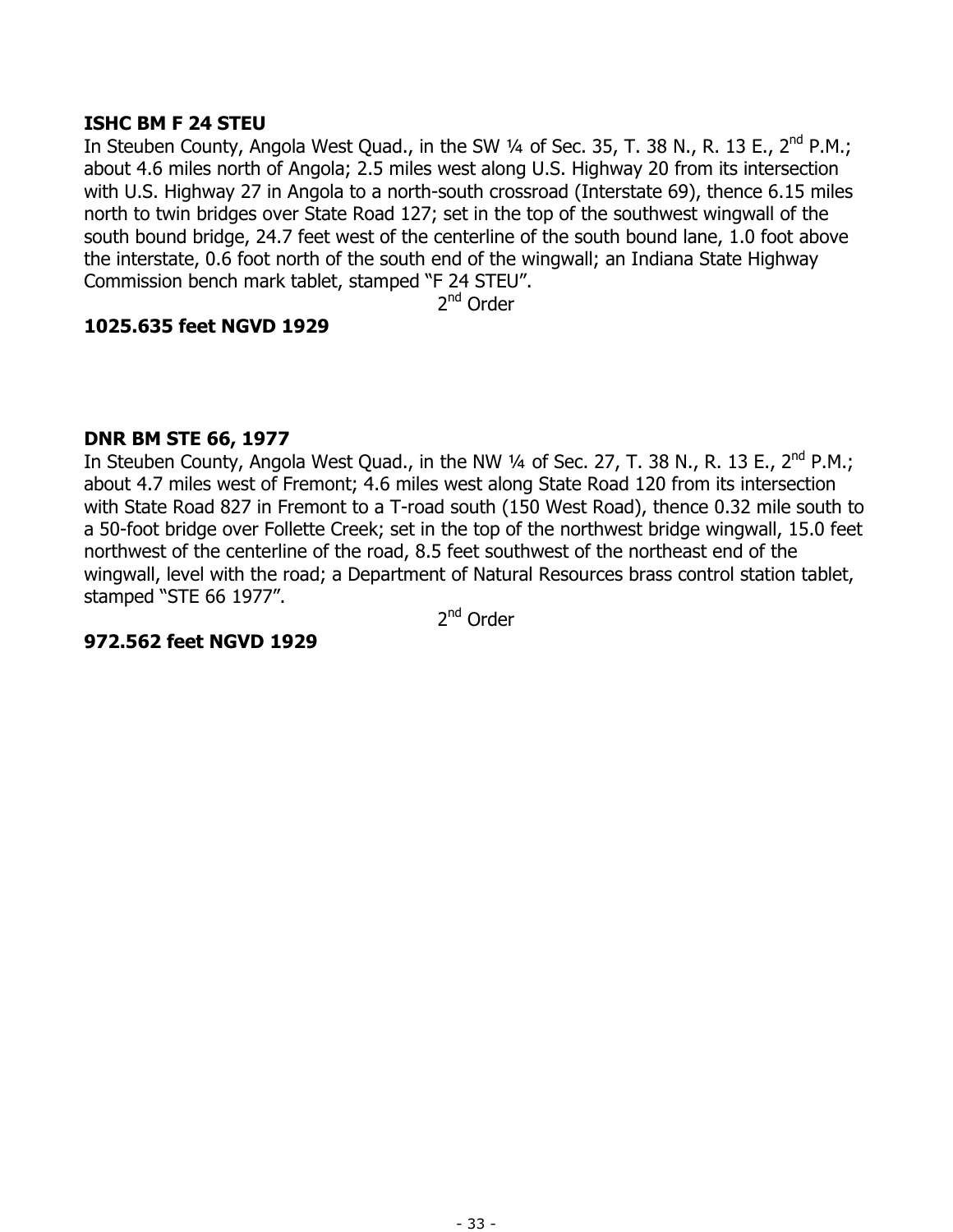**ISHC BM F 24 STEU**

In Steuben County, Angola West Quad., in the SW ¼ of Sec. 35, T. 38 N., R. 13 E., 2nd P.M.; about 4.6 miles north of Angola; 2.5 miles west along U.S. Highway 20 from its intersection with U.S. Highway 27 in Angola to a north-south crossroad (Interstate 69), thence 6.15 miles north to twin bridges over State Road 127; set in the top of the southwest wingwall of the south bound bridge, 24.7 feet west of the centerline of the south bound lane, 1.0 foot above the interstate, 0.6 foot north of the south end of the wingwall; an Indiana State Highway Commission bench mark tablet, stamped "F 24 STEU".

2nd Order

**1025.635 feet NGVD 1929**

**DNR BM STE 66, 1977**

In Steuben County, Angola West Quad., in the NW ¼ of Sec. 27, T. 38 N., R. 13 E., 2nd P.M.; about 4.7 miles west of Fremont; 4.6 miles west along State Road 120 from its intersection with State Road 827 in Fremont to a T-road south (150 West Road), thence 0.32 mile south to a 50-foot bridge over Follette Creek; set in the top of the northwest bridge wingwall, 15.0 feet northwest of the centerline of the road, 8.5 feet southwest of the northeast end of the wingwall, level with the road; a Department of Natural Resources brass control station tablet, stamped "STE 66 1977".

2nd Order

**972.562 feet NGVD 1929**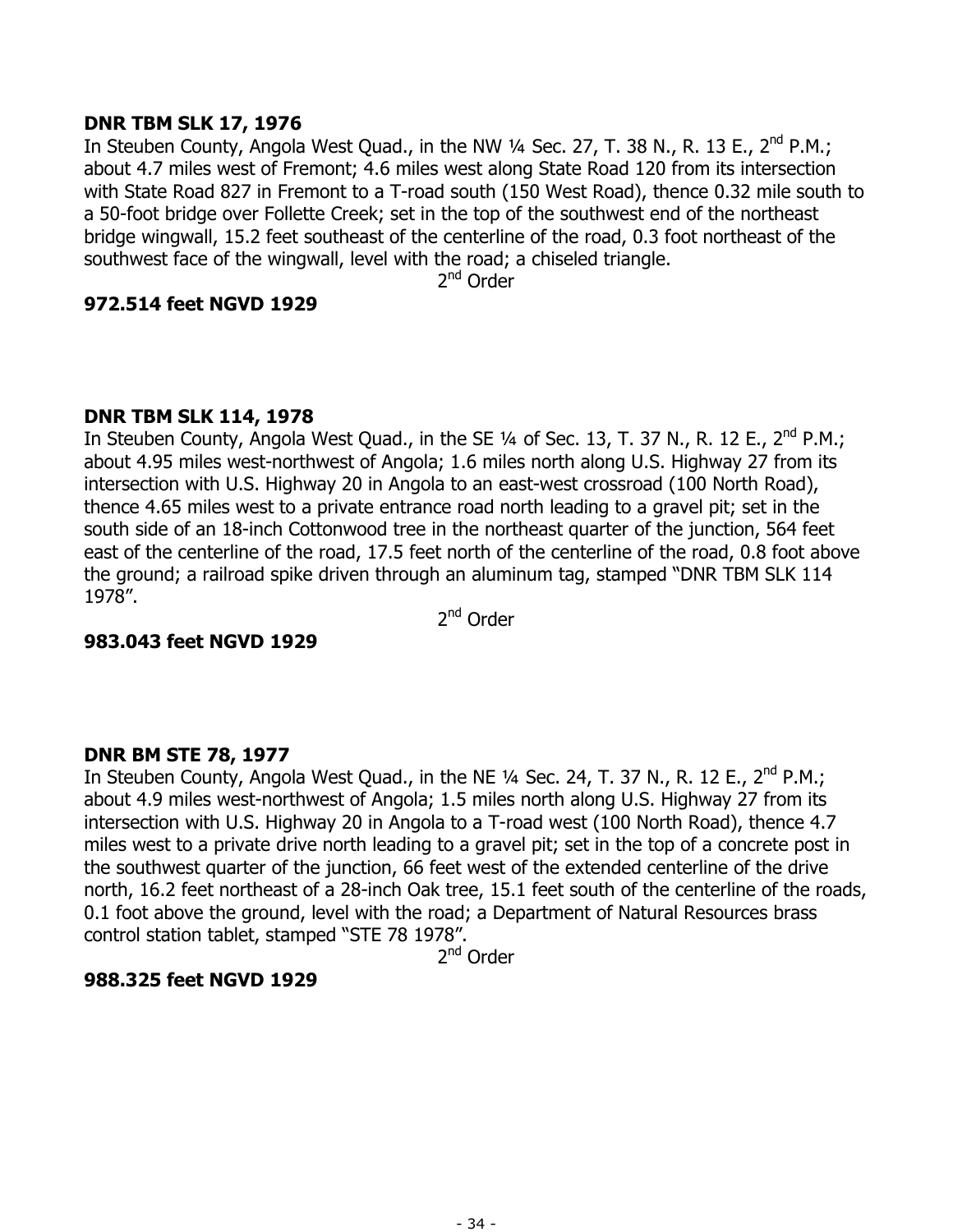**DNR TBM SLK 17, 1976**
In Steuben County, Angola West Quad., in the NW ¼ Sec. 27, T. 38 N., R. 13 E., 2nd P.M.; about 4.7 miles west of Fremont; 4.6 miles west along State Road 120 from its intersection with State Road 827 in Fremont to a T-road south (150 West Road), thence 0.32 mile south to a 50-foot bridge over Follette Creek; set in the top of the southwest end of the northeast bridge wingwall, 15.2 feet southeast of the centerline of the road, 0.3 foot northeast of the southwest face of the wingwall, level with the road; a chiseled triangle.

2nd Order

**972.514 feet NGVD 1929**

**DNR TBM SLK 114, 1978**
In Steuben County, Angola West Quad., in the SE ¼ of Sec. 13, T. 37 N., R. 12 E., 2nd P.M.; about 4.95 miles west-northwest of Angola; 1.6 miles north along U.S. Highway 27 from its intersection with U.S. Highway 20 in Angola to an east-west crossroad (100 North Road), thence 4.65 miles west to a private entrance road north leading to a gravel pit; set in the south side of an 18-inch Cottonwood tree in the northeast quarter of the junction, 564 feet east of the centerline of the road, 17.5 feet north of the centerline of the road, 0.8 foot above the ground; a railroad spike driven through an aluminum tag, stamped "DNR TBM SLK 114 1978".

2nd Order

**983.043 feet NGVD 1929**

**DNR BM STE 78, 1977**
In Steuben County, Angola West Quad., in the NE ¼ Sec. 24, T. 37 N., R. 12 E., 2nd P.M.; about 4.9 miles west-northwest of Angola; 1.5 miles north along U.S. Highway 27 from its intersection with U.S. Highway 20 in Angola to a T-road west (100 North Road), thence 4.7 miles west to a private drive north leading to a gravel pit; set in the top of a concrete post in the southwest quarter of the junction, 66 feet west of the extended centerline of the drive north, 16.2 feet northeast of a 28-inch Oak tree, 15.1 feet south of the centerline of the roads, 0.1 foot above the ground, level with the road; a Department of Natural Resources brass control station tablet, stamped "STE 78 1978".

2nd Order

**988.325 feet NGVD 1929**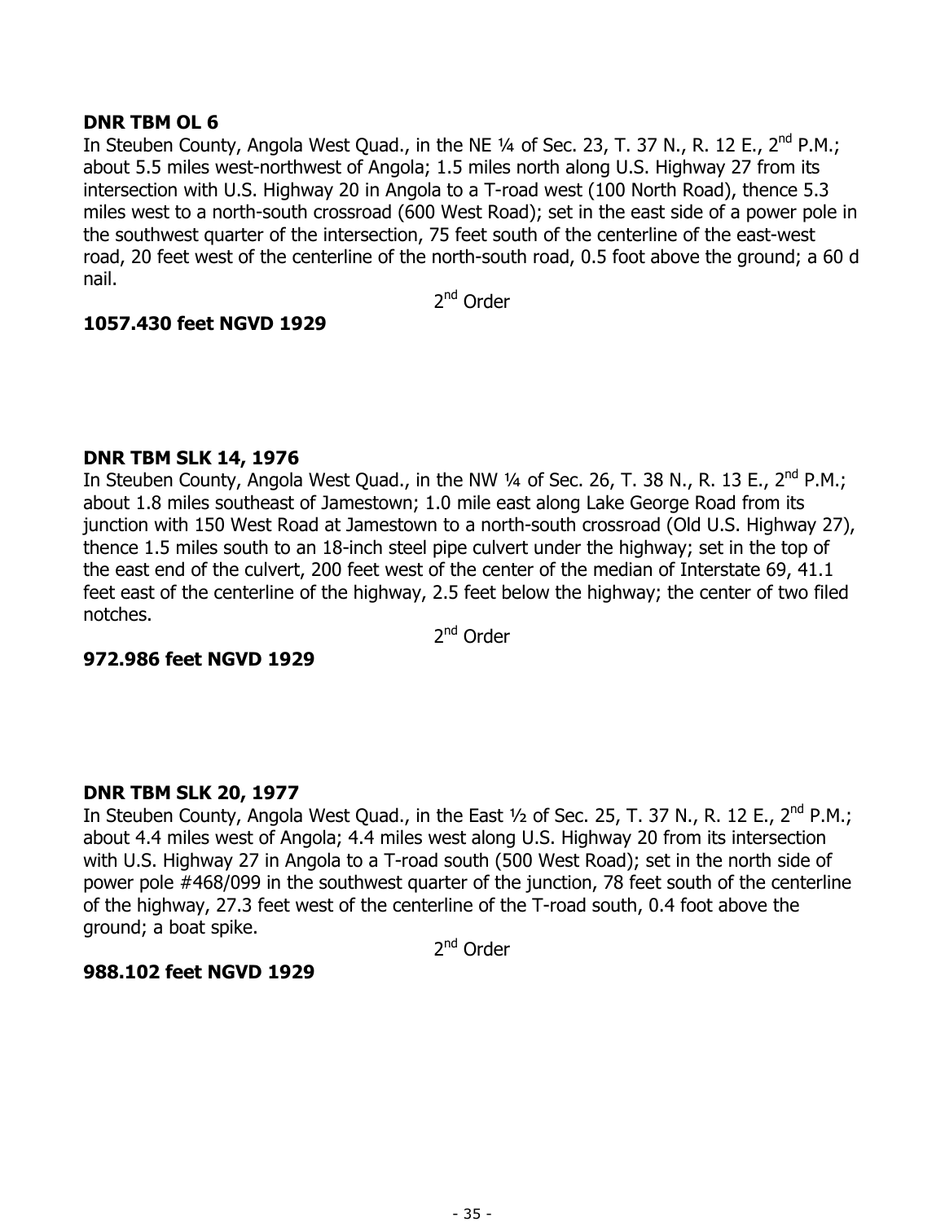**DNR TBM OL 6**

In Steuben County, Angola West Quad., in the NE ¼ of Sec. 23, T. 37 N., R. 12 E., 2nd P.M.; about 5.5 miles west-northwest of Angola; 1.5 miles north along U.S. Highway 27 from its intersection with U.S. Highway 20 in Angola to a T-road west (100 North Road), thence 5.3 miles west to a north-south crossroad (600 West Road); set in the east side of a power pole in the southwest quarter of the intersection, 75 feet south of the centerline of the east-west road, 20 feet west of the centerline of the north-south road, 0.5 foot above the ground; a 60 d nail.

2nd Order

**1057.430 feet NGVD 1929**

**DNR TBM SLK 14, 1976**

In Steuben County, Angola West Quad., in the NW ¼ of Sec. 26, T. 38 N., R. 13 E., 2nd P.M.; about 1.8 miles southeast of Jamestown; 1.0 mile east along Lake George Road from its junction with 150 West Road at Jamestown to a north-south crossroad (Old U.S. Highway 27), thence 1.5 miles south to an 18-inch steel pipe culvert under the highway; set in the top of the east end of the culvert, 200 feet west of the center of the median of Interstate 69, 41.1 feet east of the centerline of the highway, 2.5 feet below the highway; the center of two filed notches.

2nd Order

**972.986 feet NGVD 1929**

**DNR TBM SLK 20, 1977**

In Steuben County, Angola West Quad., in the East ½ of Sec. 25, T. 37 N., R. 12 E., 2nd P.M.; about 4.4 miles west of Angola; 4.4 miles west along U.S. Highway 20 from its intersection with U.S. Highway 27 in Angola to a T-road south (500 West Road); set in the north side of power pole #468/099 in the southwest quarter of the junction, 78 feet south of the centerline of the highway, 27.3 feet west of the centerline of the T-road south, 0.4 foot above the ground; a boat spike.

2nd Order

**988.102 feet NGVD 1929**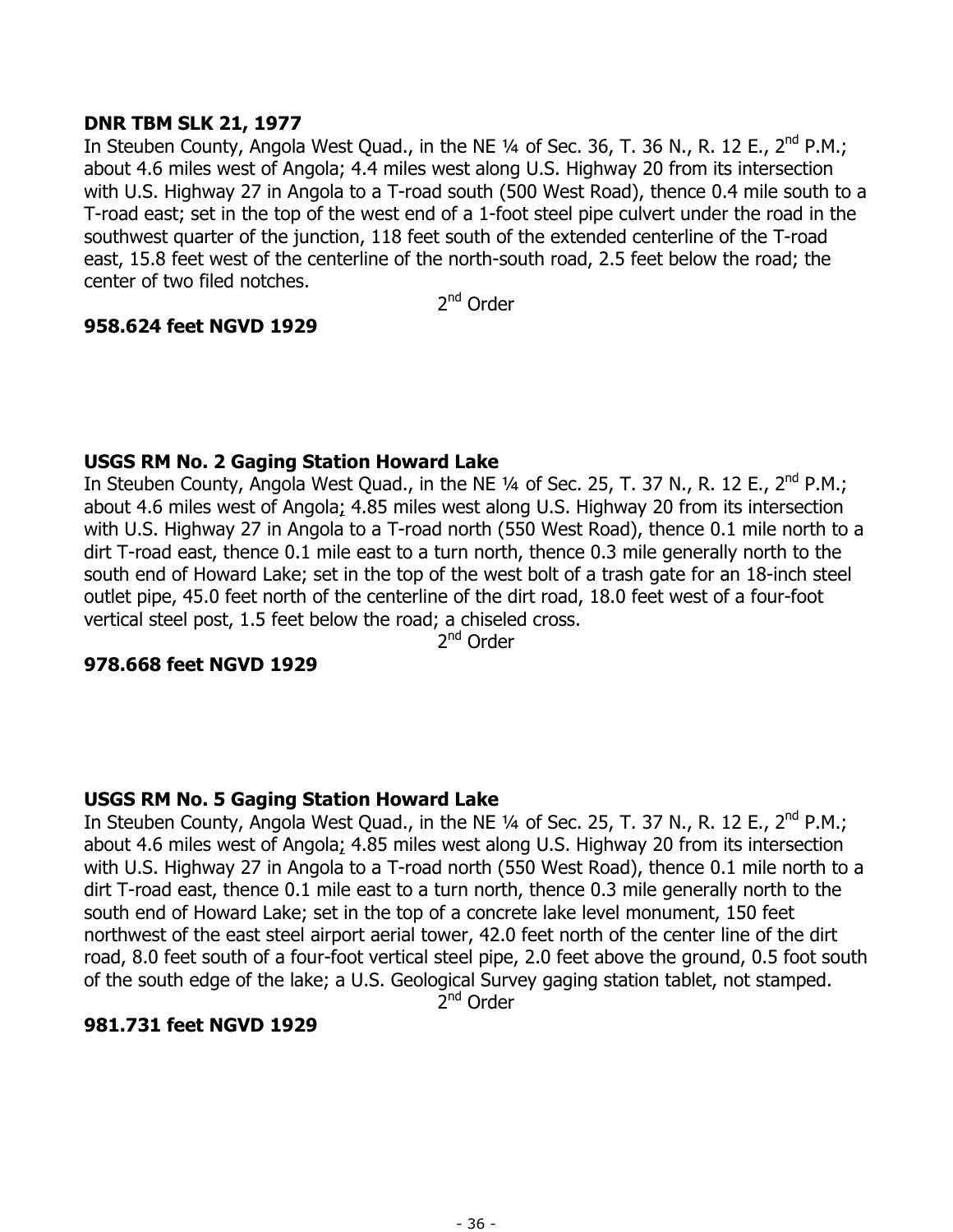**DNR TBM SLK 21, 1977**

In Steuben County, Angola West Quad., in the NE ¼ of Sec. 36, T. 36 N., R. 12 E., 2nd P.M.; about 4.6 miles west of Angola; 4.4 miles west along U.S. Highway 20 from its intersection with U.S. Highway 27 in Angola to a T-road south (500 West Road), thence 0.4 mile south to a T-road east; set in the top of the west end of a 1-foot steel pipe culvert under the road in the southwest quarter of the junction, 118 feet south of the extended centerline of the T-road east, 15.8 feet west of the centerline of the north-south road, 2.5 feet below the road; the center of two filed notches.

2nd Order

**958.624 feet NGVD 1929**

**USGS RM No. 2 Gaging Station Howard Lake**

In Steuben County, Angola West Quad., in the NE ¼ of Sec. 25, T. 37 N., R. 12 E., 2nd P.M.; about 4.6 miles west of Angola; 4.85 miles west along U.S. Highway 20 from its intersection with U.S. Highway 27 in Angola to a T-road north (550 West Road), thence 0.1 mile north to a dirt T-road east, thence 0.1 mile east to a turn north, thence 0.3 mile generally north to the south end of Howard Lake; set in the top of the west bolt of a trash gate for an 18-inch steel outlet pipe, 45.0 feet north of the centerline of the dirt road, 18.0 feet west of a four-foot vertical steel post, 1.5 feet below the road; a chiseled cross.

2nd Order

**978.668 feet NGVD 1929**

**USGS RM No. 5 Gaging Station Howard Lake**

In Steuben County, Angola West Quad., in the NE ¼ of Sec. 25, T. 37 N., R. 12 E., 2nd P.M.; about 4.6 miles west of Angola; 4.85 miles west along U.S. Highway 20 from its intersection with U.S. Highway 27 in Angola to a T-road north (550 West Road), thence 0.1 mile north to a dirt T-road east, thence 0.1 mile east to a turn north, thence 0.3 mile generally north to the south end of Howard Lake; set in the top of a concrete lake level monument, 150 feet northwest of the east steel airport aerial tower, 42.0 feet north of the center line of the dirt road, 8.0 feet south of a four-foot vertical steel pipe, 2.0 feet above the ground, 0.5 foot south of the south edge of the lake; a U.S. Geological Survey gaging station tablet, not stamped.

2nd Order

**981.731 feet NGVD 1929**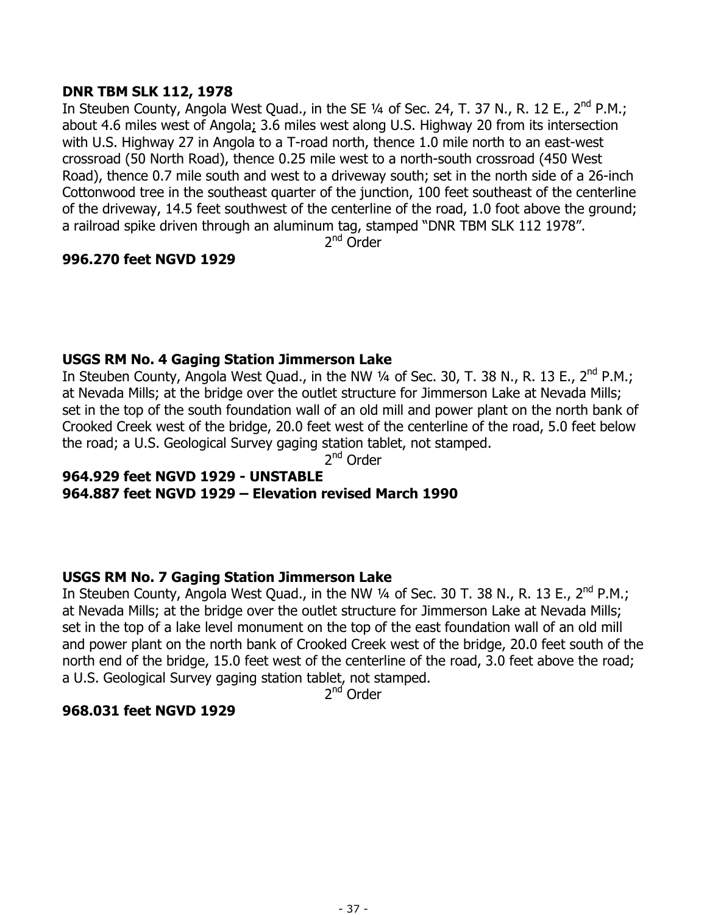**DNR TBM SLK 112, 1978**

In Steuben County, Angola West Quad., in the SE ¼ of Sec. 24, T. 37 N., R. 12 E., 2nd P.M.; about 4.6 miles west of Angola; 3.6 miles west along U.S. Highway 20 from its intersection with U.S. Highway 27 in Angola to a T-road north, thence 1.0 mile north to an east-west crossroad (50 North Road), thence 0.25 mile west to a north-south crossroad (450 West Road), thence 0.7 mile south and west to a driveway south; set in the north side of a 26-inch Cottonwood tree in the southeast quarter of the junction, 100 feet southeast of the centerline of the driveway, 14.5 feet southwest of the centerline of the road, 1.0 foot above the ground; a railroad spike driven through an aluminum tag, stamped "DNR TBM SLK 112 1978".

2nd Order

**996.270 feet NGVD 1929**

**USGS RM No. 4 Gaging Station Jimmerson Lake**

In Steuben County, Angola West Quad., in the NW ¼ of Sec. 30, T. 38 N., R. 13 E., 2nd P.M.; at Nevada Mills; at the bridge over the outlet structure for Jimmerson Lake at Nevada Mills; set in the top of the south foundation wall of an old mill and power plant on the north bank of Crooked Creek west of the bridge, 20.0 feet west of the centerline of the road, 5.0 feet below the road; a U.S. Geological Survey gaging station tablet, not stamped.

2nd Order

**964.929 feet NGVD 1929 - UNSTABLE**
**964.887 feet NGVD 1929 – Elevation revised March 1990**

**USGS RM No. 7 Gaging Station Jimmerson Lake**

In Steuben County, Angola West Quad., in the NW ¼ of Sec. 30 T. 38 N., R. 13 E., 2nd P.M.; at Nevada Mills; at the bridge over the outlet structure for Jimmerson Lake at Nevada Mills; set in the top of a lake level monument on the top of the east foundation wall of an old mill and power plant on the north bank of Crooked Creek west of the bridge, 20.0 feet south of the north end of the bridge, 15.0 feet west of the centerline of the road, 3.0 feet above the road; a U.S. Geological Survey gaging station tablet, not stamped.

2nd Order

**968.031 feet NGVD 1929**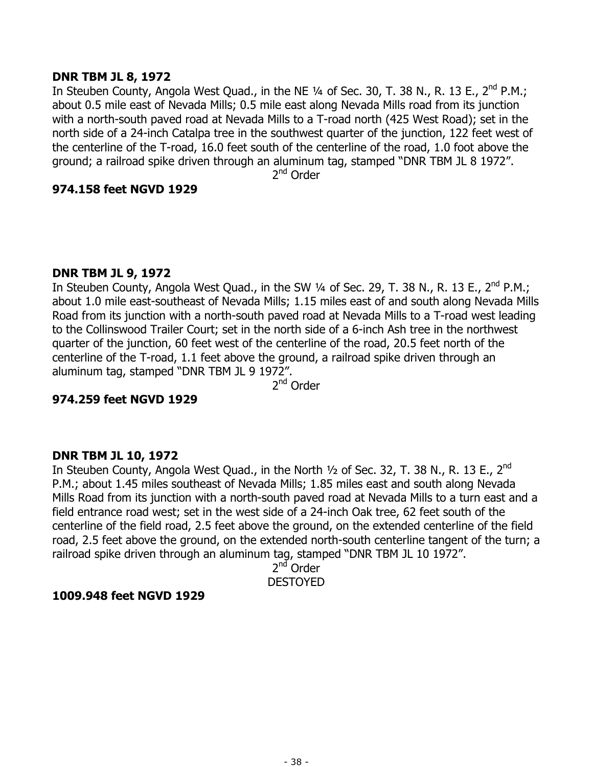**DNR TBM JL 8, 1972**

In Steuben County, Angola West Quad., in the NE ¼ of Sec. 30, T. 38 N., R. 13 E., 2nd P.M.; about 0.5 mile east of Nevada Mills; 0.5 mile east along Nevada Mills road from its junction with a north-south paved road at Nevada Mills to a T-road north (425 West Road); set in the north side of a 24-inch Catalpa tree in the southwest quarter of the junction, 122 feet west of the centerline of the T-road, 16.0 feet south of the centerline of the road, 1.0 foot above the ground; a railroad spike driven through an aluminum tag, stamped “DNR TBM JL 8 1972”.

2nd Order

**974.158 feet NGVD 1929**

**DNR TBM JL 9, 1972**

In Steuben County, Angola West Quad., in the SW ¼ of Sec. 29, T. 38 N., R. 13 E., 2nd P.M.; about 1.0 mile east-southeast of Nevada Mills; 1.15 miles east of and south along Nevada Mills Road from its junction with a north-south paved road at Nevada Mills to a T-road west leading to the Collinswood Trailer Court; set in the north side of a 6-inch Ash tree in the northwest quarter of the junction, 60 feet west of the centerline of the road, 20.5 feet north of the centerline of the T-road, 1.1 feet above the ground, a railroad spike driven through an aluminum tag, stamped “DNR TBM JL 9 1972”.

2nd Order

**974.259 feet NGVD 1929**

**DNR TBM JL 10, 1972**

In Steuben County, Angola West Quad., in the North ½ of Sec. 32, T. 38 N., R. 13 E., 2nd P.M.; about 1.45 miles southeast of Nevada Mills; 1.85 miles east and south along Nevada Mills Road from its junction with a north-south paved road at Nevada Mills to a turn east and a field entrance road west; set in the west side of a 24-inch Oak tree, 62 feet south of the centerline of the field road, 2.5 feet above the ground, on the extended centerline of the field road, 2.5 feet above the ground, on the extended north-south centerline tangent of the turn; a railroad spike driven through an aluminum tag, stamped “DNR TBM JL 10 1972”.

2nd Order

DESTOYED

**1009.948 feet NGVD 1929**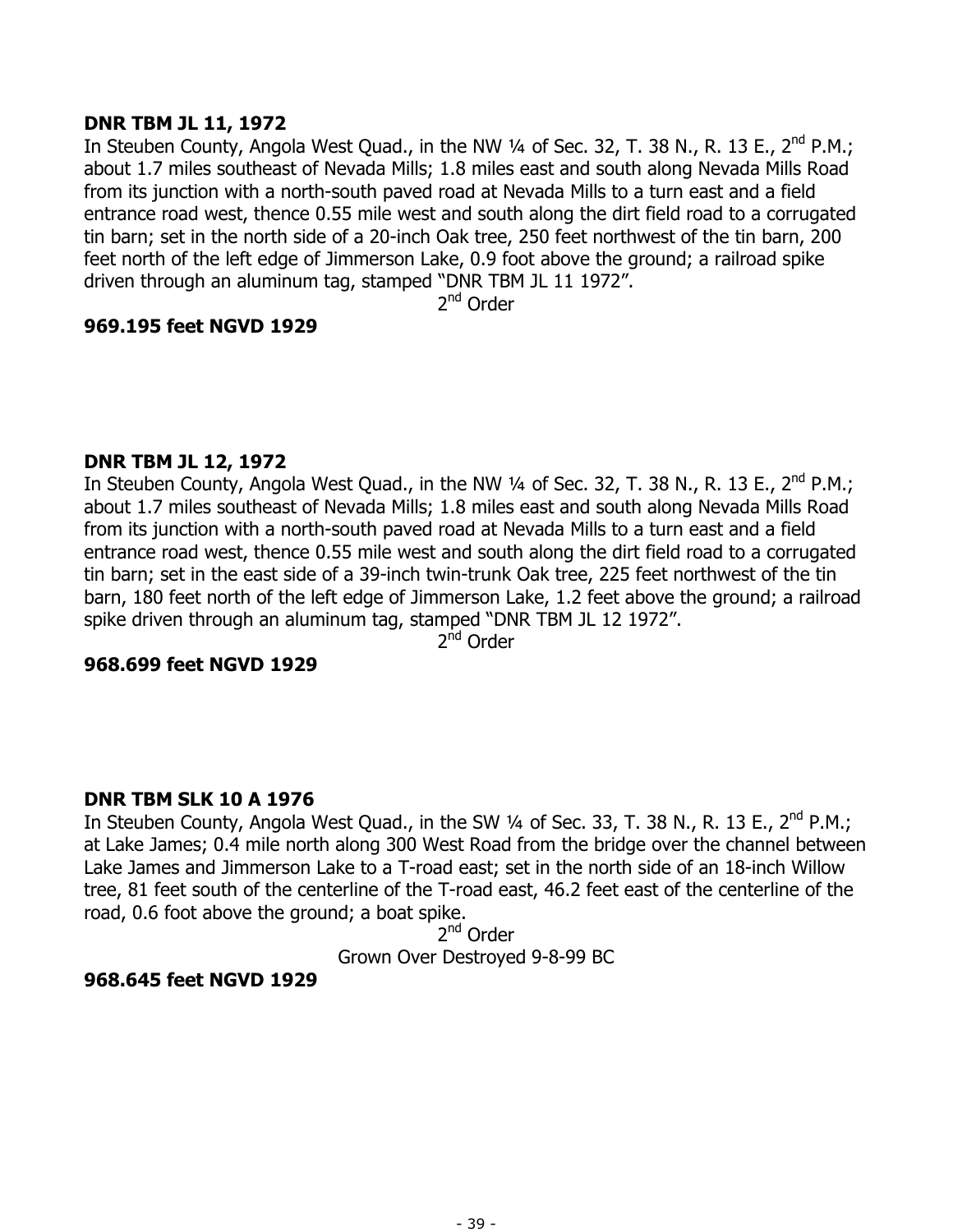**DNR TBM JL 11, 1972**
In Steuben County, Angola West Quad., in the NW ¼ of Sec. 32, T. 38 N., R. 13 E., 2nd P.M.; about 1.7 miles southeast of Nevada Mills; 1.8 miles east and south along Nevada Mills Road from its junction with a north-south paved road at Nevada Mills to a turn east and a field entrance road west, thence 0.55 mile west and south along the dirt field road to a corrugated tin barn; set in the north side of a 20-inch Oak tree, 250 feet northwest of the tin barn, 200 feet north of the left edge of Jimmerson Lake, 0.9 foot above the ground; a railroad spike driven through an aluminum tag, stamped "DNR TBM JL 11 1972".

2nd Order

**969.195 feet NGVD 1929**

**DNR TBM JL 12, 1972**
In Steuben County, Angola West Quad., in the NW ¼ of Sec. 32, T. 38 N., R. 13 E., 2nd P.M.; about 1.7 miles southeast of Nevada Mills; 1.8 miles east and south along Nevada Mills Road from its junction with a north-south paved road at Nevada Mills to a turn east and a field entrance road west, thence 0.55 mile west and south along the dirt field road to a corrugated tin barn; set in the east side of a 39-inch twin-trunk Oak tree, 225 feet northwest of the tin barn, 180 feet north of the left edge of Jimmerson Lake, 1.2 feet above the ground; a railroad spike driven through an aluminum tag, stamped "DNR TBM JL 12 1972".

2nd Order

**968.699 feet NGVD 1929**

**DNR TBM SLK 10 A 1976**
In Steuben County, Angola West Quad., in the SW ¼ of Sec. 33, T. 38 N., R. 13 E., 2nd P.M.; at Lake James; 0.4 mile north along 300 West Road from the bridge over the channel between Lake James and Jimmerson Lake to a T-road east; set in the north side of an 18-inch Willow tree, 81 feet south of the centerline of the T-road east, 46.2 feet east of the centerline of the road, 0.6 foot above the ground; a boat spike.

2nd Order

Grown Over Destroyed 9-8-99 BC

**968.645 feet NGVD 1929**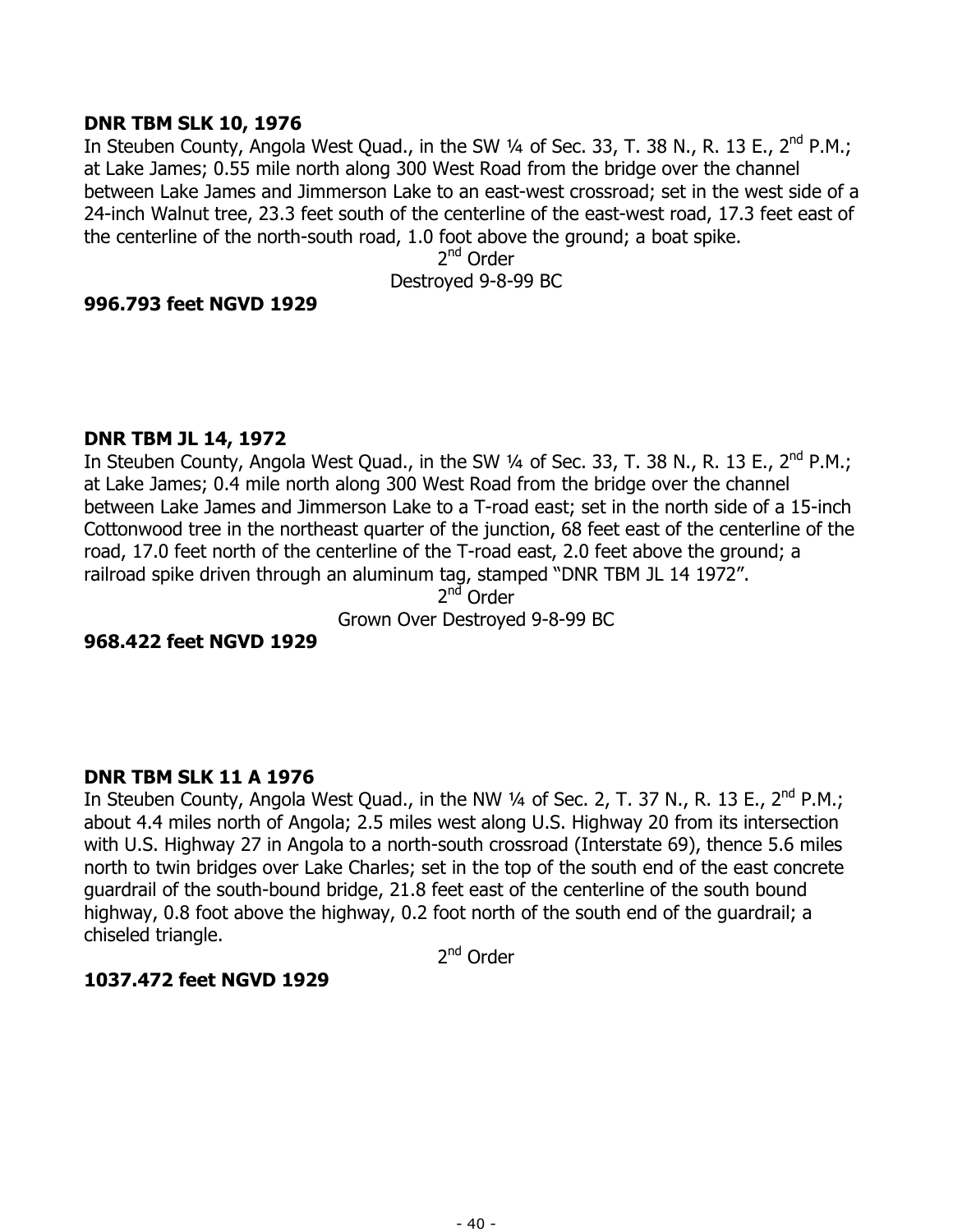**DNR TBM SLK 10, 1976**

In Steuben County, Angola West Quad., in the SW ¼ of Sec. 33, T. 38 N., R. 13 E., 2nd P.M.; at Lake James; 0.55 mile north along 300 West Road from the bridge over the channel between Lake James and Jimmerson Lake to an east-west crossroad; set in the west side of a 24-inch Walnut tree, 23.3 feet south of the centerline of the east-west road, 17.3 feet east of the centerline of the north-south road, 1.0 foot above the ground; a boat spike.

2nd Order

Destroyed 9-8-99 BC

**996.793 feet NGVD 1929**

**DNR TBM JL 14, 1972**

In Steuben County, Angola West Quad., in the SW ¼ of Sec. 33, T. 38 N., R. 13 E., 2nd P.M.; at Lake James; 0.4 mile north along 300 West Road from the bridge over the channel between Lake James and Jimmerson Lake to a T-road east; set in the north side of a 15-inch Cottonwood tree in the northeast quarter of the junction, 68 feet east of the centerline of the road, 17.0 feet north of the centerline of the T-road east, 2.0 feet above the ground; a railroad spike driven through an aluminum tag, stamped "DNR TBM JL 14 1972".

2nd Order

Grown Over Destroyed 9-8-99 BC

**968.422 feet NGVD 1929**

**DNR TBM SLK 11 A 1976**

In Steuben County, Angola West Quad., in the NW ¼ of Sec. 2, T. 37 N., R. 13 E., 2nd P.M.; about 4.4 miles north of Angola; 2.5 miles west along U.S. Highway 20 from its intersection with U.S. Highway 27 in Angola to a north-south crossroad (Interstate 69), thence 5.6 miles north to twin bridges over Lake Charles; set in the top of the south end of the east concrete guardrail of the south-bound bridge, 21.8 feet east of the centerline of the south bound highway, 0.8 foot above the highway, 0.2 foot north of the south end of the guardrail; a chiseled triangle.

2nd Order

**1037.472 feet NGVD 1929**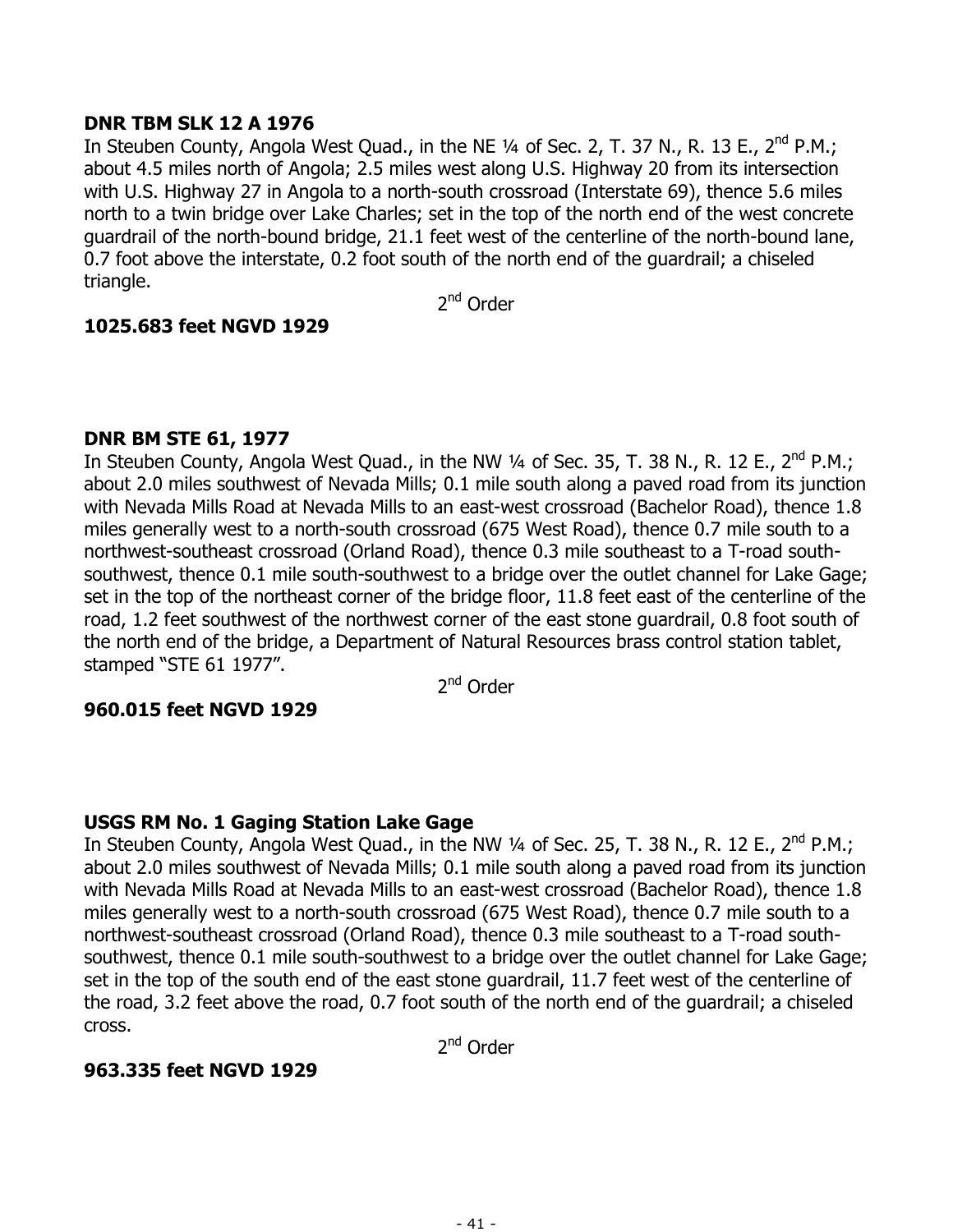**DNR TBM SLK 12 A 1976**

In Steuben County, Angola West Quad., in the NE ¼ of Sec. 2, T. 37 N., R. 13 E., 2nd P.M.; about 4.5 miles north of Angola; 2.5 miles west along U.S. Highway 20 from its intersection with U.S. Highway 27 in Angola to a north-south crossroad (Interstate 69), thence 5.6 miles north to a twin bridge over Lake Charles; set in the top of the north end of the west concrete guardrail of the north-bound bridge, 21.1 feet west of the centerline of the north-bound lane, 0.7 foot above the interstate, 0.2 foot south of the north end of the guardrail; a chiseled triangle.

2nd Order

**1025.683 feet NGVD 1929**

**DNR BM STE 61, 1977**

In Steuben County, Angola West Quad., in the NW ¼ of Sec. 35, T. 38 N., R. 12 E., 2nd P.M.; about 2.0 miles southwest of Nevada Mills; 0.1 mile south along a paved road from its junction with Nevada Mills Road at Nevada Mills to an east-west crossroad (Bachelor Road), thence 1.8 miles generally west to a north-south crossroad (675 West Road), thence 0.7 mile south to a northwest-southeast crossroad (Orland Road), thence 0.3 mile southeast to a T-road south-southwest, thence 0.1 mile south-southwest to a bridge over the outlet channel for Lake Gage; set in the top of the northeast corner of the bridge floor, 11.8 feet east of the centerline of the road, 1.2 feet southwest of the northwest corner of the east stone guardrail, 0.8 foot south of the north end of the bridge, a Department of Natural Resources brass control station tablet, stamped "STE 61 1977".

2nd Order

**960.015 feet NGVD 1929**

**USGS RM No. 1 Gaging Station Lake Gage**

In Steuben County, Angola West Quad., in the NW ¼ of Sec. 25, T. 38 N., R. 12 E., 2nd P.M.; about 2.0 miles southwest of Nevada Mills; 0.1 mile south along a paved road from its junction with Nevada Mills Road at Nevada Mills to an east-west crossroad (Bachelor Road), thence 1.8 miles generally west to a north-south crossroad (675 West Road), thence 0.7 mile south to a northwest-southeast crossroad (Orland Road), thence 0.3 mile southeast to a T-road south-southwest, thence 0.1 mile south-southwest to a bridge over the outlet channel for Lake Gage; set in the top of the south end of the east stone guardrail, 11.7 feet west of the centerline of the road, 3.2 feet above the road, 0.7 foot south of the north end of the guardrail; a chiseled cross.

2nd Order

**963.335 feet NGVD 1929**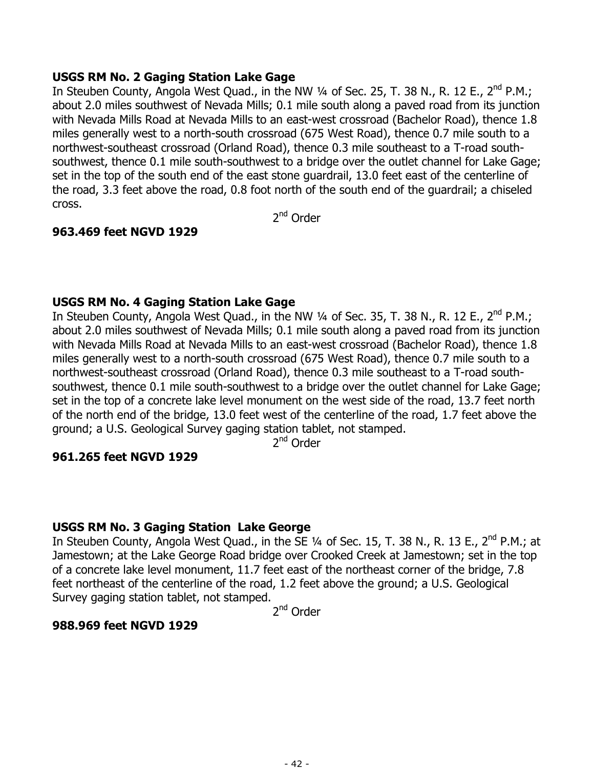**USGS RM No. 2 Gaging Station Lake Gage**

In Steuben County, Angola West Quad., in the NW ¼ of Sec. 25, T. 38 N., R. 12 E., 2nd P.M.; about 2.0 miles southwest of Nevada Mills; 0.1 mile south along a paved road from its junction with Nevada Mills Road at Nevada Mills to an east-west crossroad (Bachelor Road), thence 1.8 miles generally west to a north-south crossroad (675 West Road), thence 0.7 mile south to a northwest-southeast crossroad (Orland Road), thence 0.3 mile southeast to a T-road south-southwest, thence 0.1 mile south-southwest to a bridge over the outlet channel for Lake Gage; set in the top of the south end of the east stone guardrail, 13.0 feet east of the centerline of the road, 3.3 feet above the road, 0.8 foot north of the south end of the guardrail; a chiseled cross.

2nd Order

**963.469 feet NGVD 1929**

**USGS RM No. 4 Gaging Station Lake Gage**

In Steuben County, Angola West Quad., in the NW ¼ of Sec. 35, T. 38 N., R. 12 E., 2nd P.M.; about 2.0 miles southwest of Nevada Mills; 0.1 mile south along a paved road from its junction with Nevada Mills Road at Nevada Mills to an east-west crossroad (Bachelor Road), thence 1.8 miles generally west to a north-south crossroad (675 West Road), thence 0.7 mile south to a northwest-southeast crossroad (Orland Road), thence 0.3 mile southeast to a T-road south-southwest, thence 0.1 mile south-southwest to a bridge over the outlet channel for Lake Gage; set in the top of a concrete lake level monument on the west side of the road, 13.7 feet north of the north end of the bridge, 13.0 feet west of the centerline of the road, 1.7 feet above the ground; a U.S. Geological Survey gaging station tablet, not stamped.

2nd Order

**961.265 feet NGVD 1929**

**USGS RM No. 3 Gaging Station Lake George**

In Steuben County, Angola West Quad., in the SE ¼ of Sec. 15, T. 38 N., R. 13 E., 2nd P.M.; at Jamestown; at the Lake George Road bridge over Crooked Creek at Jamestown; set in the top of a concrete lake level monument, 11.7 feet east of the northeast corner of the bridge, 7.8 feet northeast of the centerline of the road, 1.2 feet above the ground; a U.S. Geological Survey gaging station tablet, not stamped.

2nd Order

**988.969 feet NGVD 1929**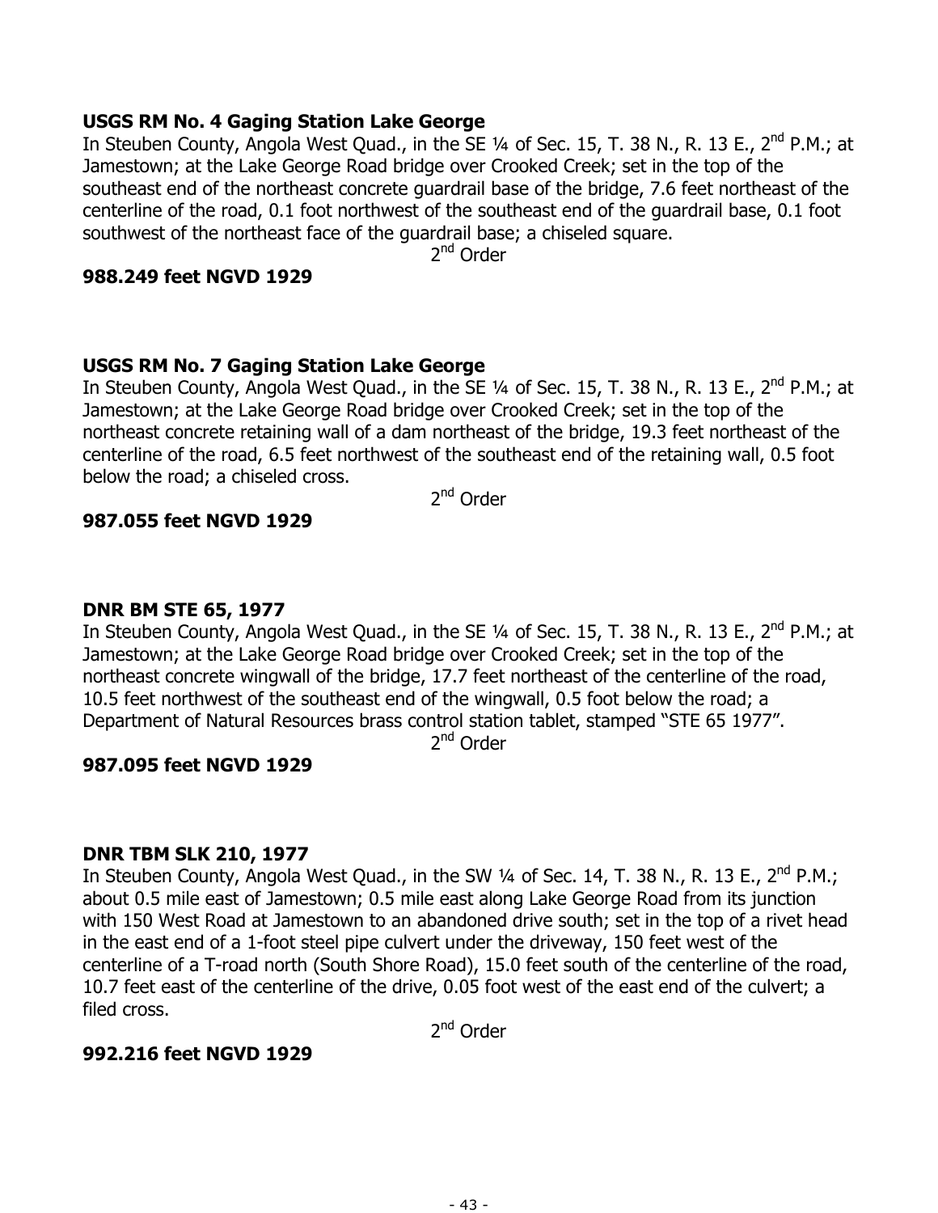**USGS RM No. 4 Gaging Station Lake George**

In Steuben County, Angola West Quad., in the SE ¼ of Sec. 15, T. 38 N., R. 13 E., 2nd P.M.; at Jamestown; at the Lake George Road bridge over Crooked Creek; set in the top of the southeast end of the northeast concrete guardrail base of the bridge, 7.6 feet northeast of the centerline of the road, 0.1 foot northwest of the southeast end of the guardrail base, 0.1 foot southwest of the northeast face of the guardrail base; a chiseled square.

2nd Order

**988.249 feet NGVD 1929**

**USGS RM No. 7 Gaging Station Lake George**

In Steuben County, Angola West Quad., in the SE ¼ of Sec. 15, T. 38 N., R. 13 E., 2nd P.M.; at Jamestown; at the Lake George Road bridge over Crooked Creek; set in the top of the northeast concrete retaining wall of a dam northeast of the bridge, 19.3 feet northeast of the centerline of the road, 6.5 feet northwest of the southeast end of the retaining wall, 0.5 foot below the road; a chiseled cross.

2nd Order

**987.055 feet NGVD 1929**

**DNR BM STE 65, 1977**

In Steuben County, Angola West Quad., in the SE ¼ of Sec. 15, T. 38 N., R. 13 E., 2nd P.M.; at Jamestown; at the Lake George Road bridge over Crooked Creek; set in the top of the northeast concrete wingwall of the bridge, 17.7 feet northeast of the centerline of the road, 10.5 feet northwest of the southeast end of the wingwall, 0.5 foot below the road; a Department of Natural Resources brass control station tablet, stamped "STE 65 1977".

2nd Order

**987.095 feet NGVD 1929**

**DNR TBM SLK 210, 1977**

In Steuben County, Angola West Quad., in the SW ¼ of Sec. 14, T. 38 N., R. 13 E., 2nd P.M.; about 0.5 mile east of Jamestown; 0.5 mile east along Lake George Road from its junction with 150 West Road at Jamestown to an abandoned drive south; set in the top of a rivet head in the east end of a 1-foot steel pipe culvert under the driveway, 150 feet west of the centerline of a T-road north (South Shore Road), 15.0 feet south of the centerline of the road, 10.7 feet east of the centerline of the drive, 0.05 foot west of the east end of the culvert; a filed cross.

2nd Order

**992.216 feet NGVD 1929**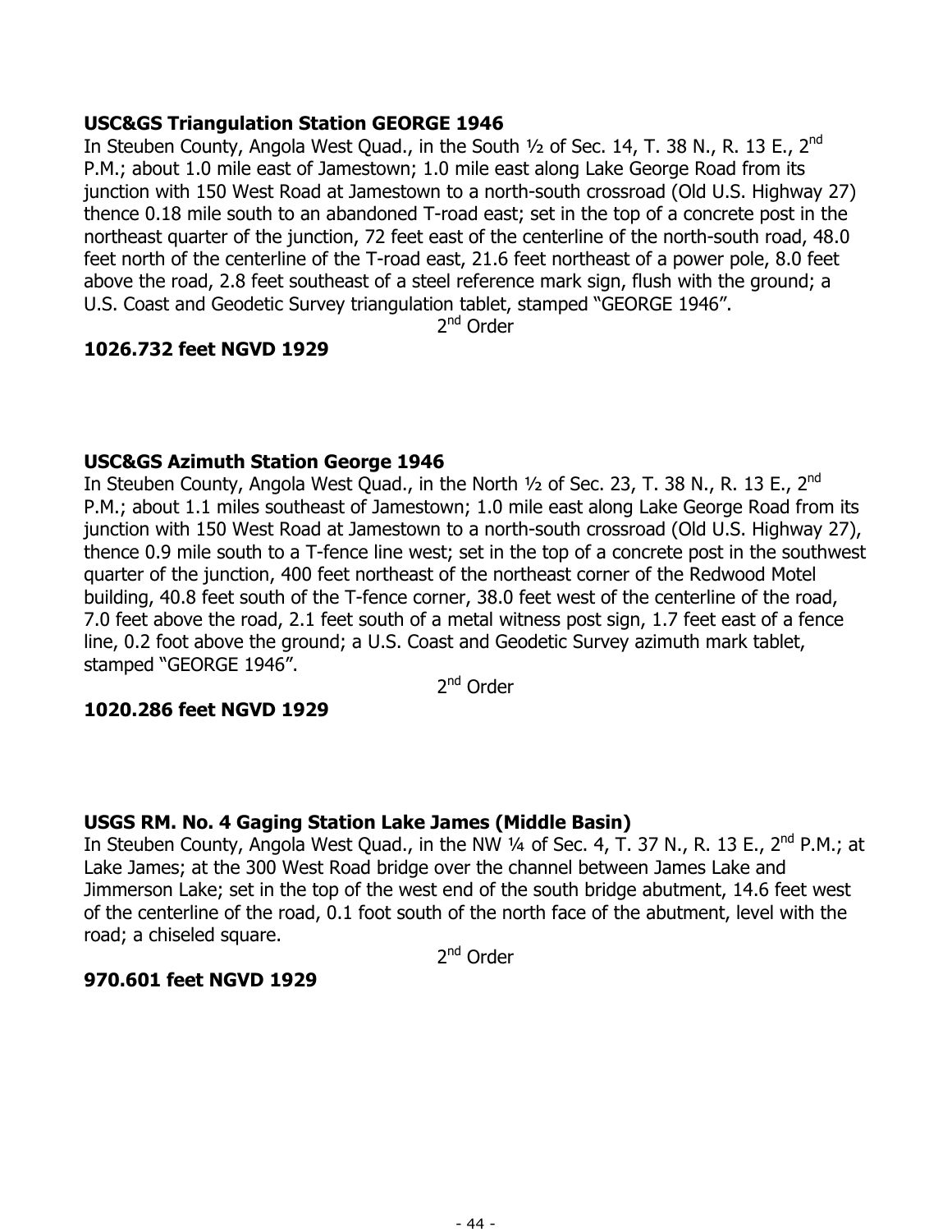**USC&GS Triangulation Station GEORGE 1946**

In Steuben County, Angola West Quad., in the South ½ of Sec. 14, T. 38 N., R. 13 E., 2nd P.M.; about 1.0 mile east of Jamestown; 1.0 mile east along Lake George Road from its junction with 150 West Road at Jamestown to a north-south crossroad (Old U.S. Highway 27) thence 0.18 mile south to an abandoned T-road east; set in the top of a concrete post in the northeast quarter of the junction, 72 feet east of the centerline of the north-south road, 48.0 feet north of the centerline of the T-road east, 21.6 feet northeast of a power pole, 8.0 feet above the road, 2.8 feet southeast of a steel reference mark sign, flush with the ground; a U.S. Coast and Geodetic Survey triangulation tablet, stamped "GEORGE 1946".

2nd Order

**1026.732 feet NGVD 1929**

**USC&GS Azimuth Station George 1946**

In Steuben County, Angola West Quad., in the North ½ of Sec. 23, T. 38 N., R. 13 E., 2nd P.M.; about 1.1 miles southeast of Jamestown; 1.0 mile east along Lake George Road from its junction with 150 West Road at Jamestown to a north-south crossroad (Old U.S. Highway 27), thence 0.9 mile south to a T-fence line west; set in the top of a concrete post in the southwest quarter of the junction, 400 feet northeast of the northeast corner of the Redwood Motel building, 40.8 feet south of the T-fence corner, 38.0 feet west of the centerline of the road, 7.0 feet above the road, 2.1 feet south of a metal witness post sign, 1.7 feet east of a fence line, 0.2 foot above the ground; a U.S. Coast and Geodetic Survey azimuth mark tablet, stamped "GEORGE 1946".

2nd Order

**1020.286 feet NGVD 1929**

**USGS RM. No. 4 Gaging Station Lake James (Middle Basin)**

In Steuben County, Angola West Quad., in the NW ¼ of Sec. 4, T. 37 N., R. 13 E., 2nd P.M.; at Lake James; at the 300 West Road bridge over the channel between James Lake and Jimmerson Lake; set in the top of the west end of the south bridge abutment, 14.6 feet west of the centerline of the road, 0.1 foot south of the north face of the abutment, level with the road; a chiseled square.

2nd Order

**970.601 feet NGVD 1929**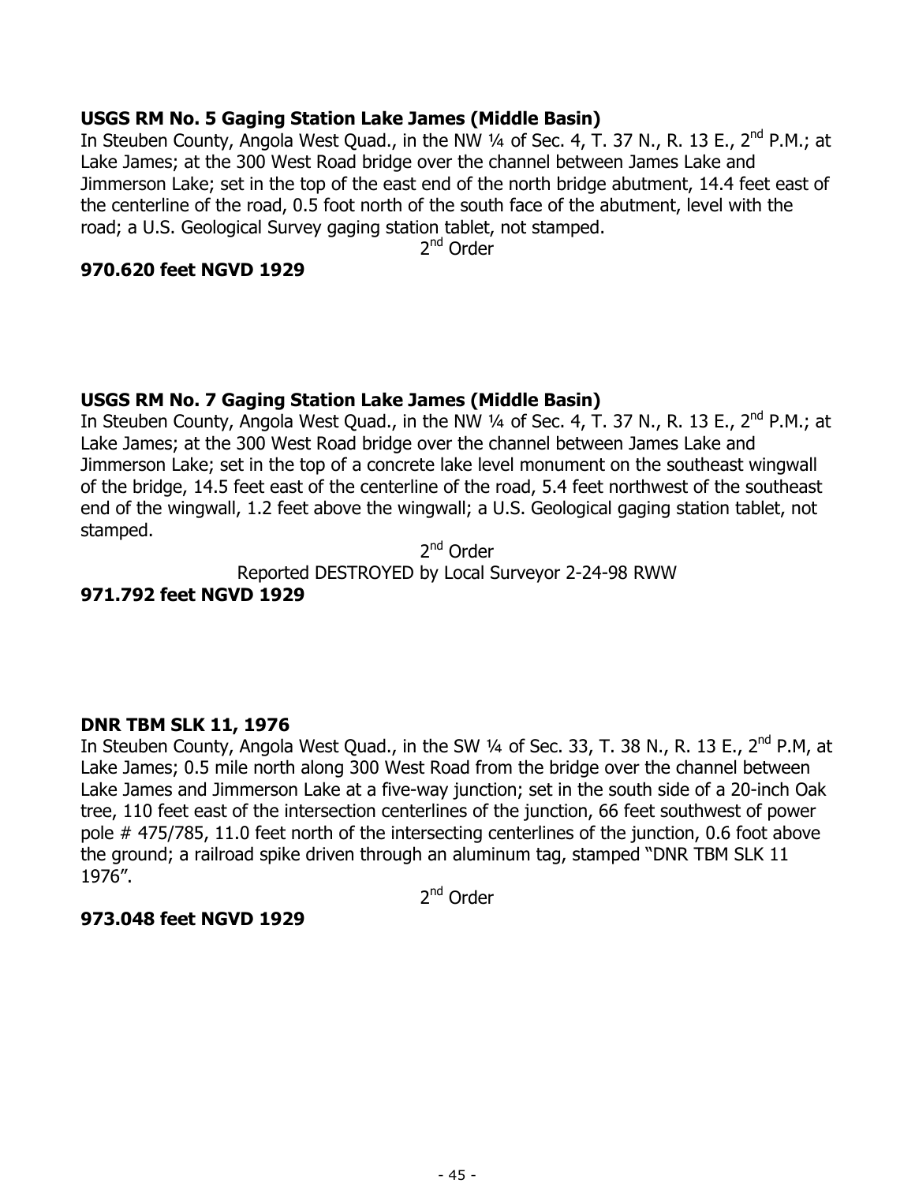**USGS RM No. 5 Gaging Station Lake James (Middle Basin)**
In Steuben County, Angola West Quad., in the NW ¼ of Sec. 4, T. 37 N., R. 13 E., 2nd P.M.; at Lake James; at the 300 West Road bridge over the channel between James Lake and Jimmerson Lake; set in the top of the east end of the north bridge abutment, 14.4 feet east of the centerline of the road, 0.5 foot north of the south face of the abutment, level with the road; a U.S. Geological Survey gaging station tablet, not stamped.

2nd Order

**970.620 feet NGVD 1929**

**USGS RM No. 7 Gaging Station Lake James (Middle Basin)**
In Steuben County, Angola West Quad., in the NW ¼ of Sec. 4, T. 37 N., R. 13 E., 2nd P.M.; at Lake James; at the 300 West Road bridge over the channel between James Lake and Jimmerson Lake; set in the top of a concrete lake level monument on the southeast wingwall of the bridge, 14.5 feet east of the centerline of the road, 5.4 feet northwest of the southeast end of the wingwall, 1.2 feet above the wingwall; a U.S. Geological gaging station tablet, not stamped.

2nd Order

Reported DESTROYED by Local Surveyor 2-24-98 RWW

**971.792 feet NGVD 1929**

**DNR TBM SLK 11, 1976**
In Steuben County, Angola West Quad., in the SW ¼ of Sec. 33, T. 38 N., R. 13 E., 2nd P.M, at Lake James; 0.5 mile north along 300 West Road from the bridge over the channel between Lake James and Jimmerson Lake at a five-way junction; set in the south side of a 20-inch Oak tree, 110 feet east of the intersection centerlines of the junction, 66 feet southwest of power pole # 475/785, 11.0 feet north of the intersecting centerlines of the junction, 0.6 foot above the ground; a railroad spike driven through an aluminum tag, stamped "DNR TBM SLK 11 1976".

2nd Order

**973.048 feet NGVD 1929**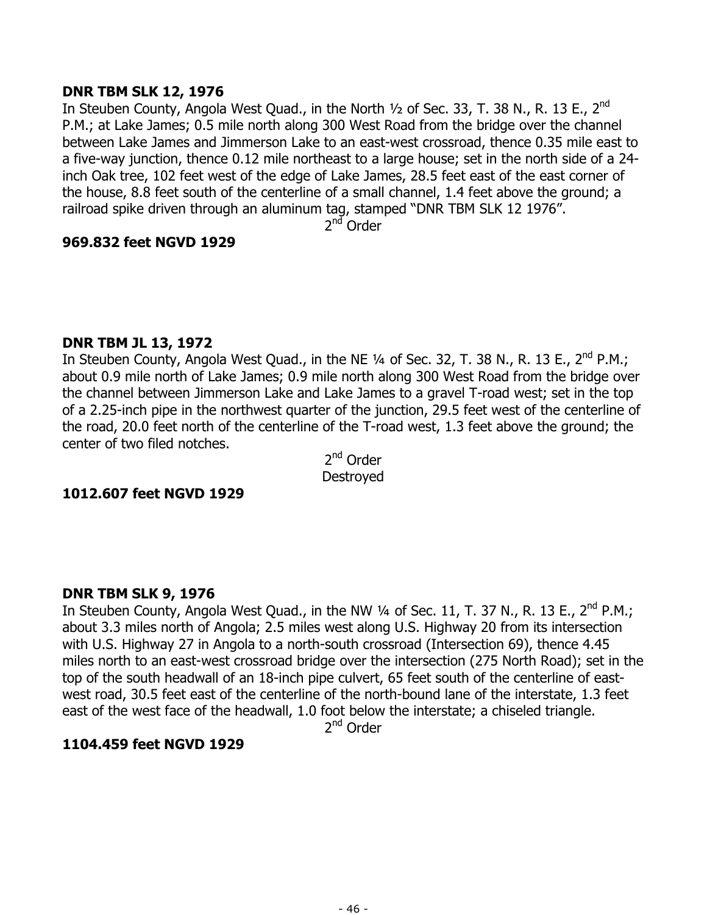**DNR TBM SLK 12, 1976**

In Steuben County, Angola West Quad., in the North ½ of Sec. 33, T. 38 N., R. 13 E., 2nd P.M.; at Lake James; 0.5 mile north along 300 West Road from the bridge over the channel between Lake James and Jimmerson Lake to an east-west crossroad, thence 0.35 mile east to a five-way junction, thence 0.12 mile northeast to a large house; set in the north side of a 24-inch Oak tree, 102 feet west of the edge of Lake James, 28.5 feet east of the east corner of the house, 8.8 feet south of the centerline of a small channel, 1.4 feet above the ground; a railroad spike driven through an aluminum tag, stamped "DNR TBM SLK 12 1976".

2nd Order

**969.832 feet NGVD 1929**

**DNR TBM JL 13, 1972**

In Steuben County, Angola West Quad., in the NE ¼ of Sec. 32, T. 38 N., R. 13 E., 2nd P.M.; about 0.9 mile north of Lake James; 0.9 mile north along 300 West Road from the bridge over the channel between Jimmerson Lake and Lake James to a gravel T-road west; set in the top of a 2.25-inch pipe in the northwest quarter of the junction, 29.5 feet west of the centerline of the road, 20.0 feet north of the centerline of the T-road west, 1.3 feet above the ground; the center of two filed notches.

2nd Order
Destroyed

**1012.607 feet NGVD 1929**

**DNR TBM SLK 9, 1976**

In Steuben County, Angola West Quad., in the NW ¼ of Sec. 11, T. 37 N., R. 13 E., 2nd P.M.; about 3.3 miles north of Angola; 2.5 miles west along U.S. Highway 20 from its intersection with U.S. Highway 27 in Angola to a north-south crossroad (Intersection 69), thence 4.45 miles north to an east-west crossroad bridge over the intersection (275 North Road); set in the top of the south headwall of an 18-inch pipe culvert, 65 feet south of the centerline of east-west road, 30.5 feet east of the centerline of the north-bound lane of the interstate, 1.3 feet east of the west face of the headwall, 1.0 foot below the interstate; a chiseled triangle.

2nd Order

**1104.459 feet NGVD 1929**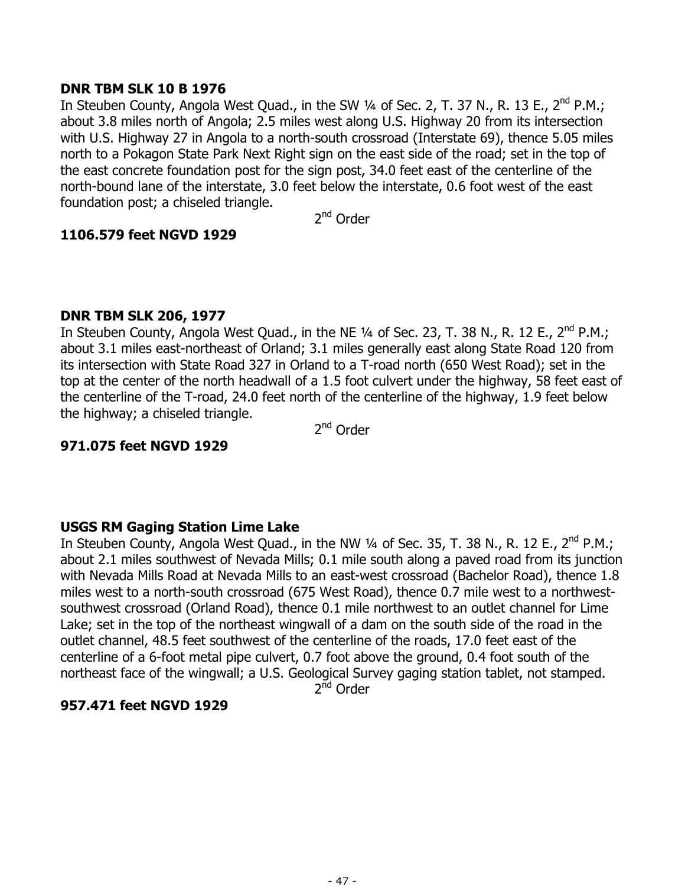**DNR TBM SLK 10 B 1976**
In Steuben County, Angola West Quad., in the SW ¼ of Sec. 2, T. 37 N., R. 13 E., 2nd P.M.; about 3.8 miles north of Angola; 2.5 miles west along U.S. Highway 20 from its intersection with U.S. Highway 27 in Angola to a north-south crossroad (Interstate 69), thence 5.05 miles north to a Pokagon State Park Next Right sign on the east side of the road; set in the top of the east concrete foundation post for the sign post, 34.0 feet east of the centerline of the north-bound lane of the interstate, 3.0 feet below the interstate, 0.6 foot west of the east foundation post; a chiseled triangle.

2nd Order

**1106.579 feet NGVD 1929**

**DNR TBM SLK 206, 1977**
In Steuben County, Angola West Quad., in the NE ¼ of Sec. 23, T. 38 N., R. 12 E., 2nd P.M.; about 3.1 miles east-northeast of Orland; 3.1 miles generally east along State Road 120 from its intersection with State Road 327 in Orland to a T-road north (650 West Road); set in the top at the center of the north headwall of a 1.5 foot culvert under the highway, 58 feet east of the centerline of the T-road, 24.0 feet north of the centerline of the highway, 1.9 feet below the highway; a chiseled triangle.

2nd Order

**971.075 feet NGVD 1929**

**USGS RM Gaging Station Lime Lake**
In Steuben County, Angola West Quad., in the NW ¼ of Sec. 35, T. 38 N., R. 12 E., 2nd P.M.; about 2.1 miles southwest of Nevada Mills; 0.1 mile south along a paved road from its junction with Nevada Mills Road at Nevada Mills to an east-west crossroad (Bachelor Road), thence 1.8 miles west to a north-south crossroad (675 West Road), thence 0.7 mile west to a northwest-southwest crossroad (Orland Road), thence 0.1 mile northwest to an outlet channel for Lime Lake; set in the top of the northeast wingwall of a dam on the south side of the road in the outlet channel, 48.5 feet southwest of the centerline of the roads, 17.0 feet east of the centerline of a 6-foot metal pipe culvert, 0.7 foot above the ground, 0.4 foot south of the northeast face of the wingwall; a U.S. Geological Survey gaging station tablet, not stamped.

2nd Order

**957.471 feet NGVD 1929**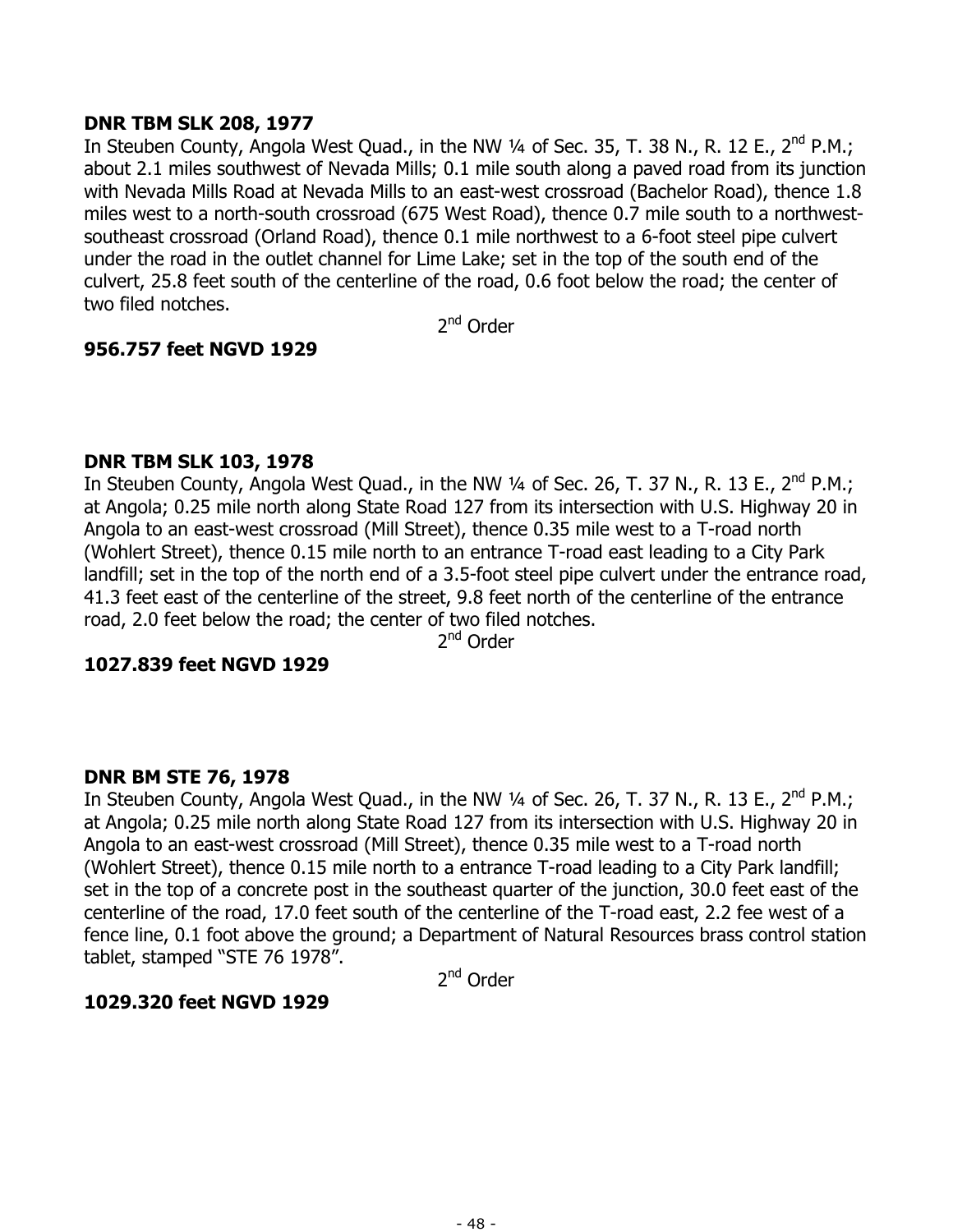**DNR TBM SLK 208, 1977**

In Steuben County, Angola West Quad., in the NW ¼ of Sec. 35, T. 38 N., R. 12 E., 2nd P.M.; about 2.1 miles southwest of Nevada Mills; 0.1 mile south along a paved road from its junction with Nevada Mills Road at Nevada Mills to an east-west crossroad (Bachelor Road), thence 1.8 miles west to a north-south crossroad (675 West Road), thence 0.7 mile south to a northwest-southeast crossroad (Orland Road), thence 0.1 mile northwest to a 6-foot steel pipe culvert under the road in the outlet channel for Lime Lake; set in the top of the south end of the culvert, 25.8 feet south of the centerline of the road, 0.6 foot below the road; the center of two filed notches.

2nd Order

**956.757 feet NGVD 1929**

**DNR TBM SLK 103, 1978**

In Steuben County, Angola West Quad., in the NW ¼ of Sec. 26, T. 37 N., R. 13 E., 2nd P.M.; at Angola; 0.25 mile north along State Road 127 from its intersection with U.S. Highway 20 in Angola to an east-west crossroad (Mill Street), thence 0.35 mile west to a T-road north (Wohlert Street), thence 0.15 mile north to an entrance T-road east leading to a City Park landfill; set in the top of the north end of a 3.5-foot steel pipe culvert under the entrance road, 41.3 feet east of the centerline of the street, 9.8 feet north of the centerline of the entrance road, 2.0 feet below the road; the center of two filed notches.

2nd Order

**1027.839 feet NGVD 1929**

**DNR BM STE 76, 1978**

In Steuben County, Angola West Quad., in the NW ¼ of Sec. 26, T. 37 N., R. 13 E., 2nd P.M.; at Angola; 0.25 mile north along State Road 127 from its intersection with U.S. Highway 20 in Angola to an east-west crossroad (Mill Street), thence 0.35 mile west to a T-road north (Wohlert Street), thence 0.15 mile north to a entrance T-road leading to a City Park landfill; set in the top of a concrete post in the southeast quarter of the junction, 30.0 feet east of the centerline of the road, 17.0 feet south of the centerline of the T-road east, 2.2 fee west of a fence line, 0.1 foot above the ground; a Department of Natural Resources brass control station tablet, stamped "STE 76 1978".

2nd Order

**1029.320 feet NGVD 1929**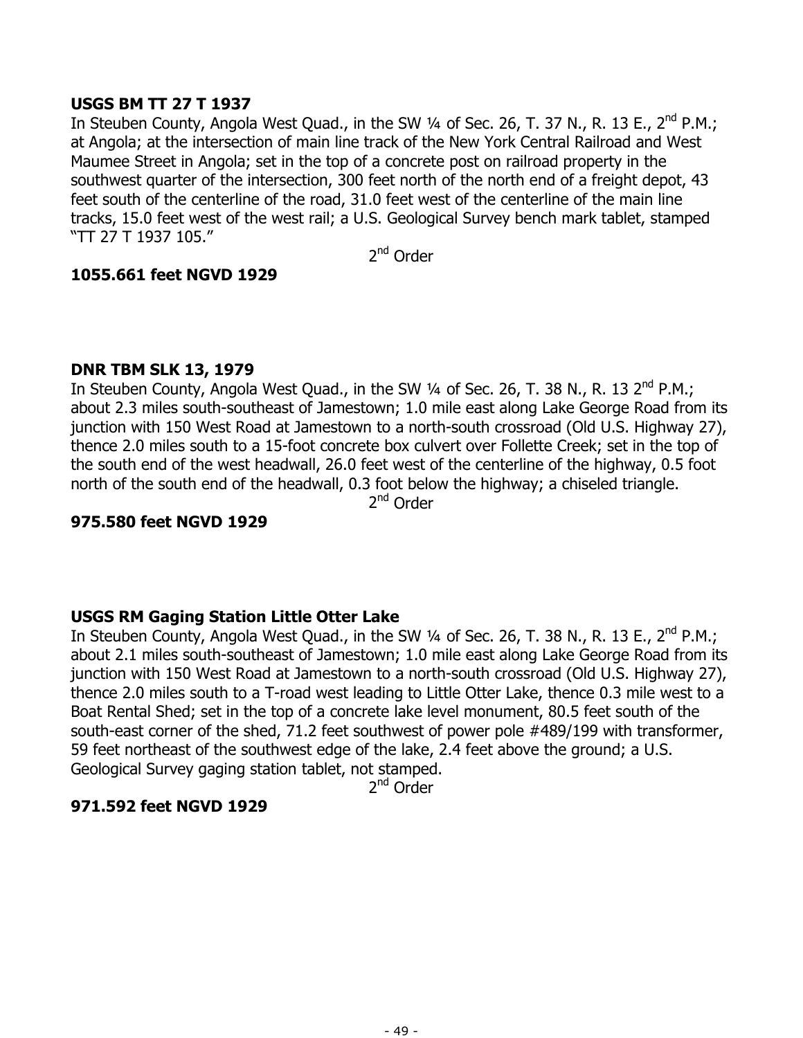**USGS BM TT 27 T 1937**
In Steuben County, Angola West Quad., in the SW ¼ of Sec. 26, T. 37 N., R. 13 E., 2nd P.M.; at Angola; at the intersection of main line track of the New York Central Railroad and West Maumee Street in Angola; set in the top of a concrete post on railroad property in the southwest quarter of the intersection, 300 feet north of the north end of a freight depot, 43 feet south of the centerline of the road, 31.0 feet west of the centerline of the main line tracks, 15.0 feet west of the west rail; a U.S. Geological Survey bench mark tablet, stamped "TT 27 T 1937 105."

2nd Order

**1055.661 feet NGVD 1929**

**DNR TBM SLK 13, 1979**
In Steuben County, Angola West Quad., in the SW ¼ of Sec. 26, T. 38 N., R. 13 2nd P.M.; about 2.3 miles south-southeast of Jamestown; 1.0 mile east along Lake George Road from its junction with 150 West Road at Jamestown to a north-south crossroad (Old U.S. Highway 27), thence 2.0 miles south to a 15-foot concrete box culvert over Follette Creek; set in the top of the south end of the west headwall, 26.0 feet west of the centerline of the highway, 0.5 foot north of the south end of the headwall, 0.3 foot below the highway; a chiseled triangle.

2nd Order

**975.580 feet NGVD 1929**

**USGS RM Gaging Station Little Otter Lake**
In Steuben County, Angola West Quad., in the SW ¼ of Sec. 26, T. 38 N., R. 13 E., 2nd P.M.; about 2.1 miles south-southeast of Jamestown; 1.0 mile east along Lake George Road from its junction with 150 West Road at Jamestown to a north-south crossroad (Old U.S. Highway 27), thence 2.0 miles south to a T-road west leading to Little Otter Lake, thence 0.3 mile west to a Boat Rental Shed; set in the top of a concrete lake level monument, 80.5 feet south of the south-east corner of the shed, 71.2 feet southwest of power pole #489/199 with transformer, 59 feet northeast of the southwest edge of the lake, 2.4 feet above the ground; a U.S. Geological Survey gaging station tablet, not stamped.

2nd Order

**971.592 feet NGVD 1929**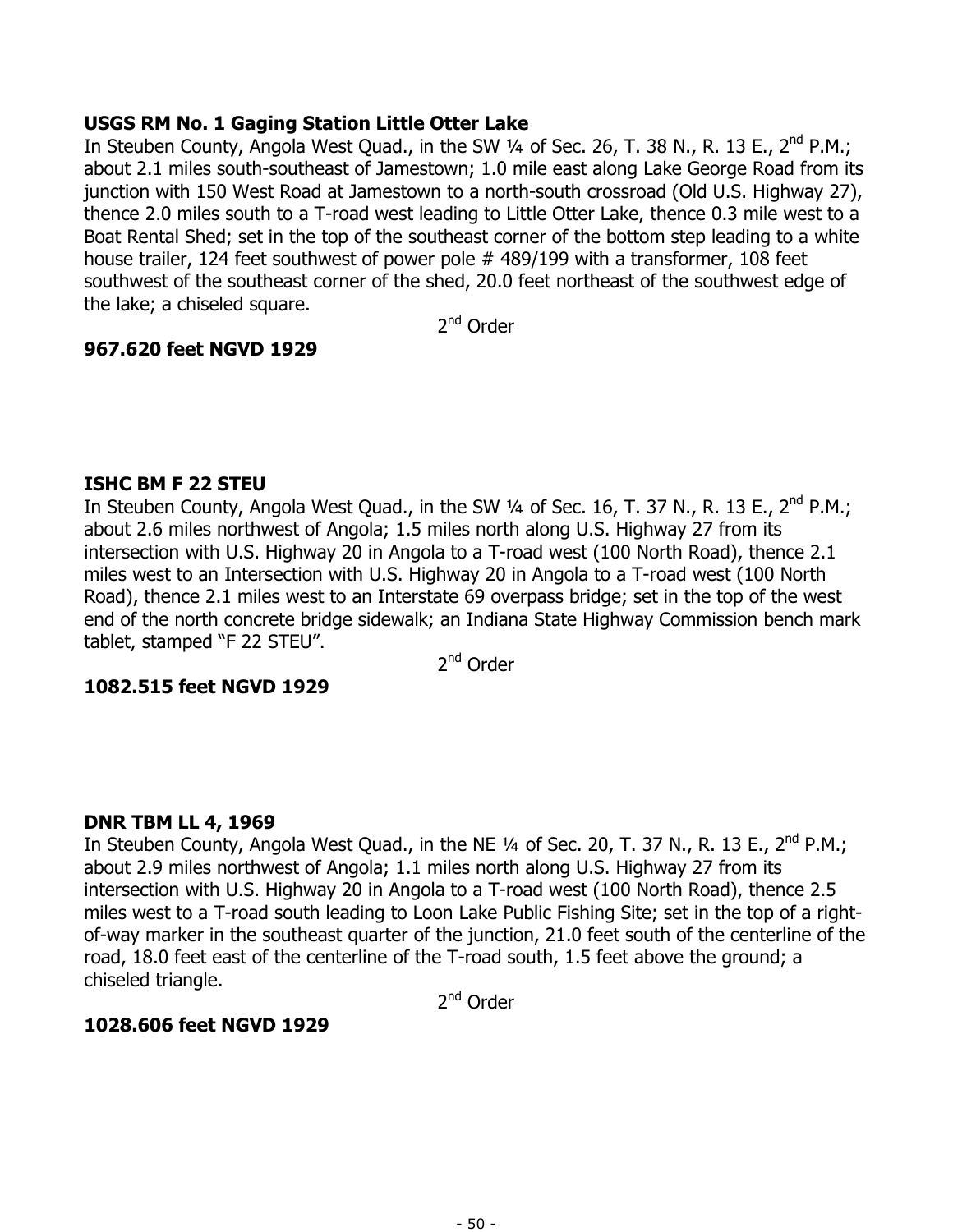**USGS RM No. 1 Gaging Station Little Otter Lake**

In Steuben County, Angola West Quad., in the SW ¼ of Sec. 26, T. 38 N., R. 13 E., 2nd P.M.; about 2.1 miles south-southeast of Jamestown; 1.0 mile east along Lake George Road from its junction with 150 West Road at Jamestown to a north-south crossroad (Old U.S. Highway 27), thence 2.0 miles south to a T-road west leading to Little Otter Lake, thence 0.3 mile west to a Boat Rental Shed; set in the top of the southeast corner of the bottom step leading to a white house trailer, 124 feet southwest of power pole # 489/199 with a transformer, 108 feet southwest of the southeast corner of the shed, 20.0 feet northeast of the southwest edge of the lake; a chiseled square.

2nd Order

**967.620 feet NGVD 1929**

**ISHC BM F 22 STEU**

In Steuben County, Angola West Quad., in the SW ¼ of Sec. 16, T. 37 N., R. 13 E., 2nd P.M.; about 2.6 miles northwest of Angola; 1.5 miles north along U.S. Highway 27 from its intersection with U.S. Highway 20 in Angola to a T-road west (100 North Road), thence 2.1 miles west to an Intersection with U.S. Highway 20 in Angola to a T-road west (100 North Road), thence 2.1 miles west to an Interstate 69 overpass bridge; set in the top of the west end of the north concrete bridge sidewalk; an Indiana State Highway Commission bench mark tablet, stamped "F 22 STEU".

2nd Order

**1082.515 feet NGVD 1929**

**DNR TBM LL 4, 1969**

In Steuben County, Angola West Quad., in the NE ¼ of Sec. 20, T. 37 N., R. 13 E., 2nd P.M.; about 2.9 miles northwest of Angola; 1.1 miles north along U.S. Highway 27 from its intersection with U.S. Highway 20 in Angola to a T-road west (100 North Road), thence 2.5 miles west to a T-road south leading to Loon Lake Public Fishing Site; set in the top of a right-of-way marker in the southeast quarter of the junction, 21.0 feet south of the centerline of the road, 18.0 feet east of the centerline of the T-road south, 1.5 feet above the ground; a chiseled triangle.

2nd Order

**1028.606 feet NGVD 1929**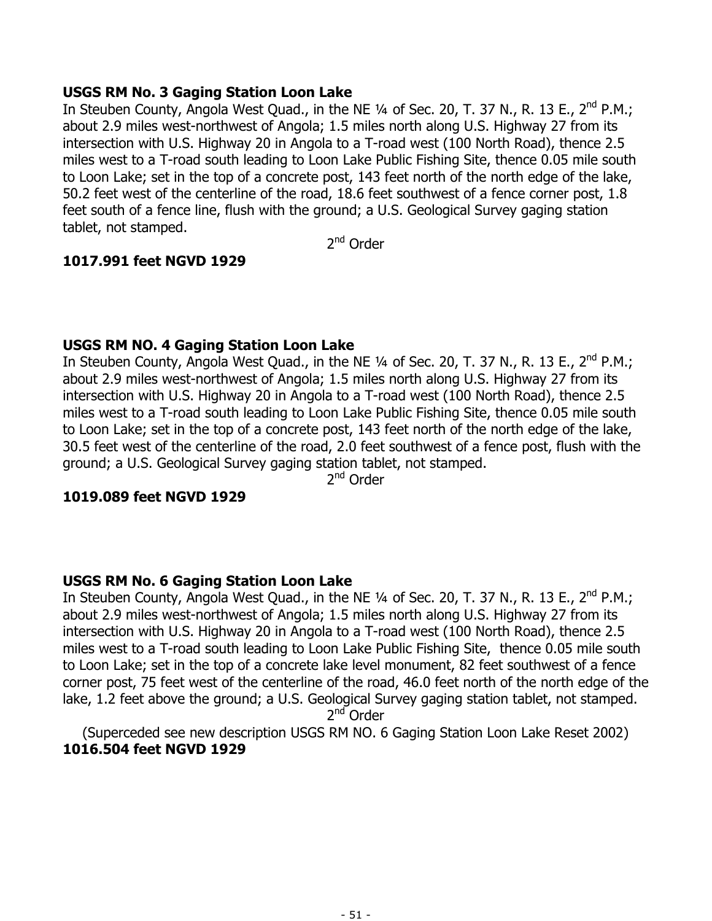**USGS RM No. 3 Gaging Station Loon Lake**
In Steuben County, Angola West Quad., in the NE ¼ of Sec. 20, T. 37 N., R. 13 E., 2nd P.M.; about 2.9 miles west-northwest of Angola; 1.5 miles north along U.S. Highway 27 from its intersection with U.S. Highway 20 in Angola to a T-road west (100 North Road), thence 2.5 miles west to a T-road south leading to Loon Lake Public Fishing Site, thence 0.05 mile south to Loon Lake; set in the top of a concrete post, 143 feet north of the north edge of the lake, 50.2 feet west of the centerline of the road, 18.6 feet southwest of a fence corner post, 1.8 feet south of a fence line, flush with the ground; a U.S. Geological Survey gaging station tablet, not stamped.

2nd Order

**1017.991 feet NGVD 1929**

**USGS RM NO. 4 Gaging Station Loon Lake**
In Steuben County, Angola West Quad., in the NE ¼ of Sec. 20, T. 37 N., R. 13 E., 2nd P.M.; about 2.9 miles west-northwest of Angola; 1.5 miles north along U.S. Highway 27 from its intersection with U.S. Highway 20 in Angola to a T-road west (100 North Road), thence 2.5 miles west to a T-road south leading to Loon Lake Public Fishing Site, thence 0.05 mile south to Loon Lake; set in the top of a concrete post, 143 feet north of the north edge of the lake, 30.5 feet west of the centerline of the road, 2.0 feet southwest of a fence post, flush with the ground; a U.S. Geological Survey gaging station tablet, not stamped.

2nd Order

**1019.089 feet NGVD 1929**

**USGS RM No. 6 Gaging Station Loon Lake**
In Steuben County, Angola West Quad., in the NE ¼ of Sec. 20, T. 37 N., R. 13 E., 2nd P.M.; about 2.9 miles west-northwest of Angola; 1.5 miles north along U.S. Highway 27 from its intersection with U.S. Highway 20 in Angola to a T-road west (100 North Road), thence 2.5 miles west to a T-road south leading to Loon Lake Public Fishing Site, thence 0.05 mile south to Loon Lake; set in the top of a concrete lake level monument, 82 feet southwest of a fence corner post, 75 feet west of the centerline of the road, 46.0 feet north of the north edge of the lake, 1.2 feet above the ground; a U.S. Geological Survey gaging station tablet, not stamped.

2nd Order

(Superceded see new description USGS RM NO. 6 Gaging Station Loon Lake Reset 2002)

**1016.504 feet NGVD 1929**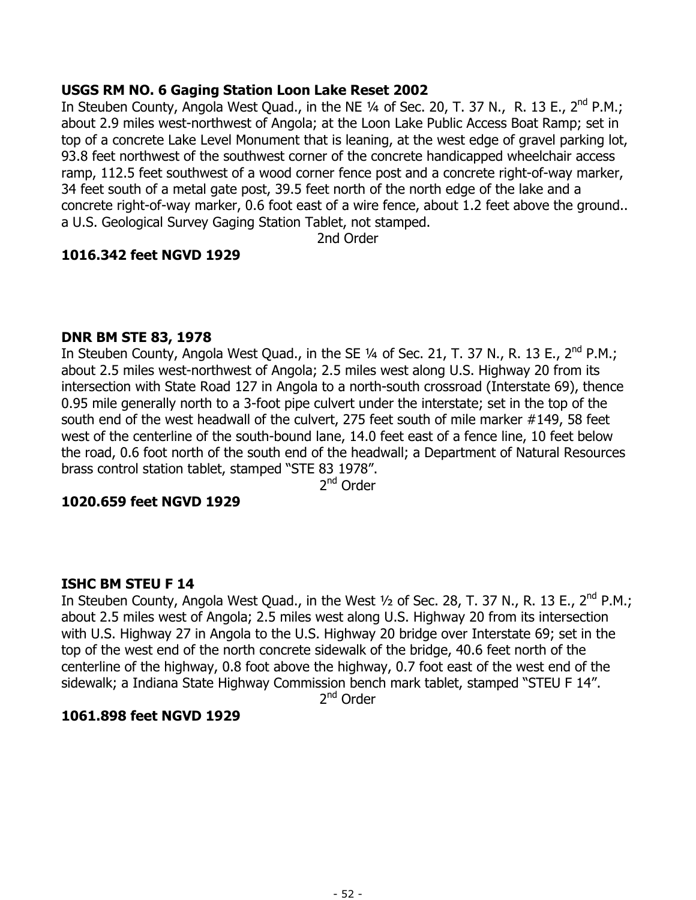**USGS RM NO. 6 Gaging Station Loon Lake Reset 2002**
In Steuben County, Angola West Quad., in the NE ¼ of Sec. 20, T. 37 N., R. 13 E., 2nd P.M.; about 2.9 miles west-northwest of Angola; at the Loon Lake Public Access Boat Ramp; set in top of a concrete Lake Level Monument that is leaning, at the west edge of gravel parking lot, 93.8 feet northwest of the southwest corner of the concrete handicapped wheelchair access ramp, 112.5 feet southwest of a wood corner fence post and a concrete right-of-way marker, 34 feet south of a metal gate post, 39.5 feet north of the north edge of the lake and a concrete right-of-way marker, 0.6 foot east of a wire fence, about 1.2 feet above the ground.. a U.S. Geological Survey Gaging Station Tablet, not stamped.
2nd Order
**1016.342 feet NGVD 1929**

**DNR BM STE 83, 1978**
In Steuben County, Angola West Quad., in the SE ¼ of Sec. 21, T. 37 N., R. 13 E., 2nd P.M.; about 2.5 miles west-northwest of Angola; 2.5 miles west along U.S. Highway 20 from its intersection with State Road 127 in Angola to a north-south crossroad (Interstate 69), thence 0.95 mile generally north to a 3-foot pipe culvert under the interstate; set in the top of the south end of the west headwall of the culvert, 275 feet south of mile marker #149, 58 feet west of the centerline of the south-bound lane, 14.0 feet east of a fence line, 10 feet below the road, 0.6 foot north of the south end of the headwall; a Department of Natural Resources brass control station tablet, stamped “STE 83 1978”.
2nd Order
**1020.659 feet NGVD 1929**

**ISHC BM STEU F 14**
In Steuben County, Angola West Quad., in the West ½ of Sec. 28, T. 37 N., R. 13 E., 2nd P.M.; about 2.5 miles west of Angola; 2.5 miles west along U.S. Highway 20 from its intersection with U.S. Highway 27 in Angola to the U.S. Highway 20 bridge over Interstate 69; set in the top of the west end of the north concrete sidewalk of the bridge, 40.6 feet north of the centerline of the highway, 0.8 foot above the highway, 0.7 foot east of the west end of the sidewalk; a Indiana State Highway Commission bench mark tablet, stamped “STEU F 14”.
2nd Order
**1061.898 feet NGVD 1929**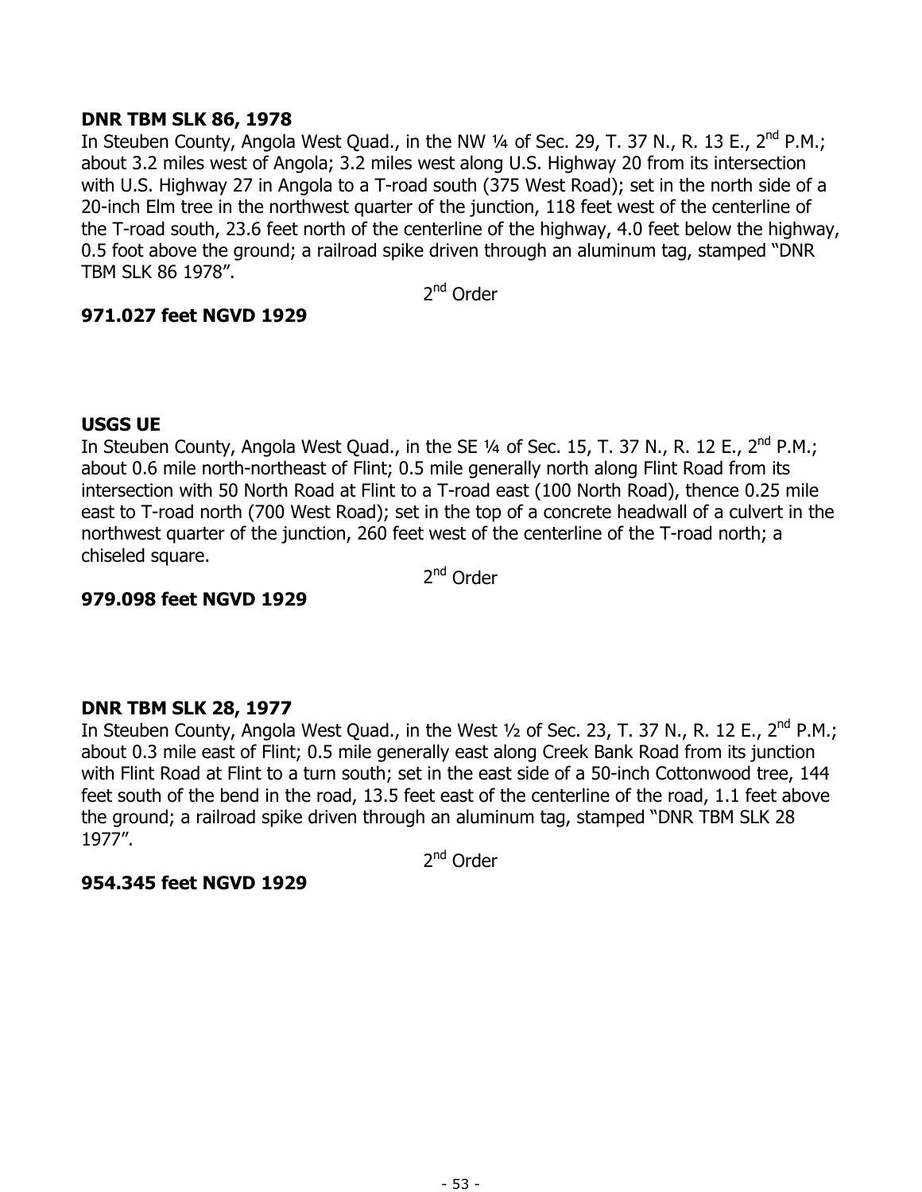**DNR TBM SLK 86, 1978**

In Steuben County, Angola West Quad., in the NW ¼ of Sec. 29, T. 37 N., R. 13 E., 2nd P.M.; about 3.2 miles west of Angola; 3.2 miles west along U.S. Highway 20 from its intersection with U.S. Highway 27 in Angola to a T-road south (375 West Road); set in the north side of a 20-inch Elm tree in the northwest quarter of the junction, 118 feet west of the centerline of the T-road south, 23.6 feet north of the centerline of the highway, 4.0 feet below the highway, 0.5 foot above the ground; a railroad spike driven through an aluminum tag, stamped "DNR TBM SLK 86 1978".

2nd Order

**971.027 feet NGVD 1929**

**USGS UE**

In Steuben County, Angola West Quad., in the SE ¼ of Sec. 15, T. 37 N., R. 12 E., 2nd P.M.; about 0.6 mile north-northeast of Flint; 0.5 mile generally north along Flint Road from its intersection with 50 North Road at Flint to a T-road east (100 North Road), thence 0.25 mile east to T-road north (700 West Road); set in the top of a concrete headwall of a culvert in the northwest quarter of the junction, 260 feet west of the centerline of the T-road north; a chiseled square.

2nd Order

**979.098 feet NGVD 1929**

**DNR TBM SLK 28, 1977**

In Steuben County, Angola West Quad., in the West ½ of Sec. 23, T. 37 N., R. 12 E., 2nd P.M.; about 0.3 mile east of Flint; 0.5 mile generally east along Creek Bank Road from its junction with Flint Road at Flint to a turn south; set in the east side of a 50-inch Cottonwood tree, 144 feet south of the bend in the road, 13.5 feet east of the centerline of the road, 1.1 feet above the ground; a railroad spike driven through an aluminum tag, stamped "DNR TBM SLK 28 1977".

2nd Order

**954.345 feet NGVD 1929**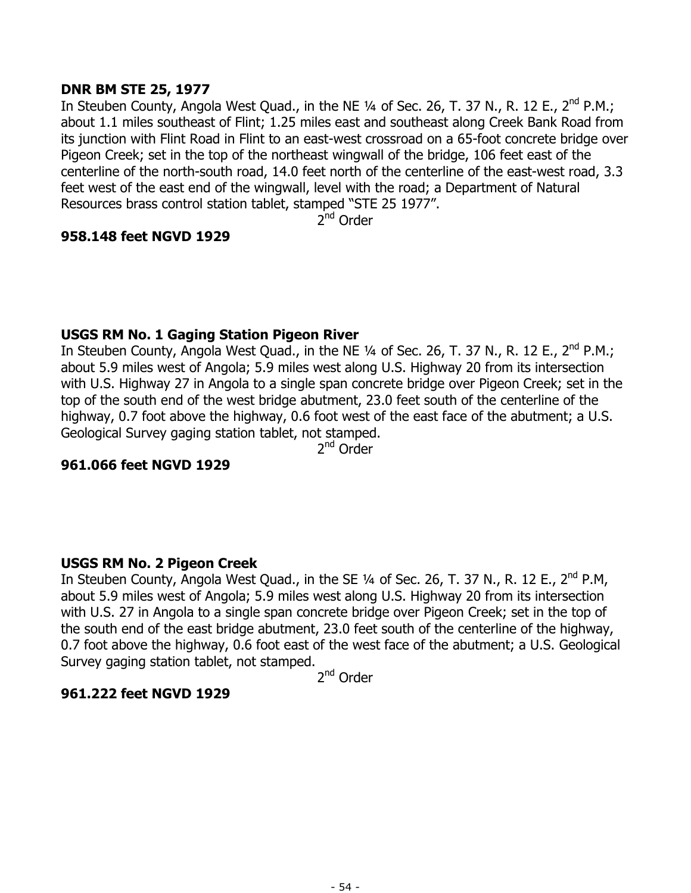**DNR BM STE 25, 1977**
In Steuben County, Angola West Quad., in the NE ¼ of Sec. 26, T. 37 N., R. 12 E., 2nd P.M.; about 1.1 miles southeast of Flint; 1.25 miles east and southeast along Creek Bank Road from its junction with Flint Road in Flint to an east-west crossroad on a 65-foot concrete bridge over Pigeon Creek; set in the top of the northeast wingwall of the bridge, 106 feet east of the centerline of the north-south road, 14.0 feet north of the centerline of the east-west road, 3.3 feet west of the east end of the wingwall, level with the road; a Department of Natural Resources brass control station tablet, stamped "STE 25 1977".

2nd Order

**958.148 feet NGVD 1929**

**USGS RM No. 1 Gaging Station Pigeon River**
In Steuben County, Angola West Quad., in the NE ¼ of Sec. 26, T. 37 N., R. 12 E., 2nd P.M.; about 5.9 miles west of Angola; 5.9 miles west along U.S. Highway 20 from its intersection with U.S. Highway 27 in Angola to a single span concrete bridge over Pigeon Creek; set in the top of the south end of the west bridge abutment, 23.0 feet south of the centerline of the highway, 0.7 foot above the highway, 0.6 foot west of the east face of the abutment; a U.S. Geological Survey gaging station tablet, not stamped.

2nd Order

**961.066 feet NGVD 1929**

**USGS RM No. 2 Pigeon Creek**
In Steuben County, Angola West Quad., in the SE ¼ of Sec. 26, T. 37 N., R. 12 E., 2nd P.M, about 5.9 miles west of Angola; 5.9 miles west along U.S. Highway 20 from its intersection with U.S. 27 in Angola to a single span concrete bridge over Pigeon Creek; set in the top of the south end of the east bridge abutment, 23.0 feet south of the centerline of the highway, 0.7 foot above the highway, 0.6 foot east of the west face of the abutment; a U.S. Geological Survey gaging station tablet, not stamped.

2nd Order

**961.222 feet NGVD 1929**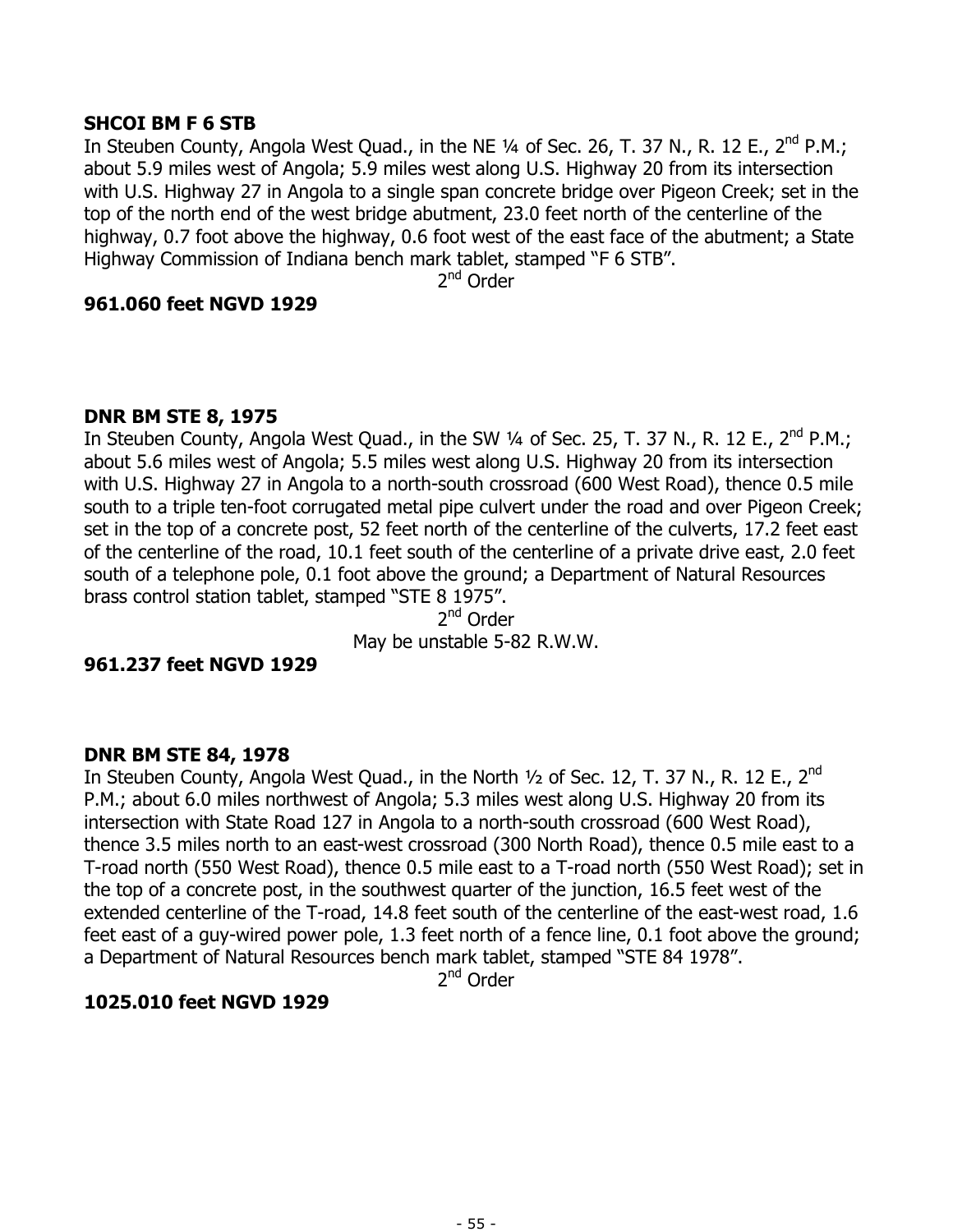**SHCOI BM F 6 STB**
In Steuben County, Angola West Quad., in the NE ¼ of Sec. 26, T. 37 N., R. 12 E., 2nd P.M.; about 5.9 miles west of Angola; 5.9 miles west along U.S. Highway 20 from its intersection with U.S. Highway 27 in Angola to a single span concrete bridge over Pigeon Creek; set in the top of the north end of the west bridge abutment, 23.0 feet north of the centerline of the highway, 0.7 foot above the highway, 0.6 foot west of the east face of the abutment; a State Highway Commission of Indiana bench mark tablet, stamped "F 6 STB".

2nd Order

**961.060 feet NGVD 1929**

**DNR BM STE 8, 1975**
In Steuben County, Angola West Quad., in the SW ¼ of Sec. 25, T. 37 N., R. 12 E., 2nd P.M.; about 5.6 miles west of Angola; 5.5 miles west along U.S. Highway 20 from its intersection with U.S. Highway 27 in Angola to a north-south crossroad (600 West Road), thence 0.5 mile south to a triple ten-foot corrugated metal pipe culvert under the road and over Pigeon Creek; set in the top of a concrete post, 52 feet north of the centerline of the culverts, 17.2 feet east of the centerline of the road, 10.1 feet south of the centerline of a private drive east, 2.0 feet south of a telephone pole, 0.1 foot above the ground; a Department of Natural Resources brass control station tablet, stamped "STE 8 1975".

2nd Order

May be unstable 5-82 R.W.W.

**961.237 feet NGVD 1929**

**DNR BM STE 84, 1978**
In Steuben County, Angola West Quad., in the North ½ of Sec. 12, T. 37 N., R. 12 E., 2nd P.M.; about 6.0 miles northwest of Angola; 5.3 miles west along U.S. Highway 20 from its intersection with State Road 127 in Angola to a north-south crossroad (600 West Road), thence 3.5 miles north to an east-west crossroad (300 North Road), thence 0.5 mile east to a T-road north (550 West Road), thence 0.5 mile east to a T-road north (550 West Road); set in the top of a concrete post, in the southwest quarter of the junction, 16.5 feet west of the extended centerline of the T-road, 14.8 feet south of the centerline of the east-west road, 1.6 feet east of a guy-wired power pole, 1.3 feet north of a fence line, 0.1 foot above the ground; a Department of Natural Resources bench mark tablet, stamped "STE 84 1978".

2nd Order

**1025.010 feet NGVD 1929**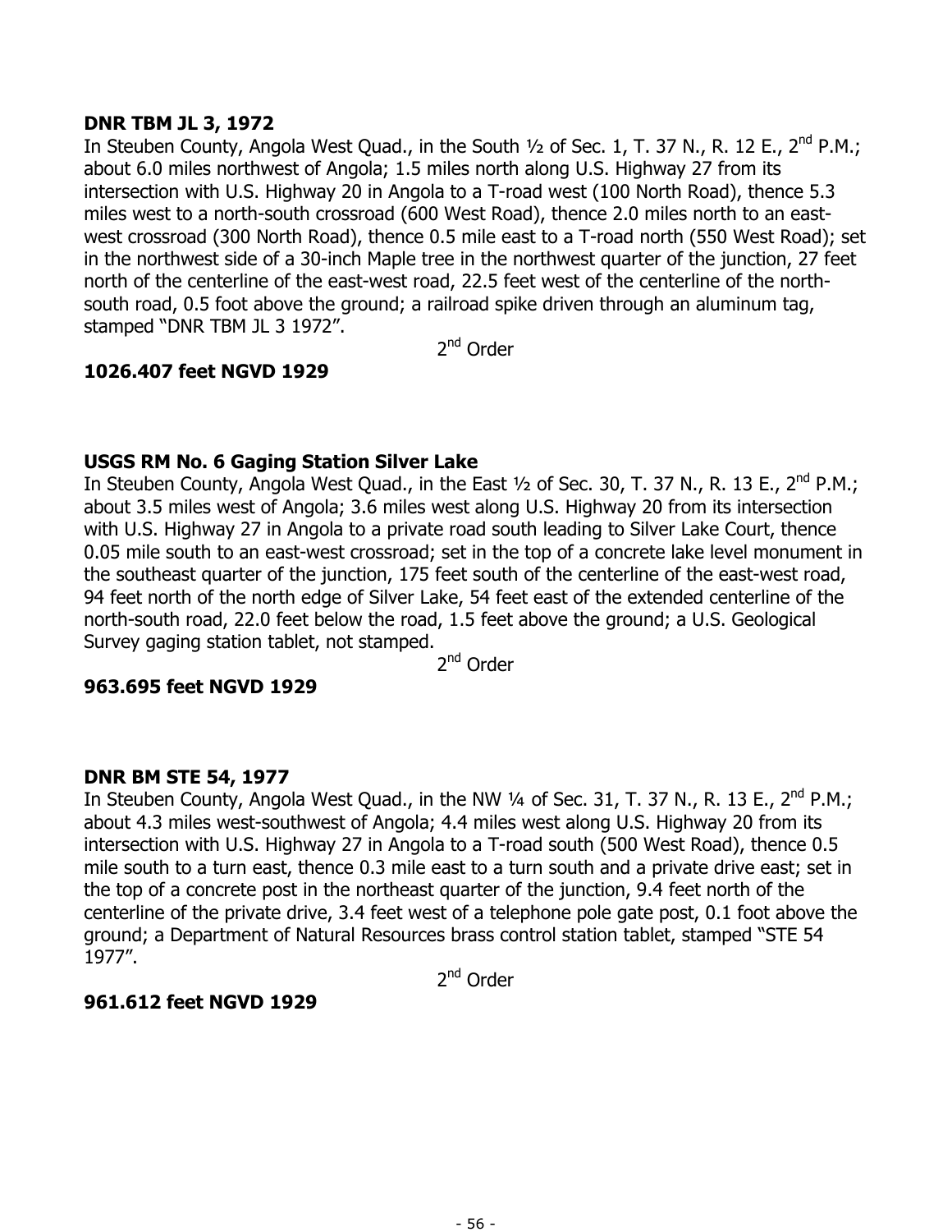**DNR TBM JL 3, 1972**

In Steuben County, Angola West Quad., in the South ½ of Sec. 1, T. 37 N., R. 12 E., 2nd P.M.; about 6.0 miles northwest of Angola; 1.5 miles north along U.S. Highway 27 from its intersection with U.S. Highway 20 in Angola to a T-road west (100 North Road), thence 5.3 miles west to a north-south crossroad (600 West Road), thence 2.0 miles north to an east-west crossroad (300 North Road), thence 0.5 mile east to a T-road north (550 West Road); set in the northwest side of a 30-inch Maple tree in the northwest quarter of the junction, 27 feet north of the centerline of the east-west road, 22.5 feet west of the centerline of the north-south road, 0.5 foot above the ground; a railroad spike driven through an aluminum tag, stamped "DNR TBM JL 3 1972".

2nd Order

**1026.407 feet NGVD 1929**

**USGS RM No. 6 Gaging Station Silver Lake**

In Steuben County, Angola West Quad., in the East ½ of Sec. 30, T. 37 N., R. 13 E., 2nd P.M.; about 3.5 miles west of Angola; 3.6 miles west along U.S. Highway 20 from its intersection with U.S. Highway 27 in Angola to a private road south leading to Silver Lake Court, thence 0.05 mile south to an east-west crossroad; set in the top of a concrete lake level monument in the southeast quarter of the junction, 175 feet south of the centerline of the east-west road, 94 feet north of the north edge of Silver Lake, 54 feet east of the extended centerline of the north-south road, 22.0 feet below the road, 1.5 feet above the ground; a U.S. Geological Survey gaging station tablet, not stamped.

2nd Order

**963.695 feet NGVD 1929**

**DNR BM STE 54, 1977**

In Steuben County, Angola West Quad., in the NW ¼ of Sec. 31, T. 37 N., R. 13 E., 2nd P.M.; about 4.3 miles west-southwest of Angola; 4.4 miles west along U.S. Highway 20 from its intersection with U.S. Highway 27 in Angola to a T-road south (500 West Road), thence 0.5 mile south to a turn east, thence 0.3 mile east to a turn south and a private drive east; set in the top of a concrete post in the northeast quarter of the junction, 9.4 feet north of the centerline of the private drive, 3.4 feet west of a telephone pole gate post, 0.1 foot above the ground; a Department of Natural Resources brass control station tablet, stamped "STE 54 1977".

2nd Order

**961.612 feet NGVD 1929**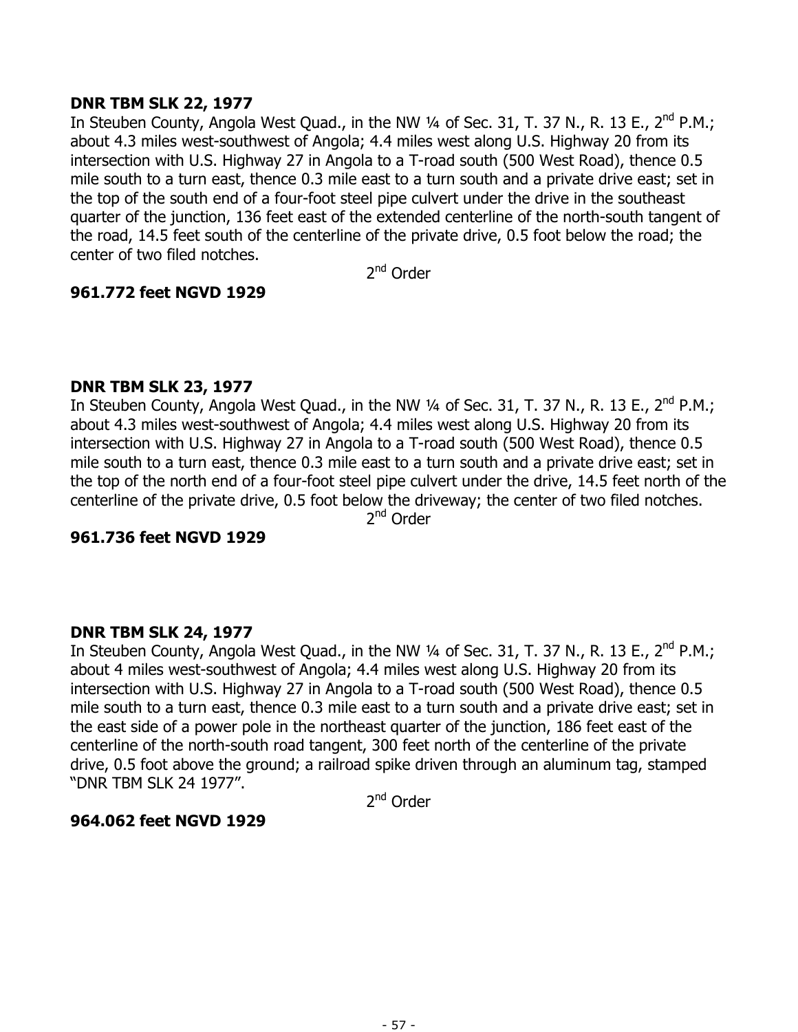**DNR TBM SLK 22, 1977**
In Steuben County, Angola West Quad., in the NW ¼ of Sec. 31, T. 37 N., R. 13 E., 2nd P.M.; about 4.3 miles west-southwest of Angola; 4.4 miles west along U.S. Highway 20 from its intersection with U.S. Highway 27 in Angola to a T-road south (500 West Road), thence 0.5 mile south to a turn east, thence 0.3 mile east to a turn south and a private drive east; set in the top of the south end of a four-foot steel pipe culvert under the drive in the southeast quarter of the junction, 136 feet east of the extended centerline of the north-south tangent of the road, 14.5 feet south of the centerline of the private drive, 0.5 foot below the road; the center of two filed notches.

2nd Order

**961.772 feet NGVD 1929**

**DNR TBM SLK 23, 1977**
In Steuben County, Angola West Quad., in the NW ¼ of Sec. 31, T. 37 N., R. 13 E., 2nd P.M.; about 4.3 miles west-southwest of Angola; 4.4 miles west along U.S. Highway 20 from its intersection with U.S. Highway 27 in Angola to a T-road south (500 West Road), thence 0.5 mile south to a turn east, thence 0.3 mile east to a turn south and a private drive east; set in the top of the north end of a four-foot steel pipe culvert under the drive, 14.5 feet north of the centerline of the private drive, 0.5 foot below the driveway; the center of two filed notches.

2nd Order

**961.736 feet NGVD 1929**

**DNR TBM SLK 24, 1977**
In Steuben County, Angola West Quad., in the NW ¼ of Sec. 31, T. 37 N., R. 13 E., 2nd P.M.; about 4 miles west-southwest of Angola; 4.4 miles west along U.S. Highway 20 from its intersection with U.S. Highway 27 in Angola to a T-road south (500 West Road), thence 0.5 mile south to a turn east, thence 0.3 mile east to a turn south and a private drive east; set in the east side of a power pole in the northeast quarter of the junction, 186 feet east of the centerline of the north-south road tangent, 300 feet north of the centerline of the private drive, 0.5 foot above the ground; a railroad spike driven through an aluminum tag, stamped "DNR TBM SLK 24 1977".

2nd Order

**964.062 feet NGVD 1929**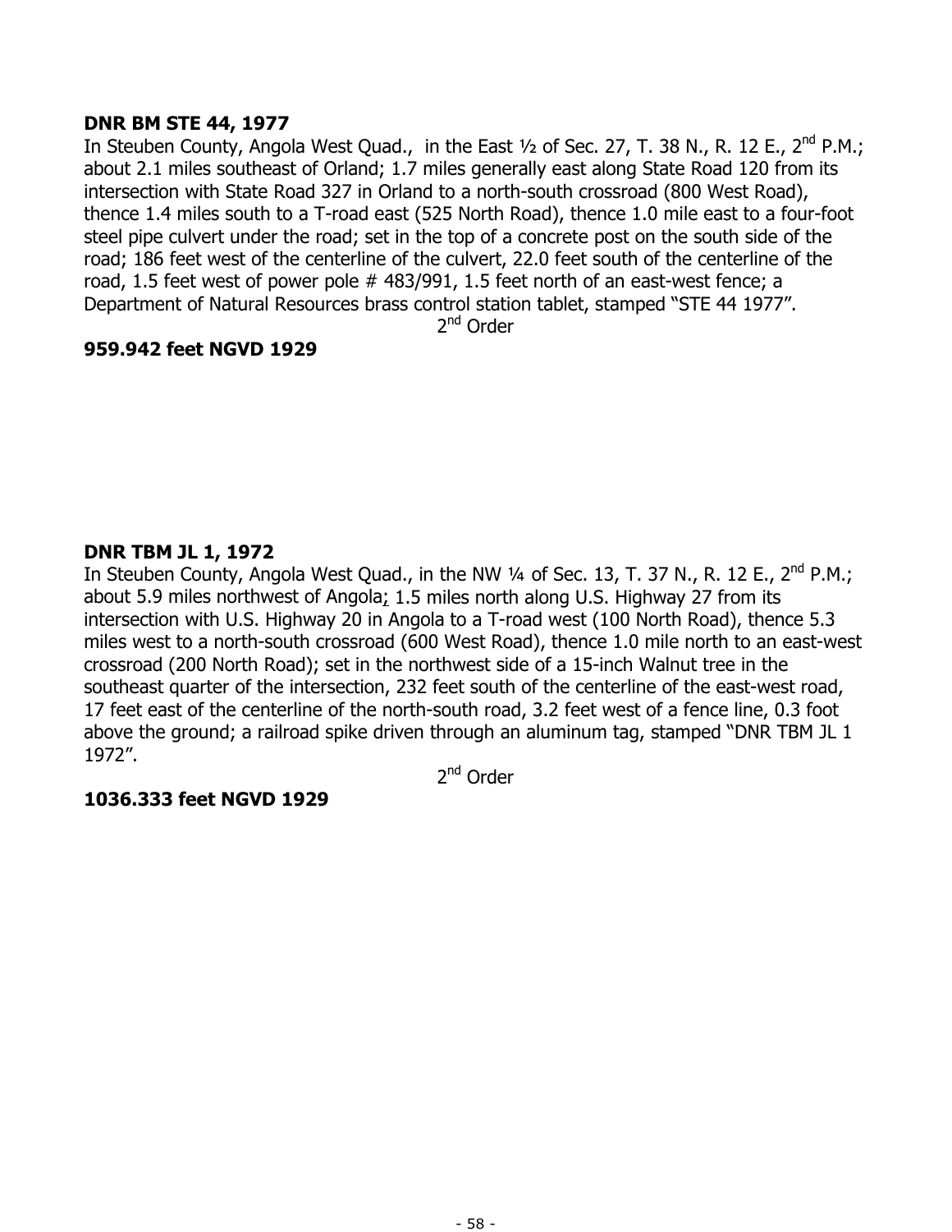**DNR BM STE 44, 1977**

In Steuben County, Angola West Quad., in the East ½ of Sec. 27, T. 38 N., R. 12 E., 2nd P.M.; about 2.1 miles southeast of Orland; 1.7 miles generally east along State Road 120 from its intersection with State Road 327 in Orland to a north-south crossroad (800 West Road), thence 1.4 miles south to a T-road east (525 North Road), thence 1.0 mile east to a four-foot steel pipe culvert under the road; set in the top of a concrete post on the south side of the road; 186 feet west of the centerline of the culvert, 22.0 feet south of the centerline of the road, 1.5 feet west of power pole # 483/991, 1.5 feet north of an east-west fence; a Department of Natural Resources brass control station tablet, stamped "STE 44 1977".

2nd Order

**959.942 feet NGVD 1929**

**DNR TBM JL 1, 1972**

In Steuben County, Angola West Quad., in the NW ¼ of Sec. 13, T. 37 N., R. 12 E., 2nd P.M.; about 5.9 miles northwest of Angola; 1.5 miles north along U.S. Highway 27 from its intersection with U.S. Highway 20 in Angola to a T-road west (100 North Road), thence 5.3 miles west to a north-south crossroad (600 West Road), thence 1.0 mile north to an east-west crossroad (200 North Road); set in the northwest side of a 15-inch Walnut tree in the southeast quarter of the intersection, 232 feet south of the centerline of the east-west road, 17 feet east of the centerline of the north-south road, 3.2 feet west of a fence line, 0.3 foot above the ground; a railroad spike driven through an aluminum tag, stamped "DNR TBM JL 1 1972".

2nd Order

**1036.333 feet NGVD 1929**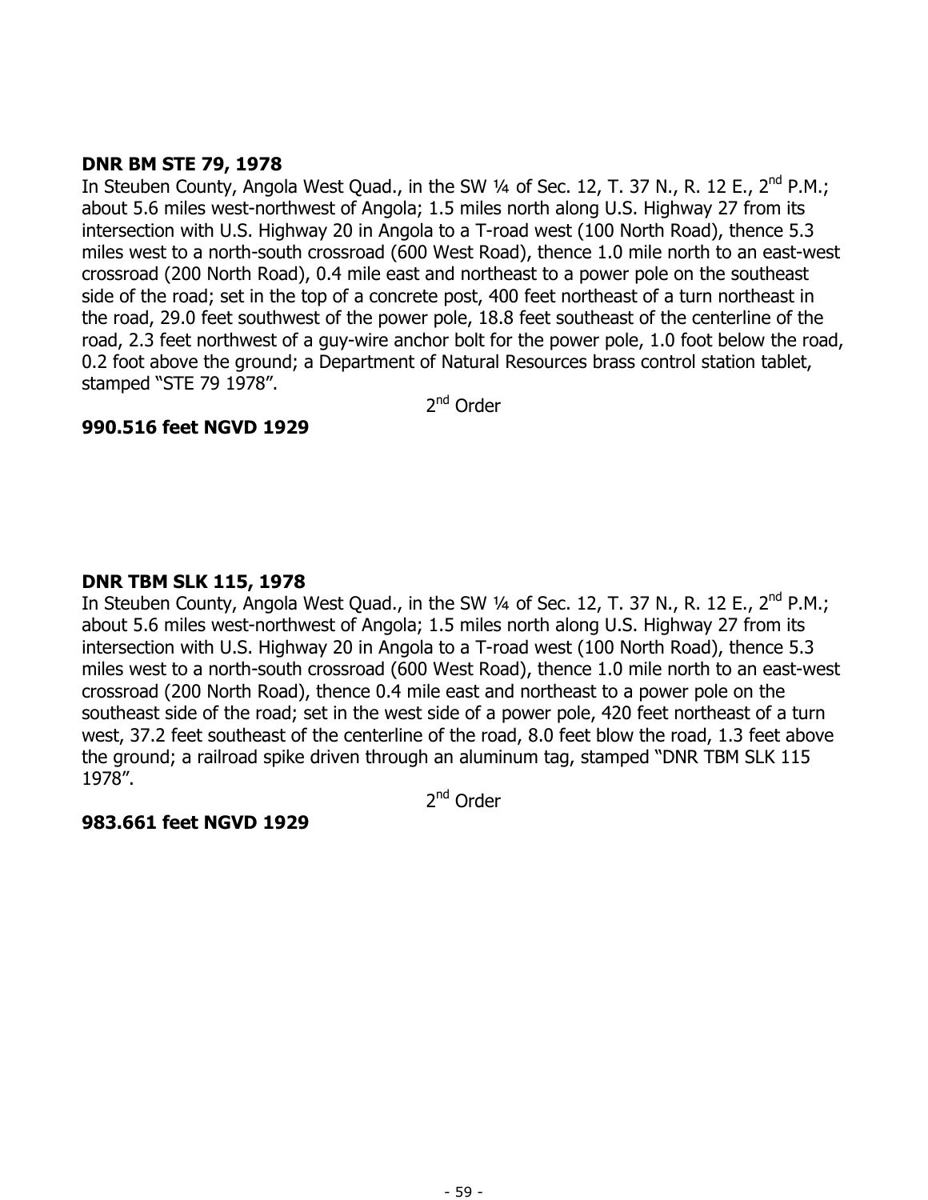**DNR BM STE 79, 1978**

In Steuben County, Angola West Quad., in the SW ¼ of Sec. 12, T. 37 N., R. 12 E., 2nd P.M.; about 5.6 miles west-northwest of Angola; 1.5 miles north along U.S. Highway 27 from its intersection with U.S. Highway 20 in Angola to a T-road west (100 North Road), thence 5.3 miles west to a north-south crossroad (600 West Road), thence 1.0 mile north to an east-west crossroad (200 North Road), 0.4 mile east and northeast to a power pole on the southeast side of the road; set in the top of a concrete post, 400 feet northeast of a turn northeast in the road, 29.0 feet southwest of the power pole, 18.8 feet southeast of the centerline of the road, 2.3 feet northwest of a guy-wire anchor bolt for the power pole, 1.0 foot below the road, 0.2 foot above the ground; a Department of Natural Resources brass control station tablet, stamped "STE 79 1978".

2nd Order

**990.516 feet NGVD 1929**

**DNR TBM SLK 115, 1978**

In Steuben County, Angola West Quad., in the SW ¼ of Sec. 12, T. 37 N., R. 12 E., 2nd P.M.; about 5.6 miles west-northwest of Angola; 1.5 miles north along U.S. Highway 27 from its intersection with U.S. Highway 20 in Angola to a T-road west (100 North Road), thence 5.3 miles west to a north-south crossroad (600 West Road), thence 1.0 mile north to an east-west crossroad (200 North Road), thence 0.4 mile east and northeast to a power pole on the southeast side of the road; set in the west side of a power pole, 420 feet northeast of a turn west, 37.2 feet southeast of the centerline of the road, 8.0 feet blow the road, 1.3 feet above the ground; a railroad spike driven through an aluminum tag, stamped "DNR TBM SLK 115 1978".

2nd Order

**983.661 feet NGVD 1929**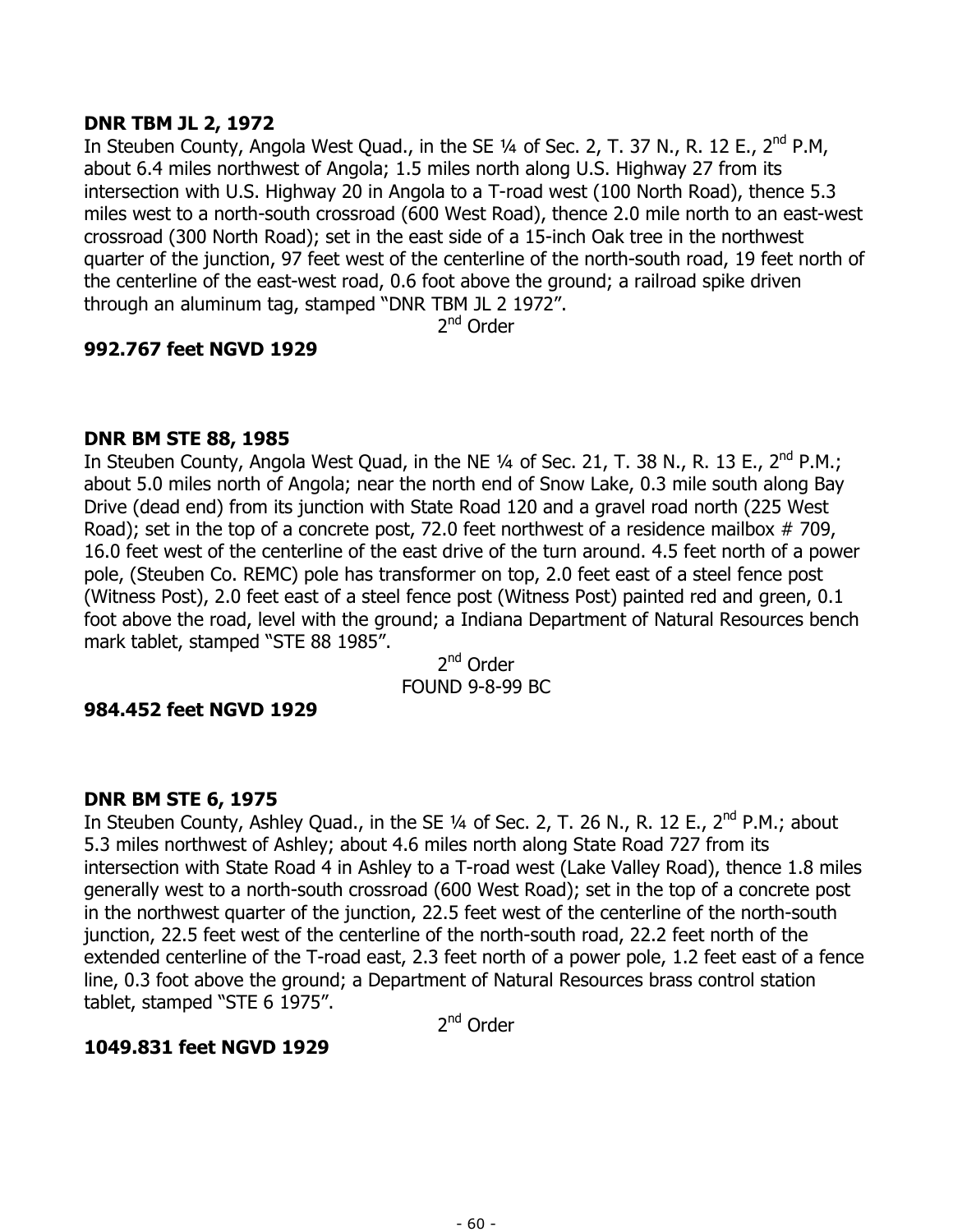**DNR TBM JL 2, 1972**

In Steuben County, Angola West Quad., in the SE ¼ of Sec. 2, T. 37 N., R. 12 E., 2nd P.M, about 6.4 miles northwest of Angola; 1.5 miles north along U.S. Highway 27 from its intersection with U.S. Highway 20 in Angola to a T-road west (100 North Road), thence 5.3 miles west to a north-south crossroad (600 West Road), thence 2.0 mile north to an east-west crossroad (300 North Road); set in the east side of a 15-inch Oak tree in the northwest quarter of the junction, 97 feet west of the centerline of the north-south road, 19 feet north of the centerline of the east-west road, 0.6 foot above the ground; a railroad spike driven through an aluminum tag, stamped "DNR TBM JL 2 1972".

2nd Order

**992.767 feet NGVD 1929**

**DNR BM STE 88, 1985**

In Steuben County, Angola West Quad, in the NE ¼ of Sec. 21, T. 38 N., R. 13 E., 2nd P.M.; about 5.0 miles north of Angola; near the north end of Snow Lake, 0.3 mile south along Bay Drive (dead end) from its junction with State Road 120 and a gravel road north (225 West Road); set in the top of a concrete post, 72.0 feet northwest of a residence mailbox # 709, 16.0 feet west of the centerline of the east drive of the turn around. 4.5 feet north of a power pole, (Steuben Co. REMC) pole has transformer on top, 2.0 feet east of a steel fence post (Witness Post), 2.0 feet east of a steel fence post (Witness Post) painted red and green, 0.1 foot above the road, level with the ground; a Indiana Department of Natural Resources bench mark tablet, stamped "STE 88 1985".

2nd Order

FOUND 9-8-99 BC

**984.452 feet NGVD 1929**

**DNR BM STE 6, 1975**

In Steuben County, Ashley Quad., in the SE ¼ of Sec. 2, T. 26 N., R. 12 E., 2nd P.M.; about 5.3 miles northwest of Ashley; about 4.6 miles north along State Road 727 from its intersection with State Road 4 in Ashley to a T-road west (Lake Valley Road), thence 1.8 miles generally west to a north-south crossroad (600 West Road); set in the top of a concrete post in the northwest quarter of the junction, 22.5 feet west of the centerline of the north-south junction, 22.5 feet west of the centerline of the north-south road, 22.2 feet north of the extended centerline of the T-road east, 2.3 feet north of a power pole, 1.2 feet east of a fence line, 0.3 foot above the ground; a Department of Natural Resources brass control station tablet, stamped "STE 6 1975".

2nd Order

**1049.831 feet NGVD 1929**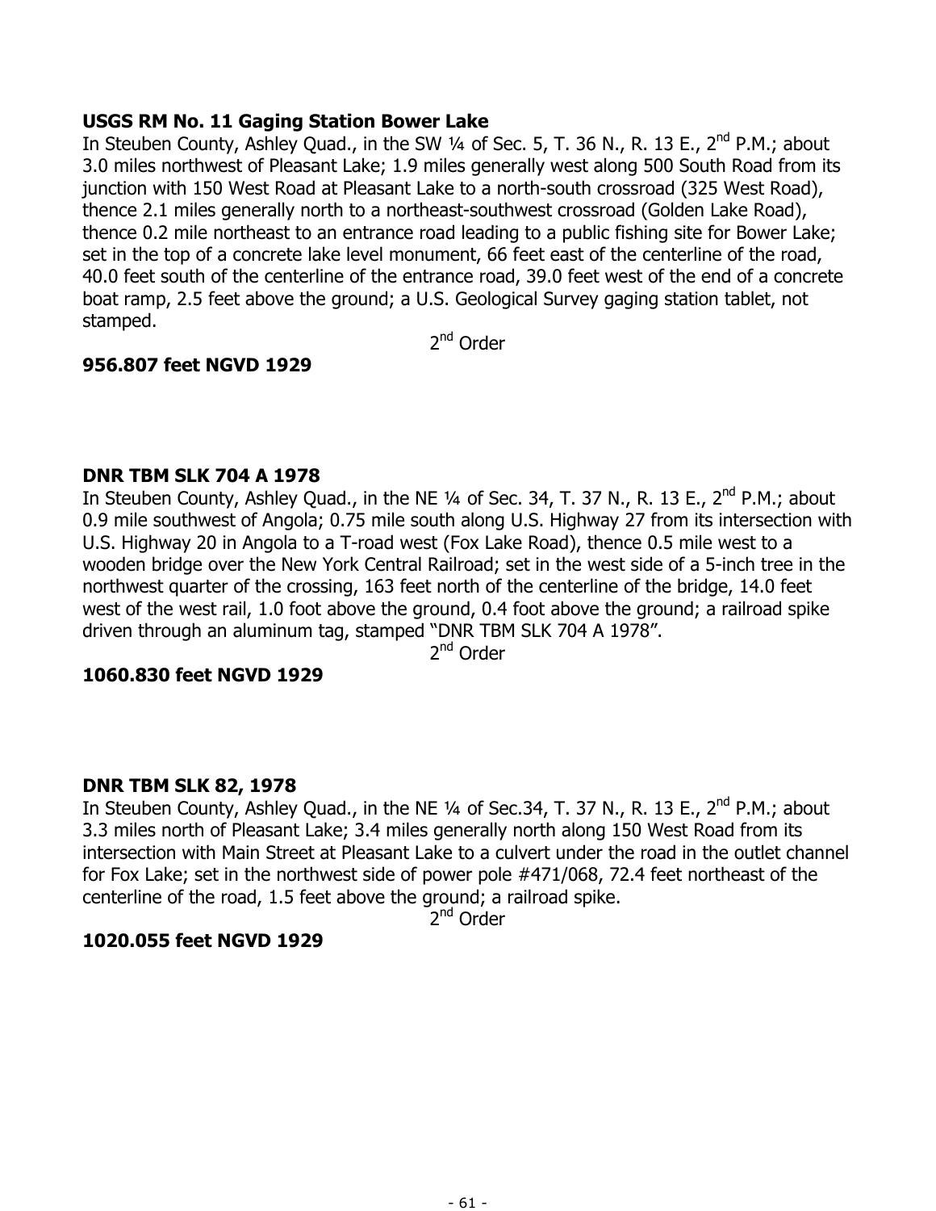**USGS RM No. 11 Gaging Station Bower Lake**

In Steuben County, Ashley Quad., in the SW ¼ of Sec. 5, T. 36 N., R. 13 E., 2nd P.M.; about 3.0 miles northwest of Pleasant Lake; 1.9 miles generally west along 500 South Road from its junction with 150 West Road at Pleasant Lake to a north-south crossroad (325 West Road), thence 2.1 miles generally north to a northeast-southwest crossroad (Golden Lake Road), thence 0.2 mile northeast to an entrance road leading to a public fishing site for Bower Lake; set in the top of a concrete lake level monument, 66 feet east of the centerline of the road, 40.0 feet south of the centerline of the entrance road, 39.0 feet west of the end of a concrete boat ramp, 2.5 feet above the ground; a U.S. Geological Survey gaging station tablet, not stamped.

2nd Order

**956.807 feet NGVD 1929**

**DNR TBM SLK 704 A 1978**

In Steuben County, Ashley Quad., in the NE ¼ of Sec. 34, T. 37 N., R. 13 E., 2nd P.M.; about 0.9 mile southwest of Angola; 0.75 mile south along U.S. Highway 27 from its intersection with U.S. Highway 20 in Angola to a T-road west (Fox Lake Road), thence 0.5 mile west to a wooden bridge over the New York Central Railroad; set in the west side of a 5-inch tree in the northwest quarter of the crossing, 163 feet north of the centerline of the bridge, 14.0 feet west of the west rail, 1.0 foot above the ground, 0.4 foot above the ground; a railroad spike driven through an aluminum tag, stamped "DNR TBM SLK 704 A 1978".

2nd Order

**1060.830 feet NGVD 1929**

**DNR TBM SLK 82, 1978**

In Steuben County, Ashley Quad., in the NE ¼ of Sec.34, T. 37 N., R. 13 E., 2nd P.M.; about 3.3 miles north of Pleasant Lake; 3.4 miles generally north along 150 West Road from its intersection with Main Street at Pleasant Lake to a culvert under the road in the outlet channel for Fox Lake; set in the northwest side of power pole #471/068, 72.4 feet northeast of the centerline of the road, 1.5 feet above the ground; a railroad spike.

2nd Order

**1020.055 feet NGVD 1929**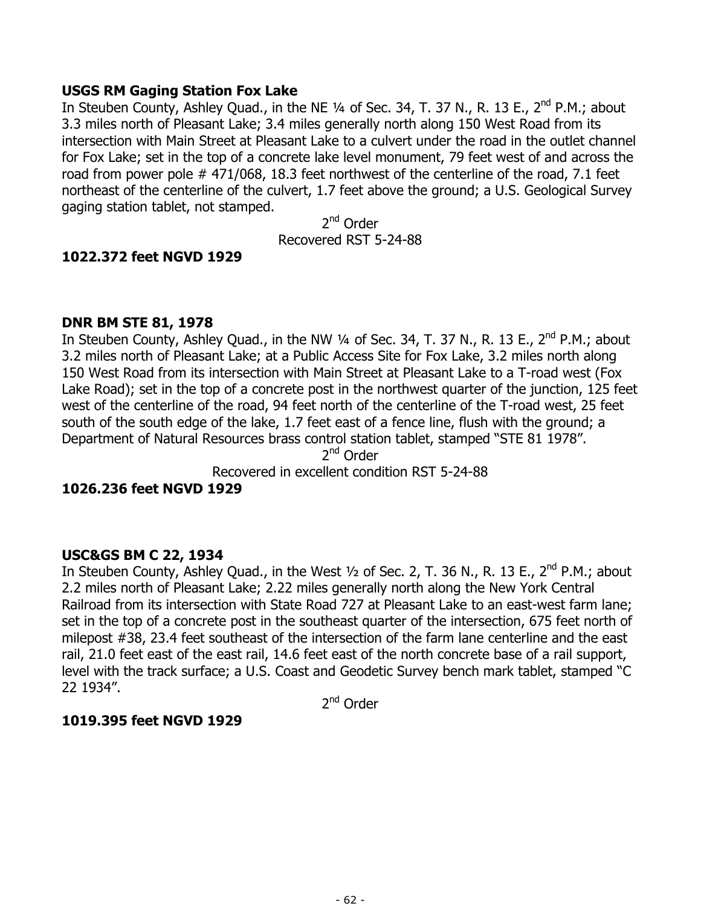**USGS RM Gaging Station Fox Lake**

In Steuben County, Ashley Quad., in the NE ¼ of Sec. 34, T. 37 N., R. 13 E., 2nd P.M.; about 3.3 miles north of Pleasant Lake; 3.4 miles generally north along 150 West Road from its intersection with Main Street at Pleasant Lake to a culvert under the road in the outlet channel for Fox Lake; set in the top of a concrete lake level monument, 79 feet west of and across the road from power pole # 471/068, 18.3 feet northwest of the centerline of the road, 7.1 feet northeast of the centerline of the culvert, 1.7 feet above the ground; a U.S. Geological Survey gaging station tablet, not stamped.

2nd Order

Recovered RST 5-24-88

**1022.372 feet NGVD 1929**

**DNR BM STE 81, 1978**

In Steuben County, Ashley Quad., in the NW ¼ of Sec. 34, T. 37 N., R. 13 E., 2nd P.M.; about 3.2 miles north of Pleasant Lake; at a Public Access Site for Fox Lake, 3.2 miles north along 150 West Road from its intersection with Main Street at Pleasant Lake to a T-road west (Fox Lake Road); set in the top of a concrete post in the northwest quarter of the junction, 125 feet west of the centerline of the road, 94 feet north of the centerline of the T-road west, 25 feet south of the south edge of the lake, 1.7 feet east of a fence line, flush with the ground; a Department of Natural Resources brass control station tablet, stamped "STE 81 1978".

2nd Order

Recovered in excellent condition RST 5-24-88

**1026.236 feet NGVD 1929**

**USC&GS BM C 22, 1934**

In Steuben County, Ashley Quad., in the West ½ of Sec. 2, T. 36 N., R. 13 E., 2nd P.M.; about 2.2 miles north of Pleasant Lake; 2.22 miles generally north along the New York Central Railroad from its intersection with State Road 727 at Pleasant Lake to an east-west farm lane; set in the top of a concrete post in the southeast quarter of the intersection, 675 feet north of milepost #38, 23.4 feet southeast of the intersection of the farm lane centerline and the east rail, 21.0 feet east of the east rail, 14.6 feet east of the north concrete base of a rail support, level with the track surface; a U.S. Coast and Geodetic Survey bench mark tablet, stamped "C 22 1934".

2nd Order

**1019.395 feet NGVD 1929**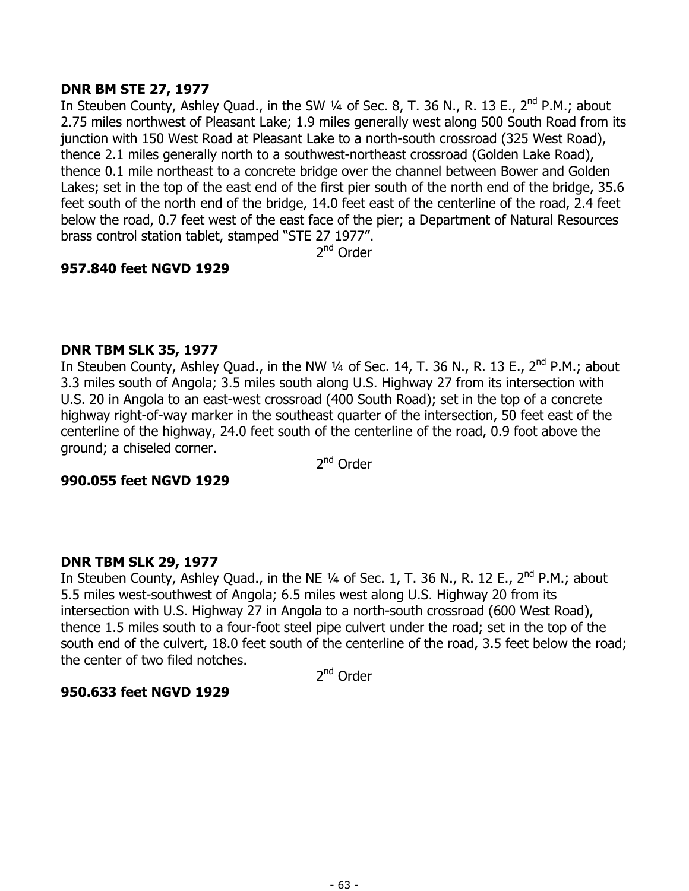**DNR BM STE 27, 1977**

In Steuben County, Ashley Quad., in the SW ¼ of Sec. 8, T. 36 N., R. 13 E., 2nd P.M.; about 2.75 miles northwest of Pleasant Lake; 1.9 miles generally west along 500 South Road from its junction with 150 West Road at Pleasant Lake to a north-south crossroad (325 West Road), thence 2.1 miles generally north to a southwest-northeast crossroad (Golden Lake Road), thence 0.1 mile northeast to a concrete bridge over the channel between Bower and Golden Lakes; set in the top of the east end of the first pier south of the north end of the bridge, 35.6 feet south of the north end of the bridge, 14.0 feet east of the centerline of the road, 2.4 feet below the road, 0.7 feet west of the east face of the pier; a Department of Natural Resources brass control station tablet, stamped "STE 27 1977".

2nd Order

**957.840 feet NGVD 1929**

**DNR TBM SLK 35, 1977**

In Steuben County, Ashley Quad., in the NW ¼ of Sec. 14, T. 36 N., R. 13 E., 2nd P.M.; about 3.3 miles south of Angola; 3.5 miles south along U.S. Highway 27 from its intersection with U.S. 20 in Angola to an east-west crossroad (400 South Road); set in the top of a concrete highway right-of-way marker in the southeast quarter of the intersection, 50 feet east of the centerline of the highway, 24.0 feet south of the centerline of the road, 0.9 foot above the ground; a chiseled corner.

2nd Order

**990.055 feet NGVD 1929**

**DNR TBM SLK 29, 1977**

In Steuben County, Ashley Quad., in the NE ¼ of Sec. 1, T. 36 N., R. 12 E., 2nd P.M.; about 5.5 miles west-southwest of Angola; 6.5 miles west along U.S. Highway 20 from its intersection with U.S. Highway 27 in Angola to a north-south crossroad (600 West Road), thence 1.5 miles south to a four-foot steel pipe culvert under the road; set in the top of the south end of the culvert, 18.0 feet south of the centerline of the road, 3.5 feet below the road; the center of two filed notches.

2nd Order

**950.633 feet NGVD 1929**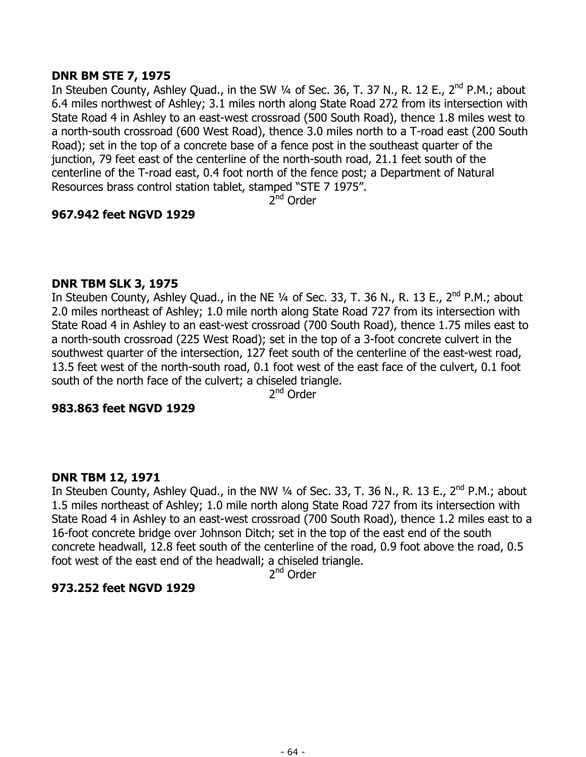**DNR BM STE 7, 1975**

In Steuben County, Ashley Quad., in the SW ¼ of Sec. 36, T. 37 N., R. 12 E., 2nd P.M.; about 6.4 miles northwest of Ashley; 3.1 miles north along State Road 272 from its intersection with State Road 4 in Ashley to an east-west crossroad (500 South Road), thence 1.8 miles west to a north-south crossroad (600 West Road), thence 3.0 miles north to a T-road east (200 South Road); set in the top of a concrete base of a fence post in the southeast quarter of the junction, 79 feet east of the centerline of the north-south road, 21.1 feet south of the centerline of the T-road east, 0.4 foot north of the fence post; a Department of Natural Resources brass control station tablet, stamped "STE 7 1975".

2nd Order

**967.942 feet NGVD 1929**

**DNR TBM SLK 3, 1975**

In Steuben County, Ashley Quad., in the NE ¼ of Sec. 33, T. 36 N., R. 13 E., 2nd P.M.; about 2.0 miles northeast of Ashley; 1.0 mile north along State Road 727 from its intersection with State Road 4 in Ashley to an east-west crossroad (700 South Road), thence 1.75 miles east to a north-south crossroad (225 West Road); set in the top of a 3-foot concrete culvert in the southwest quarter of the intersection, 127 feet south of the centerline of the east-west road, 13.5 feet west of the north-south road, 0.1 foot west of the east face of the culvert, 0.1 foot south of the north face of the culvert; a chiseled triangle.

2nd Order

**983.863 feet NGVD 1929**

**DNR TBM 12, 1971**

In Steuben County, Ashley Quad., in the NW ¼ of Sec. 33, T. 36 N., R. 13 E., 2nd P.M.; about 1.5 miles northeast of Ashley; 1.0 mile north along State Road 727 from its intersection with State Road 4 in Ashley to an east-west crossroad (700 South Road), thence 1.2 miles east to a 16-foot concrete bridge over Johnson Ditch; set in the top of the east end of the south concrete headwall, 12.8 feet south of the centerline of the road, 0.9 foot above the road, 0.5 foot west of the east end of the headwall; a chiseled triangle.

2nd Order

**973.252 feet NGVD 1929**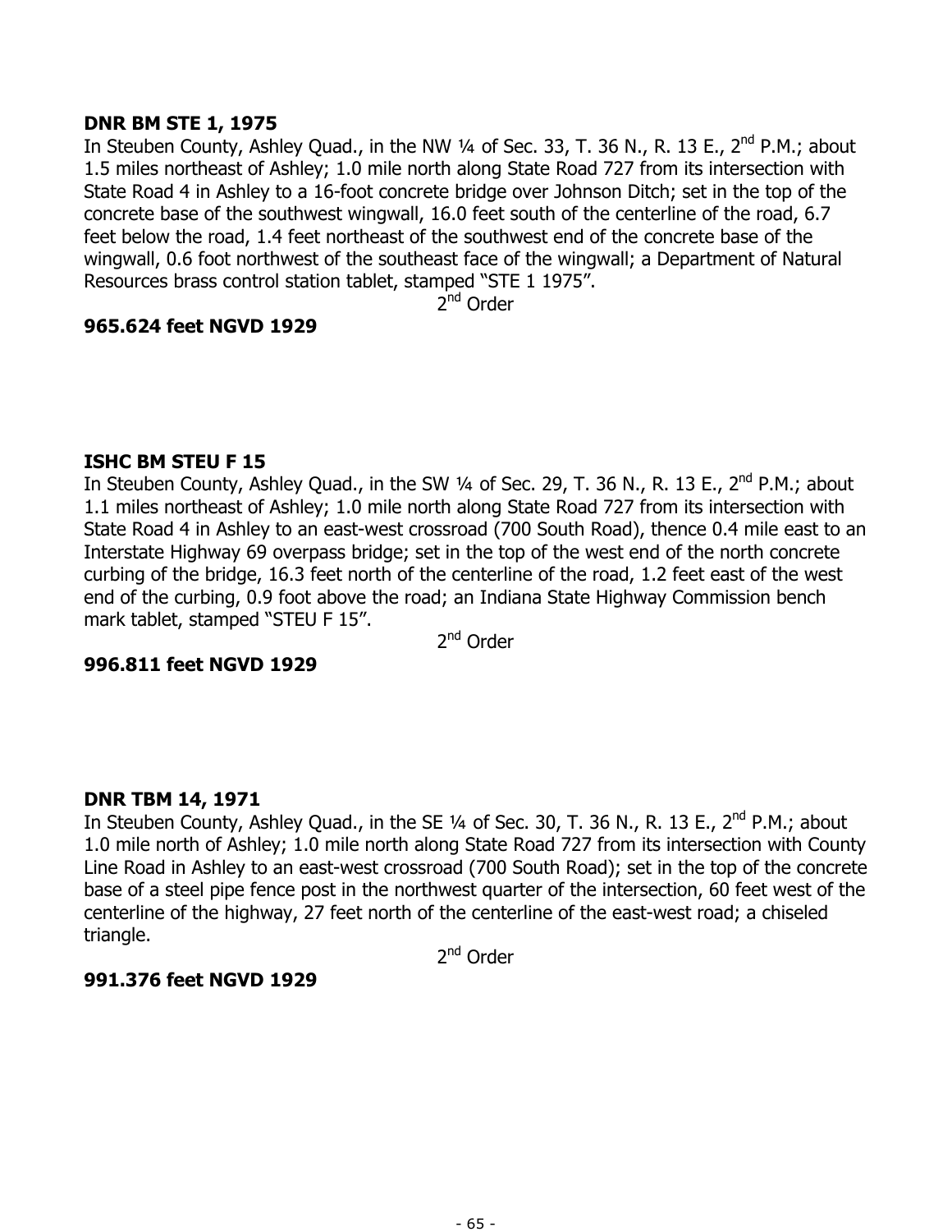**DNR BM STE 1, 1975**

In Steuben County, Ashley Quad., in the NW ¼ of Sec. 33, T. 36 N., R. 13 E., 2nd P.M.; about 1.5 miles northeast of Ashley; 1.0 mile north along State Road 727 from its intersection with State Road 4 in Ashley to a 16-foot concrete bridge over Johnson Ditch; set in the top of the concrete base of the southwest wingwall, 16.0 feet south of the centerline of the road, 6.7 feet below the road, 1.4 feet northeast of the southwest end of the concrete base of the wingwall, 0.6 foot northwest of the southeast face of the wingwall; a Department of Natural Resources brass control station tablet, stamped “STE 1 1975”.

2nd Order

**965.624 feet NGVD 1929**

**ISHC BM STEU F 15**

In Steuben County, Ashley Quad., in the SW ¼ of Sec. 29, T. 36 N., R. 13 E., 2nd P.M.; about 1.1 miles northeast of Ashley; 1.0 mile north along State Road 727 from its intersection with State Road 4 in Ashley to an east-west crossroad (700 South Road), thence 0.4 mile east to an Interstate Highway 69 overpass bridge; set in the top of the west end of the north concrete curbing of the bridge, 16.3 feet north of the centerline of the road, 1.2 feet east of the west end of the curbing, 0.9 foot above the road; an Indiana State Highway Commission bench mark tablet, stamped “STEU F 15”.

2nd Order

**996.811 feet NGVD 1929**

**DNR TBM 14, 1971**

In Steuben County, Ashley Quad., in the SE ¼ of Sec. 30, T. 36 N., R. 13 E., 2nd P.M.; about 1.0 mile north of Ashley; 1.0 mile north along State Road 727 from its intersection with County Line Road in Ashley to an east-west crossroad (700 South Road); set in the top of the concrete base of a steel pipe fence post in the northwest quarter of the intersection, 60 feet west of the centerline of the highway, 27 feet north of the centerline of the east-west road; a chiseled triangle.

2nd Order

**991.376 feet NGVD 1929**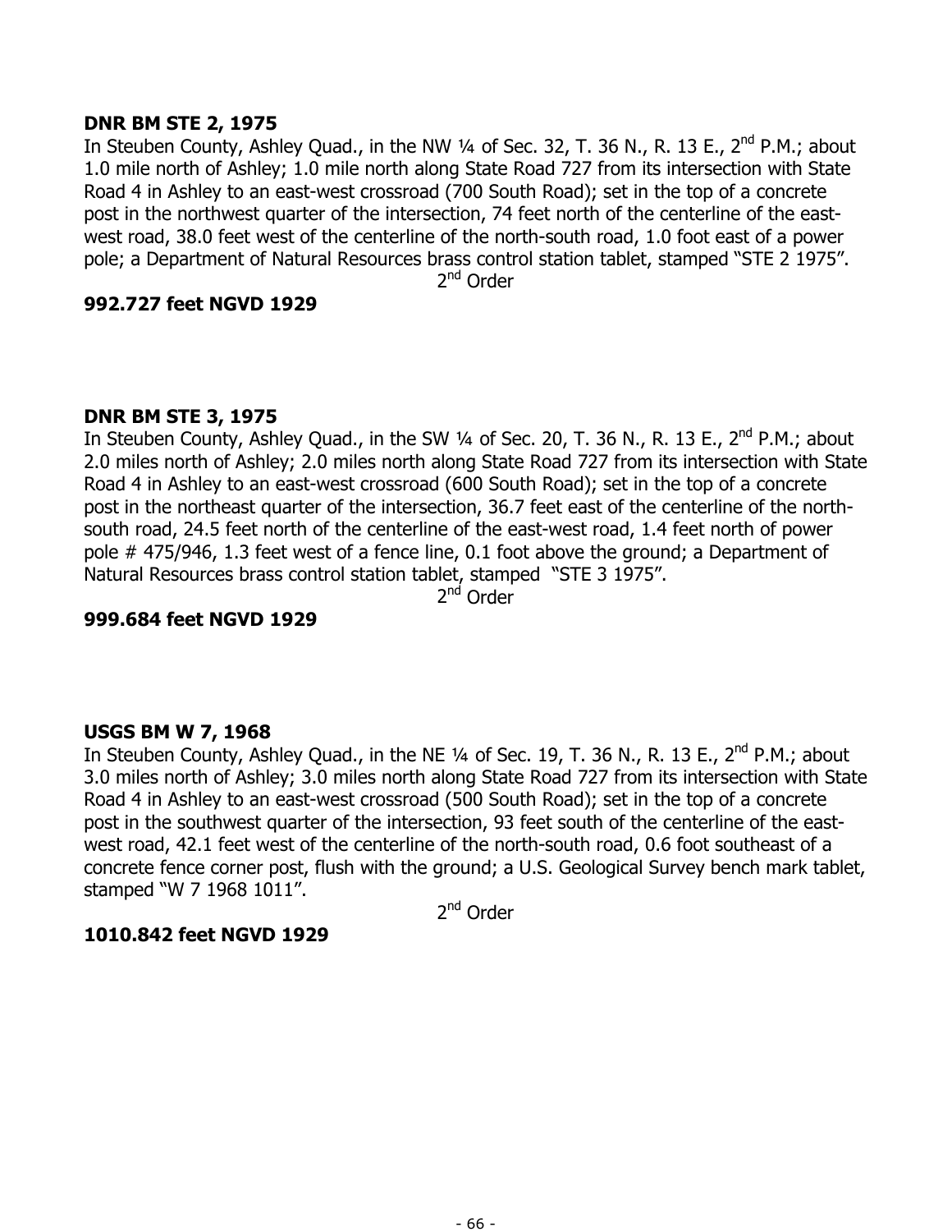**DNR BM STE 2, 1975**

In Steuben County, Ashley Quad., in the NW ¼ of Sec. 32, T. 36 N., R. 13 E., 2nd P.M.; about 1.0 mile north of Ashley; 1.0 mile north along State Road 727 from its intersection with State Road 4 in Ashley to an east-west crossroad (700 South Road); set in the top of a concrete post in the northwest quarter of the intersection, 74 feet north of the centerline of the east-west road, 38.0 feet west of the centerline of the north-south road, 1.0 foot east of a power pole; a Department of Natural Resources brass control station tablet, stamped "STE 2 1975".

2nd Order

**992.727 feet NGVD 1929**

**DNR BM STE 3, 1975**

In Steuben County, Ashley Quad., in the SW ¼ of Sec. 20, T. 36 N., R. 13 E., 2nd P.M.; about 2.0 miles north of Ashley; 2.0 miles north along State Road 727 from its intersection with State Road 4 in Ashley to an east-west crossroad (600 South Road); set in the top of a concrete post in the northeast quarter of the intersection, 36.7 feet east of the centerline of the north-south road, 24.5 feet north of the centerline of the east-west road, 1.4 feet north of power pole # 475/946, 1.3 feet west of a fence line, 0.1 foot above the ground; a Department of Natural Resources brass control station tablet, stamped "STE 3 1975".

2nd Order

**999.684 feet NGVD 1929**

**USGS BM W 7, 1968**

In Steuben County, Ashley Quad., in the NE ¼ of Sec. 19, T. 36 N., R. 13 E., 2nd P.M.; about 3.0 miles north of Ashley; 3.0 miles north along State Road 727 from its intersection with State Road 4 in Ashley to an east-west crossroad (500 South Road); set in the top of a concrete post in the southwest quarter of the intersection, 93 feet south of the centerline of the east-west road, 42.1 feet west of the centerline of the north-south road, 0.6 foot southeast of a concrete fence corner post, flush with the ground; a U.S. Geological Survey bench mark tablet, stamped "W 7 1968 1011".

2nd Order

**1010.842 feet NGVD 1929**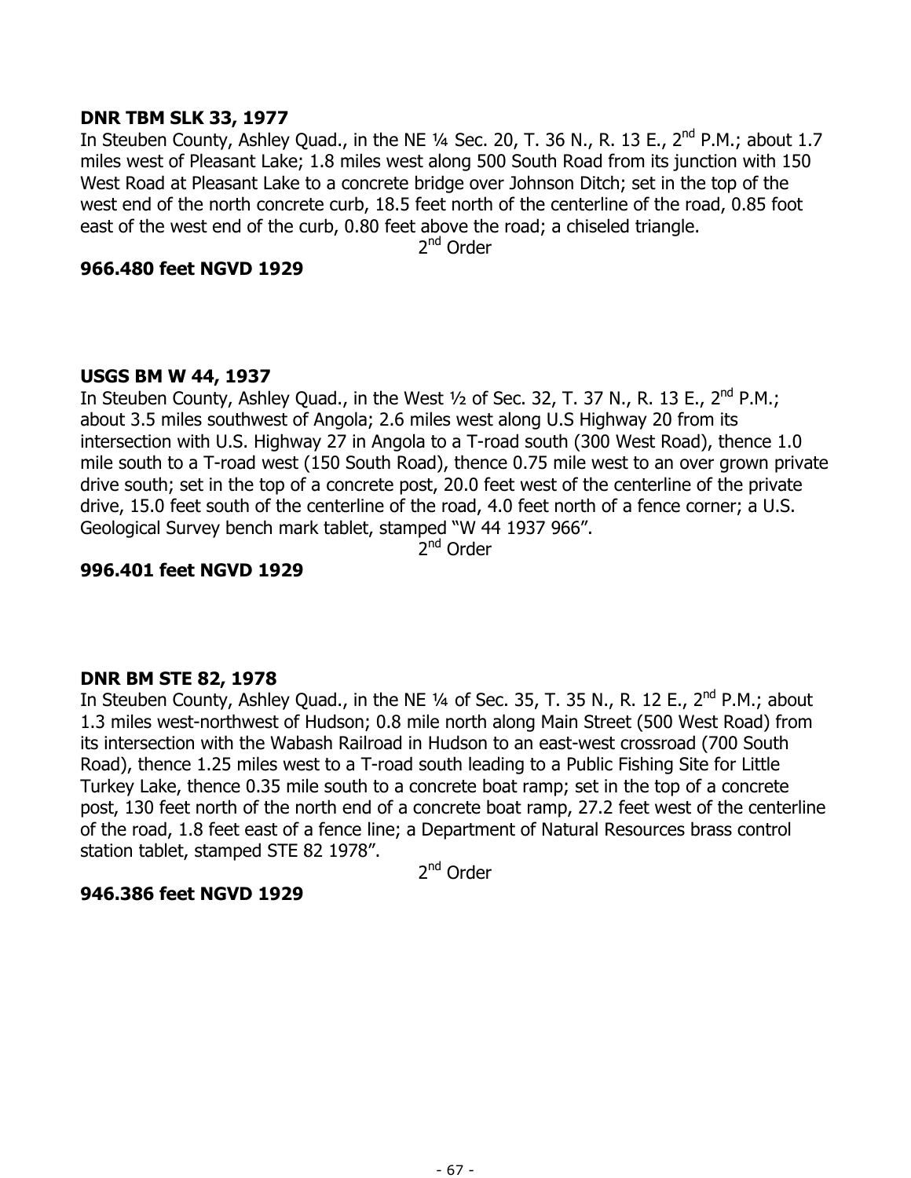**DNR TBM SLK 33, 1977**
In Steuben County, Ashley Quad., in the NE ¼ Sec. 20, T. 36 N., R. 13 E., 2nd P.M.; about 1.7 miles west of Pleasant Lake; 1.8 miles west along 500 South Road from its junction with 150 West Road at Pleasant Lake to a concrete bridge over Johnson Ditch; set in the top of the west end of the north concrete curb, 18.5 feet north of the centerline of the road, 0.85 foot east of the west end of the curb, 0.80 feet above the road; a chiseled triangle.

2nd Order

**966.480 feet NGVD 1929**

**USGS BM W 44, 1937**
In Steuben County, Ashley Quad., in the West ½ of Sec. 32, T. 37 N., R. 13 E., 2nd P.M.; about 3.5 miles southwest of Angola; 2.6 miles west along U.S Highway 20 from its intersection with U.S. Highway 27 in Angola to a T-road south (300 West Road), thence 1.0 mile south to a T-road west (150 South Road), thence 0.75 mile west to an over grown private drive south; set in the top of a concrete post, 20.0 feet west of the centerline of the private drive, 15.0 feet south of the centerline of the road, 4.0 feet north of a fence corner; a U.S. Geological Survey bench mark tablet, stamped "W 44 1937 966".

2nd Order

**996.401 feet NGVD 1929**

**DNR BM STE 82, 1978**
In Steuben County, Ashley Quad., in the NE ¼ of Sec. 35, T. 35 N., R. 12 E., 2nd P.M.; about 1.3 miles west-northwest of Hudson; 0.8 mile north along Main Street (500 West Road) from its intersection with the Wabash Railroad in Hudson to an east-west crossroad (700 South Road), thence 1.25 miles west to a T-road south leading to a Public Fishing Site for Little Turkey Lake, thence 0.35 mile south to a concrete boat ramp; set in the top of a concrete post, 130 feet north of the north end of a concrete boat ramp, 27.2 feet west of the centerline of the road, 1.8 feet east of a fence line; a Department of Natural Resources brass control station tablet, stamped STE 82 1978".

2nd Order

**946.386 feet NGVD 1929**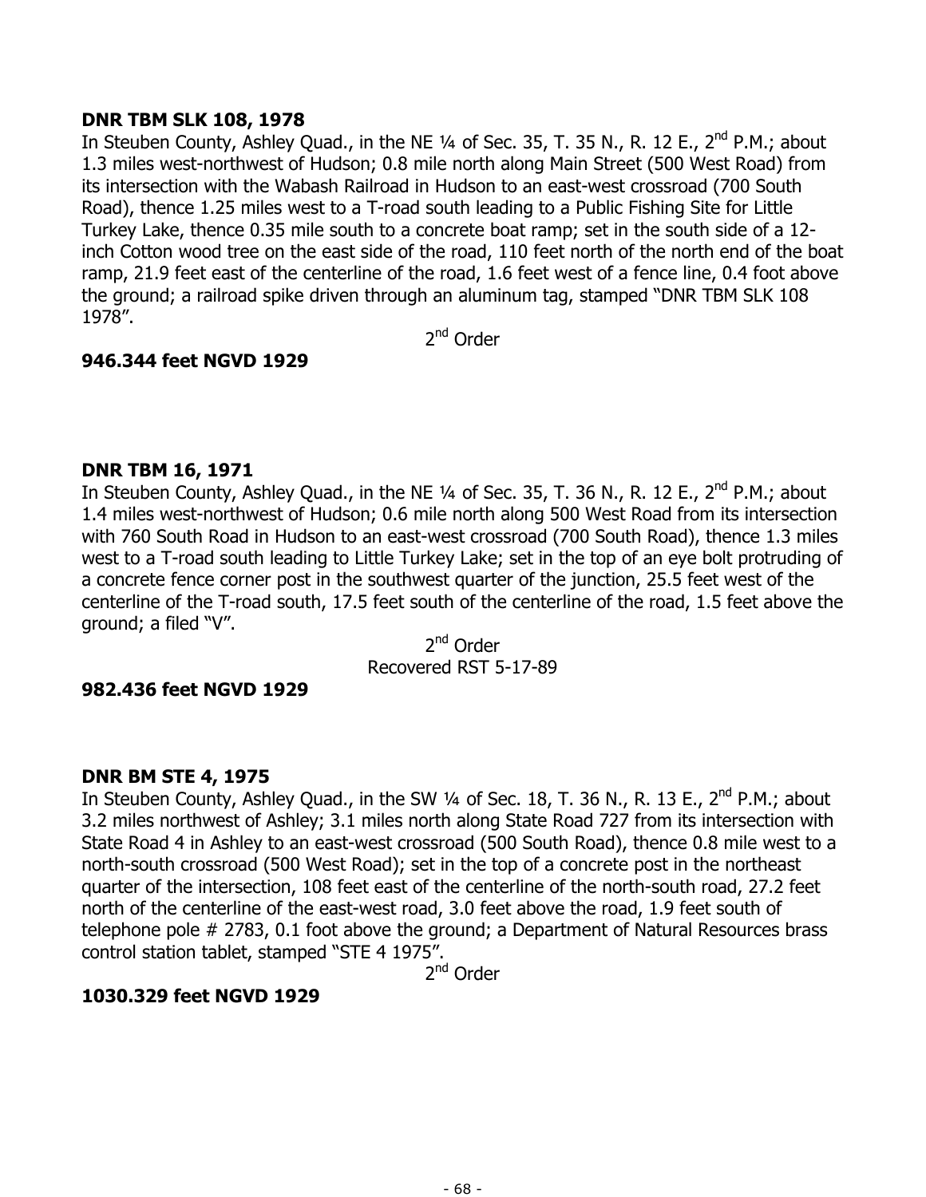**DNR TBM SLK 108, 1978**

In Steuben County, Ashley Quad., in the NE ¼ of Sec. 35, T. 35 N., R. 12 E., 2nd P.M.; about 1.3 miles west-northwest of Hudson; 0.8 mile north along Main Street (500 West Road) from its intersection with the Wabash Railroad in Hudson to an east-west crossroad (700 South Road), thence 1.25 miles west to a T-road south leading to a Public Fishing Site for Little Turkey Lake, thence 0.35 mile south to a concrete boat ramp; set in the south side of a 12-inch Cotton wood tree on the east side of the road, 110 feet north of the north end of the boat ramp, 21.9 feet east of the centerline of the road, 1.6 feet west of a fence line, 0.4 foot above the ground; a railroad spike driven through an aluminum tag, stamped "DNR TBM SLK 108 1978".

2nd Order

**946.344 feet NGVD 1929**

**DNR TBM 16, 1971**

In Steuben County, Ashley Quad., in the NE ¼ of Sec. 35, T. 36 N., R. 12 E., 2nd P.M.; about 1.4 miles west-northwest of Hudson; 0.6 mile north along 500 West Road from its intersection with 760 South Road in Hudson to an east-west crossroad (700 South Road), thence 1.3 miles west to a T-road south leading to Little Turkey Lake; set in the top of an eye bolt protruding of a concrete fence corner post in the southwest quarter of the junction, 25.5 feet west of the centerline of the T-road south, 17.5 feet south of the centerline of the road, 1.5 feet above the ground; a filed "V".

2nd Order
Recovered RST 5-17-89

**982.436 feet NGVD 1929**

**DNR BM STE 4, 1975**

In Steuben County, Ashley Quad., in the SW ¼ of Sec. 18, T. 36 N., R. 13 E., 2nd P.M.; about 3.2 miles northwest of Ashley; 3.1 miles north along State Road 727 from its intersection with State Road 4 in Ashley to an east-west crossroad (500 South Road), thence 0.8 mile west to a north-south crossroad (500 West Road); set in the top of a concrete post in the northeast quarter of the intersection, 108 feet east of the centerline of the north-south road, 27.2 feet north of the centerline of the east-west road, 3.0 feet above the road, 1.9 feet south of telephone pole # 2783, 0.1 foot above the ground; a Department of Natural Resources brass control station tablet, stamped "STE 4 1975".

2nd Order

**1030.329 feet NGVD 1929**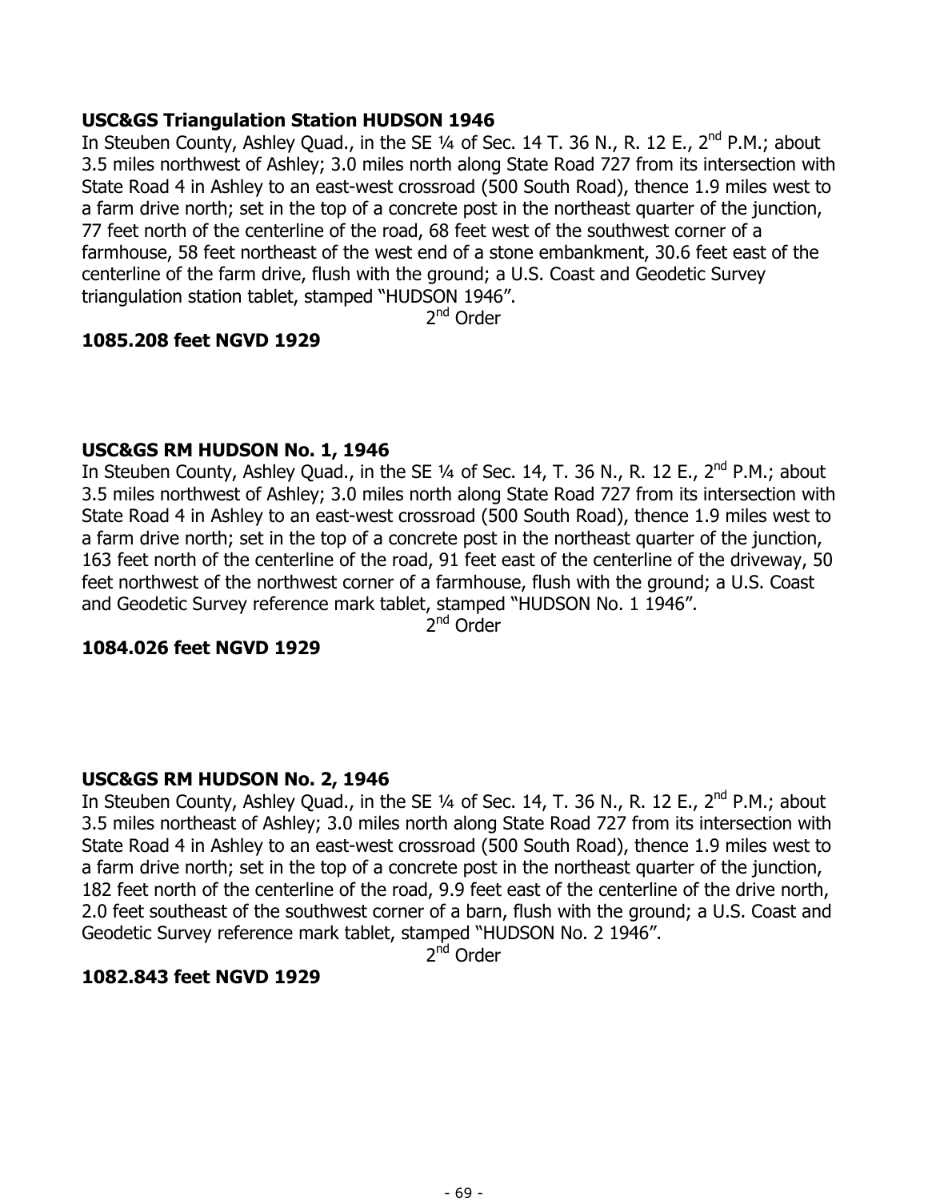**USC&GS Triangulation Station HUDSON 1946**

In Steuben County, Ashley Quad., in the SE ¼ of Sec. 14 T. 36 N., R. 12 E., 2nd P.M.; about 3.5 miles northwest of Ashley; 3.0 miles north along State Road 727 from its intersection with State Road 4 in Ashley to an east-west crossroad (500 South Road), thence 1.9 miles west to a farm drive north; set in the top of a concrete post in the northeast quarter of the junction, 77 feet north of the centerline of the road, 68 feet west of the southwest corner of a farmhouse, 58 feet northeast of the west end of a stone embankment, 30.6 feet east of the centerline of the farm drive, flush with the ground; a U.S. Coast and Geodetic Survey triangulation station tablet, stamped "HUDSON 1946".

2nd Order

**1085.208 feet NGVD 1929**

**USC&GS RM HUDSON No. 1, 1946**

In Steuben County, Ashley Quad., in the SE ¼ of Sec. 14, T. 36 N., R. 12 E., 2nd P.M.; about 3.5 miles northwest of Ashley; 3.0 miles north along State Road 727 from its intersection with State Road 4 in Ashley to an east-west crossroad (500 South Road), thence 1.9 miles west to a farm drive north; set in the top of a concrete post in the northeast quarter of the junction, 163 feet north of the centerline of the road, 91 feet east of the centerline of the driveway, 50 feet northwest of the northwest corner of a farmhouse, flush with the ground; a U.S. Coast and Geodetic Survey reference mark tablet, stamped "HUDSON No. 1 1946".

2nd Order

**1084.026 feet NGVD 1929**

**USC&GS RM HUDSON No. 2, 1946**

In Steuben County, Ashley Quad., in the SE ¼ of Sec. 14, T. 36 N., R. 12 E., 2nd P.M.; about 3.5 miles northeast of Ashley; 3.0 miles north along State Road 727 from its intersection with State Road 4 in Ashley to an east-west crossroad (500 South Road), thence 1.9 miles west to a farm drive north; set in the top of a concrete post in the northeast quarter of the junction, 182 feet north of the centerline of the road, 9.9 feet east of the centerline of the drive north, 2.0 feet southeast of the southwest corner of a barn, flush with the ground; a U.S. Coast and Geodetic Survey reference mark tablet, stamped "HUDSON No. 2 1946".

2nd Order

**1082.843 feet NGVD 1929**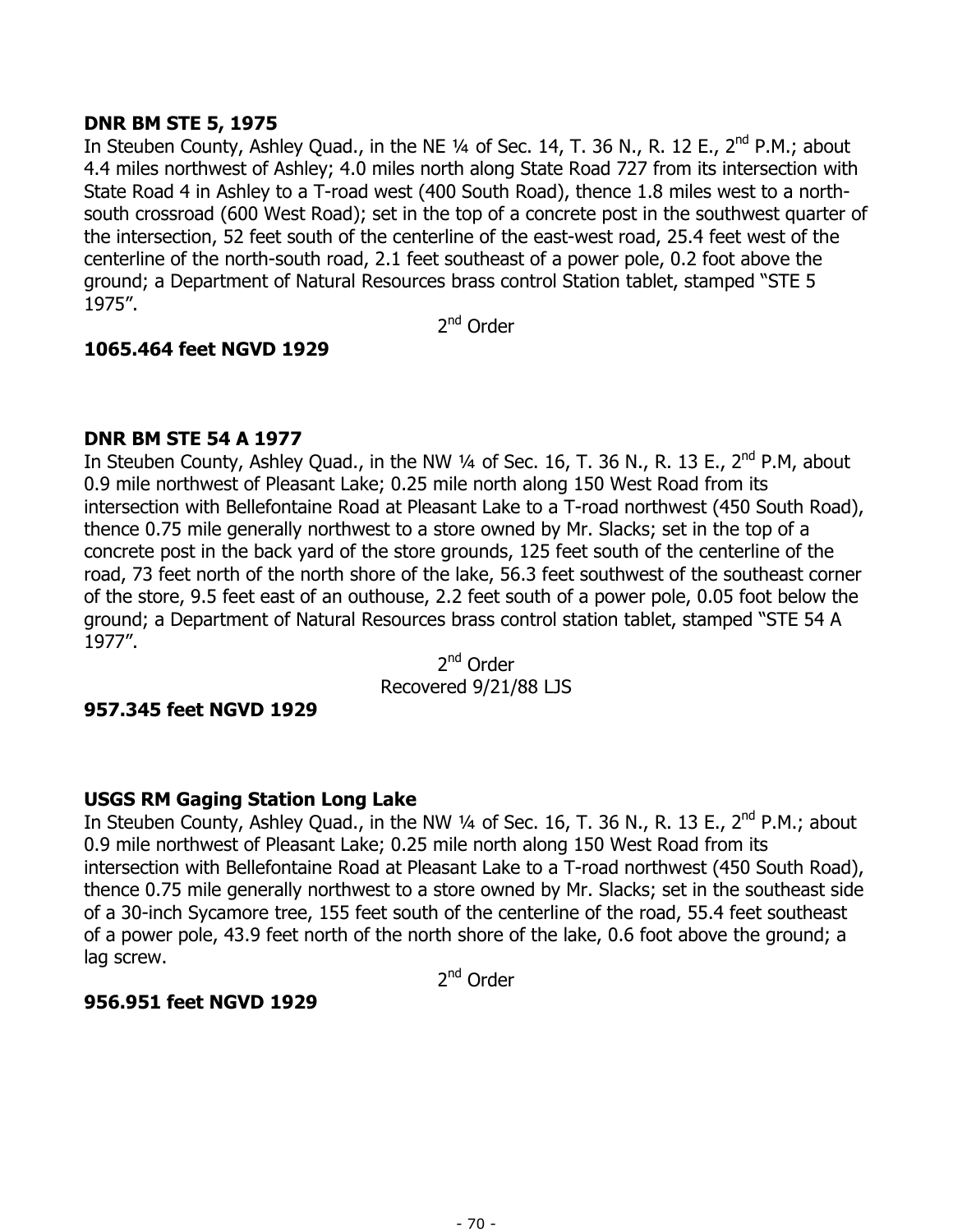**DNR BM STE 5, 1975**

In Steuben County, Ashley Quad., in the NE ¼ of Sec. 14, T. 36 N., R. 12 E., 2nd P.M.; about 4.4 miles northwest of Ashley; 4.0 miles north along State Road 727 from its intersection with State Road 4 in Ashley to a T-road west (400 South Road), thence 1.8 miles west to a north-south crossroad (600 West Road); set in the top of a concrete post in the southwest quarter of the intersection, 52 feet south of the centerline of the east-west road, 25.4 feet west of the centerline of the north-south road, 2.1 feet southeast of a power pole, 0.2 foot above the ground; a Department of Natural Resources brass control Station tablet, stamped "STE 5 1975".

2nd Order

**1065.464 feet NGVD 1929**

**DNR BM STE 54 A 1977**

In Steuben County, Ashley Quad., in the NW ¼ of Sec. 16, T. 36 N., R. 13 E., 2nd P.M, about 0.9 mile northwest of Pleasant Lake; 0.25 mile north along 150 West Road from its intersection with Bellefontaine Road at Pleasant Lake to a T-road northwest (450 South Road), thence 0.75 mile generally northwest to a store owned by Mr. Slacks; set in the top of a concrete post in the back yard of the store grounds, 125 feet south of the centerline of the road, 73 feet north of the north shore of the lake, 56.3 feet southwest of the southeast corner of the store, 9.5 feet east of an outhouse, 2.2 feet south of a power pole, 0.05 foot below the ground; a Department of Natural Resources brass control station tablet, stamped "STE 54 A 1977".

2nd Order
Recovered 9/21/88 LJS

**957.345 feet NGVD 1929**

**USGS RM Gaging Station Long Lake**

In Steuben County, Ashley Quad., in the NW ¼ of Sec. 16, T. 36 N., R. 13 E., 2nd P.M.; about 0.9 mile northwest of Pleasant Lake; 0.25 mile north along 150 West Road from its intersection with Bellefontaine Road at Pleasant Lake to a T-road northwest (450 South Road), thence 0.75 mile generally northwest to a store owned by Mr. Slacks; set in the southeast side of a 30-inch Sycamore tree, 155 feet south of the centerline of the road, 55.4 feet southeast of a power pole, 43.9 feet north of the north shore of the lake, 0.6 foot above the ground; a lag screw.

2nd Order

**956.951 feet NGVD 1929**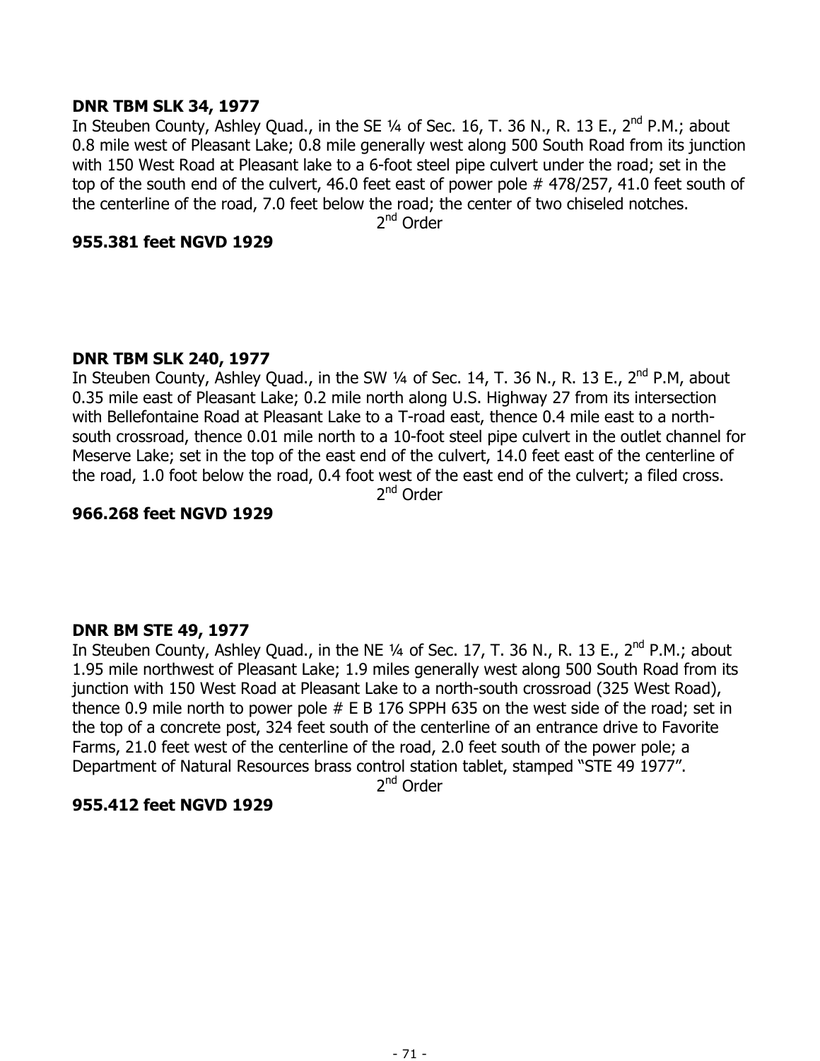**DNR TBM SLK 34, 1977**

In Steuben County, Ashley Quad., in the SE ¼ of Sec. 16, T. 36 N., R. 13 E., 2nd P.M.; about 0.8 mile west of Pleasant Lake; 0.8 mile generally west along 500 South Road from its junction with 150 West Road at Pleasant lake to a 6-foot steel pipe culvert under the road; set in the top of the south end of the culvert, 46.0 feet east of power pole # 478/257, 41.0 feet south of the centerline of the road, 7.0 feet below the road; the center of two chiseled notches.

2nd Order

**955.381 feet NGVD 1929**

**DNR TBM SLK 240, 1977**

In Steuben County, Ashley Quad., in the SW ¼ of Sec. 14, T. 36 N., R. 13 E., 2nd P.M, about 0.35 mile east of Pleasant Lake; 0.2 mile north along U.S. Highway 27 from its intersection with Bellefontaine Road at Pleasant Lake to a T-road east, thence 0.4 mile east to a north-south crossroad, thence 0.01 mile north to a 10-foot steel pipe culvert in the outlet channel for Meserve Lake; set in the top of the east end of the culvert, 14.0 feet east of the centerline of the road, 1.0 foot below the road, 0.4 foot west of the east end of the culvert; a filed cross.

2nd Order

**966.268 feet NGVD 1929**

**DNR BM STE 49, 1977**

In Steuben County, Ashley Quad., in the NE ¼ of Sec. 17, T. 36 N., R. 13 E., 2nd P.M.; about 1.95 mile northwest of Pleasant Lake; 1.9 miles generally west along 500 South Road from its junction with 150 West Road at Pleasant Lake to a north-south crossroad (325 West Road), thence 0.9 mile north to power pole # E B 176 SPPH 635 on the west side of the road; set in the top of a concrete post, 324 feet south of the centerline of an entrance drive to Favorite Farms, 21.0 feet west of the centerline of the road, 2.0 feet south of the power pole; a Department of Natural Resources brass control station tablet, stamped "STE 49 1977".

2nd Order

**955.412 feet NGVD 1929**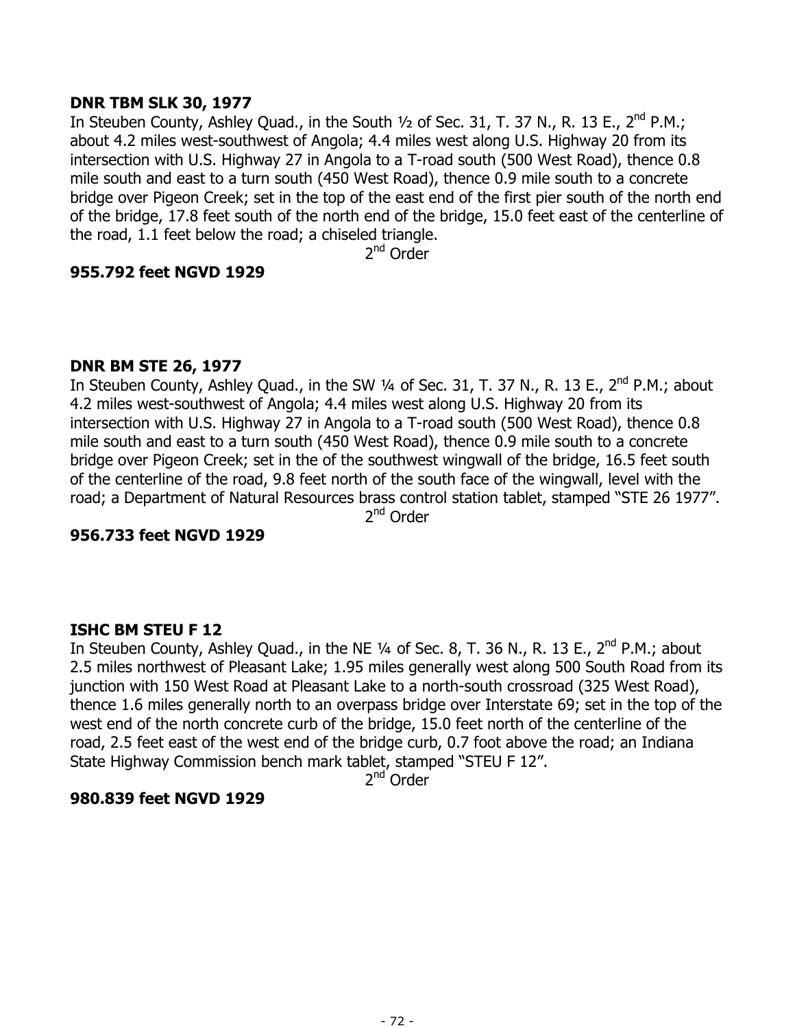**DNR TBM SLK 30, 1977**
In Steuben County, Ashley Quad., in the South ½ of Sec. 31, T. 37 N., R. 13 E., 2nd P.M.; about 4.2 miles west-southwest of Angola; 4.4 miles west along U.S. Highway 20 from its intersection with U.S. Highway 27 in Angola to a T-road south (500 West Road), thence 0.8 mile south and east to a turn south (450 West Road), thence 0.9 mile south to a concrete bridge over Pigeon Creek; set in the top of the east end of the first pier south of the north end of the bridge, 17.8 feet south of the north end of the bridge, 15.0 feet east of the centerline of the road, 1.1 feet below the road; a chiseled triangle.
2nd Order
**955.792 feet NGVD 1929**

**DNR BM STE 26, 1977**
In Steuben County, Ashley Quad., in the SW ¼ of Sec. 31, T. 37 N., R. 13 E., 2nd P.M.; about 4.2 miles west-southwest of Angola; 4.4 miles west along U.S. Highway 20 from its intersection with U.S. Highway 27 in Angola to a T-road south (500 West Road), thence 0.8 mile south and east to a turn south (450 West Road), thence 0.9 mile south to a concrete bridge over Pigeon Creek; set in the of the southwest wingwall of the bridge, 16.5 feet south of the centerline of the road, 9.8 feet north of the south face of the wingwall, level with the road; a Department of Natural Resources brass control station tablet, stamped "STE 26 1977".
2nd Order
**956.733 feet NGVD 1929**

**ISHC BM STEU F 12**
In Steuben County, Ashley Quad., in the NE ¼ of Sec. 8, T. 36 N., R. 13 E., 2nd P.M.; about 2.5 miles northwest of Pleasant Lake; 1.95 miles generally west along 500 South Road from its junction with 150 West Road at Pleasant Lake to a north-south crossroad (325 West Road), thence 1.6 miles generally north to an overpass bridge over Interstate 69; set in the top of the west end of the north concrete curb of the bridge, 15.0 feet north of the centerline of the road, 2.5 feet east of the west end of the bridge curb, 0.7 foot above the road; an Indiana State Highway Commission bench mark tablet, stamped "STEU F 12".
2nd Order
**980.839 feet NGVD 1929**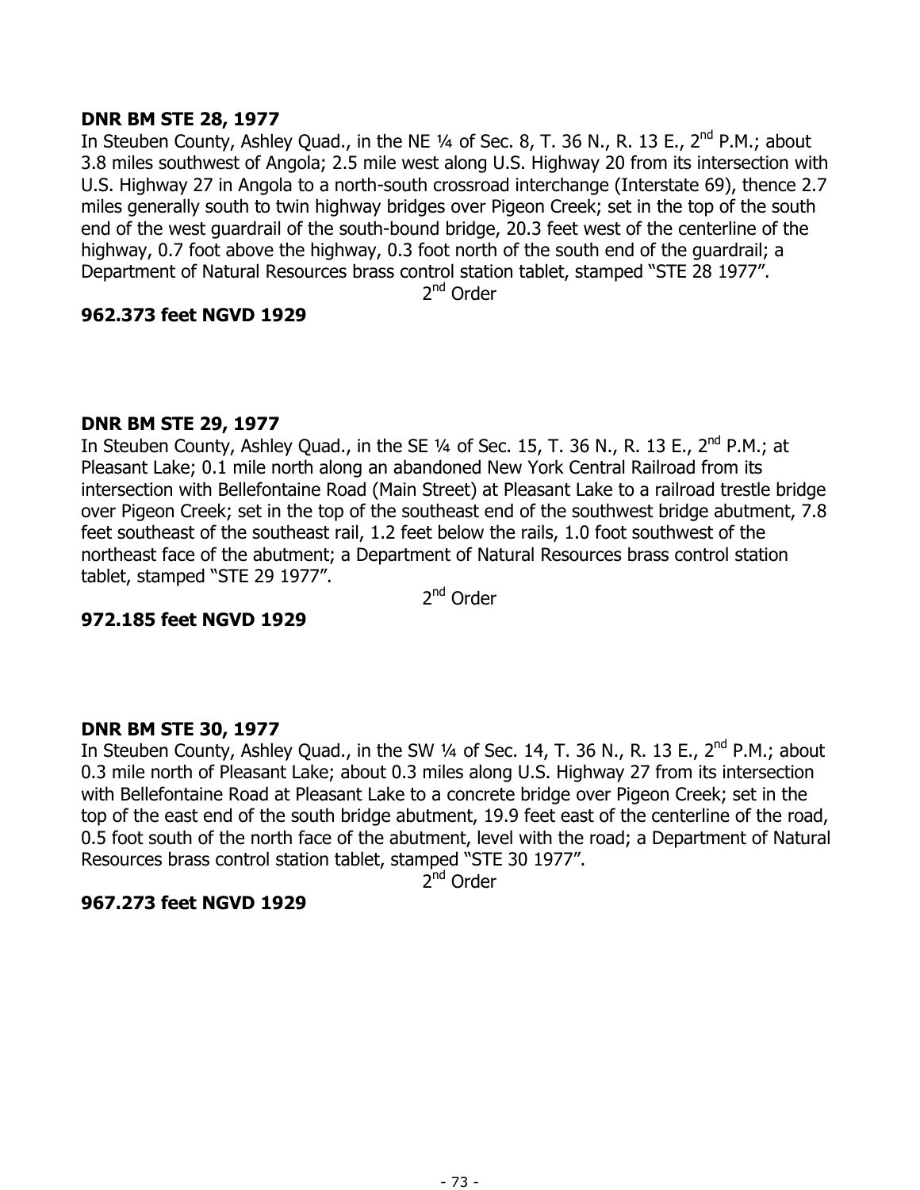**DNR BM STE 28, 1977**

In Steuben County, Ashley Quad., in the NE ¼ of Sec. 8, T. 36 N., R. 13 E., 2nd P.M.; about 3.8 miles southwest of Angola; 2.5 mile west along U.S. Highway 20 from its intersection with U.S. Highway 27 in Angola to a north-south crossroad interchange (Interstate 69), thence 2.7 miles generally south to twin highway bridges over Pigeon Creek; set in the top of the south end of the west guardrail of the south-bound bridge, 20.3 feet west of the centerline of the highway, 0.7 foot above the highway, 0.3 foot north of the south end of the guardrail; a Department of Natural Resources brass control station tablet, stamped "STE 28 1977".

2nd Order

**962.373 feet NGVD 1929**

**DNR BM STE 29, 1977**

In Steuben County, Ashley Quad., in the SE ¼ of Sec. 15, T. 36 N., R. 13 E., 2nd P.M.; at Pleasant Lake; 0.1 mile north along an abandoned New York Central Railroad from its intersection with Bellefontaine Road (Main Street) at Pleasant Lake to a railroad trestle bridge over Pigeon Creek; set in the top of the southeast end of the southwest bridge abutment, 7.8 feet southeast of the southeast rail, 1.2 feet below the rails, 1.0 foot southwest of the northeast face of the abutment; a Department of Natural Resources brass control station tablet, stamped "STE 29 1977".

2nd Order

**972.185 feet NGVD 1929**

**DNR BM STE 30, 1977**

In Steuben County, Ashley Quad., in the SW ¼ of Sec. 14, T. 36 N., R. 13 E., 2nd P.M.; about 0.3 mile north of Pleasant Lake; about 0.3 miles along U.S. Highway 27 from its intersection with Bellefontaine Road at Pleasant Lake to a concrete bridge over Pigeon Creek; set in the top of the east end of the south bridge abutment, 19.9 feet east of the centerline of the road, 0.5 foot south of the north face of the abutment, level with the road; a Department of Natural Resources brass control station tablet, stamped "STE 30 1977".

2nd Order

**967.273 feet NGVD 1929**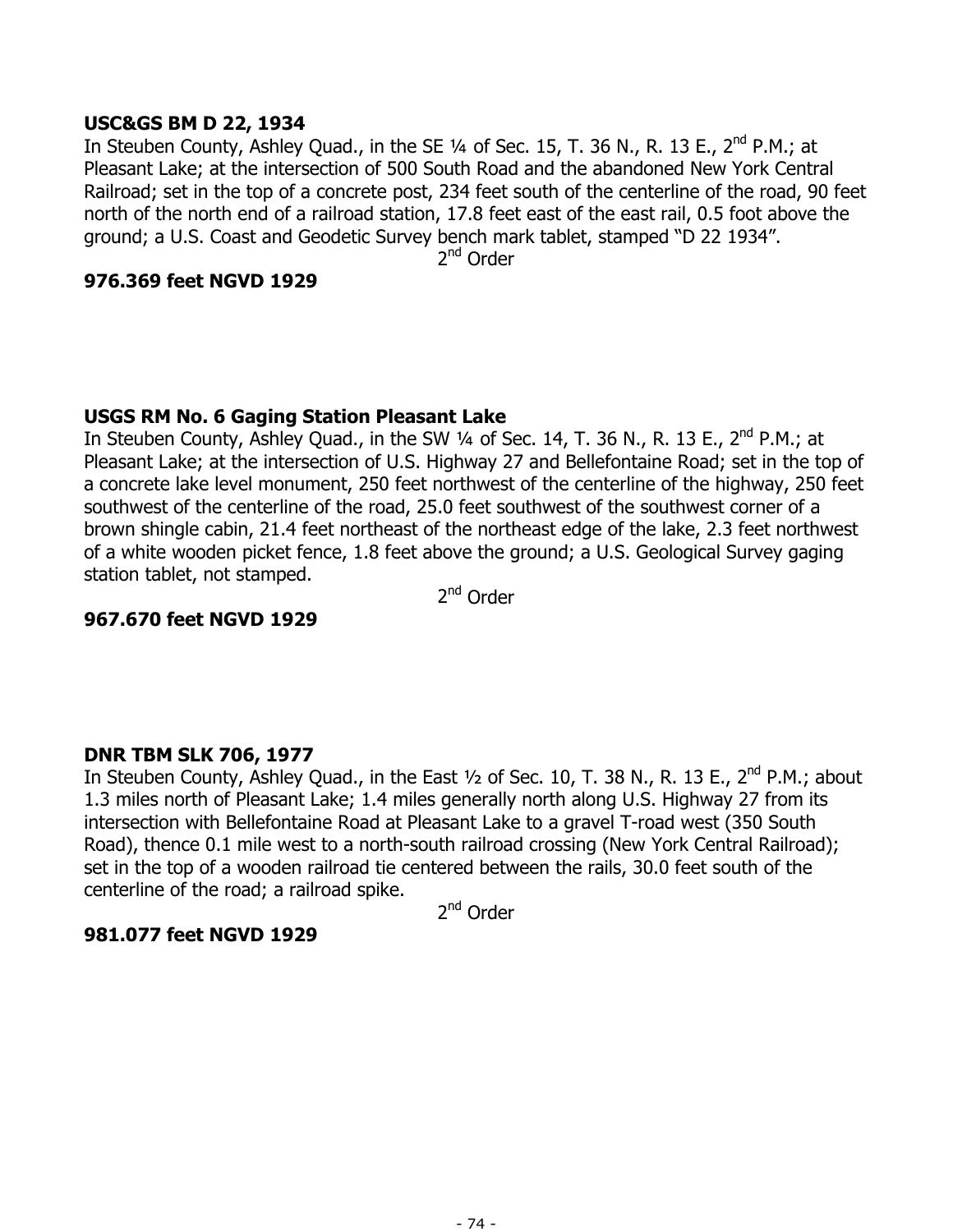**USC&GS BM D 22, 1934**
In Steuben County, Ashley Quad., in the SE ¼ of Sec. 15, T. 36 N., R. 13 E., 2nd P.M.; at Pleasant Lake; at the intersection of 500 South Road and the abandoned New York Central Railroad; set in the top of a concrete post, 234 feet south of the centerline of the road, 90 feet north of the north end of a railroad station, 17.8 feet east of the east rail, 0.5 foot above the ground; a U.S. Coast and Geodetic Survey bench mark tablet, stamped "D 22 1934".

2nd Order

**976.369 feet NGVD 1929**

**USGS RM No. 6 Gaging Station Pleasant Lake**
In Steuben County, Ashley Quad., in the SW ¼ of Sec. 14, T. 36 N., R. 13 E., 2nd P.M.; at Pleasant Lake; at the intersection of U.S. Highway 27 and Bellefontaine Road; set in the top of a concrete lake level monument, 250 feet northwest of the centerline of the highway, 250 feet southwest of the centerline of the road, 25.0 feet southwest of the southwest corner of a brown shingle cabin, 21.4 feet northeast of the northeast edge of the lake, 2.3 feet northwest of a white wooden picket fence, 1.8 feet above the ground; a U.S. Geological Survey gaging station tablet, not stamped.

2nd Order

**967.670 feet NGVD 1929**

**DNR TBM SLK 706, 1977**
In Steuben County, Ashley Quad., in the East ½ of Sec. 10, T. 38 N., R. 13 E., 2nd P.M.; about 1.3 miles north of Pleasant Lake; 1.4 miles generally north along U.S. Highway 27 from its intersection with Bellefontaine Road at Pleasant Lake to a gravel T-road west (350 South Road), thence 0.1 mile west to a north-south railroad crossing (New York Central Railroad); set in the top of a wooden railroad tie centered between the rails, 30.0 feet south of the centerline of the road; a railroad spike.

2nd Order

**981.077 feet NGVD 1929**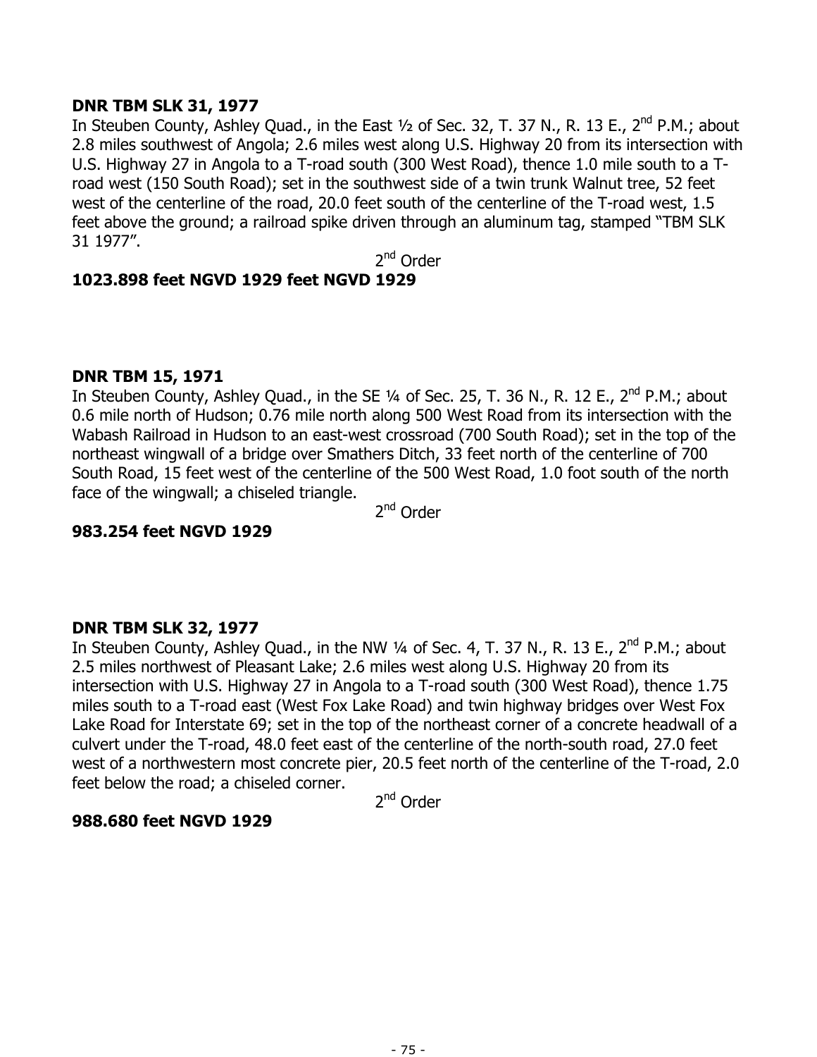**DNR TBM SLK 31, 1977**

In Steuben County, Ashley Quad., in the East ½ of Sec. 32, T. 37 N., R. 13 E., 2nd P.M.; about 2.8 miles southwest of Angola; 2.6 miles west along U.S. Highway 20 from its intersection with U.S. Highway 27 in Angola to a T-road south (300 West Road), thence 1.0 mile south to a T-road west (150 South Road); set in the southwest side of a twin trunk Walnut tree, 52 feet west of the centerline of the road, 20.0 feet south of the centerline of the T-road west, 1.5 feet above the ground; a railroad spike driven through an aluminum tag, stamped "TBM SLK 31 1977".

2nd Order

**1023.898 feet NGVD 1929 feet NGVD 1929**

**DNR TBM 15, 1971**

In Steuben County, Ashley Quad., in the SE ¼ of Sec. 25, T. 36 N., R. 12 E., 2nd P.M.; about 0.6 mile north of Hudson; 0.76 mile north along 500 West Road from its intersection with the Wabash Railroad in Hudson to an east-west crossroad (700 South Road); set in the top of the northeast wingwall of a bridge over Smathers Ditch, 33 feet north of the centerline of 700 South Road, 15 feet west of the centerline of the 500 West Road, 1.0 foot south of the north face of the wingwall; a chiseled triangle.

2nd Order

**983.254 feet NGVD 1929**

**DNR TBM SLK 32, 1977**

In Steuben County, Ashley Quad., in the NW ¼ of Sec. 4, T. 37 N., R. 13 E., 2nd P.M.; about 2.5 miles northwest of Pleasant Lake; 2.6 miles west along U.S. Highway 20 from its intersection with U.S. Highway 27 in Angola to a T-road south (300 West Road), thence 1.75 miles south to a T-road east (West Fox Lake Road) and twin highway bridges over West Fox Lake Road for Interstate 69; set in the top of the northeast corner of a concrete headwall of a culvert under the T-road, 48.0 feet east of the centerline of the north-south road, 27.0 feet west of a northwestern most concrete pier, 20.5 feet north of the centerline of the T-road, 2.0 feet below the road; a chiseled corner.

2nd Order

**988.680 feet NGVD 1929**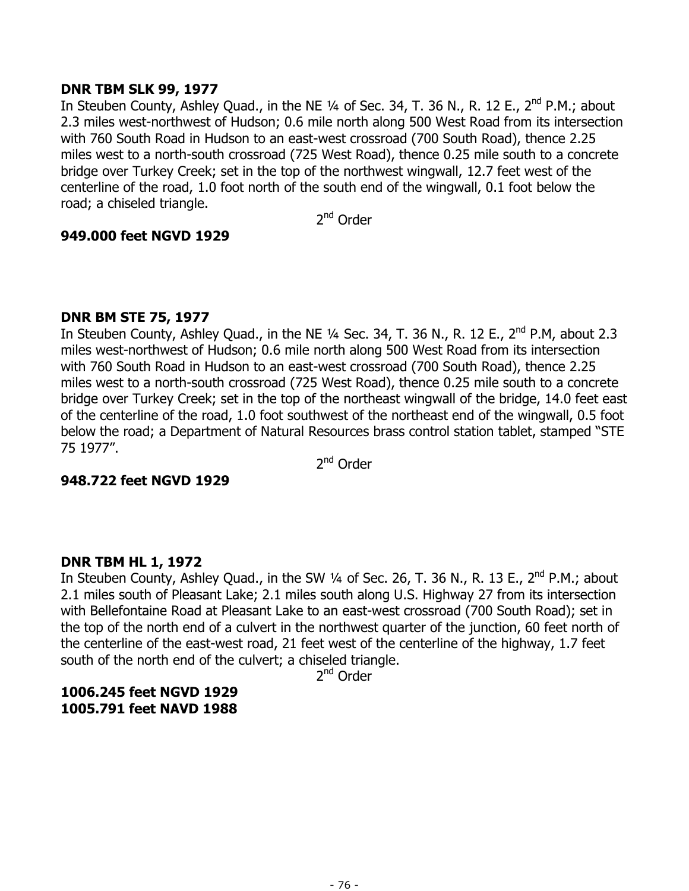**DNR TBM SLK 99, 1977**

In Steuben County, Ashley Quad., in the NE ¼ of Sec. 34, T. 36 N., R. 12 E., 2nd P.M.; about 2.3 miles west-northwest of Hudson; 0.6 mile north along 500 West Road from its intersection with 760 South Road in Hudson to an east-west crossroad (700 South Road), thence 2.25 miles west to a north-south crossroad (725 West Road), thence 0.25 mile south to a concrete bridge over Turkey Creek; set in the top of the northwest wingwall, 12.7 feet west of the centerline of the road, 1.0 foot north of the south end of the wingwall, 0.1 foot below the road; a chiseled triangle.

2nd Order

**949.000 feet NGVD 1929**

**DNR BM STE 75, 1977**

In Steuben County, Ashley Quad., in the NE ¼ Sec. 34, T. 36 N., R. 12 E., 2nd P.M, about 2.3 miles west-northwest of Hudson; 0.6 mile north along 500 West Road from its intersection with 760 South Road in Hudson to an east-west crossroad (700 South Road), thence 2.25 miles west to a north-south crossroad (725 West Road), thence 0.25 mile south to a concrete bridge over Turkey Creek; set in the top of the northeast wingwall of the bridge, 14.0 feet east of the centerline of the road, 1.0 foot southwest of the northeast end of the wingwall, 0.5 foot below the road; a Department of Natural Resources brass control station tablet, stamped "STE 75 1977".

2nd Order

**948.722 feet NGVD 1929**

**DNR TBM HL 1, 1972**

In Steuben County, Ashley Quad., in the SW ¼ of Sec. 26, T. 36 N., R. 13 E., 2nd P.M.; about 2.1 miles south of Pleasant Lake; 2.1 miles south along U.S. Highway 27 from its intersection with Bellefontaine Road at Pleasant Lake to an east-west crossroad (700 South Road); set in the top of the north end of a culvert in the northwest quarter of the junction, 60 feet north of the centerline of the east-west road, 21 feet west of the centerline of the highway, 1.7 feet south of the north end of the culvert; a chiseled triangle.

2nd Order

**1006.245 feet NGVD 1929**
**1005.791 feet NAVD 1988**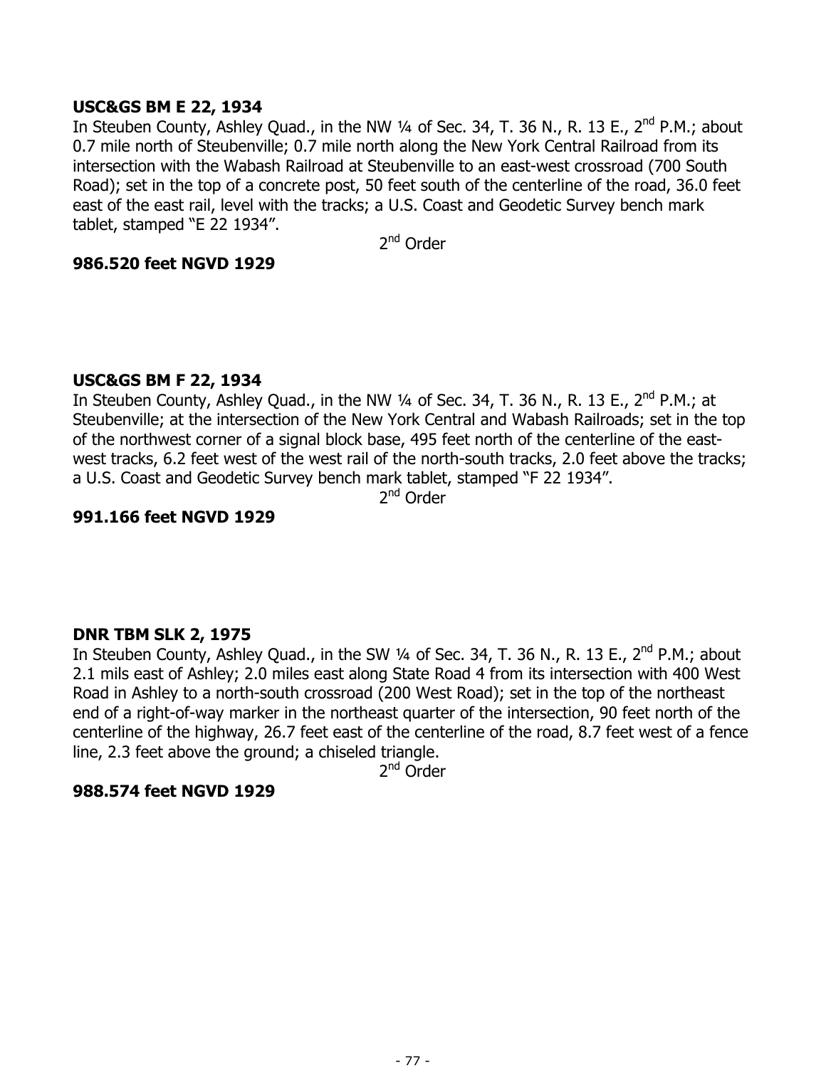**USC&GS BM E 22, 1934**

In Steuben County, Ashley Quad., in the NW ¼ of Sec. 34, T. 36 N., R. 13 E., 2nd P.M.; about 0.7 mile north of Steubenville; 0.7 mile north along the New York Central Railroad from its intersection with the Wabash Railroad at Steubenville to an east-west crossroad (700 South Road); set in the top of a concrete post, 50 feet south of the centerline of the road, 36.0 feet east of the east rail, level with the tracks; a U.S. Coast and Geodetic Survey bench mark tablet, stamped "E 22 1934".

2nd Order

**986.520 feet NGVD 1929**

**USC&GS BM F 22, 1934**

In Steuben County, Ashley Quad., in the NW ¼ of Sec. 34, T. 36 N., R. 13 E., 2nd P.M.; at Steubenville; at the intersection of the New York Central and Wabash Railroads; set in the top of the northwest corner of a signal block base, 495 feet north of the centerline of the east-west tracks, 6.2 feet west of the west rail of the north-south tracks, 2.0 feet above the tracks; a U.S. Coast and Geodetic Survey bench mark tablet, stamped "F 22 1934".

2nd Order

**991.166 feet NGVD 1929**

**DNR TBM SLK 2, 1975**

In Steuben County, Ashley Quad., in the SW ¼ of Sec. 34, T. 36 N., R. 13 E., 2nd P.M.; about 2.1 mils east of Ashley; 2.0 miles east along State Road 4 from its intersection with 400 West Road in Ashley to a north-south crossroad (200 West Road); set in the top of the northeast end of a right-of-way marker in the northeast quarter of the intersection, 90 feet north of the centerline of the highway, 26.7 feet east of the centerline of the road, 8.7 feet west of a fence line, 2.3 feet above the ground; a chiseled triangle.

2nd Order

**988.574 feet NGVD 1929**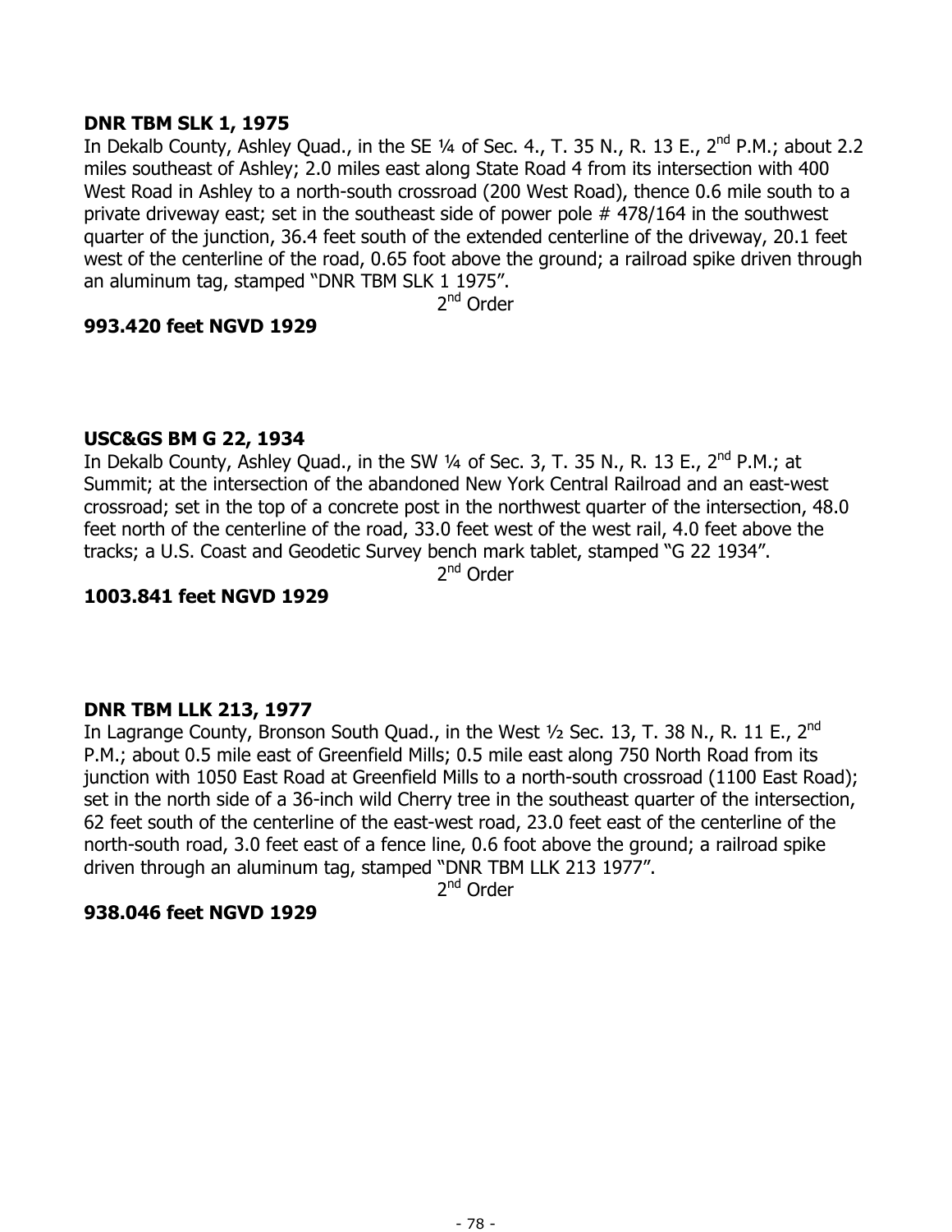**DNR TBM SLK 1, 1975**

In Dekalb County, Ashley Quad., in the SE ¼ of Sec. 4., T. 35 N., R. 13 E., 2nd P.M.; about 2.2 miles southeast of Ashley; 2.0 miles east along State Road 4 from its intersection with 400 West Road in Ashley to a north-south crossroad (200 West Road), thence 0.6 mile south to a private driveway east; set in the southeast side of power pole # 478/164 in the southwest quarter of the junction, 36.4 feet south of the extended centerline of the driveway, 20.1 feet west of the centerline of the road, 0.65 foot above the ground; a railroad spike driven through an aluminum tag, stamped "DNR TBM SLK 1 1975".

2nd Order

**993.420 feet NGVD 1929**

**USC&GS BM G 22, 1934**

In Dekalb County, Ashley Quad., in the SW ¼ of Sec. 3, T. 35 N., R. 13 E., 2nd P.M.; at Summit; at the intersection of the abandoned New York Central Railroad and an east-west crossroad; set in the top of a concrete post in the northwest quarter of the intersection, 48.0 feet north of the centerline of the road, 33.0 feet west of the west rail, 4.0 feet above the tracks; a U.S. Coast and Geodetic Survey bench mark tablet, stamped "G 22 1934".

2nd Order

**1003.841 feet NGVD 1929**

**DNR TBM LLK 213, 1977**

In Lagrange County, Bronson South Quad., in the West ½ Sec. 13, T. 38 N., R. 11 E., 2nd P.M.; about 0.5 mile east of Greenfield Mills; 0.5 mile east along 750 North Road from its junction with 1050 East Road at Greenfield Mills to a north-south crossroad (1100 East Road); set in the north side of a 36-inch wild Cherry tree in the southeast quarter of the intersection, 62 feet south of the centerline of the east-west road, 23.0 feet east of the centerline of the north-south road, 3.0 feet east of a fence line, 0.6 foot above the ground; a railroad spike driven through an aluminum tag, stamped "DNR TBM LLK 213 1977".

2nd Order

**938.046 feet NGVD 1929**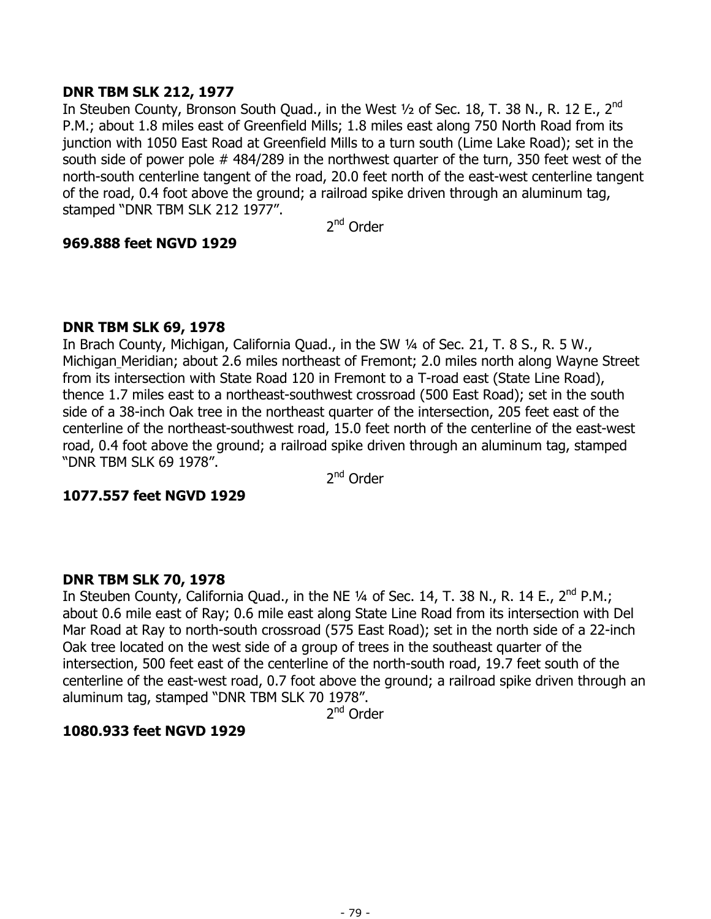**DNR TBM SLK 212, 1977**

In Steuben County, Bronson South Quad., in the West ½ of Sec. 18, T. 38 N., R. 12 E., 2nd P.M.; about 1.8 miles east of Greenfield Mills; 1.8 miles east along 750 North Road from its junction with 1050 East Road at Greenfield Mills to a turn south (Lime Lake Road); set in the south side of power pole # 484/289 in the northwest quarter of the turn, 350 feet west of the north-south centerline tangent of the road, 20.0 feet north of the east-west centerline tangent of the road, 0.4 foot above the ground; a railroad spike driven through an aluminum tag, stamped "DNR TBM SLK 212 1977".

2nd Order

**969.888 feet NGVD 1929**

**DNR TBM SLK 69, 1978**

In Brach County, Michigan, California Quad., in the SW ¼ of Sec. 21, T. 8 S., R. 5 W., Michigan Meridian; about 2.6 miles northeast of Fremont; 2.0 miles north along Wayne Street from its intersection with State Road 120 in Fremont to a T-road east (State Line Road), thence 1.7 miles east to a northeast-southwest crossroad (500 East Road); set in the south side of a 38-inch Oak tree in the northeast quarter of the intersection, 205 feet east of the centerline of the northeast-southwest road, 15.0 feet north of the centerline of the east-west road, 0.4 foot above the ground; a railroad spike driven through an aluminum tag, stamped "DNR TBM SLK 69 1978".

2nd Order

**1077.557 feet NGVD 1929**

**DNR TBM SLK 70, 1978**

In Steuben County, California Quad., in the NE ¼ of Sec. 14, T. 38 N., R. 14 E., 2nd P.M.; about 0.6 mile east of Ray; 0.6 mile east along State Line Road from its intersection with Del Mar Road at Ray to north-south crossroad (575 East Road); set in the north side of a 22-inch Oak tree located on the west side of a group of trees in the southeast quarter of the intersection, 500 feet east of the centerline of the north-south road, 19.7 feet south of the centerline of the east-west road, 0.7 foot above the ground; a railroad spike driven through an aluminum tag, stamped "DNR TBM SLK 70 1978".

2nd Order

**1080.933 feet NGVD 1929**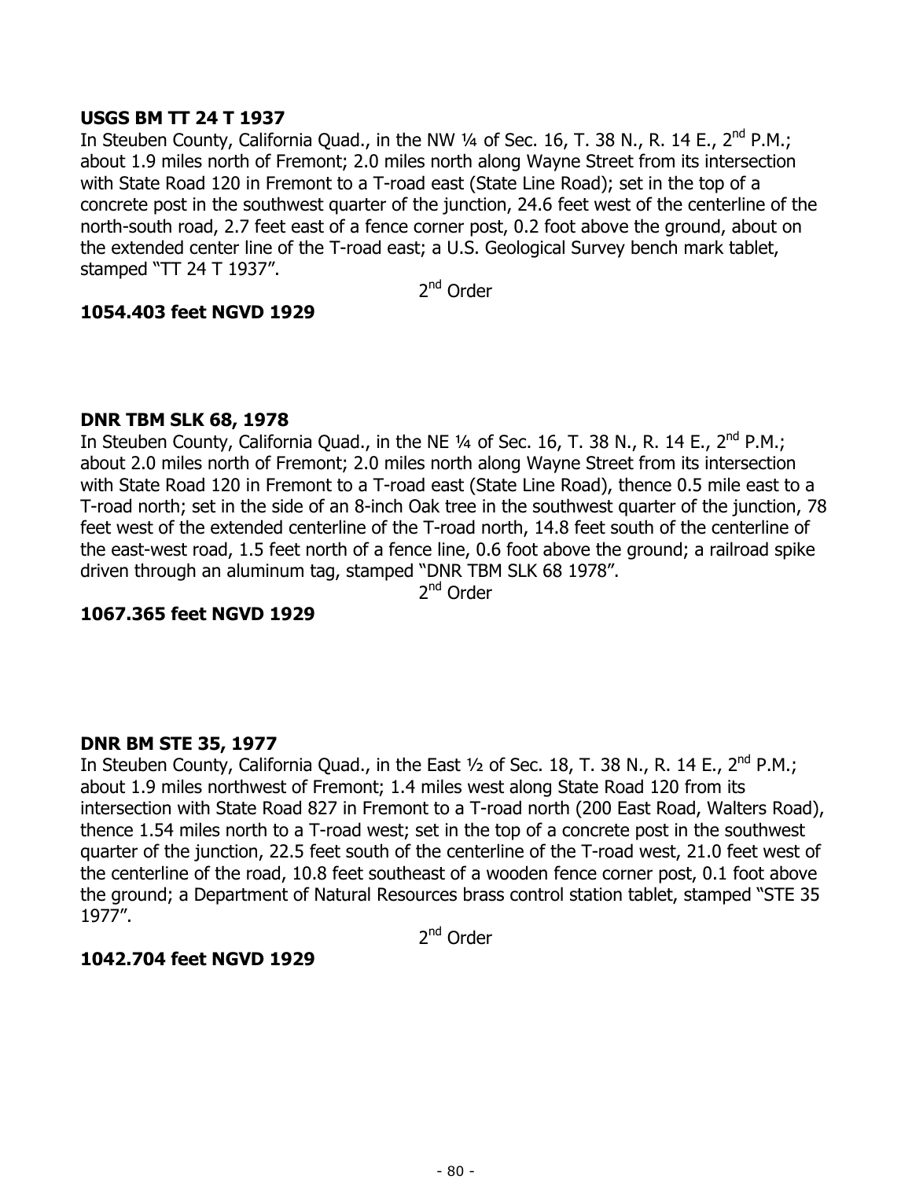**USGS BM TT 24 T 1937**
In Steuben County, California Quad., in the NW ¼ of Sec. 16, T. 38 N., R. 14 E., 2nd P.M.; about 1.9 miles north of Fremont; 2.0 miles north along Wayne Street from its intersection with State Road 120 in Fremont to a T-road east (State Line Road); set in the top of a concrete post in the southwest quarter of the junction, 24.6 feet west of the centerline of the north-south road, 2.7 feet east of a fence corner post, 0.2 foot above the ground, about on the extended center line of the T-road east; a U.S. Geological Survey bench mark tablet, stamped "TT 24 T 1937".

2nd Order

**1054.403 feet NGVD 1929**

**DNR TBM SLK 68, 1978**
In Steuben County, California Quad., in the NE ¼ of Sec. 16, T. 38 N., R. 14 E., 2nd P.M.; about 2.0 miles north of Fremont; 2.0 miles north along Wayne Street from its intersection with State Road 120 in Fremont to a T-road east (State Line Road), thence 0.5 mile east to a T-road north; set in the side of an 8-inch Oak tree in the southwest quarter of the junction, 78 feet west of the extended centerline of the T-road north, 14.8 feet south of the centerline of the east-west road, 1.5 feet north of a fence line, 0.6 foot above the ground; a railroad spike driven through an aluminum tag, stamped "DNR TBM SLK 68 1978".

2nd Order

**1067.365 feet NGVD 1929**

**DNR BM STE 35, 1977**
In Steuben County, California Quad., in the East ½ of Sec. 18, T. 38 N., R. 14 E., 2nd P.M.; about 1.9 miles northwest of Fremont; 1.4 miles west along State Road 120 from its intersection with State Road 827 in Fremont to a T-road north (200 East Road, Walters Road), thence 1.54 miles north to a T-road west; set in the top of a concrete post in the southwest quarter of the junction, 22.5 feet south of the centerline of the T-road west, 21.0 feet west of the centerline of the road, 10.8 feet southeast of a wooden fence corner post, 0.1 foot above the ground; a Department of Natural Resources brass control station tablet, stamped "STE 35 1977".

2nd Order

**1042.704 feet NGVD 1929**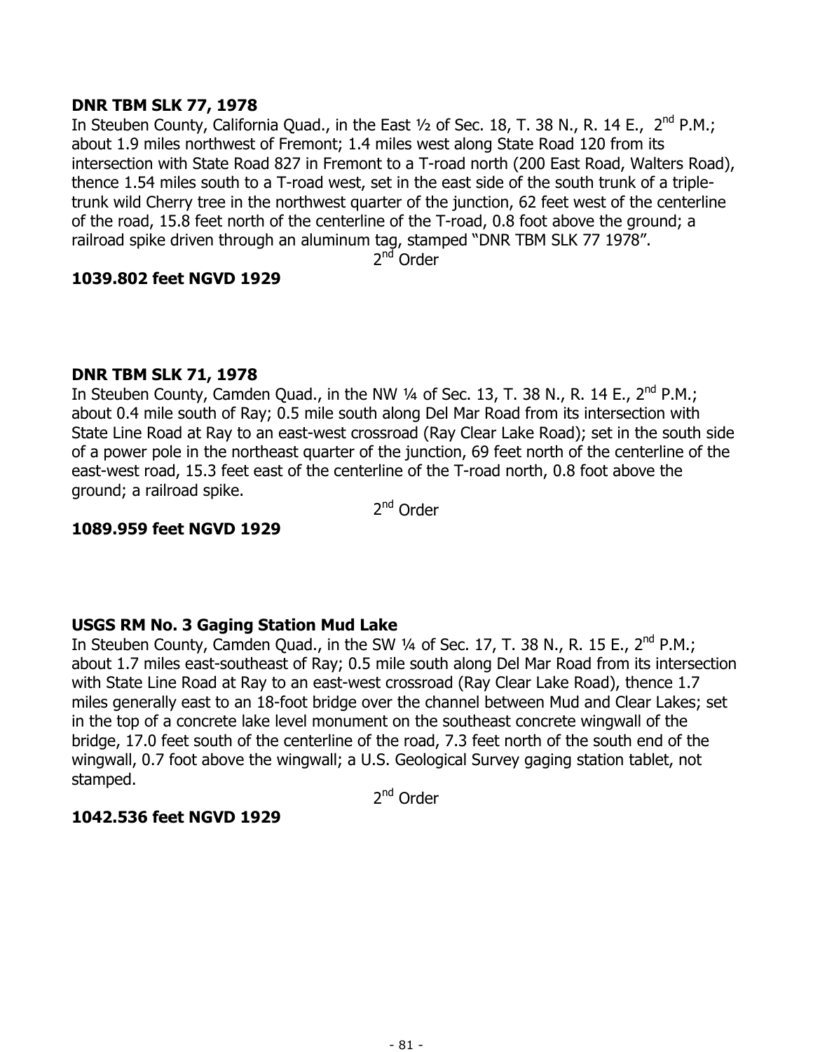**DNR TBM SLK 77, 1978**
In Steuben County, California Quad., in the East ½ of Sec. 18, T. 38 N., R. 14 E., 2nd P.M.; about 1.9 miles northwest of Fremont; 1.4 miles west along State Road 120 from its intersection with State Road 827 in Fremont to a T-road north (200 East Road, Walters Road), thence 1.54 miles south to a T-road west, set in the east side of the south trunk of a triple-trunk wild Cherry tree in the northwest quarter of the junction, 62 feet west of the centerline of the road, 15.8 feet north of the centerline of the T-road, 0.8 foot above the ground; a railroad spike driven through an aluminum tag, stamped "DNR TBM SLK 77 1978".

2nd Order

**1039.802 feet NGVD 1929**

**DNR TBM SLK 71, 1978**
In Steuben County, Camden Quad., in the NW ¼ of Sec. 13, T. 38 N., R. 14 E., 2nd P.M.; about 0.4 mile south of Ray; 0.5 mile south along Del Mar Road from its intersection with State Line Road at Ray to an east-west crossroad (Ray Clear Lake Road); set in the south side of a power pole in the northeast quarter of the junction, 69 feet north of the centerline of the east-west road, 15.3 feet east of the centerline of the T-road north, 0.8 foot above the ground; a railroad spike.

2nd Order

**1089.959 feet NGVD 1929**

**USGS RM No. 3 Gaging Station Mud Lake**
In Steuben County, Camden Quad., in the SW ¼ of Sec. 17, T. 38 N., R. 15 E., 2nd P.M.; about 1.7 miles east-southeast of Ray; 0.5 mile south along Del Mar Road from its intersection with State Line Road at Ray to an east-west crossroad (Ray Clear Lake Road), thence 1.7 miles generally east to an 18-foot bridge over the channel between Mud and Clear Lakes; set in the top of a concrete lake level monument on the southeast concrete wingwall of the bridge, 17.0 feet south of the centerline of the road, 7.3 feet north of the south end of the wingwall, 0.7 foot above the wingwall; a U.S. Geological Survey gaging station tablet, not stamped.

2nd Order

**1042.536 feet NGVD 1929**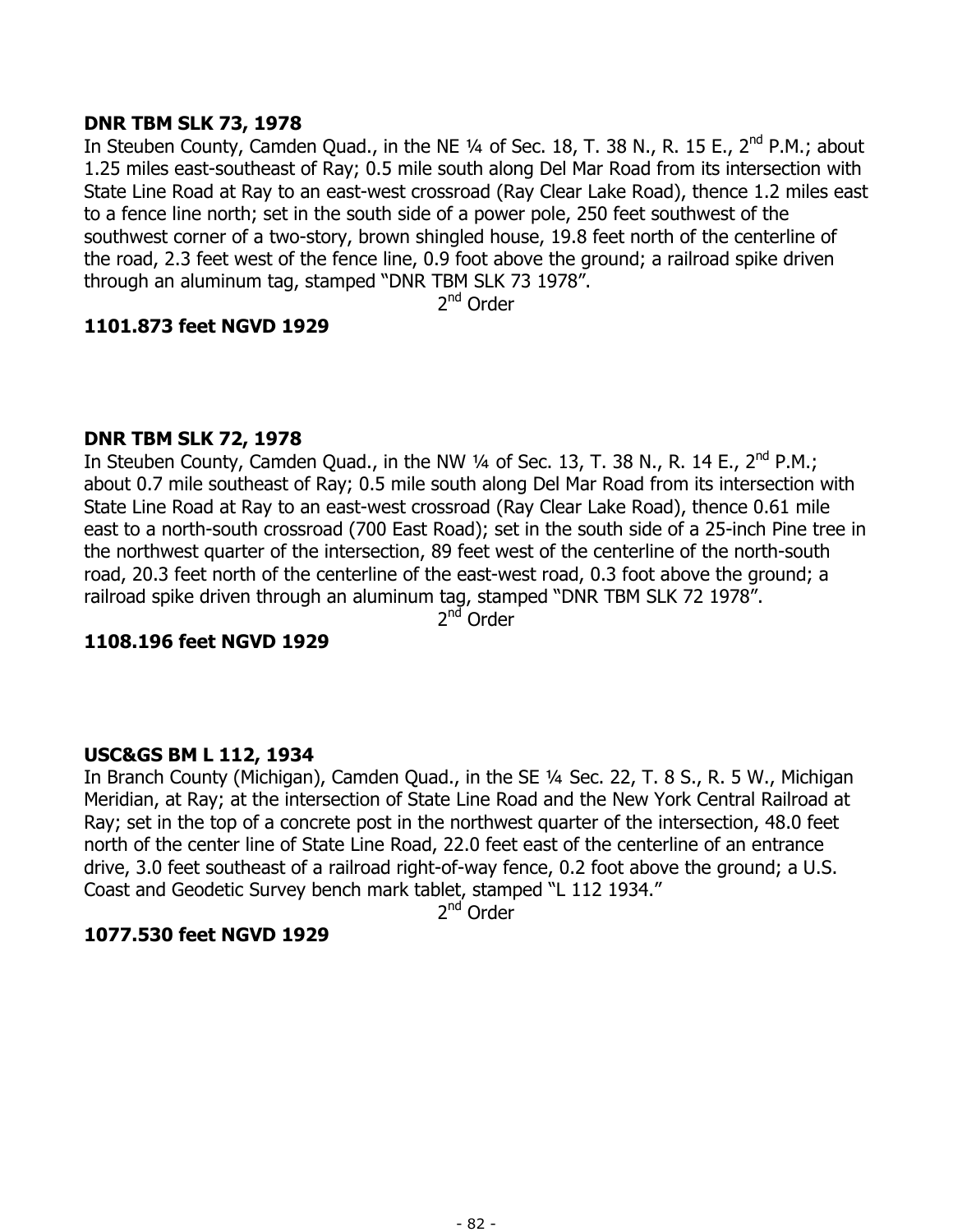**DNR TBM SLK 73, 1978**

In Steuben County, Camden Quad., in the NE ¼ of Sec. 18, T. 38 N., R. 15 E., 2nd P.M.; about 1.25 miles east-southeast of Ray; 0.5 mile south along Del Mar Road from its intersection with State Line Road at Ray to an east-west crossroad (Ray Clear Lake Road), thence 1.2 miles east to a fence line north; set in the south side of a power pole, 250 feet southwest of the southwest corner of a two-story, brown shingled house, 19.8 feet north of the centerline of the road, 2.3 feet west of the fence line, 0.9 foot above the ground; a railroad spike driven through an aluminum tag, stamped "DNR TBM SLK 73 1978".

2nd Order

**1101.873 feet NGVD 1929**

**DNR TBM SLK 72, 1978**

In Steuben County, Camden Quad., in the NW ¼ of Sec. 13, T. 38 N., R. 14 E., 2nd P.M.; about 0.7 mile southeast of Ray; 0.5 mile south along Del Mar Road from its intersection with State Line Road at Ray to an east-west crossroad (Ray Clear Lake Road), thence 0.61 mile east to a north-south crossroad (700 East Road); set in the south side of a 25-inch Pine tree in the northwest quarter of the intersection, 89 feet west of the centerline of the north-south road, 20.3 feet north of the centerline of the east-west road, 0.3 foot above the ground; a railroad spike driven through an aluminum tag, stamped "DNR TBM SLK 72 1978".

2nd Order

**1108.196 feet NGVD 1929**

**USC&GS BM L 112, 1934**

In Branch County (Michigan), Camden Quad., in the SE ¼ Sec. 22, T. 8 S., R. 5 W., Michigan Meridian, at Ray; at the intersection of State Line Road and the New York Central Railroad at Ray; set in the top of a concrete post in the northwest quarter of the intersection, 48.0 feet north of the center line of State Line Road, 22.0 feet east of the centerline of an entrance drive, 3.0 feet southeast of a railroad right-of-way fence, 0.2 foot above the ground; a U.S. Coast and Geodetic Survey bench mark tablet, stamped "L 112 1934."

2nd Order

**1077.530 feet NGVD 1929**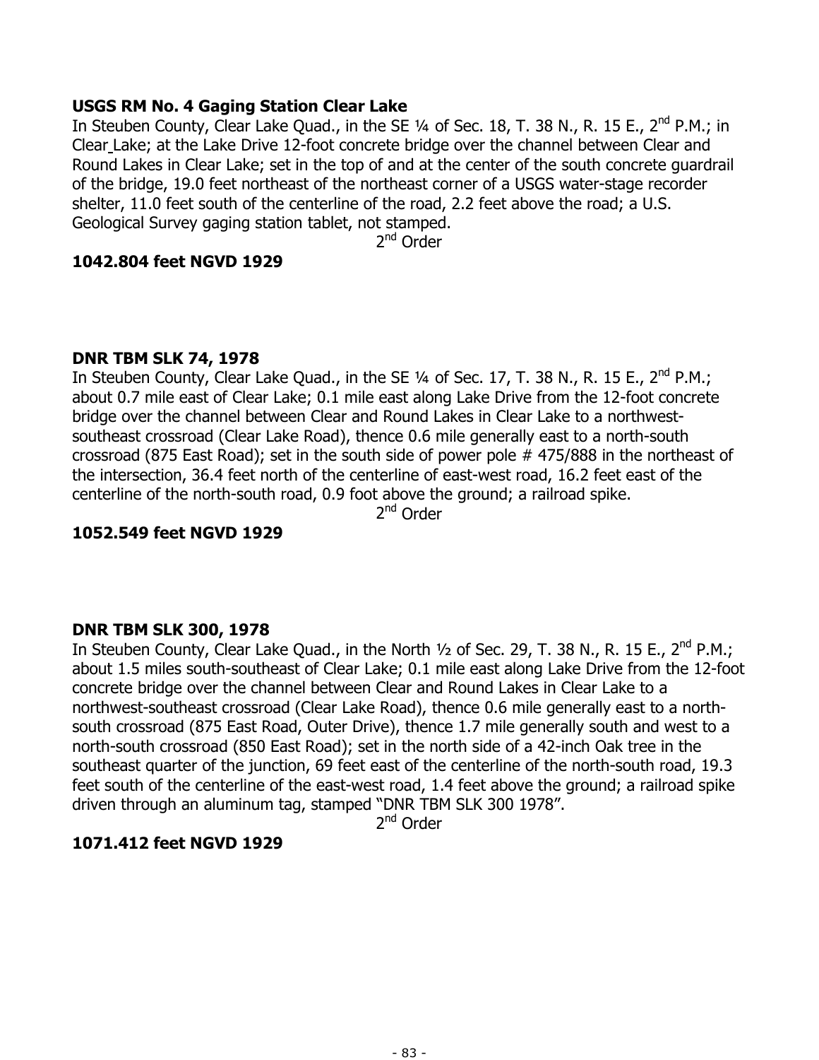**USGS RM No. 4 Gaging Station Clear Lake**

In Steuben County, Clear Lake Quad., in the SE ¼ of Sec. 18, T. 38 N., R. 15 E., 2nd P.M.; in Clear Lake; at the Lake Drive 12-foot concrete bridge over the channel between Clear and Round Lakes in Clear Lake; set in the top of and at the center of the south concrete guardrail of the bridge, 19.0 feet northeast of the northeast corner of a USGS water-stage recorder shelter, 11.0 feet south of the centerline of the road, 2.2 feet above the road; a U.S. Geological Survey gaging station tablet, not stamped.

2nd Order

**1042.804 feet NGVD 1929**

**DNR TBM SLK 74, 1978**

In Steuben County, Clear Lake Quad., in the SE ¼ of Sec. 17, T. 38 N., R. 15 E., 2nd P.M.; about 0.7 mile east of Clear Lake; 0.1 mile east along Lake Drive from the 12-foot concrete bridge over the channel between Clear and Round Lakes in Clear Lake to a northwest-southeast crossroad (Clear Lake Road), thence 0.6 mile generally east to a north-south crossroad (875 East Road); set in the south side of power pole # 475/888 in the northeast of the intersection, 36.4 feet north of the centerline of east-west road, 16.2 feet east of the centerline of the north-south road, 0.9 foot above the ground; a railroad spike.

2nd Order

**1052.549 feet NGVD 1929**

**DNR TBM SLK 300, 1978**

In Steuben County, Clear Lake Quad., in the North ½ of Sec. 29, T. 38 N., R. 15 E., 2nd P.M.; about 1.5 miles south-southeast of Clear Lake; 0.1 mile east along Lake Drive from the 12-foot concrete bridge over the channel between Clear and Round Lakes in Clear Lake to a northwest-southeast crossroad (Clear Lake Road), thence 0.6 mile generally east to a north-south crossroad (875 East Road, Outer Drive), thence 1.7 mile generally south and west to a north-south crossroad (850 East Road); set in the north side of a 42-inch Oak tree in the southeast quarter of the junction, 69 feet east of the centerline of the north-south road, 19.3 feet south of the centerline of the east-west road, 1.4 feet above the ground; a railroad spike driven through an aluminum tag, stamped "DNR TBM SLK 300 1978".

2nd Order

**1071.412 feet NGVD 1929**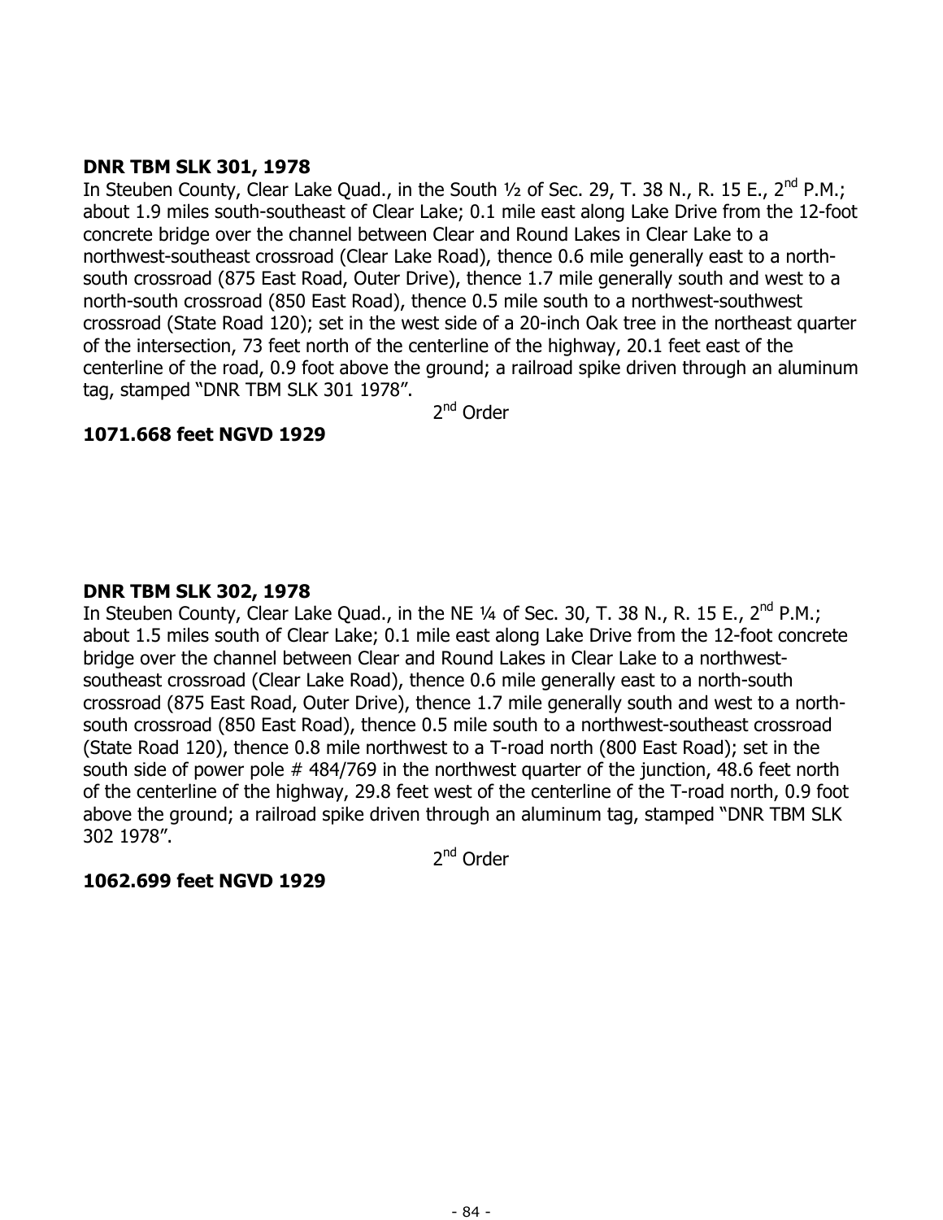**DNR TBM SLK 301, 1978**

In Steuben County, Clear Lake Quad., in the South ½ of Sec. 29, T. 38 N., R. 15 E., 2nd P.M.; about 1.9 miles south-southeast of Clear Lake; 0.1 mile east along Lake Drive from the 12-foot concrete bridge over the channel between Clear and Round Lakes in Clear Lake to a northwest-southeast crossroad (Clear Lake Road), thence 0.6 mile generally east to a north-south crossroad (875 East Road, Outer Drive), thence 1.7 mile generally south and west to a north-south crossroad (850 East Road), thence 0.5 mile south to a northwest-southwest crossroad (State Road 120); set in the west side of a 20-inch Oak tree in the northeast quarter of the intersection, 73 feet north of the centerline of the highway, 20.1 feet east of the centerline of the road, 0.9 foot above the ground; a railroad spike driven through an aluminum tag, stamped "DNR TBM SLK 301 1978".

2nd Order

**1071.668 feet NGVD 1929**

**DNR TBM SLK 302, 1978**

In Steuben County, Clear Lake Quad., in the NE ¼ of Sec. 30, T. 38 N., R. 15 E., 2nd P.M.; about 1.5 miles south of Clear Lake; 0.1 mile east along Lake Drive from the 12-foot concrete bridge over the channel between Clear and Round Lakes in Clear Lake to a northwest-southeast crossroad (Clear Lake Road), thence 0.6 mile generally east to a north-south crossroad (875 East Road, Outer Drive), thence 1.7 mile generally south and west to a north-south crossroad (850 East Road), thence 0.5 mile south to a northwest-southeast crossroad (State Road 120), thence 0.8 mile northwest to a T-road north (800 East Road); set in the south side of power pole # 484/769 in the northwest quarter of the junction, 48.6 feet north of the centerline of the highway, 29.8 feet west of the centerline of the T-road north, 0.9 foot above the ground; a railroad spike driven through an aluminum tag, stamped "DNR TBM SLK 302 1978".

2nd Order

**1062.699 feet NGVD 1929**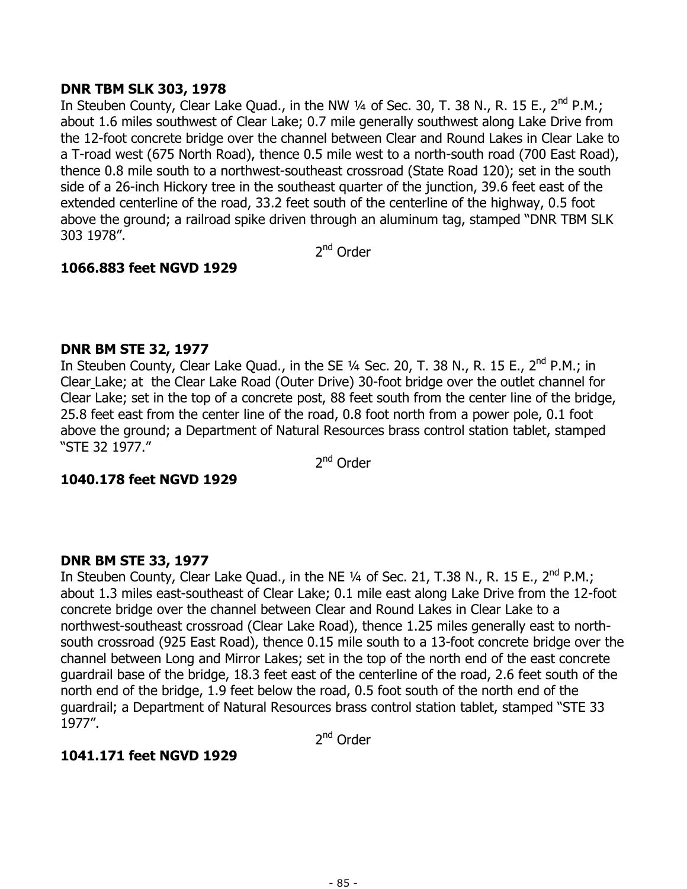**DNR TBM SLK 303, 1978**

In Steuben County, Clear Lake Quad., in the NW ¼ of Sec. 30, T. 38 N., R. 15 E., 2nd P.M.; about 1.6 miles southwest of Clear Lake; 0.7 mile generally southwest along Lake Drive from the 12-foot concrete bridge over the channel between Clear and Round Lakes in Clear Lake to a T-road west (675 North Road), thence 0.5 mile west to a north-south road (700 East Road), thence 0.8 mile south to a northwest-southeast crossroad (State Road 120); set in the south side of a 26-inch Hickory tree in the southeast quarter of the junction, 39.6 feet east of the extended centerline of the road, 33.2 feet south of the centerline of the highway, 0.5 foot above the ground; a railroad spike driven through an aluminum tag, stamped "DNR TBM SLK 303 1978".

2nd Order

**1066.883 feet NGVD 1929**

**DNR BM STE 32, 1977**

In Steuben County, Clear Lake Quad., in the SE ¼ Sec. 20, T. 38 N., R. 15 E., 2nd P.M.; in Clear Lake; at the Clear Lake Road (Outer Drive) 30-foot bridge over the outlet channel for Clear Lake; set in the top of a concrete post, 88 feet south from the center line of the bridge, 25.8 feet east from the center line of the road, 0.8 foot north from a power pole, 0.1 foot above the ground; a Department of Natural Resources brass control station tablet, stamped "STE 32 1977."

2nd Order

**1040.178 feet NGVD 1929**

**DNR BM STE 33, 1977**

In Steuben County, Clear Lake Quad., in the NE ¼ of Sec. 21, T.38 N., R. 15 E., 2nd P.M.; about 1.3 miles east-southeast of Clear Lake; 0.1 mile east along Lake Drive from the 12-foot concrete bridge over the channel between Clear and Round Lakes in Clear Lake to a northwest-southeast crossroad (Clear Lake Road), thence 1.25 miles generally east to north-south crossroad (925 East Road), thence 0.15 mile south to a 13-foot concrete bridge over the channel between Long and Mirror Lakes; set in the top of the north end of the east concrete guardrail base of the bridge, 18.3 feet east of the centerline of the road, 2.6 feet south of the north end of the bridge, 1.9 feet below the road, 0.5 foot south of the north end of the guardrail; a Department of Natural Resources brass control station tablet, stamped "STE 33 1977".

2nd Order

**1041.171 feet NGVD 1929**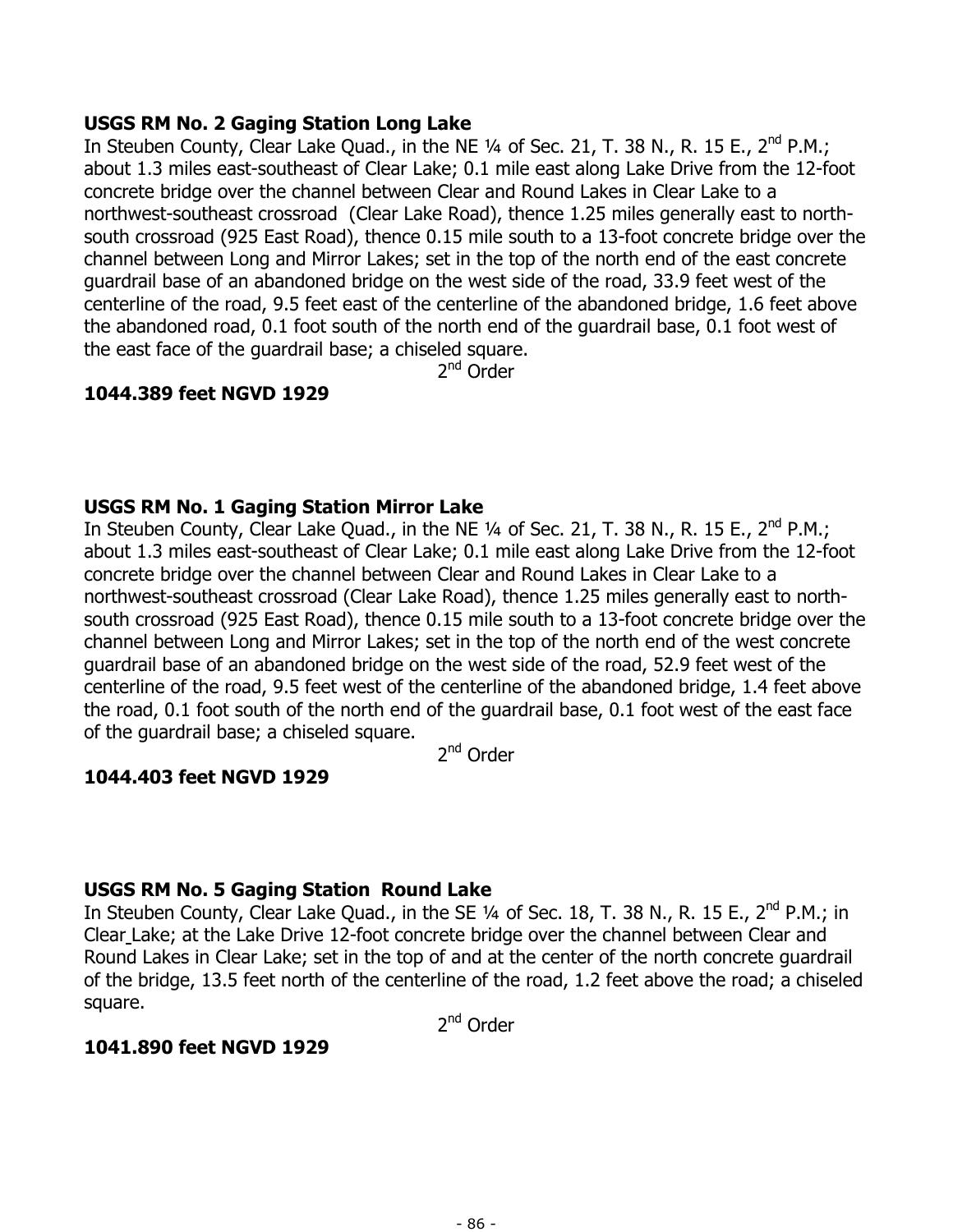**USGS RM No. 2 Gaging Station Long Lake**
In Steuben County, Clear Lake Quad., in the NE ¼ of Sec. 21, T. 38 N., R. 15 E., 2nd P.M.; about 1.3 miles east-southeast of Clear Lake; 0.1 mile east along Lake Drive from the 12-foot concrete bridge over the channel between Clear and Round Lakes in Clear Lake to a northwest-southeast crossroad (Clear Lake Road), thence 1.25 miles generally east to north-south crossroad (925 East Road), thence 0.15 mile south to a 13-foot concrete bridge over the channel between Long and Mirror Lakes; set in the top of the north end of the east concrete guardrail base of an abandoned bridge on the west side of the road, 33.9 feet west of the centerline of the road, 9.5 feet east of the centerline of the abandoned bridge, 1.6 feet above the abandoned road, 0.1 foot south of the north end of the guardrail base, 0.1 foot west of the east face of the guardrail base; a chiseled square.

2nd Order

**1044.389 feet NGVD 1929**

**USGS RM No. 1 Gaging Station Mirror Lake**
In Steuben County, Clear Lake Quad., in the NE ¼ of Sec. 21, T. 38 N., R. 15 E., 2nd P.M.; about 1.3 miles east-southeast of Clear Lake; 0.1 mile east along Lake Drive from the 12-foot concrete bridge over the channel between Clear and Round Lakes in Clear Lake to a northwest-southeast crossroad (Clear Lake Road), thence 1.25 miles generally east to north-south crossroad (925 East Road), thence 0.15 mile south to a 13-foot concrete bridge over the channel between Long and Mirror Lakes; set in the top of the north end of the west concrete guardrail base of an abandoned bridge on the west side of the road, 52.9 feet west of the centerline of the road, 9.5 feet west of the centerline of the abandoned bridge, 1.4 feet above the road, 0.1 foot south of the north end of the guardrail base, 0.1 foot west of the east face of the guardrail base; a chiseled square.

2nd Order

**1044.403 feet NGVD 1929**

**USGS RM No. 5 Gaging Station Round Lake**
In Steuben County, Clear Lake Quad., in the SE ¼ of Sec. 18, T. 38 N., R. 15 E., 2nd P.M.; in Clear Lake; at the Lake Drive 12-foot concrete bridge over the channel between Clear and Round Lakes in Clear Lake; set in the top of and at the center of the north concrete guardrail of the bridge, 13.5 feet north of the centerline of the road, 1.2 feet above the road; a chiseled square.

2nd Order

**1041.890 feet NGVD 1929**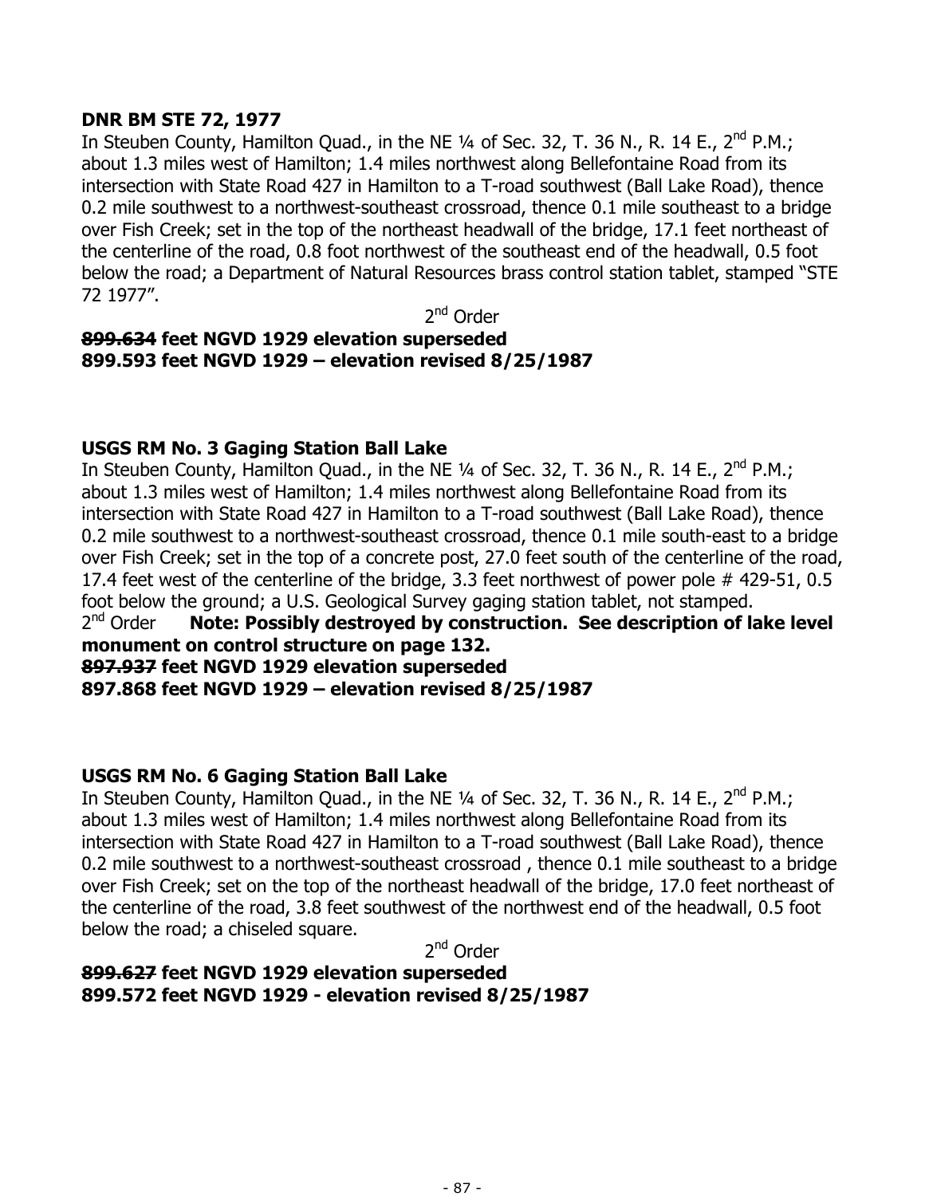**DNR BM STE 72, 1977**

In Steuben County, Hamilton Quad., in the NE ¼ of Sec. 32, T. 36 N., R. 14 E., 2nd P.M.; about 1.3 miles west of Hamilton; 1.4 miles northwest along Bellefontaine Road from its intersection with State Road 427 in Hamilton to a T-road southwest (Ball Lake Road), thence 0.2 mile southwest to a northwest-southeast crossroad, thence 0.1 mile southeast to a bridge over Fish Creek; set in the top of the northeast headwall of the bridge, 17.1 feet northeast of the centerline of the road, 0.8 foot northwest of the southeast end of the headwall, 0.5 foot below the road; a Department of Natural Resources brass control station tablet, stamped "STE 72 1977".

2nd Order

**~~899.634~~ feet NGVD 1929 elevation superseded**
**899.593 feet NGVD 1929 – elevation revised 8/25/1987**

**USGS RM No. 3 Gaging Station Ball Lake**

In Steuben County, Hamilton Quad., in the NE ¼ of Sec. 32, T. 36 N., R. 14 E., 2nd P.M.; about 1.3 miles west of Hamilton; 1.4 miles northwest along Bellefontaine Road from its intersection with State Road 427 in Hamilton to a T-road southwest (Ball Lake Road), thence 0.2 mile southwest to a northwest-southeast crossroad, thence 0.1 mile south-east to a bridge over Fish Creek; set in the top of a concrete post, 27.0 feet south of the centerline of the road, 17.4 feet west of the centerline of the bridge, 3.3 feet northwest of power pole # 429-51, 0.5 foot below the ground; a U.S. Geological Survey gaging station tablet, not stamped.

2nd Order **Note: Possibly destroyed by construction. See description of lake level monument on control structure on page 132.**

**~~897.937~~ feet NGVD 1929 elevation superseded**
**897.868 feet NGVD 1929 – elevation revised 8/25/1987**

**USGS RM No. 6 Gaging Station Ball Lake**

In Steuben County, Hamilton Quad., in the NE ¼ of Sec. 32, T. 36 N., R. 14 E., 2nd P.M.; about 1.3 miles west of Hamilton; 1.4 miles northwest along Bellefontaine Road from its intersection with State Road 427 in Hamilton to a T-road southwest (Ball Lake Road), thence 0.2 mile southwest to a northwest-southeast crossroad , thence 0.1 mile southeast to a bridge over Fish Creek; set on the top of the northeast headwall of the bridge, 17.0 feet northeast of the centerline of the road, 3.8 feet southwest of the northwest end of the headwall, 0.5 foot below the road; a chiseled square.

2nd Order

**~~899.627~~ feet NGVD 1929 elevation superseded**
**899.572 feet NGVD 1929 - elevation revised 8/25/1987**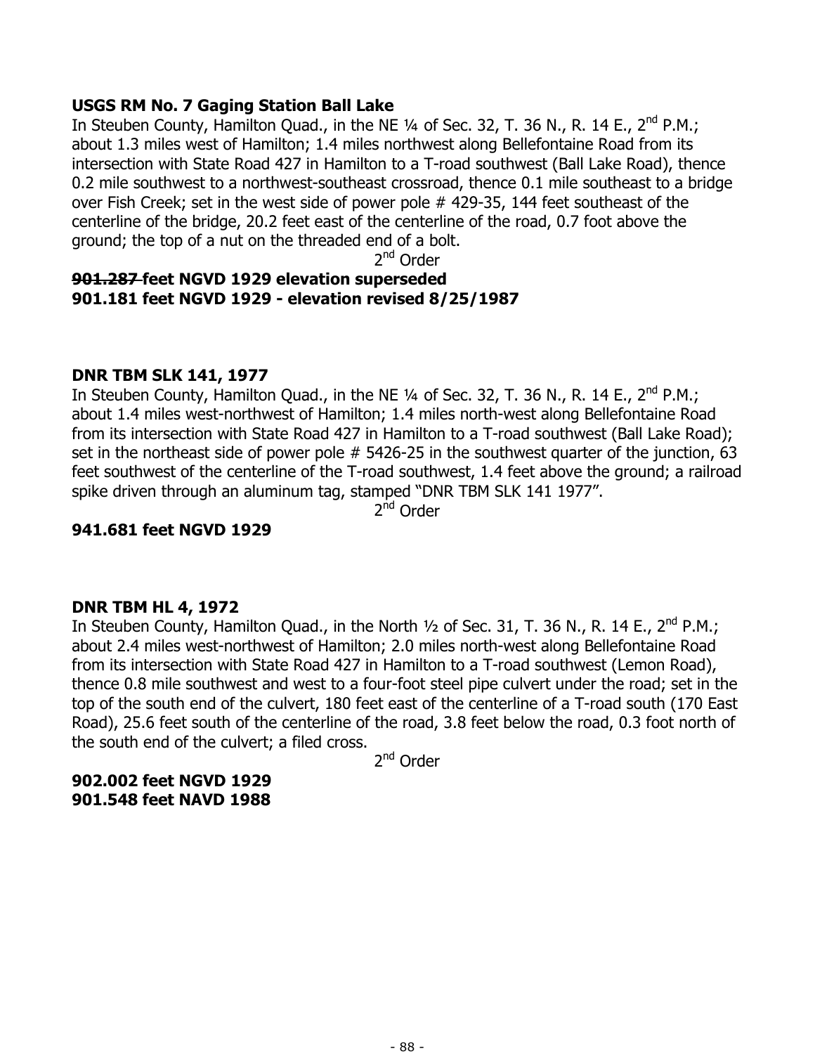**USGS RM No. 7 Gaging Station Ball Lake**

In Steuben County, Hamilton Quad., in the NE ¼ of Sec. 32, T. 36 N., R. 14 E., 2nd P.M.; about 1.3 miles west of Hamilton; 1.4 miles northwest along Bellefontaine Road from its intersection with State Road 427 in Hamilton to a T-road southwest (Ball Lake Road), thence 0.2 mile southwest to a northwest-southeast crossroad, thence 0.1 mile southeast to a bridge over Fish Creek; set in the west side of power pole # 429-35, 144 feet southeast of the centerline of the bridge, 20.2 feet east of the centerline of the road, 0.7 foot above the ground; the top of a nut on the threaded end of a bolt.

2nd Order

**~~901.287~~ feet NGVD 1929 elevation superseded**
**901.181 feet NGVD 1929 - elevation revised 8/25/1987**

**DNR TBM SLK 141, 1977**

In Steuben County, Hamilton Quad., in the NE ¼ of Sec. 32, T. 36 N., R. 14 E., 2nd P.M.; about 1.4 miles west-northwest of Hamilton; 1.4 miles north-west along Bellefontaine Road from its intersection with State Road 427 in Hamilton to a T-road southwest (Ball Lake Road); set in the northeast side of power pole # 5426-25 in the southwest quarter of the junction, 63 feet southwest of the centerline of the T-road southwest, 1.4 feet above the ground; a railroad spike driven through an aluminum tag, stamped "DNR TBM SLK 141 1977".

2nd Order

**941.681 feet NGVD 1929**

**DNR TBM HL 4, 1972**

In Steuben County, Hamilton Quad., in the North ½ of Sec. 31, T. 36 N., R. 14 E., 2nd P.M.; about 2.4 miles west-northwest of Hamilton; 2.0 miles north-west along Bellefontaine Road from its intersection with State Road 427 in Hamilton to a T-road southwest (Lemon Road), thence 0.8 mile southwest and west to a four-foot steel pipe culvert under the road; set in the top of the south end of the culvert, 180 feet east of the centerline of a T-road south (170 East Road), 25.6 feet south of the centerline of the road, 3.8 feet below the road, 0.3 foot north of the south end of the culvert; a filed cross.

2nd Order

**902.002 feet NGVD 1929**
**901.548 feet NAVD 1988**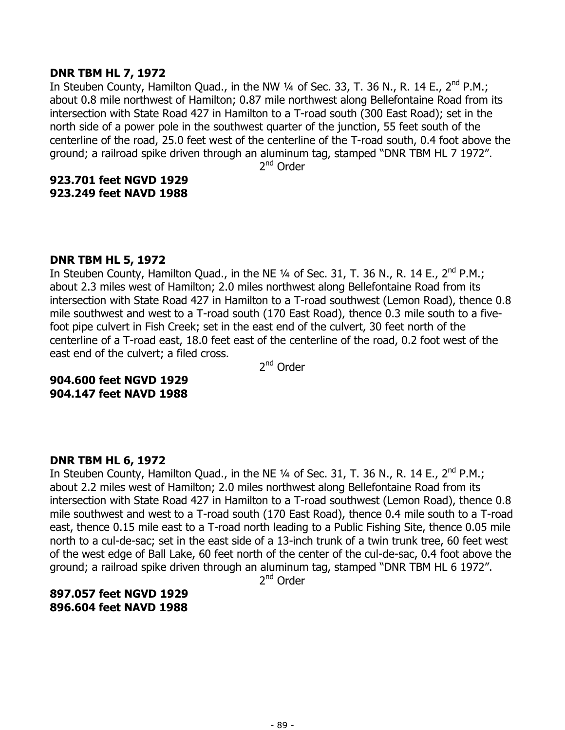**DNR TBM HL 7, 1972**

In Steuben County, Hamilton Quad., in the NW ¼ of Sec. 33, T. 36 N., R. 14 E., 2nd P.M.; about 0.8 mile northwest of Hamilton; 0.87 mile northwest along Bellefontaine Road from its intersection with State Road 427 in Hamilton to a T-road south (300 East Road); set in the north side of a power pole in the southwest quarter of the junction, 55 feet south of the centerline of the road, 25.0 feet west of the centerline of the T-road south, 0.4 foot above the ground; a railroad spike driven through an aluminum tag, stamped "DNR TBM HL 7 1972".

2nd Order

**923.701 feet NGVD 1929**
**923.249 feet NAVD 1988**

**DNR TBM HL 5, 1972**

In Steuben County, Hamilton Quad., in the NE ¼ of Sec. 31, T. 36 N., R. 14 E., 2nd P.M.; about 2.3 miles west of Hamilton; 2.0 miles northwest along Bellefontaine Road from its intersection with State Road 427 in Hamilton to a T-road southwest (Lemon Road), thence 0.8 mile southwest and west to a T-road south (170 East Road), thence 0.3 mile south to a five-foot pipe culvert in Fish Creek; set in the east end of the culvert, 30 feet north of the centerline of a T-road east, 18.0 feet east of the centerline of the road, 0.2 foot west of the east end of the culvert; a filed cross.

2nd Order

**904.600 feet NGVD 1929**
**904.147 feet NAVD 1988**

**DNR TBM HL 6, 1972**

In Steuben County, Hamilton Quad., in the NE ¼ of Sec. 31, T. 36 N., R. 14 E., 2nd P.M.; about 2.2 miles west of Hamilton; 2.0 miles northwest along Bellefontaine Road from its intersection with State Road 427 in Hamilton to a T-road southwest (Lemon Road), thence 0.8 mile southwest and west to a T-road south (170 East Road), thence 0.4 mile south to a T-road east, thence 0.15 mile east to a T-road north leading to a Public Fishing Site, thence 0.05 mile north to a cul-de-sac; set in the east side of a 13-inch trunk of a twin trunk tree, 60 feet west of the west edge of Ball Lake, 60 feet north of the center of the cul-de-sac, 0.4 foot above the ground; a railroad spike driven through an aluminum tag, stamped "DNR TBM HL 6 1972".

2nd Order

**897.057 feet NGVD 1929**
**896.604 feet NAVD 1988**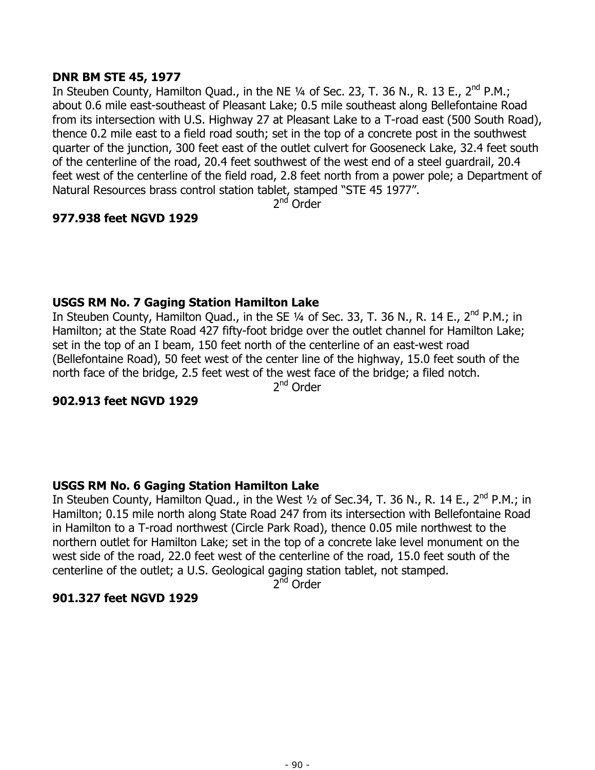**DNR BM STE 45, 1977**

In Steuben County, Hamilton Quad., in the NE ¼ of Sec. 23, T. 36 N., R. 13 E., 2nd P.M.; about 0.6 mile east-southeast of Pleasant Lake; 0.5 mile southeast along Bellefontaine Road from its intersection with U.S. Highway 27 at Pleasant Lake to a T-road east (500 South Road), thence 0.2 mile east to a field road south; set in the top of a concrete post in the southwest quarter of the junction, 300 feet east of the outlet culvert for Gooseneck Lake, 32.4 feet south of the centerline of the road, 20.4 feet southwest of the west end of a steel guardrail, 20.4 feet west of the centerline of the field road, 2.8 feet north from a power pole; a Department of Natural Resources brass control station tablet, stamped “STE 45 1977”.

2nd Order

**977.938 feet NGVD 1929**

**USGS RM No. 7 Gaging Station Hamilton Lake**

In Steuben County, Hamilton Quad., in the SE ¼ of Sec. 33, T. 36 N., R. 14 E., 2nd P.M.; in Hamilton; at the State Road 427 fifty-foot bridge over the outlet channel for Hamilton Lake; set in the top of an I beam, 150 feet north of the centerline of an east-west road (Bellefontaine Road), 50 feet west of the center line of the highway, 15.0 feet south of the north face of the bridge, 2.5 feet west of the west face of the bridge; a filed notch.

2nd Order

**902.913 feet NGVD 1929**

**USGS RM No. 6 Gaging Station Hamilton Lake**

In Steuben County, Hamilton Quad., in the West ½ of Sec.34, T. 36 N., R. 14 E., 2nd P.M.; in Hamilton; 0.15 mile north along State Road 247 from its intersection with Bellefontaine Road in Hamilton to a T-road northwest (Circle Park Road), thence 0.05 mile northwest to the northern outlet for Hamilton Lake; set in the top of a concrete lake level monument on the west side of the road, 22.0 feet west of the centerline of the road, 15.0 feet south of the centerline of the outlet; a U.S. Geological gaging station tablet, not stamped.

2nd Order

**901.327 feet NGVD 1929**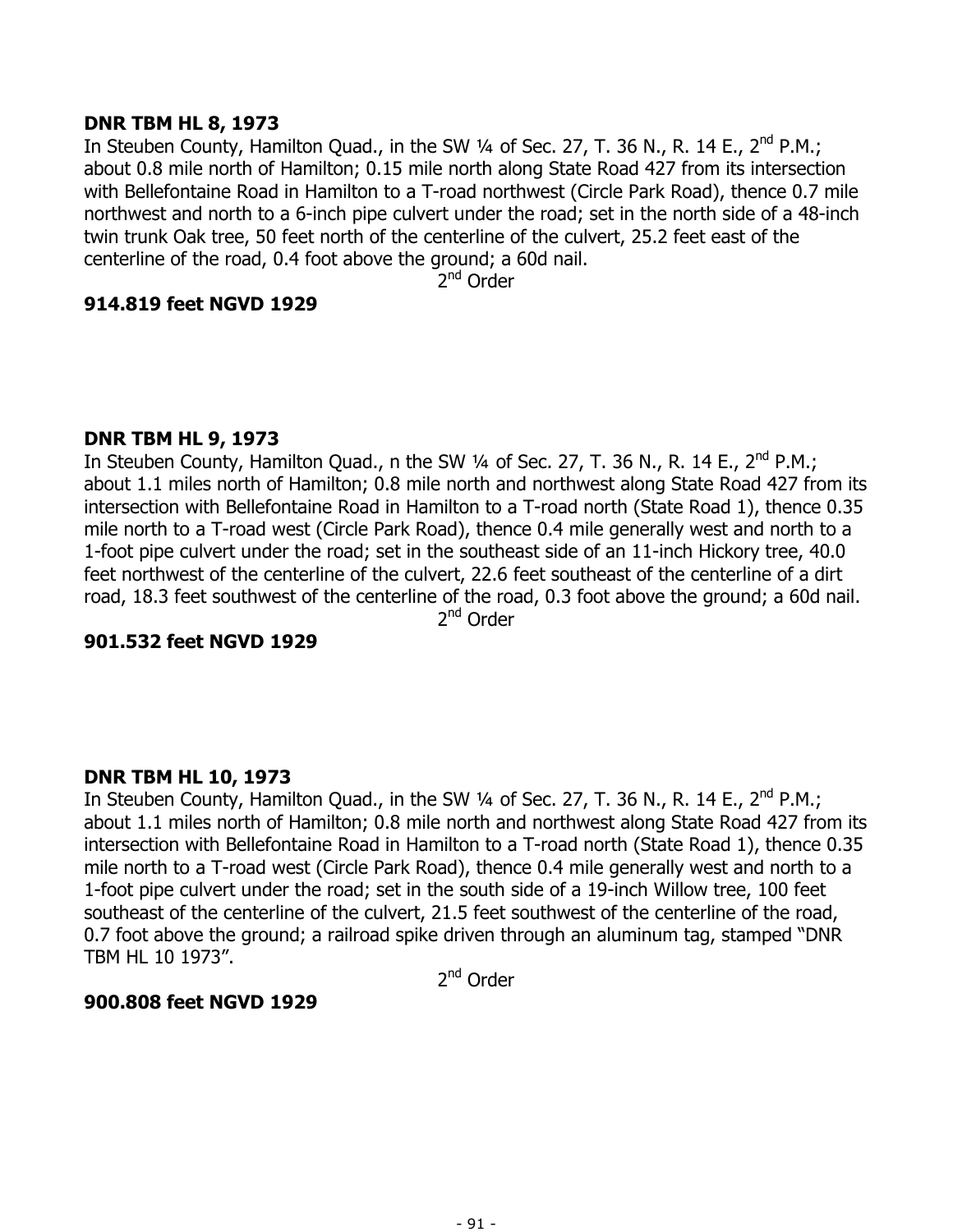**DNR TBM HL 8, 1973**

In Steuben County, Hamilton Quad., in the SW ¼ of Sec. 27, T. 36 N., R. 14 E., 2nd P.M.; about 0.8 mile north of Hamilton; 0.15 mile north along State Road 427 from its intersection with Bellefontaine Road in Hamilton to a T-road northwest (Circle Park Road), thence 0.7 mile northwest and north to a 6-inch pipe culvert under the road; set in the north side of a 48-inch twin trunk Oak tree, 50 feet north of the centerline of the culvert, 25.2 feet east of the centerline of the road, 0.4 foot above the ground; a 60d nail.

2nd Order

**914.819 feet NGVD 1929**

**DNR TBM HL 9, 1973**

In Steuben County, Hamilton Quad., n the SW ¼ of Sec. 27, T. 36 N., R. 14 E., 2nd P.M.; about 1.1 miles north of Hamilton; 0.8 mile north and northwest along State Road 427 from its intersection with Bellefontaine Road in Hamilton to a T-road north (State Road 1), thence 0.35 mile north to a T-road west (Circle Park Road), thence 0.4 mile generally west and north to a 1-foot pipe culvert under the road; set in the southeast side of an 11-inch Hickory tree, 40.0 feet northwest of the centerline of the culvert, 22.6 feet southeast of the centerline of a dirt road, 18.3 feet southwest of the centerline of the road, 0.3 foot above the ground; a 60d nail.

2nd Order

**901.532 feet NGVD 1929**

**DNR TBM HL 10, 1973**

In Steuben County, Hamilton Quad., in the SW ¼ of Sec. 27, T. 36 N., R. 14 E., 2nd P.M.; about 1.1 miles north of Hamilton; 0.8 mile north and northwest along State Road 427 from its intersection with Bellefontaine Road in Hamilton to a T-road north (State Road 1), thence 0.35 mile north to a T-road west (Circle Park Road), thence 0.4 mile generally west and north to a 1-foot pipe culvert under the road; set in the south side of a 19-inch Willow tree, 100 feet southeast of the centerline of the culvert, 21.5 feet southwest of the centerline of the road, 0.7 foot above the ground; a railroad spike driven through an aluminum tag, stamped "DNR TBM HL 10 1973".

2nd Order

**900.808 feet NGVD 1929**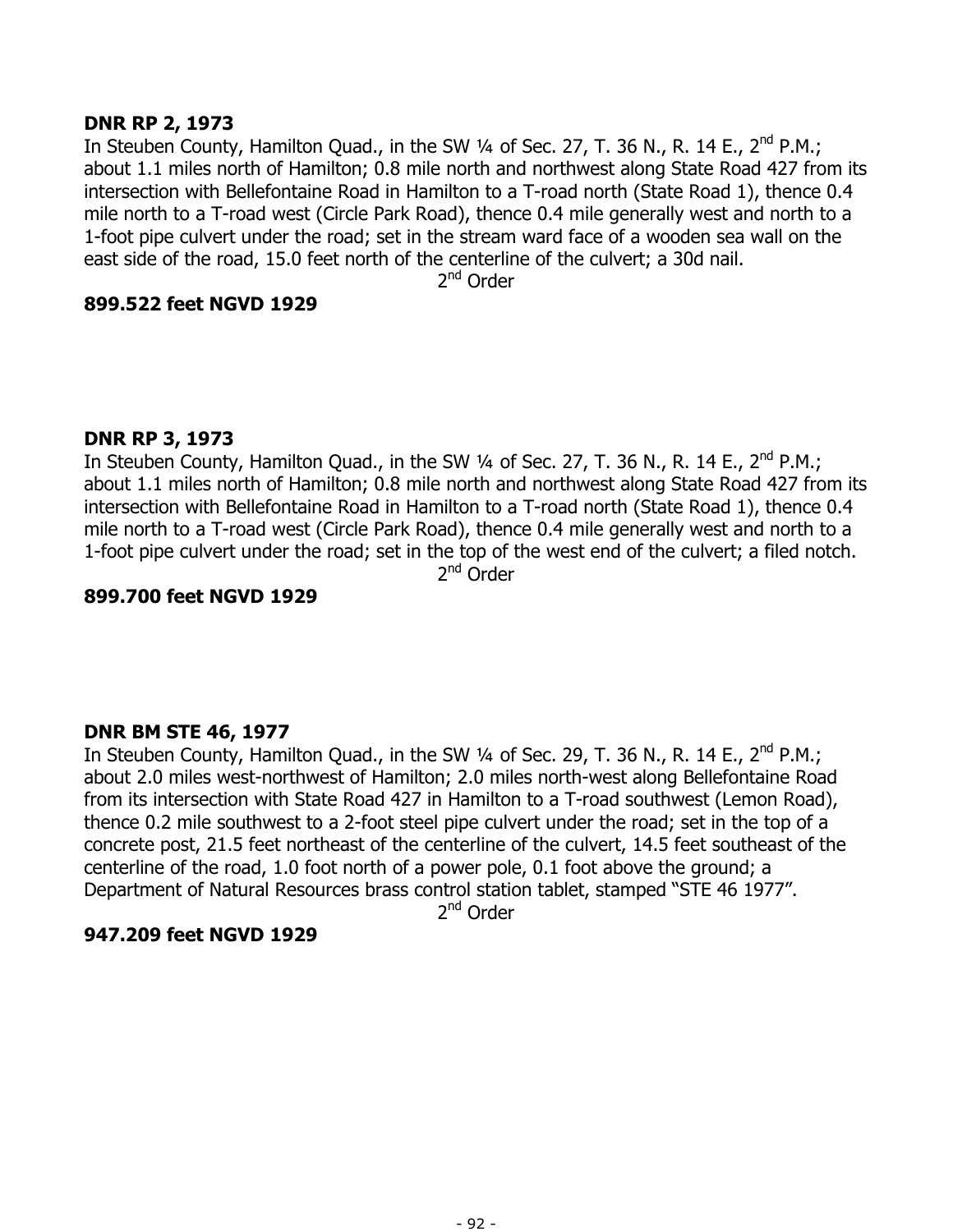**DNR RP 2, 1973**

In Steuben County, Hamilton Quad., in the SW ¼ of Sec. 27, T. 36 N., R. 14 E., 2nd P.M.; about 1.1 miles north of Hamilton; 0.8 mile north and northwest along State Road 427 from its intersection with Bellefontaine Road in Hamilton to a T-road north (State Road 1), thence 0.4 mile north to a T-road west (Circle Park Road), thence 0.4 mile generally west and north to a 1-foot pipe culvert under the road; set in the stream ward face of a wooden sea wall on the east side of the road, 15.0 feet north of the centerline of the culvert; a 30d nail.

2nd Order

**899.522 feet NGVD 1929**

**DNR RP 3, 1973**

In Steuben County, Hamilton Quad., in the SW ¼ of Sec. 27, T. 36 N., R. 14 E., 2nd P.M.; about 1.1 miles north of Hamilton; 0.8 mile north and northwest along State Road 427 from its intersection with Bellefontaine Road in Hamilton to a T-road north (State Road 1), thence 0.4 mile north to a T-road west (Circle Park Road), thence 0.4 mile generally west and north to a 1-foot pipe culvert under the road; set in the top of the west end of the culvert; a filed notch.

2nd Order

**899.700 feet NGVD 1929**

**DNR BM STE 46, 1977**

In Steuben County, Hamilton Quad., in the SW ¼ of Sec. 29, T. 36 N., R. 14 E., 2nd P.M.; about 2.0 miles west-northwest of Hamilton; 2.0 miles north-west along Bellefontaine Road from its intersection with State Road 427 in Hamilton to a T-road southwest (Lemon Road), thence 0.2 mile southwest to a 2-foot steel pipe culvert under the road; set in the top of a concrete post, 21.5 feet northeast of the centerline of the culvert, 14.5 feet southeast of the centerline of the road, 1.0 foot north of a power pole, 0.1 foot above the ground; a Department of Natural Resources brass control station tablet, stamped "STE 46 1977".

2nd Order

**947.209 feet NGVD 1929**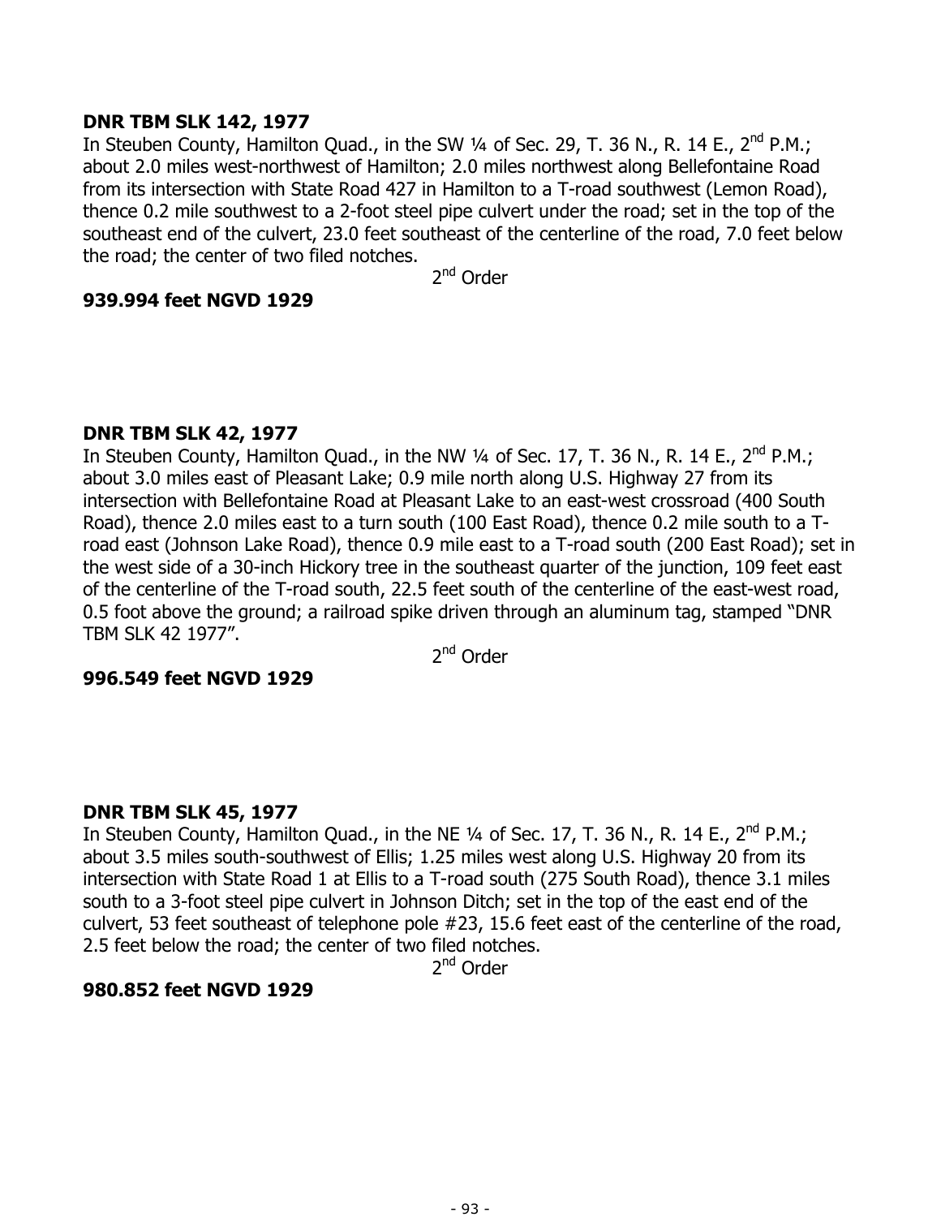**DNR TBM SLK 142, 1977**

In Steuben County, Hamilton Quad., in the SW ¼ of Sec. 29, T. 36 N., R. 14 E., 2nd P.M.; about 2.0 miles west-northwest of Hamilton; 2.0 miles northwest along Bellefontaine Road from its intersection with State Road 427 in Hamilton to a T-road southwest (Lemon Road), thence 0.2 mile southwest to a 2-foot steel pipe culvert under the road; set in the top of the southeast end of the culvert, 23.0 feet southeast of the centerline of the road, 7.0 feet below the road; the center of two filed notches.

2nd Order

**939.994 feet NGVD 1929**

**DNR TBM SLK 42, 1977**

In Steuben County, Hamilton Quad., in the NW ¼ of Sec. 17, T. 36 N., R. 14 E., 2nd P.M.; about 3.0 miles east of Pleasant Lake; 0.9 mile north along U.S. Highway 27 from its intersection with Bellefontaine Road at Pleasant Lake to an east-west crossroad (400 South Road), thence 2.0 miles east to a turn south (100 East Road), thence 0.2 mile south to a T-road east (Johnson Lake Road), thence 0.9 mile east to a T-road south (200 East Road); set in the west side of a 30-inch Hickory tree in the southeast quarter of the junction, 109 feet east of the centerline of the T-road south, 22.5 feet south of the centerline of the east-west road, 0.5 foot above the ground; a railroad spike driven through an aluminum tag, stamped "DNR TBM SLK 42 1977".

2nd Order

**996.549 feet NGVD 1929**

**DNR TBM SLK 45, 1977**

In Steuben County, Hamilton Quad., in the NE ¼ of Sec. 17, T. 36 N., R. 14 E., 2nd P.M.; about 3.5 miles south-southwest of Ellis; 1.25 miles west along U.S. Highway 20 from its intersection with State Road 1 at Ellis to a T-road south (275 South Road), thence 3.1 miles south to a 3-foot steel pipe culvert in Johnson Ditch; set in the top of the east end of the culvert, 53 feet southeast of telephone pole #23, 15.6 feet east of the centerline of the road, 2.5 feet below the road; the center of two filed notches.

2nd Order

**980.852 feet NGVD 1929**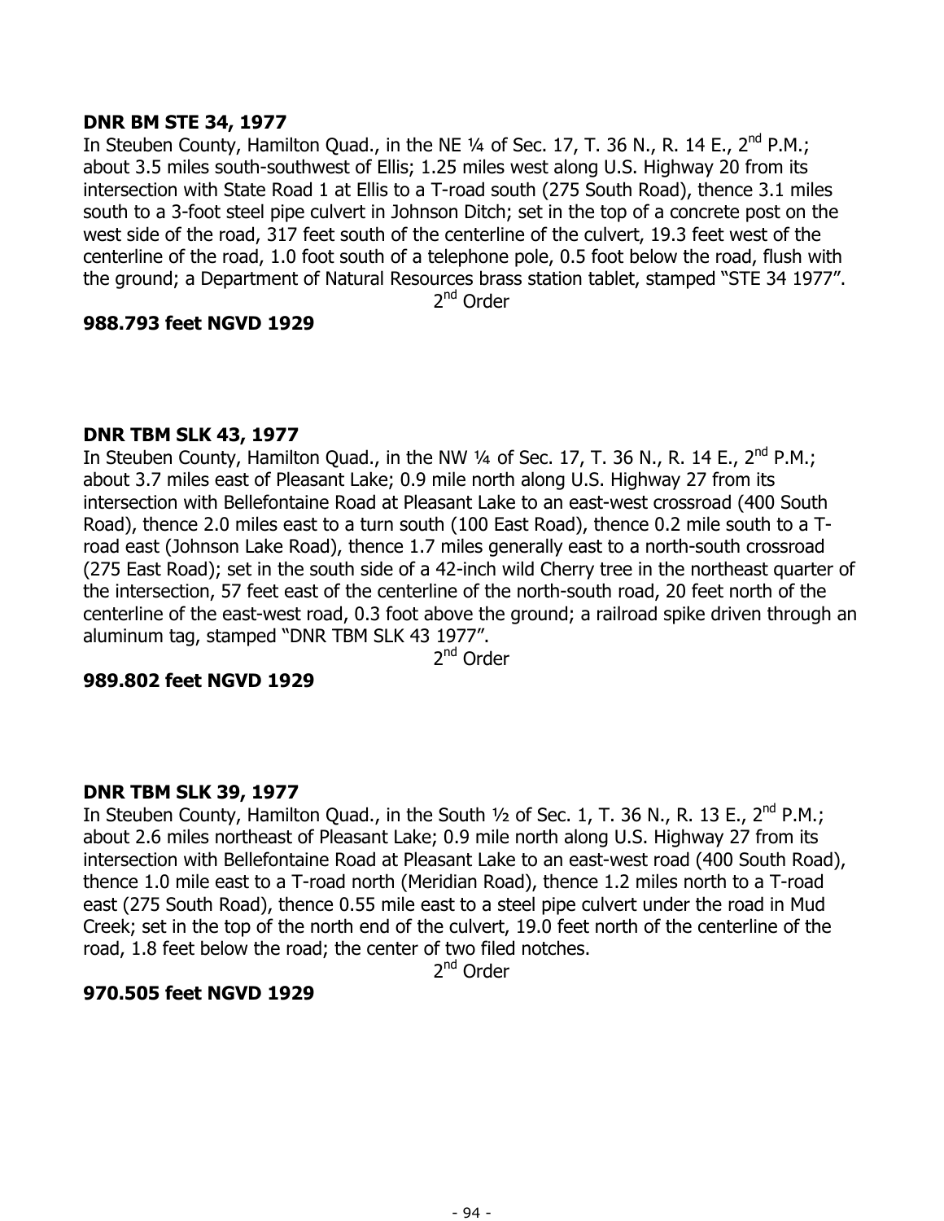**DNR BM STE 34, 1977**

In Steuben County, Hamilton Quad., in the NE ¼ of Sec. 17, T. 36 N., R. 14 E., 2nd P.M.; about 3.5 miles south-southwest of Ellis; 1.25 miles west along U.S. Highway 20 from its intersection with State Road 1 at Ellis to a T-road south (275 South Road), thence 3.1 miles south to a 3-foot steel pipe culvert in Johnson Ditch; set in the top of a concrete post on the west side of the road, 317 feet south of the centerline of the culvert, 19.3 feet west of the centerline of the road, 1.0 foot south of a telephone pole, 0.5 foot below the road, flush with the ground; a Department of Natural Resources brass station tablet, stamped "STE 34 1977".

2nd Order

**988.793 feet NGVD 1929**

**DNR TBM SLK 43, 1977**

In Steuben County, Hamilton Quad., in the NW ¼ of Sec. 17, T. 36 N., R. 14 E., 2nd P.M.; about 3.7 miles east of Pleasant Lake; 0.9 mile north along U.S. Highway 27 from its intersection with Bellefontaine Road at Pleasant Lake to an east-west crossroad (400 South Road), thence 2.0 miles east to a turn south (100 East Road), thence 0.2 mile south to a T-road east (Johnson Lake Road), thence 1.7 miles generally east to a north-south crossroad (275 East Road); set in the south side of a 42-inch wild Cherry tree in the northeast quarter of the intersection, 57 feet east of the centerline of the north-south road, 20 feet north of the centerline of the east-west road, 0.3 foot above the ground; a railroad spike driven through an aluminum tag, stamped "DNR TBM SLK 43 1977".

2nd Order

**989.802 feet NGVD 1929**

**DNR TBM SLK 39, 1977**

In Steuben County, Hamilton Quad., in the South ½ of Sec. 1, T. 36 N., R. 13 E., 2nd P.M.; about 2.6 miles northeast of Pleasant Lake; 0.9 mile north along U.S. Highway 27 from its intersection with Bellefontaine Road at Pleasant Lake to an east-west road (400 South Road), thence 1.0 mile east to a T-road north (Meridian Road), thence 1.2 miles north to a T-road east (275 South Road), thence 0.55 mile east to a steel pipe culvert under the road in Mud Creek; set in the top of the north end of the culvert, 19.0 feet north of the centerline of the road, 1.8 feet below the road; the center of two filed notches.

2nd Order

**970.505 feet NGVD 1929**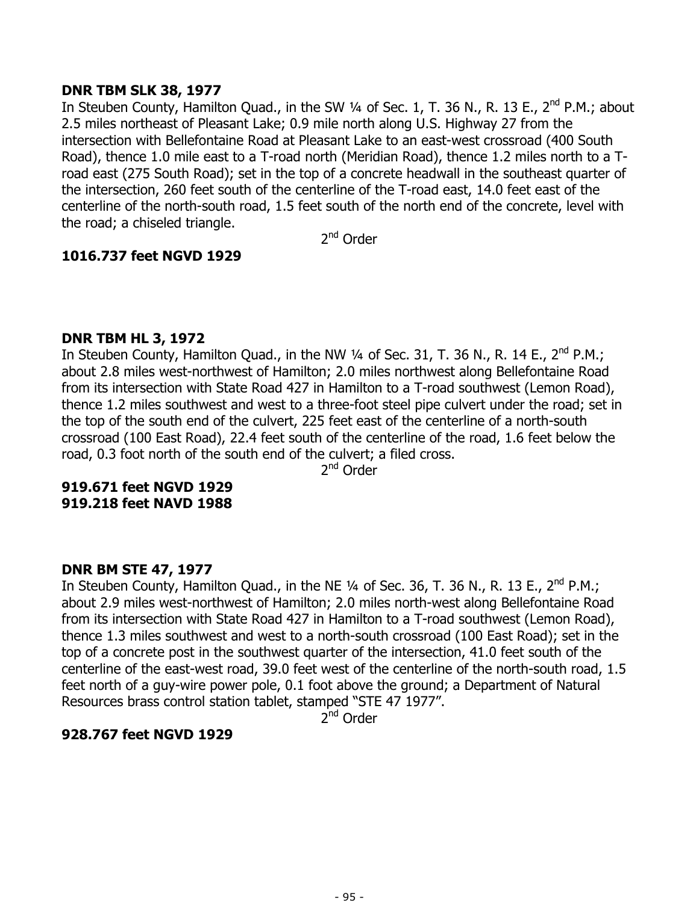**DNR TBM SLK 38, 1977**

In Steuben County, Hamilton Quad., in the SW ¼ of Sec. 1, T. 36 N., R. 13 E., 2nd P.M.; about 2.5 miles northeast of Pleasant Lake; 0.9 mile north along U.S. Highway 27 from the intersection with Bellefontaine Road at Pleasant Lake to an east-west crossroad (400 South Road), thence 1.0 mile east to a T-road north (Meridian Road), thence 1.2 miles north to a T-road east (275 South Road); set in the top of a concrete headwall in the southeast quarter of the intersection, 260 feet south of the centerline of the T-road east, 14.0 feet east of the centerline of the north-south road, 1.5 feet south of the north end of the concrete, level with the road; a chiseled triangle.

2nd Order

**1016.737 feet NGVD 1929**

**DNR TBM HL 3, 1972**

In Steuben County, Hamilton Quad., in the NW ¼ of Sec. 31, T. 36 N., R. 14 E., 2nd P.M.; about 2.8 miles west-northwest of Hamilton; 2.0 miles northwest along Bellefontaine Road from its intersection with State Road 427 in Hamilton to a T-road southwest (Lemon Road), thence 1.2 miles southwest and west to a three-foot steel pipe culvert under the road; set in the top of the south end of the culvert, 225 feet east of the centerline of a north-south crossroad (100 East Road), 22.4 feet south of the centerline of the road, 1.6 feet below the road, 0.3 foot north of the south end of the culvert; a filed cross.

2nd Order

**919.671 feet NGVD 1929**
**919.218 feet NAVD 1988**

**DNR BM STE 47, 1977**

In Steuben County, Hamilton Quad., in the NE ¼ of Sec. 36, T. 36 N., R. 13 E., 2nd P.M.; about 2.9 miles west-northwest of Hamilton; 2.0 miles north-west along Bellefontaine Road from its intersection with State Road 427 in Hamilton to a T-road southwest (Lemon Road), thence 1.3 miles southwest and west to a north-south crossroad (100 East Road); set in the top of a concrete post in the southwest quarter of the intersection, 41.0 feet south of the centerline of the east-west road, 39.0 feet west of the centerline of the north-south road, 1.5 feet north of a guy-wire power pole, 0.1 foot above the ground; a Department of Natural Resources brass control station tablet, stamped "STE 47 1977".

2nd Order

**928.767 feet NGVD 1929**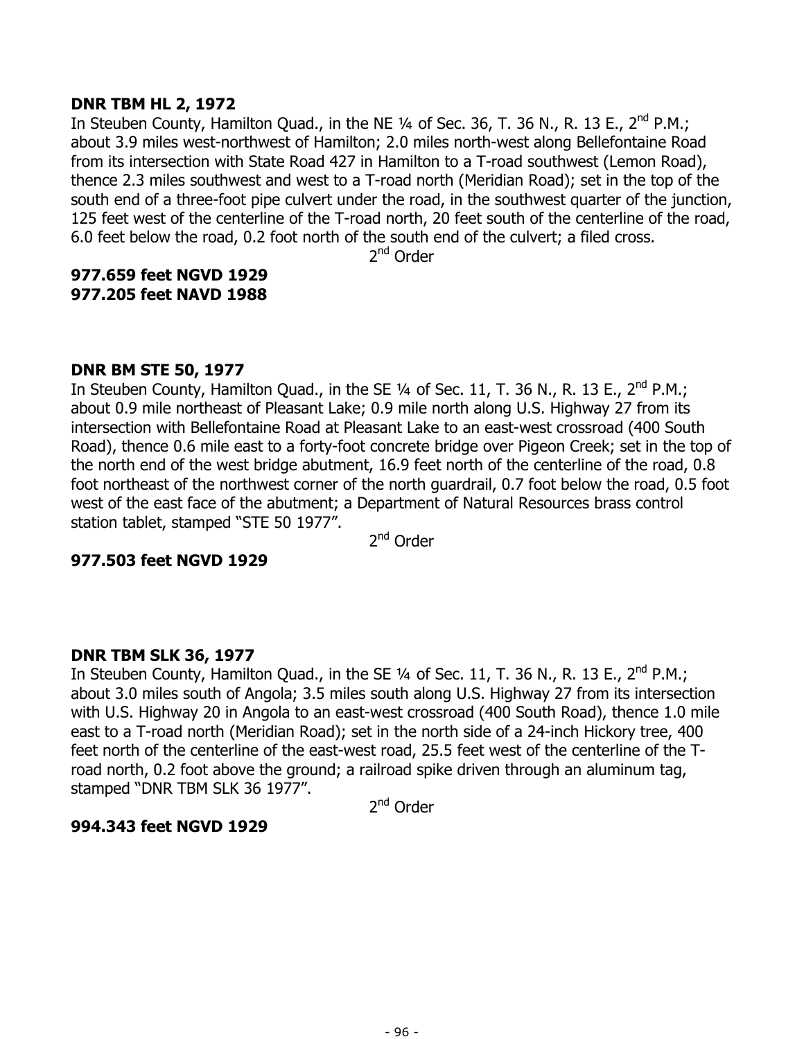**DNR TBM HL 2, 1972**

In Steuben County, Hamilton Quad., in the NE ¼ of Sec. 36, T. 36 N., R. 13 E., 2nd P.M.; about 3.9 miles west-northwest of Hamilton; 2.0 miles north-west along Bellefontaine Road from its intersection with State Road 427 in Hamilton to a T-road southwest (Lemon Road), thence 2.3 miles southwest and west to a T-road north (Meridian Road); set in the top of the south end of a three-foot pipe culvert under the road, in the southwest quarter of the junction, 125 feet west of the centerline of the T-road north, 20 feet south of the centerline of the road, 6.0 feet below the road, 0.2 foot north of the south end of the culvert; a filed cross.

2nd Order

**977.659 feet NGVD 1929**
**977.205 feet NAVD 1988**

**DNR BM STE 50, 1977**

In Steuben County, Hamilton Quad., in the SE ¼ of Sec. 11, T. 36 N., R. 13 E., 2nd P.M.; about 0.9 mile northeast of Pleasant Lake; 0.9 mile north along U.S. Highway 27 from its intersection with Bellefontaine Road at Pleasant Lake to an east-west crossroad (400 South Road), thence 0.6 mile east to a forty-foot concrete bridge over Pigeon Creek; set in the top of the north end of the west bridge abutment, 16.9 feet north of the centerline of the road, 0.8 foot northeast of the northwest corner of the north guardrail, 0.7 foot below the road, 0.5 foot west of the east face of the abutment; a Department of Natural Resources brass control station tablet, stamped "STE 50 1977".

2nd Order

**977.503 feet NGVD 1929**

**DNR TBM SLK 36, 1977**

In Steuben County, Hamilton Quad., in the SE ¼ of Sec. 11, T. 36 N., R. 13 E., 2nd P.M.; about 3.0 miles south of Angola; 3.5 miles south along U.S. Highway 27 from its intersection with U.S. Highway 20 in Angola to an east-west crossroad (400 South Road), thence 1.0 mile east to a T-road north (Meridian Road); set in the north side of a 24-inch Hickory tree, 400 feet north of the centerline of the east-west road, 25.5 feet west of the centerline of the T-road north, 0.2 foot above the ground; a railroad spike driven through an aluminum tag, stamped "DNR TBM SLK 36 1977".

2nd Order

**994.343 feet NGVD 1929**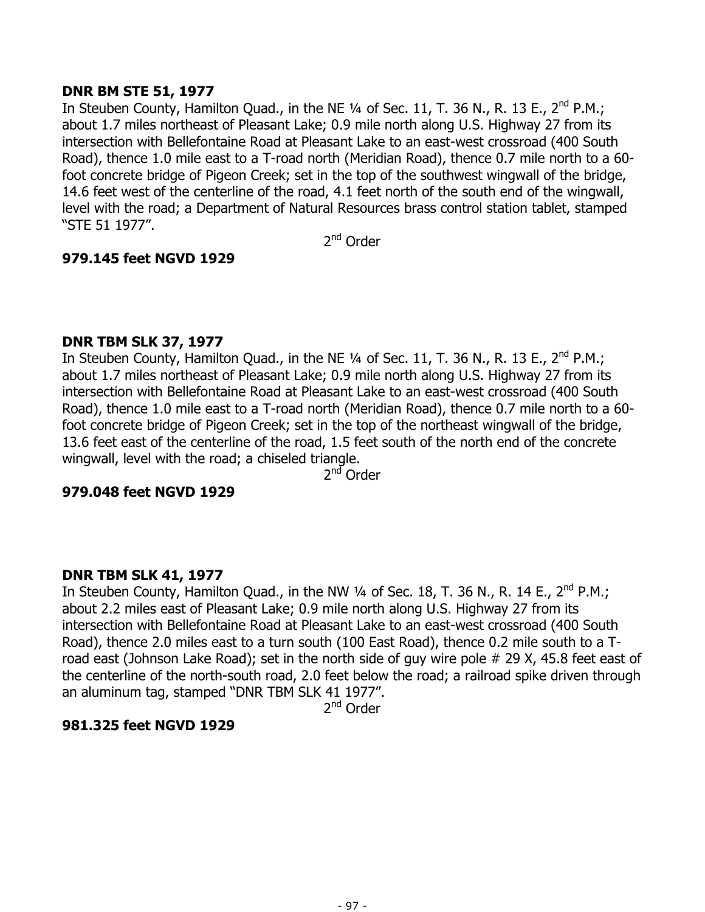**DNR BM STE 51, 1977**

In Steuben County, Hamilton Quad., in the NE ¼ of Sec. 11, T. 36 N., R. 13 E., 2nd P.M.; about 1.7 miles northeast of Pleasant Lake; 0.9 mile north along U.S. Highway 27 from its intersection with Bellefontaine Road at Pleasant Lake to an east-west crossroad (400 South Road), thence 1.0 mile east to a T-road north (Meridian Road), thence 0.7 mile north to a 60-foot concrete bridge of Pigeon Creek; set in the top of the southwest wingwall of the bridge, 14.6 feet west of the centerline of the road, 4.1 feet north of the south end of the wingwall, level with the road; a Department of Natural Resources brass control station tablet, stamped "STE 51 1977".

2nd Order

**979.145 feet NGVD 1929**

**DNR TBM SLK 37, 1977**

In Steuben County, Hamilton Quad., in the NE ¼ of Sec. 11, T. 36 N., R. 13 E., 2nd P.M.; about 1.7 miles northeast of Pleasant Lake; 0.9 mile north along U.S. Highway 27 from its intersection with Bellefontaine Road at Pleasant Lake to an east-west crossroad (400 South Road), thence 1.0 mile east to a T-road north (Meridian Road), thence 0.7 mile north to a 60-foot concrete bridge of Pigeon Creek; set in the top of the northeast wingwall of the bridge, 13.6 feet east of the centerline of the road, 1.5 feet south of the north end of the concrete wingwall, level with the road; a chiseled triangle.

2nd Order

**979.048 feet NGVD 1929**

**DNR TBM SLK 41, 1977**

In Steuben County, Hamilton Quad., in the NW ¼ of Sec. 18, T. 36 N., R. 14 E., 2nd P.M.; about 2.2 miles east of Pleasant Lake; 0.9 mile north along U.S. Highway 27 from its intersection with Bellefontaine Road at Pleasant Lake to an east-west crossroad (400 South Road), thence 2.0 miles east to a turn south (100 East Road), thence 0.2 mile south to a T-road east (Johnson Lake Road); set in the north side of guy wire pole # 29 X, 45.8 feet east of the centerline of the north-south road, 2.0 feet below the road; a railroad spike driven through an aluminum tag, stamped "DNR TBM SLK 41 1977".

2nd Order

**981.325 feet NGVD 1929**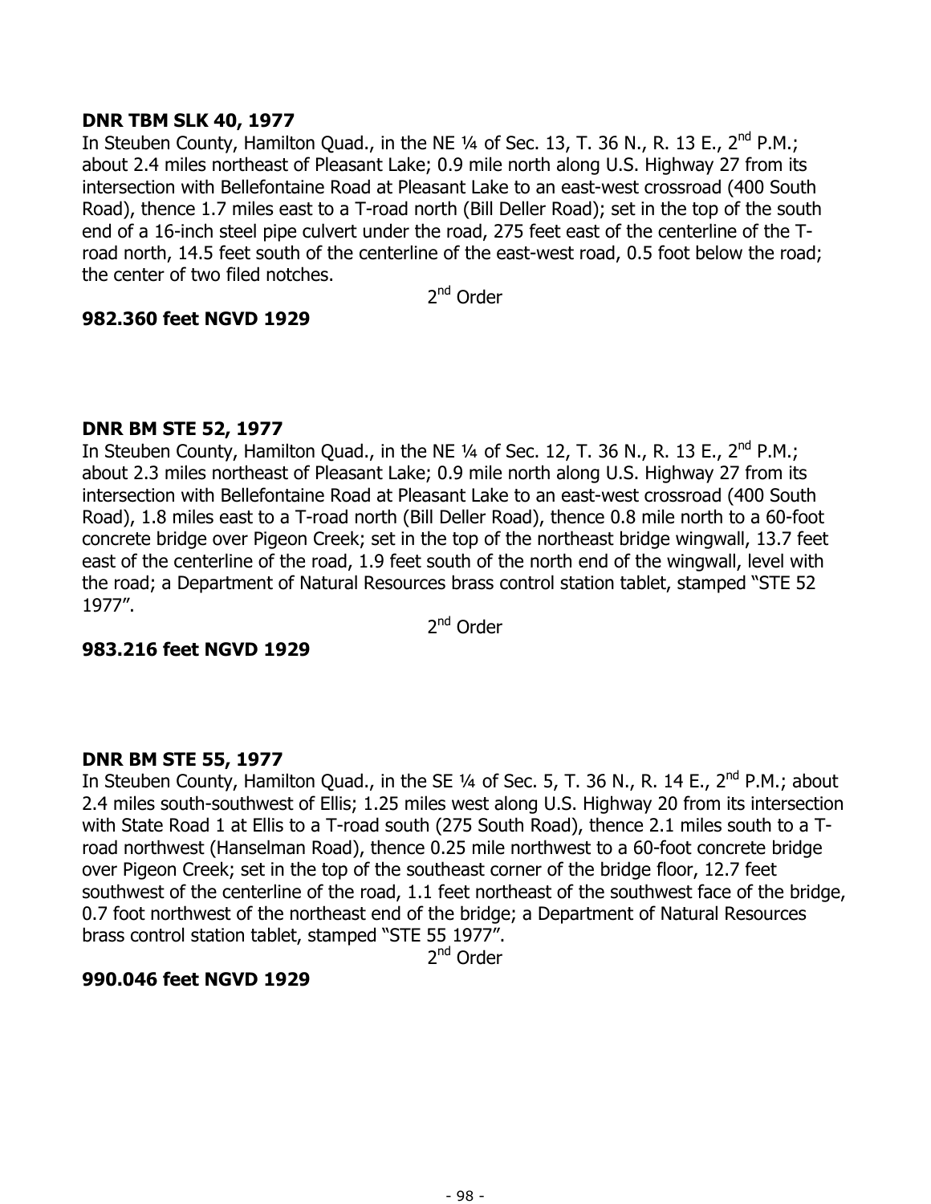**DNR TBM SLK 40, 1977**

In Steuben County, Hamilton Quad., in the NE ¼ of Sec. 13, T. 36 N., R. 13 E., 2nd P.M.; about 2.4 miles northeast of Pleasant Lake; 0.9 mile north along U.S. Highway 27 from its intersection with Bellefontaine Road at Pleasant Lake to an east-west crossroad (400 South Road), thence 1.7 miles east to a T-road north (Bill Deller Road); set in the top of the south end of a 16-inch steel pipe culvert under the road, 275 feet east of the centerline of the T-road north, 14.5 feet south of the centerline of the east-west road, 0.5 foot below the road; the center of two filed notches.

2nd Order

**982.360 feet NGVD 1929**

**DNR BM STE 52, 1977**

In Steuben County, Hamilton Quad., in the NE ¼ of Sec. 12, T. 36 N., R. 13 E., 2nd P.M.; about 2.3 miles northeast of Pleasant Lake; 0.9 mile north along U.S. Highway 27 from its intersection with Bellefontaine Road at Pleasant Lake to an east-west crossroad (400 South Road), 1.8 miles east to a T-road north (Bill Deller Road), thence 0.8 mile north to a 60-foot concrete bridge over Pigeon Creek; set in the top of the northeast bridge wingwall, 13.7 feet east of the centerline of the road, 1.9 feet south of the north end of the wingwall, level with the road; a Department of Natural Resources brass control station tablet, stamped "STE 52 1977".

2nd Order

**983.216 feet NGVD 1929**

**DNR BM STE 55, 1977**

In Steuben County, Hamilton Quad., in the SE ¼ of Sec. 5, T. 36 N., R. 14 E., 2nd P.M.; about 2.4 miles south-southwest of Ellis; 1.25 miles west along U.S. Highway 20 from its intersection with State Road 1 at Ellis to a T-road south (275 South Road), thence 2.1 miles south to a T-road northwest (Hanselman Road), thence 0.25 mile northwest to a 60-foot concrete bridge over Pigeon Creek; set in the top of the southeast corner of the bridge floor, 12.7 feet southwest of the centerline of the road, 1.1 feet northeast of the southwest face of the bridge, 0.7 foot northwest of the northeast end of the bridge; a Department of Natural Resources brass control station tablet, stamped "STE 55 1977".

2nd Order

**990.046 feet NGVD 1929**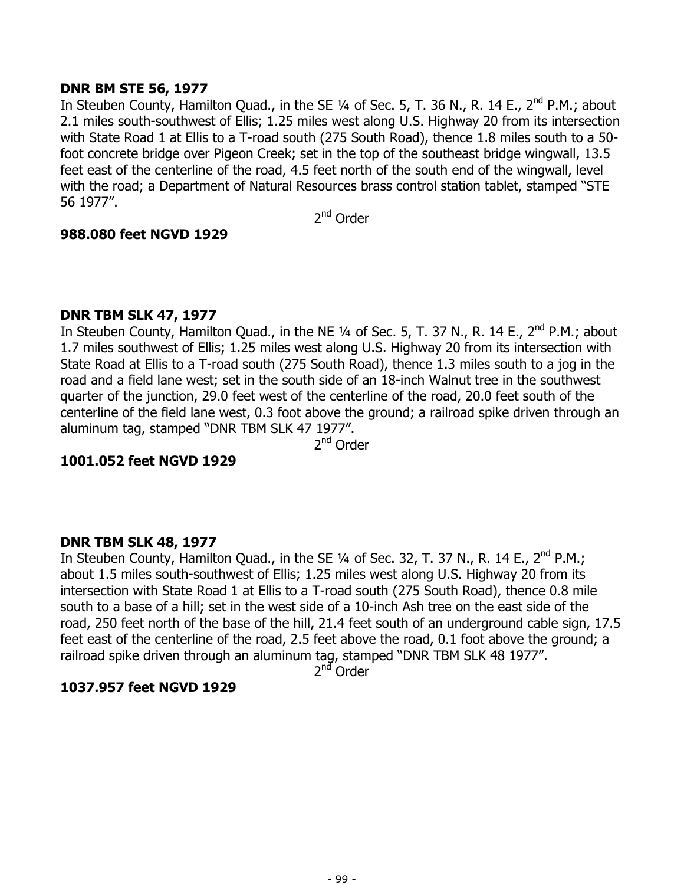**DNR BM STE 56, 1977**

In Steuben County, Hamilton Quad., in the SE ¼ of Sec. 5, T. 36 N., R. 14 E., 2nd P.M.; about 2.1 miles south-southwest of Ellis; 1.25 miles west along U.S. Highway 20 from its intersection with State Road 1 at Ellis to a T-road south (275 South Road), thence 1.8 miles south to a 50-foot concrete bridge over Pigeon Creek; set in the top of the southeast bridge wingwall, 13.5 feet east of the centerline of the road, 4.5 feet north of the south end of the wingwall, level with the road; a Department of Natural Resources brass control station tablet, stamped "STE 56 1977".

2nd Order

**988.080 feet NGVD 1929**

**DNR TBM SLK 47, 1977**

In Steuben County, Hamilton Quad., in the NE ¼ of Sec. 5, T. 37 N., R. 14 E., 2nd P.M.; about 1.7 miles southwest of Ellis; 1.25 miles west along U.S. Highway 20 from its intersection with State Road at Ellis to a T-road south (275 South Road), thence 1.3 miles south to a jog in the road and a field lane west; set in the south side of an 18-inch Walnut tree in the southwest quarter of the junction, 29.0 feet west of the centerline of the road, 20.0 feet south of the centerline of the field lane west, 0.3 foot above the ground; a railroad spike driven through an aluminum tag, stamped "DNR TBM SLK 47 1977".

2nd Order

**1001.052 feet NGVD 1929**

**DNR TBM SLK 48, 1977**

In Steuben County, Hamilton Quad., in the SE ¼ of Sec. 32, T. 37 N., R. 14 E., 2nd P.M.; about 1.5 miles south-southwest of Ellis; 1.25 miles west along U.S. Highway 20 from its intersection with State Road 1 at Ellis to a T-road south (275 South Road), thence 0.8 mile south to a base of a hill; set in the west side of a 10-inch Ash tree on the east side of the road, 250 feet north of the base of the hill, 21.4 feet south of an underground cable sign, 17.5 feet east of the centerline of the road, 2.5 feet above the road, 0.1 foot above the ground; a railroad spike driven through an aluminum tag, stamped "DNR TBM SLK 48 1977".

2nd Order

**1037.957 feet NGVD 1929**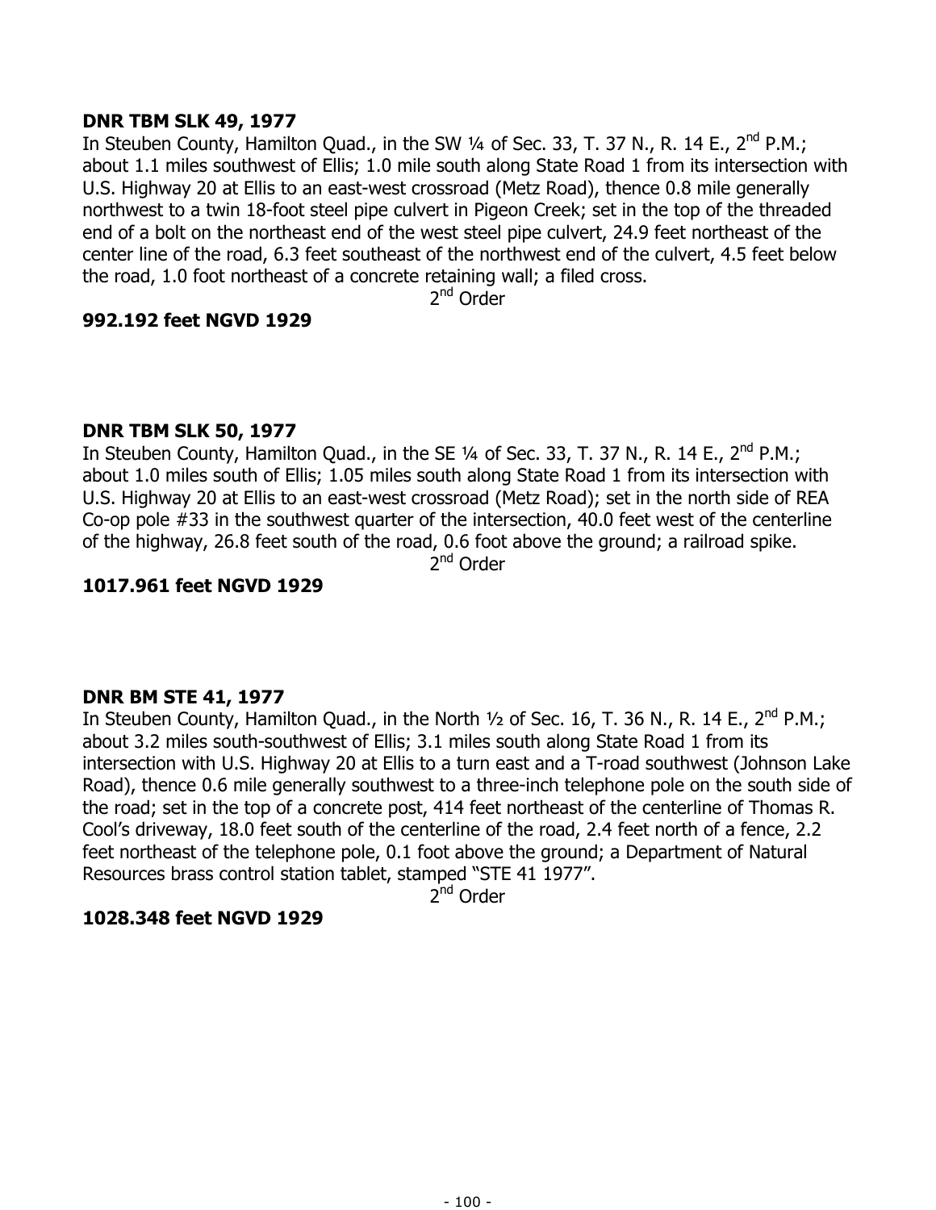**DNR TBM SLK 49, 1977**

In Steuben County, Hamilton Quad., in the SW ¼ of Sec. 33, T. 37 N., R. 14 E., 2nd P.M.; about 1.1 miles southwest of Ellis; 1.0 mile south along State Road 1 from its intersection with U.S. Highway 20 at Ellis to an east-west crossroad (Metz Road), thence 0.8 mile generally northwest to a twin 18-foot steel pipe culvert in Pigeon Creek; set in the top of the threaded end of a bolt on the northeast end of the west steel pipe culvert, 24.9 feet northeast of the center line of the road, 6.3 feet southeast of the northwest end of the culvert, 4.5 feet below the road, 1.0 foot northeast of a concrete retaining wall; a filed cross.

2nd Order

**992.192 feet NGVD 1929**

**DNR TBM SLK 50, 1977**

In Steuben County, Hamilton Quad., in the SE ¼ of Sec. 33, T. 37 N., R. 14 E., 2nd P.M.; about 1.0 miles south of Ellis; 1.05 miles south along State Road 1 from its intersection with U.S. Highway 20 at Ellis to an east-west crossroad (Metz Road); set in the north side of REA Co-op pole #33 in the southwest quarter of the intersection, 40.0 feet west of the centerline of the highway, 26.8 feet south of the road, 0.6 foot above the ground; a railroad spike.

2nd Order

**1017.961 feet NGVD 1929**

**DNR BM STE 41, 1977**

In Steuben County, Hamilton Quad., in the North ½ of Sec. 16, T. 36 N., R. 14 E., 2nd P.M.; about 3.2 miles south-southwest of Ellis; 3.1 miles south along State Road 1 from its intersection with U.S. Highway 20 at Ellis to a turn east and a T-road southwest (Johnson Lake Road), thence 0.6 mile generally southwest to a three-inch telephone pole on the south side of the road; set in the top of a concrete post, 414 feet northeast of the centerline of Thomas R. Cool's driveway, 18.0 feet south of the centerline of the road, 2.4 feet north of a fence, 2.2 feet northeast of the telephone pole, 0.1 foot above the ground; a Department of Natural Resources brass control station tablet, stamped "STE 41 1977".

2nd Order

**1028.348 feet NGVD 1929**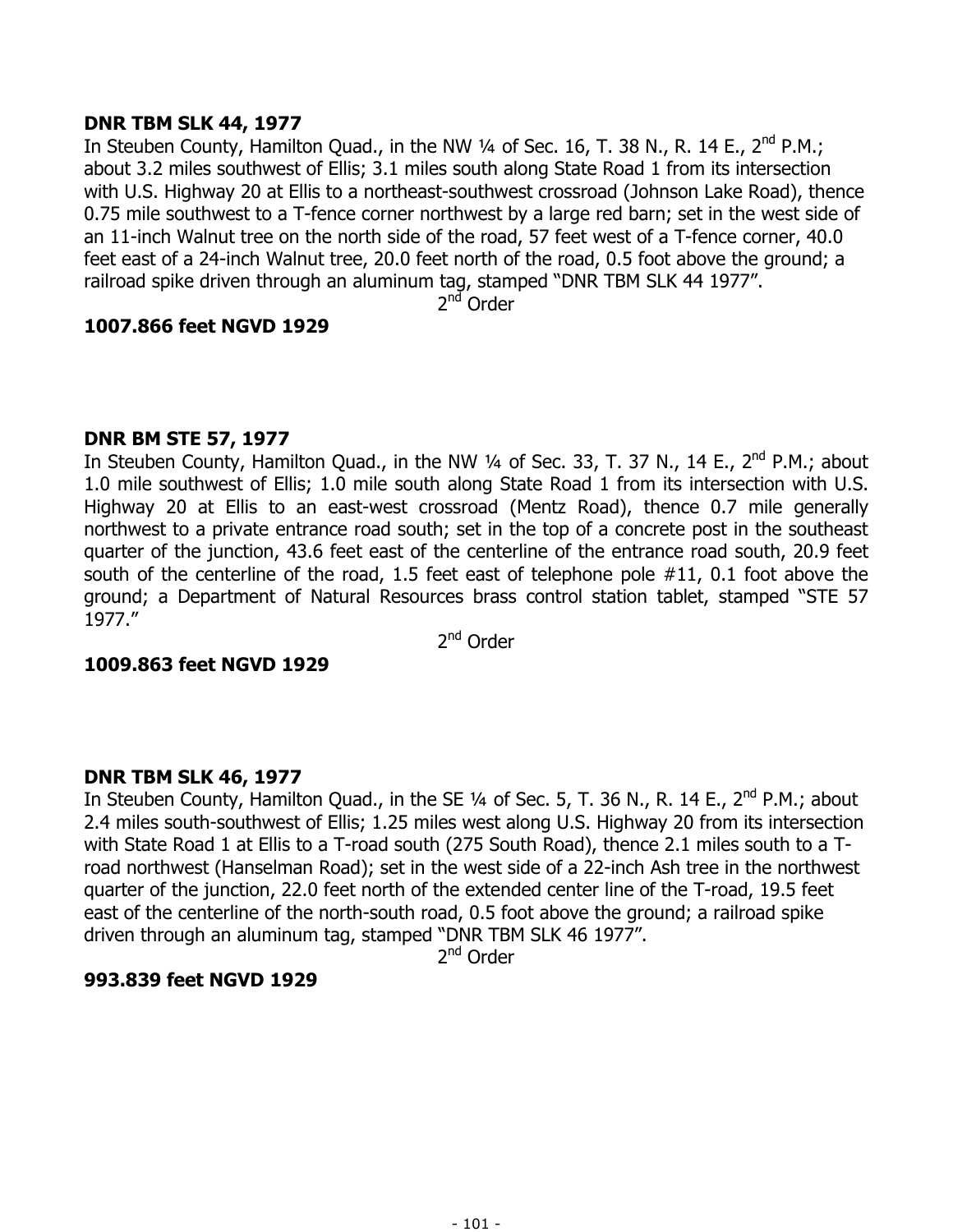**DNR TBM SLK 44, 1977**

In Steuben County, Hamilton Quad., in the NW ¼ of Sec. 16, T. 38 N., R. 14 E., 2nd P.M.; about 3.2 miles southwest of Ellis; 3.1 miles south along State Road 1 from its intersection with U.S. Highway 20 at Ellis to a northeast-southwest crossroad (Johnson Lake Road), thence 0.75 mile southwest to a T-fence corner northwest by a large red barn; set in the west side of an 11-inch Walnut tree on the north side of the road, 57 feet west of a T-fence corner, 40.0 feet east of a 24-inch Walnut tree, 20.0 feet north of the road, 0.5 foot above the ground; a railroad spike driven through an aluminum tag, stamped "DNR TBM SLK 44 1977".

2nd Order

**1007.866 feet NGVD 1929**

**DNR BM STE 57, 1977**

In Steuben County, Hamilton Quad., in the NW ¼ of Sec. 33, T. 37 N., 14 E., 2nd P.M.; about 1.0 mile southwest of Ellis; 1.0 mile south along State Road 1 from its intersection with U.S. Highway 20 at Ellis to an east-west crossroad (Mentz Road), thence 0.7 mile generally northwest to a private entrance road south; set in the top of a concrete post in the southeast quarter of the junction, 43.6 feet east of the centerline of the entrance road south, 20.9 feet south of the centerline of the road, 1.5 feet east of telephone pole #11, 0.1 foot above the ground; a Department of Natural Resources brass control station tablet, stamped "STE 57 1977."

2nd Order

**1009.863 feet NGVD 1929**

**DNR TBM SLK 46, 1977**

In Steuben County, Hamilton Quad., in the SE ¼ of Sec. 5, T. 36 N., R. 14 E., 2nd P.M.; about 2.4 miles south-southwest of Ellis; 1.25 miles west along U.S. Highway 20 from its intersection with State Road 1 at Ellis to a T-road south (275 South Road), thence 2.1 miles south to a T-road northwest (Hanselman Road); set in the west side of a 22-inch Ash tree in the northwest quarter of the junction, 22.0 feet north of the extended center line of the T-road, 19.5 feet east of the centerline of the north-south road, 0.5 foot above the ground; a railroad spike driven through an aluminum tag, stamped "DNR TBM SLK 46 1977".

2nd Order

**993.839 feet NGVD 1929**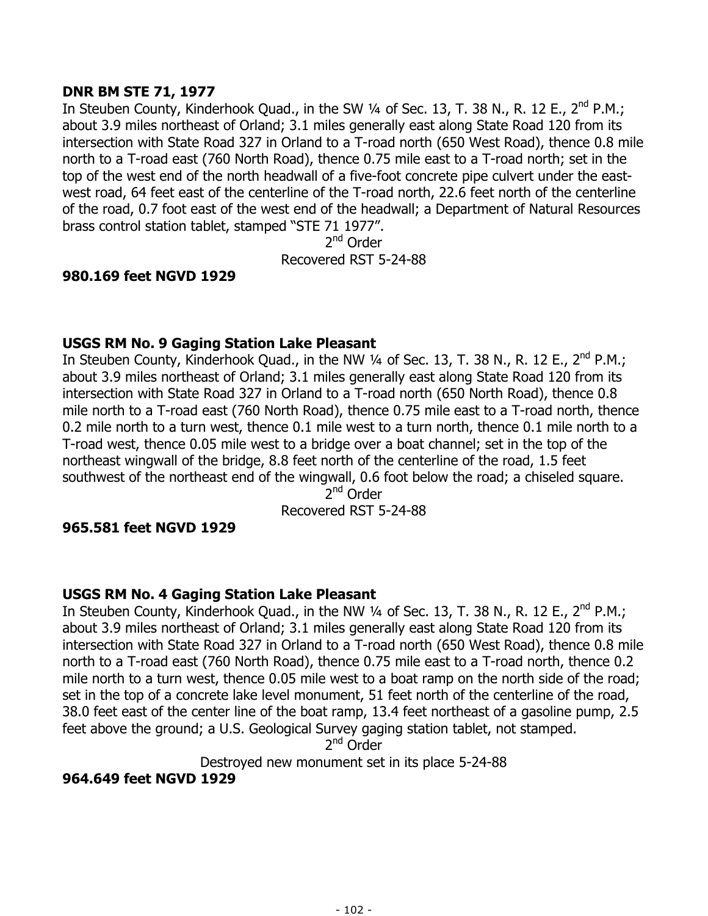**DNR BM STE 71, 1977**

In Steuben County, Kinderhook Quad., in the SW ¼ of Sec. 13, T. 38 N., R. 12 E., 2nd P.M.; about 3.9 miles northeast of Orland; 3.1 miles generally east along State Road 120 from its intersection with State Road 327 in Orland to a T-road north (650 West Road), thence 0.8 mile north to a T-road east (760 North Road), thence 0.75 mile east to a T-road north; set in the top of the west end of the north headwall of a five-foot concrete pipe culvert under the east-west road, 64 feet east of the centerline of the T-road north, 22.6 feet north of the centerline of the road, 0.7 foot east of the west end of the headwall; a Department of Natural Resources brass control station tablet, stamped "STE 71 1977".

2nd Order

Recovered RST 5-24-88

**980.169 feet NGVD 1929**

**USGS RM No. 9 Gaging Station Lake Pleasant**

In Steuben County, Kinderhook Quad., in the NW ¼ of Sec. 13, T. 38 N., R. 12 E., 2nd P.M.; about 3.9 miles northeast of Orland; 3.1 miles generally east along State Road 120 from its intersection with State Road 327 in Orland to a T-road north (650 North Road), thence 0.8 mile north to a T-road east (760 North Road), thence 0.75 mile east to a T-road north, thence 0.2 mile north to a turn west, thence 0.1 mile west to a turn north, thence 0.1 mile north to a T-road west, thence 0.05 mile west to a bridge over a boat channel; set in the top of the northeast wingwall of the bridge, 8.8 feet north of the centerline of the road, 1.5 feet southwest of the northeast end of the wingwall, 0.6 foot below the road; a chiseled square.

2nd Order

Recovered RST 5-24-88

**965.581 feet NGVD 1929**

**USGS RM No. 4 Gaging Station Lake Pleasant**

In Steuben County, Kinderhook Quad., in the NW ¼ of Sec. 13, T. 38 N., R. 12 E., 2nd P.M.; about 3.9 miles northeast of Orland; 3.1 miles generally east along State Road 120 from its intersection with State Road 327 in Orland to a T-road north (650 West Road), thence 0.8 mile north to a T-road east (760 North Road), thence 0.75 mile east to a T-road north, thence 0.2 mile north to a turn west, thence 0.05 mile west to a boat ramp on the north side of the road; set in the top of a concrete lake level monument, 51 feet north of the centerline of the road, 38.0 feet east of the center line of the boat ramp, 13.4 feet northeast of a gasoline pump, 2.5 feet above the ground; a U.S. Geological Survey gaging station tablet, not stamped.

2nd Order

Destroyed new monument set in its place 5-24-88

**964.649 feet NGVD 1929**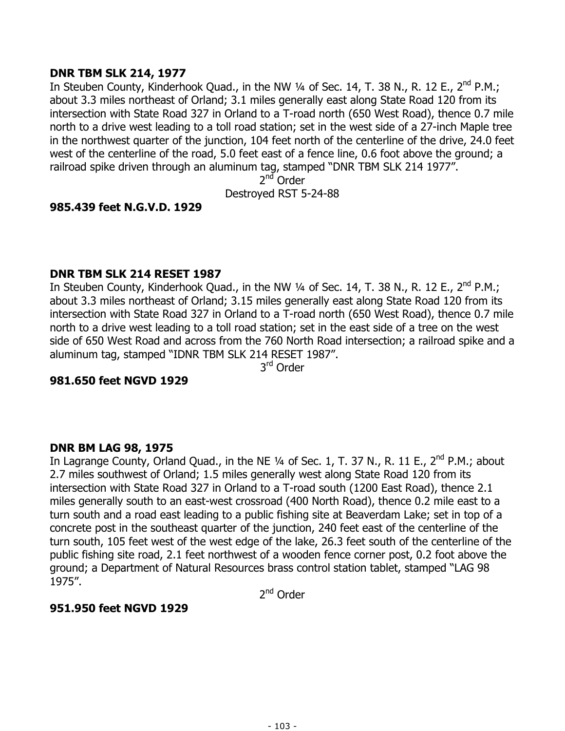**DNR TBM SLK 214, 1977**

In Steuben County, Kinderhook Quad., in the NW ¼ of Sec. 14, T. 38 N., R. 12 E., 2nd P.M.; about 3.3 miles northeast of Orland; 3.1 miles generally east along State Road 120 from its intersection with State Road 327 in Orland to a T-road north (650 West Road), thence 0.7 mile north to a drive west leading to a toll road station; set in the west side of a 27-inch Maple tree in the northwest quarter of the junction, 104 feet north of the centerline of the drive, 24.0 feet west of the centerline of the road, 5.0 feet east of a fence line, 0.6 foot above the ground; a railroad spike driven through an aluminum tag, stamped "DNR TBM SLK 214 1977".

2nd Order

Destroyed RST 5-24-88

**985.439 feet N.G.V.D. 1929**

**DNR TBM SLK 214 RESET 1987**

In Steuben County, Kinderhook Quad., in the NW ¼ of Sec. 14, T. 38 N., R. 12 E., 2nd P.M.; about 3.3 miles northeast of Orland; 3.15 miles generally east along State Road 120 from its intersection with State Road 327 in Orland to a T-road north (650 West Road), thence 0.7 mile north to a drive west leading to a toll road station; set in the east side of a tree on the west side of 650 West Road and across from the 760 North Road intersection; a railroad spike and a aluminum tag, stamped "IDNR TBM SLK 214 RESET 1987".

3rd Order

**981.650 feet NGVD 1929**

**DNR BM LAG 98, 1975**

In Lagrange County, Orland Quad., in the NE ¼ of Sec. 1, T. 37 N., R. 11 E., 2nd P.M.; about 2.7 miles southwest of Orland; 1.5 miles generally west along State Road 120 from its intersection with State Road 327 in Orland to a T-road south (1200 East Road), thence 2.1 miles generally south to an east-west crossroad (400 North Road), thence 0.2 mile east to a turn south and a road east leading to a public fishing site at Beaverdam Lake; set in top of a concrete post in the southeast quarter of the junction, 240 feet east of the centerline of the turn south, 105 feet west of the west edge of the lake, 26.3 feet south of the centerline of the public fishing site road, 2.1 feet northwest of a wooden fence corner post, 0.2 foot above the ground; a Department of Natural Resources brass control station tablet, stamped "LAG 98 1975".

2nd Order

**951.950 feet NGVD 1929**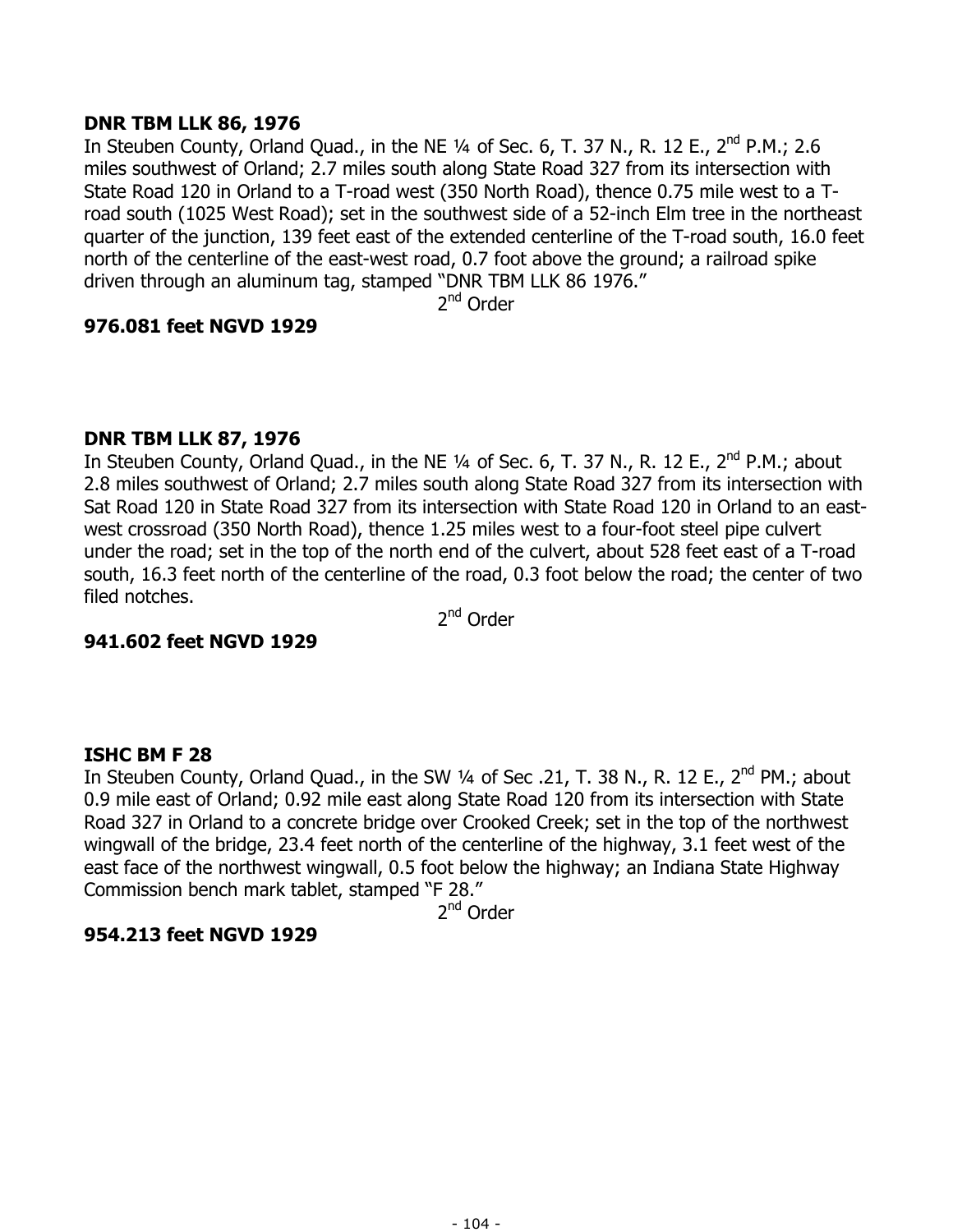**DNR TBM LLK 86, 1976**

In Steuben County, Orland Quad., in the NE ¼ of Sec. 6, T. 37 N., R. 12 E., 2nd P.M.; 2.6 miles southwest of Orland; 2.7 miles south along State Road 327 from its intersection with State Road 120 in Orland to a T-road west (350 North Road), thence 0.75 mile west to a T-road south (1025 West Road); set in the southwest side of a 52-inch Elm tree in the northeast quarter of the junction, 139 feet east of the extended centerline of the T-road south, 16.0 feet north of the centerline of the east-west road, 0.7 foot above the ground; a railroad spike driven through an aluminum tag, stamped "DNR TBM LLK 86 1976."

2nd Order

**976.081 feet NGVD 1929**

**DNR TBM LLK 87, 1976**

In Steuben County, Orland Quad., in the NE ¼ of Sec. 6, T. 37 N., R. 12 E., 2nd P.M.; about 2.8 miles southwest of Orland; 2.7 miles south along State Road 327 from its intersection with Sat Road 120 in State Road 327 from its intersection with State Road 120 in Orland to an east-west crossroad (350 North Road), thence 1.25 miles west to a four-foot steel pipe culvert under the road; set in the top of the north end of the culvert, about 528 feet east of a T-road south, 16.3 feet north of the centerline of the road, 0.3 foot below the road; the center of two filed notches.

2nd Order

**941.602 feet NGVD 1929**

**ISHC BM F 28**

In Steuben County, Orland Quad., in the SW ¼ of Sec .21, T. 38 N., R. 12 E., 2nd PM.; about 0.9 mile east of Orland; 0.92 mile east along State Road 120 from its intersection with State Road 327 in Orland to a concrete bridge over Crooked Creek; set in the top of the northwest wingwall of the bridge, 23.4 feet north of the centerline of the highway, 3.1 feet west of the east face of the northwest wingwall, 0.5 foot below the highway; an Indiana State Highway Commission bench mark tablet, stamped "F 28."

2nd Order

**954.213 feet NGVD 1929**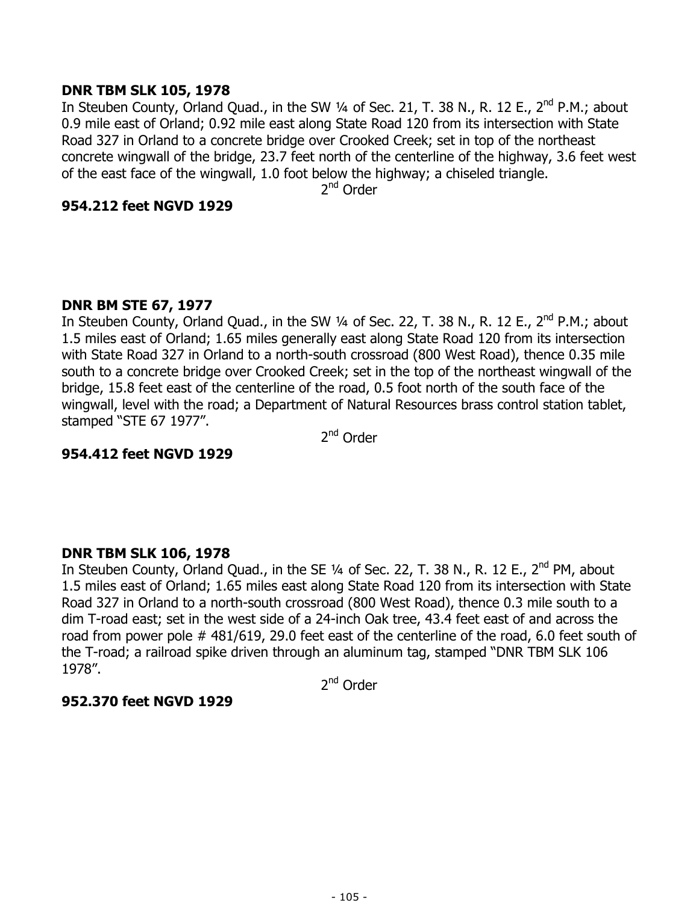**DNR TBM SLK 105, 1978**

In Steuben County, Orland Quad., in the SW ¼ of Sec. 21, T. 38 N., R. 12 E., 2nd P.M.; about 0.9 mile east of Orland; 0.92 mile east along State Road 120 from its intersection with State Road 327 in Orland to a concrete bridge over Crooked Creek; set in top of the northeast concrete wingwall of the bridge, 23.7 feet north of the centerline of the highway, 3.6 feet west of the east face of the wingwall, 1.0 foot below the highway; a chiseled triangle.

2nd Order

**954.212 feet NGVD 1929**

**DNR BM STE 67, 1977**

In Steuben County, Orland Quad., in the SW ¼ of Sec. 22, T. 38 N., R. 12 E., 2nd P.M.; about 1.5 miles east of Orland; 1.65 miles generally east along State Road 120 from its intersection with State Road 327 in Orland to a north-south crossroad (800 West Road), thence 0.35 mile south to a concrete bridge over Crooked Creek; set in the top of the northeast wingwall of the bridge, 15.8 feet east of the centerline of the road, 0.5 foot north of the south face of the wingwall, level with the road; a Department of Natural Resources brass control station tablet, stamped "STE 67 1977".

2nd Order

**954.412 feet NGVD 1929**

**DNR TBM SLK 106, 1978**

In Steuben County, Orland Quad., in the SE ¼ of Sec. 22, T. 38 N., R. 12 E., 2nd PM, about 1.5 miles east of Orland; 1.65 miles east along State Road 120 from its intersection with State Road 327 in Orland to a north-south crossroad (800 West Road), thence 0.3 mile south to a dim T-road east; set in the west side of a 24-inch Oak tree, 43.4 feet east of and across the road from power pole # 481/619, 29.0 feet east of the centerline of the road, 6.0 feet south of the T-road; a railroad spike driven through an aluminum tag, stamped "DNR TBM SLK 106 1978".

2nd Order

**952.370 feet NGVD 1929**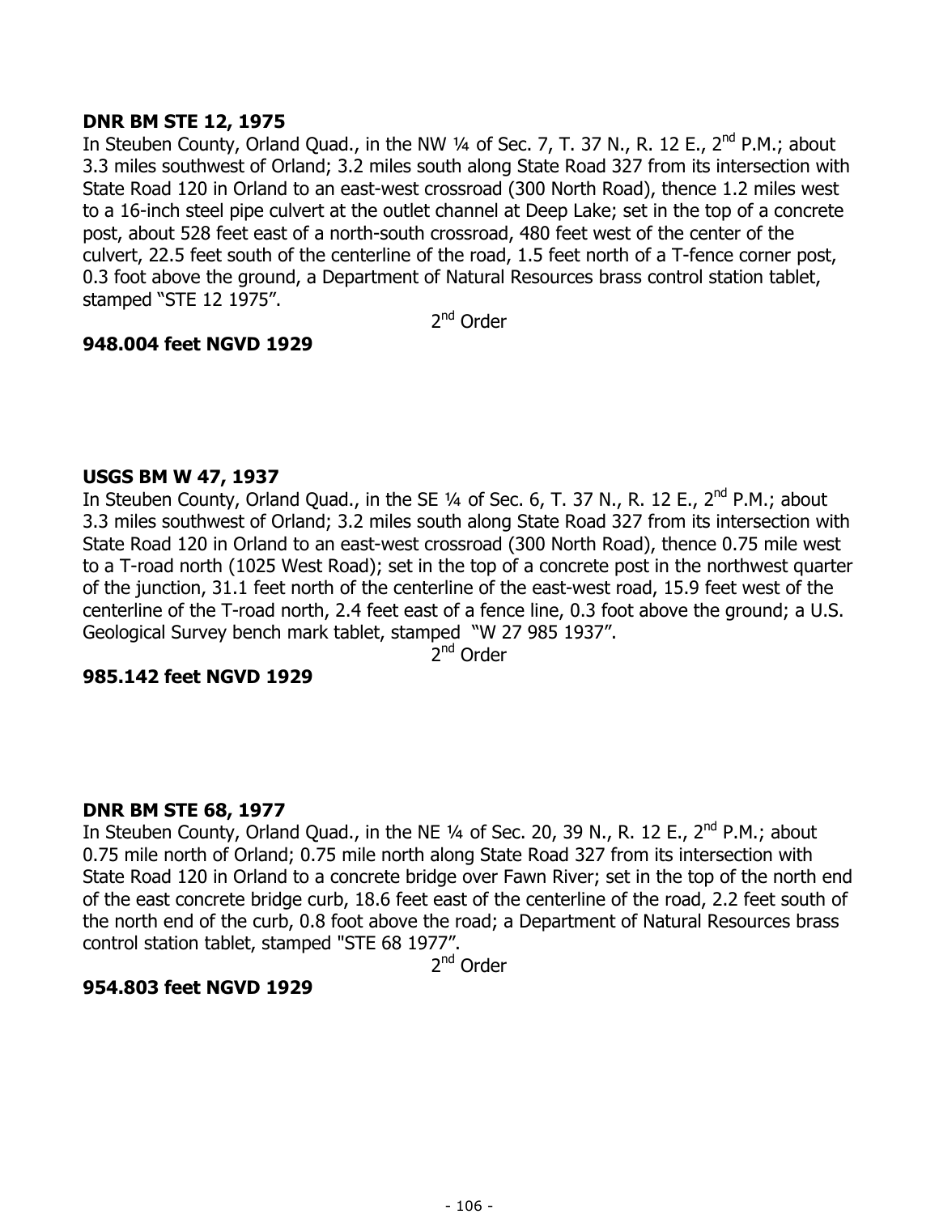**DNR BM STE 12, 1975**
In Steuben County, Orland Quad., in the NW ¼ of Sec. 7, T. 37 N., R. 12 E., 2nd P.M.; about 3.3 miles southwest of Orland; 3.2 miles south along State Road 327 from its intersection with State Road 120 in Orland to an east-west crossroad (300 North Road), thence 1.2 miles west to a 16-inch steel pipe culvert at the outlet channel at Deep Lake; set in the top of a concrete post, about 528 feet east of a north-south crossroad, 480 feet west of the center of the culvert, 22.5 feet south of the centerline of the road, 1.5 feet north of a T-fence corner post, 0.3 foot above the ground, a Department of Natural Resources brass control station tablet, stamped "STE 12 1975".

2nd Order

**948.004 feet NGVD 1929**

**USGS BM W 47, 1937**
In Steuben County, Orland Quad., in the SE ¼ of Sec. 6, T. 37 N., R. 12 E., 2nd P.M.; about 3.3 miles southwest of Orland; 3.2 miles south along State Road 327 from its intersection with State Road 120 in Orland to an east-west crossroad (300 North Road), thence 0.75 mile west to a T-road north (1025 West Road); set in the top of a concrete post in the northwest quarter of the junction, 31.1 feet north of the centerline of the east-west road, 15.9 feet west of the centerline of the T-road north, 2.4 feet east of a fence line, 0.3 foot above the ground; a U.S. Geological Survey bench mark tablet, stamped "W 27 985 1937".

2nd Order

**985.142 feet NGVD 1929**

**DNR BM STE 68, 1977**
In Steuben County, Orland Quad., in the NE ¼ of Sec. 20, 39 N., R. 12 E., 2nd P.M.; about 0.75 mile north of Orland; 0.75 mile north along State Road 327 from its intersection with State Road 120 in Orland to a concrete bridge over Fawn River; set in the top of the north end of the east concrete bridge curb, 18.6 feet east of the centerline of the road, 2.2 feet south of the north end of the curb, 0.8 foot above the road; a Department of Natural Resources brass control station tablet, stamped "STE 68 1977".

2nd Order

**954.803 feet NGVD 1929**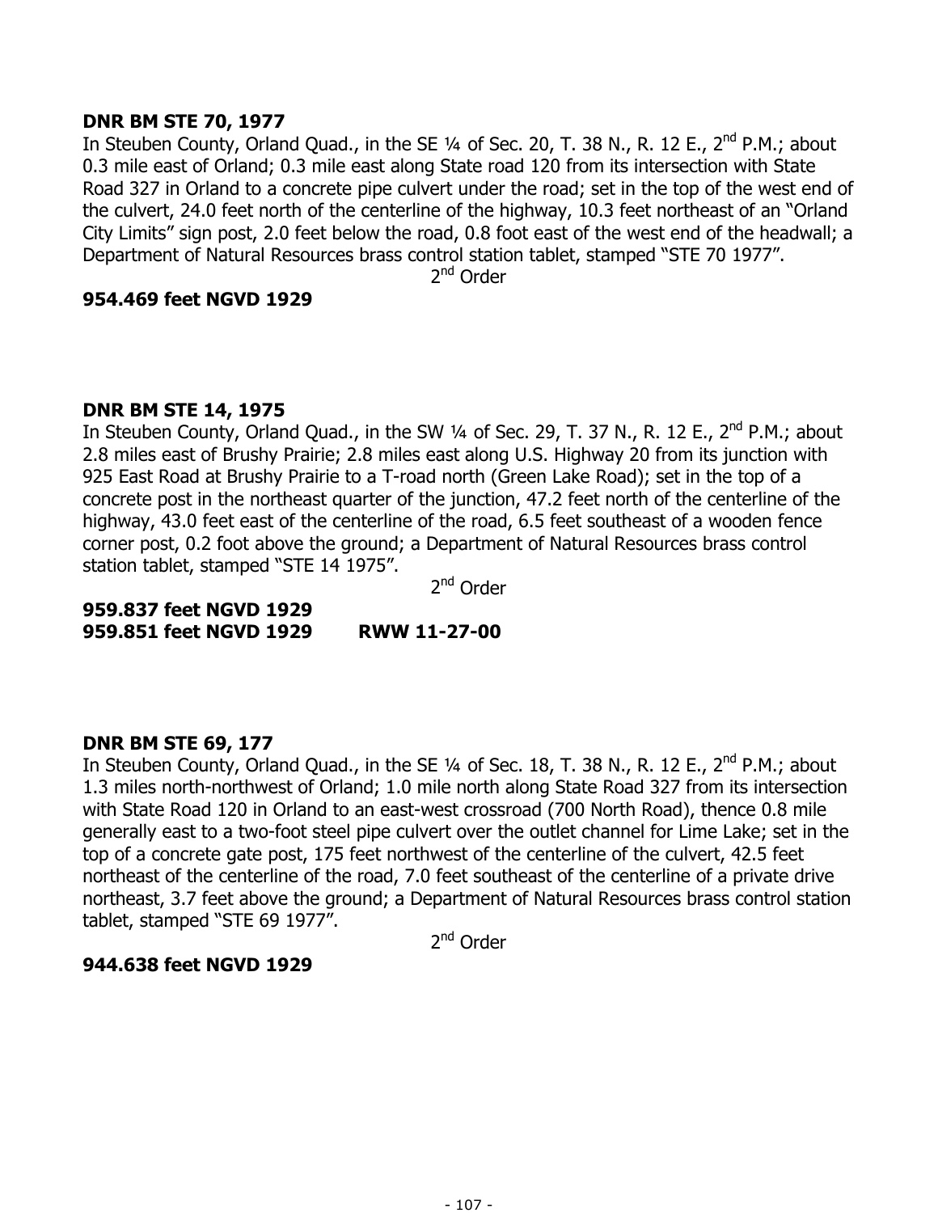**DNR BM STE 70, 1977**

In Steuben County, Orland Quad., in the SE ¼ of Sec. 20, T. 38 N., R. 12 E., 2nd P.M.; about 0.3 mile east of Orland; 0.3 mile east along State road 120 from its intersection with State Road 327 in Orland to a concrete pipe culvert under the road; set in the top of the west end of the culvert, 24.0 feet north of the centerline of the highway, 10.3 feet northeast of an "Orland City Limits" sign post, 2.0 feet below the road, 0.8 foot east of the west end of the headwall; a Department of Natural Resources brass control station tablet, stamped "STE 70 1977".

2nd Order

**954.469 feet NGVD 1929**

**DNR BM STE 14, 1975**

In Steuben County, Orland Quad., in the SW ¼ of Sec. 29, T. 37 N., R. 12 E., 2nd P.M.; about 2.8 miles east of Brushy Prairie; 2.8 miles east along U.S. Highway 20 from its junction with 925 East Road at Brushy Prairie to a T-road north (Green Lake Road); set in the top of a concrete post in the northeast quarter of the junction, 47.2 feet north of the centerline of the highway, 43.0 feet east of the centerline of the road, 6.5 feet southeast of a wooden fence corner post, 0.2 foot above the ground; a Department of Natural Resources brass control station tablet, stamped "STE 14 1975".

2nd Order

**959.837 feet NGVD 1929**
**959.851 feet NGVD 1929 RWW 11-27-00**

**DNR BM STE 69, 177**

In Steuben County, Orland Quad., in the SE ¼ of Sec. 18, T. 38 N., R. 12 E., 2nd P.M.; about 1.3 miles north-northwest of Orland; 1.0 mile north along State Road 327 from its intersection with State Road 120 in Orland to an east-west crossroad (700 North Road), thence 0.8 mile generally east to a two-foot steel pipe culvert over the outlet channel for Lime Lake; set in the top of a concrete gate post, 175 feet northwest of the centerline of the culvert, 42.5 feet northeast of the centerline of the road, 7.0 feet southeast of the centerline of a private drive northeast, 3.7 feet above the ground; a Department of Natural Resources brass control station tablet, stamped "STE 69 1977".

2nd Order

**944.638 feet NGVD 1929**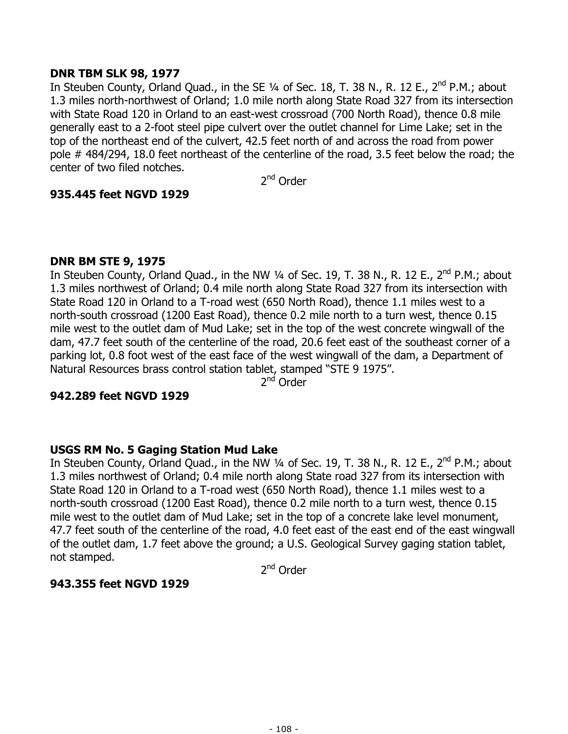**DNR TBM SLK 98, 1977**

In Steuben County, Orland Quad., in the SE ¼ of Sec. 18, T. 38 N., R. 12 E., 2nd P.M.; about 1.3 miles north-northwest of Orland; 1.0 mile north along State Road 327 from its intersection with State Road 120 in Orland to an east-west crossroad (700 North Road), thence 0.8 mile generally east to a 2-foot steel pipe culvert over the outlet channel for Lime Lake; set in the top of the northeast end of the culvert, 42.5 feet north of and across the road from power pole # 484/294, 18.0 feet northeast of the centerline of the road, 3.5 feet below the road; the center of two filed notches.

2nd Order

**935.445 feet NGVD 1929**

**DNR BM STE 9, 1975**

In Steuben County, Orland Quad., in the NW ¼ of Sec. 19, T. 38 N., R. 12 E., 2nd P.M.; about 1.3 miles northwest of Orland; 0.4 mile north along State Road 327 from its intersection with State Road 120 in Orland to a T-road west (650 North Road), thence 1.1 miles west to a north-south crossroad (1200 East Road), thence 0.2 mile north to a turn west, thence 0.15 mile west to the outlet dam of Mud Lake; set in the top of the west concrete wingwall of the dam, 47.7 feet south of the centerline of the road, 20.6 feet east of the southeast corner of a parking lot, 0.8 foot west of the east face of the west wingwall of the dam, a Department of Natural Resources brass control station tablet, stamped "STE 9 1975".

2nd Order

**942.289 feet NGVD 1929**

**USGS RM No. 5 Gaging Station Mud Lake**

In Steuben County, Orland Quad., in the NW ¼ of Sec. 19, T. 38 N., R. 12 E., 2nd P.M.; about 1.3 miles northwest of Orland; 0.4 mile north along State road 327 from its intersection with State Road 120 in Orland to a T-road west (650 North Road), thence 1.1 miles west to a north-south crossroad (1200 East Road), thence 0.2 mile north to a turn west, thence 0.15 mile west to the outlet dam of Mud Lake; set in the top of a concrete lake level monument, 47.7 feet south of the centerline of the road, 4.0 feet east of the east end of the east wingwall of the outlet dam, 1.7 feet above the ground; a U.S. Geological Survey gaging station tablet, not stamped.

2nd Order

**943.355 feet NGVD 1929**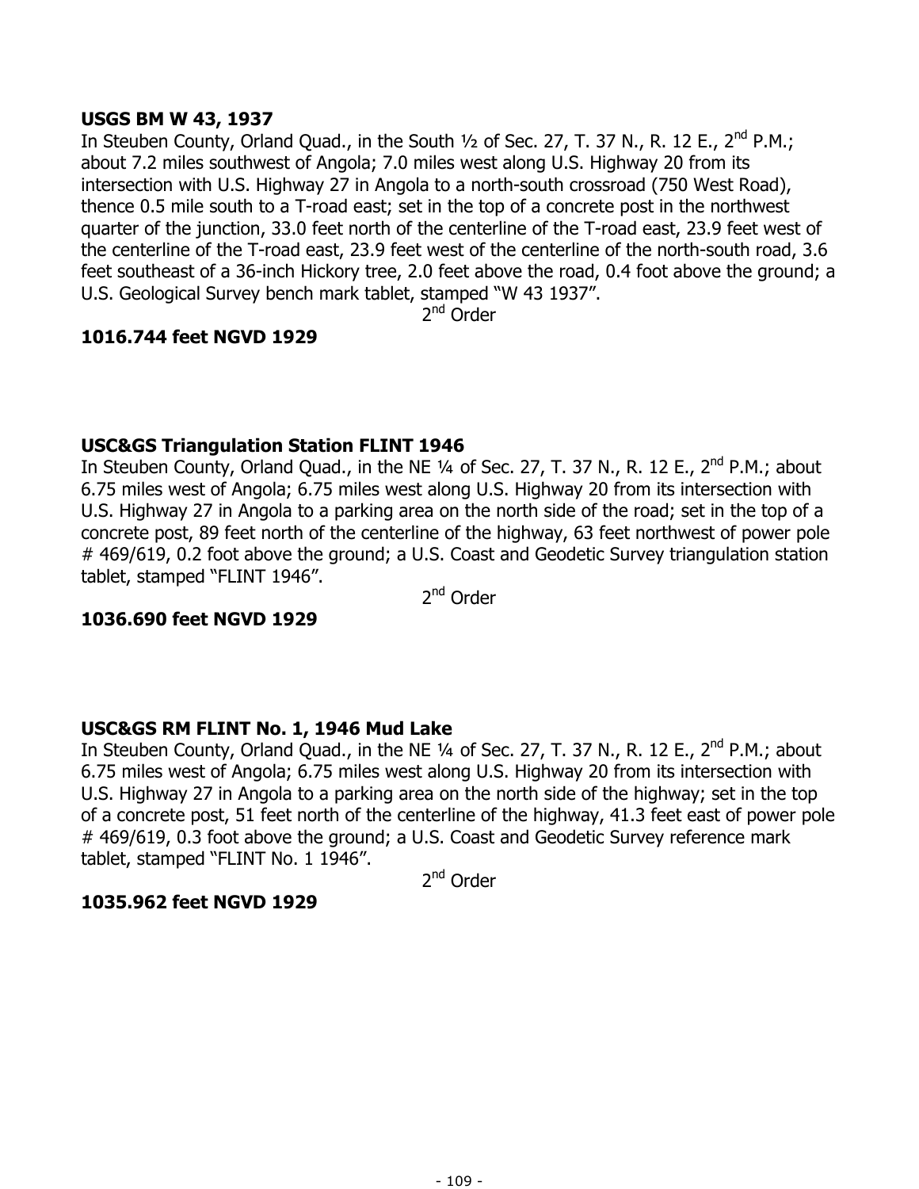**USGS BM W 43, 1937**

In Steuben County, Orland Quad., in the South ½ of Sec. 27, T. 37 N., R. 12 E., 2nd P.M.; about 7.2 miles southwest of Angola; 7.0 miles west along U.S. Highway 20 from its intersection with U.S. Highway 27 in Angola to a north-south crossroad (750 West Road), thence 0.5 mile south to a T-road east; set in the top of a concrete post in the northwest quarter of the junction, 33.0 feet north of the centerline of the T-road east, 23.9 feet west of the centerline of the T-road east, 23.9 feet west of the centerline of the north-south road, 3.6 feet southeast of a 36-inch Hickory tree, 2.0 feet above the road, 0.4 foot above the ground; a U.S. Geological Survey bench mark tablet, stamped "W 43 1937".

2nd Order

**1016.744 feet NGVD 1929**

**USC&GS Triangulation Station FLINT 1946**

In Steuben County, Orland Quad., in the NE ¼ of Sec. 27, T. 37 N., R. 12 E., 2nd P.M.; about 6.75 miles west of Angola; 6.75 miles west along U.S. Highway 20 from its intersection with U.S. Highway 27 in Angola to a parking area on the north side of the road; set in the top of a concrete post, 89 feet north of the centerline of the highway, 63 feet northwest of power pole # 469/619, 0.2 foot above the ground; a U.S. Coast and Geodetic Survey triangulation station tablet, stamped "FLINT 1946".

2nd Order

**1036.690 feet NGVD 1929**

**USC&GS RM FLINT No. 1, 1946 Mud Lake**

In Steuben County, Orland Quad., in the NE ¼ of Sec. 27, T. 37 N., R. 12 E., 2nd P.M.; about 6.75 miles west of Angola; 6.75 miles west along U.S. Highway 20 from its intersection with U.S. Highway 27 in Angola to a parking area on the north side of the highway; set in the top of a concrete post, 51 feet north of the centerline of the highway, 41.3 feet east of power pole # 469/619, 0.3 foot above the ground; a U.S. Coast and Geodetic Survey reference mark tablet, stamped "FLINT No. 1 1946".

2nd Order

**1035.962 feet NGVD 1929**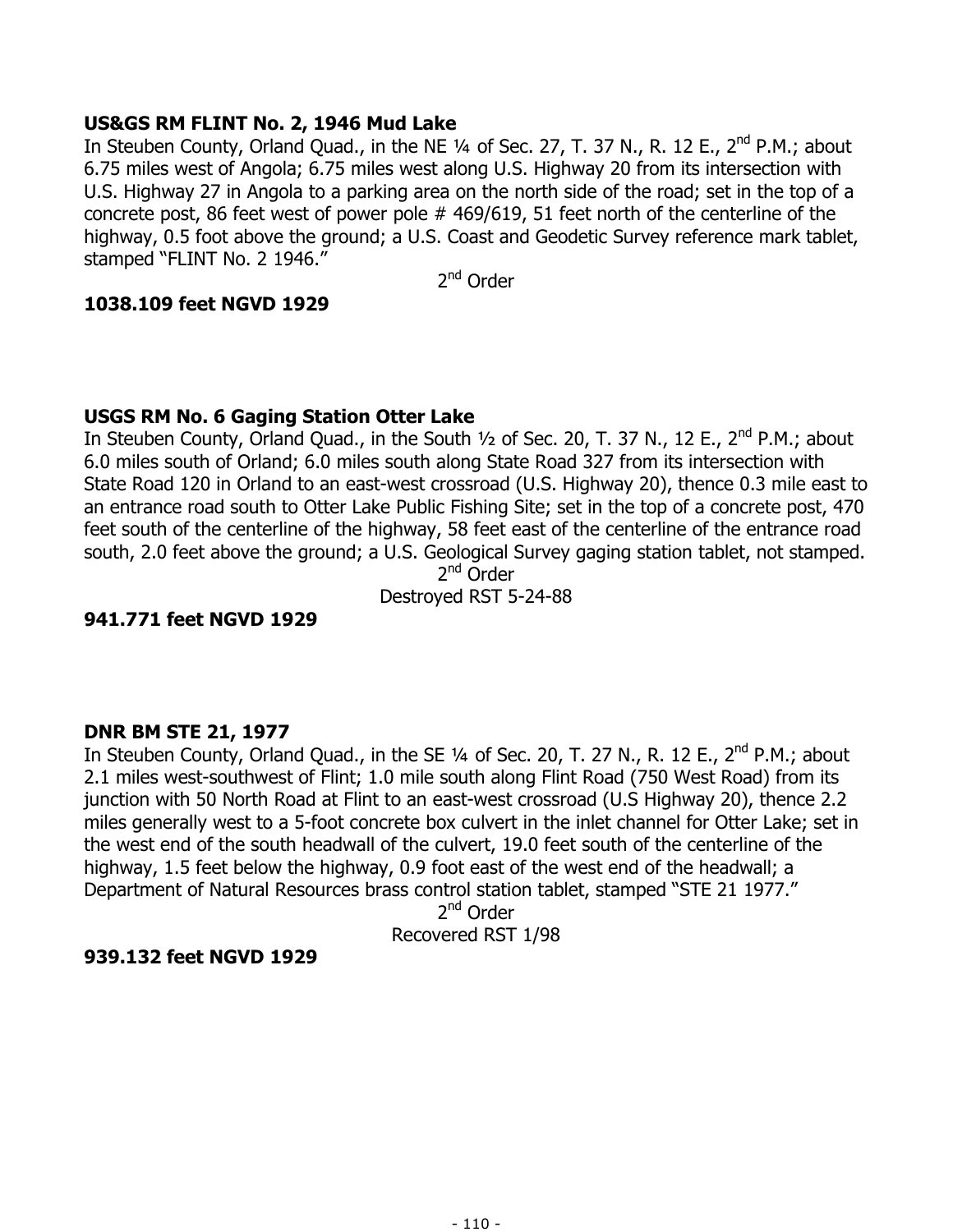**US&GS RM FLINT No. 2, 1946 Mud Lake**
In Steuben County, Orland Quad., in the NE ¼ of Sec. 27, T. 37 N., R. 12 E., 2nd P.M.; about 6.75 miles west of Angola; 6.75 miles west along U.S. Highway 20 from its intersection with U.S. Highway 27 in Angola to a parking area on the north side of the road; set in the top of a concrete post, 86 feet west of power pole # 469/619, 51 feet north of the centerline of the highway, 0.5 foot above the ground; a U.S. Coast and Geodetic Survey reference mark tablet, stamped "FLINT No. 2 1946."

2nd Order

**1038.109 feet NGVD 1929**

**USGS RM No. 6 Gaging Station Otter Lake**
In Steuben County, Orland Quad., in the South ½ of Sec. 20, T. 37 N., 12 E., 2nd P.M.; about 6.0 miles south of Orland; 6.0 miles south along State Road 327 from its intersection with State Road 120 in Orland to an east-west crossroad (U.S. Highway 20), thence 0.3 mile east to an entrance road south to Otter Lake Public Fishing Site; set in the top of a concrete post, 470 feet south of the centerline of the highway, 58 feet east of the centerline of the entrance road south, 2.0 feet above the ground; a U.S. Geological Survey gaging station tablet, not stamped.

2nd Order

Destroyed RST 5-24-88

**941.771 feet NGVD 1929**

**DNR BM STE 21, 1977**
In Steuben County, Orland Quad., in the SE ¼ of Sec. 20, T. 27 N., R. 12 E., 2nd P.M.; about 2.1 miles west-southwest of Flint; 1.0 mile south along Flint Road (750 West Road) from its junction with 50 North Road at Flint to an east-west crossroad (U.S Highway 20), thence 2.2 miles generally west to a 5-foot concrete box culvert in the inlet channel for Otter Lake; set in the west end of the south headwall of the culvert, 19.0 feet south of the centerline of the highway, 1.5 feet below the highway, 0.9 foot east of the west end of the headwall; a Department of Natural Resources brass control station tablet, stamped "STE 21 1977."

2nd Order

Recovered RST 1/98

**939.132 feet NGVD 1929**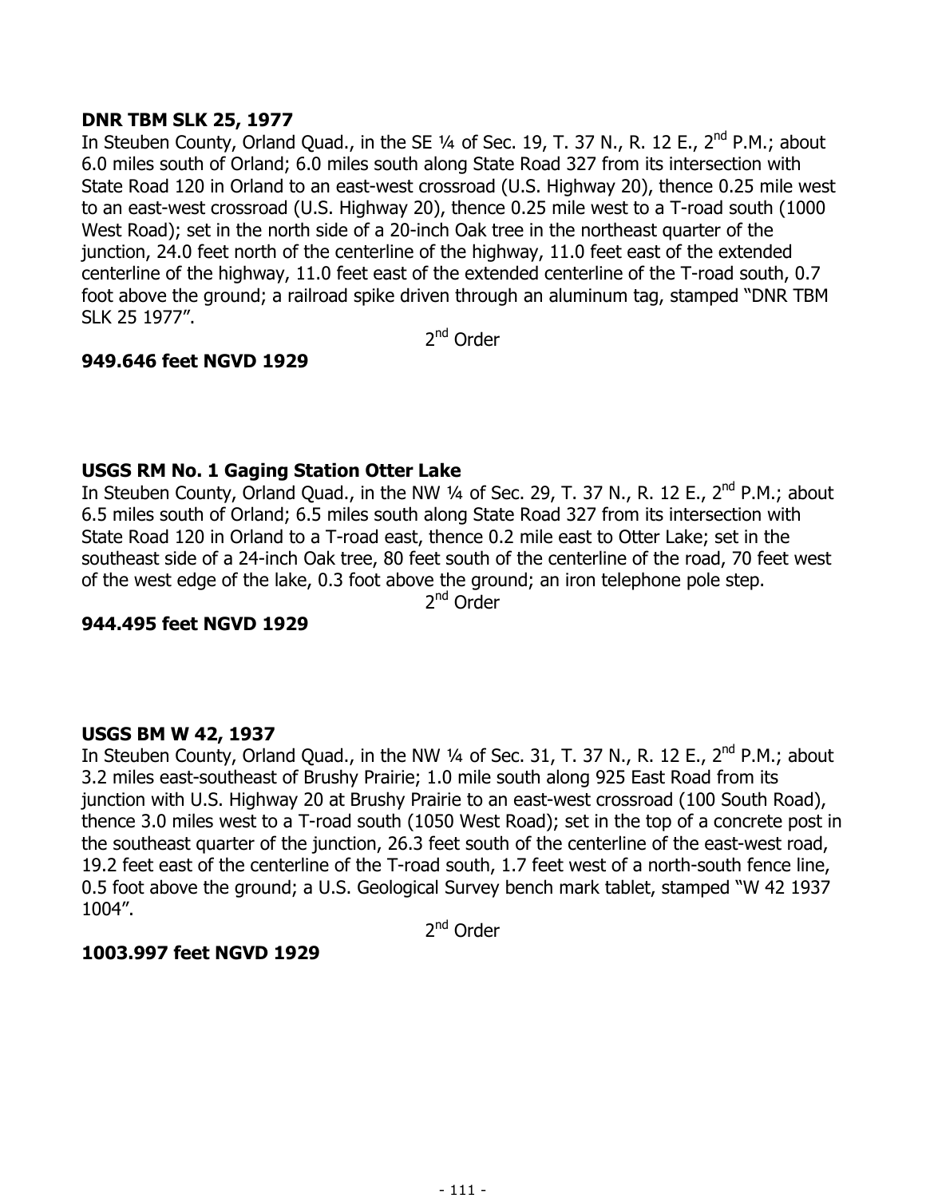**DNR TBM SLK 25, 1977**
In Steuben County, Orland Quad., in the SE ¼ of Sec. 19, T. 37 N., R. 12 E., 2nd P.M.; about 6.0 miles south of Orland; 6.0 miles south along State Road 327 from its intersection with State Road 120 in Orland to an east-west crossroad (U.S. Highway 20), thence 0.25 mile west to an east-west crossroad (U.S. Highway 20), thence 0.25 mile west to a T-road south (1000 West Road); set in the north side of a 20-inch Oak tree in the northeast quarter of the junction, 24.0 feet north of the centerline of the highway, 11.0 feet east of the extended centerline of the highway, 11.0 feet east of the extended centerline of the T-road south, 0.7 foot above the ground; a railroad spike driven through an aluminum tag, stamped "DNR TBM SLK 25 1977".

2nd Order

**949.646 feet NGVD 1929**

**USGS RM No. 1 Gaging Station Otter Lake**
In Steuben County, Orland Quad., in the NW ¼ of Sec. 29, T. 37 N., R. 12 E., 2nd P.M.; about 6.5 miles south of Orland; 6.5 miles south along State Road 327 from its intersection with State Road 120 in Orland to a T-road east, thence 0.2 mile east to Otter Lake; set in the southeast side of a 24-inch Oak tree, 80 feet south of the centerline of the road, 70 feet west of the west edge of the lake, 0.3 foot above the ground; an iron telephone pole step.

2nd Order

**944.495 feet NGVD 1929**

**USGS BM W 42, 1937**
In Steuben County, Orland Quad., in the NW ¼ of Sec. 31, T. 37 N., R. 12 E., 2nd P.M.; about 3.2 miles east-southeast of Brushy Prairie; 1.0 mile south along 925 East Road from its junction with U.S. Highway 20 at Brushy Prairie to an east-west crossroad (100 South Road), thence 3.0 miles west to a T-road south (1050 West Road); set in the top of a concrete post in the southeast quarter of the junction, 26.3 feet south of the centerline of the east-west road, 19.2 feet east of the centerline of the T-road south, 1.7 feet west of a north-south fence line, 0.5 foot above the ground; a U.S. Geological Survey bench mark tablet, stamped "W 42 1937 1004".

2nd Order

**1003.997 feet NGVD 1929**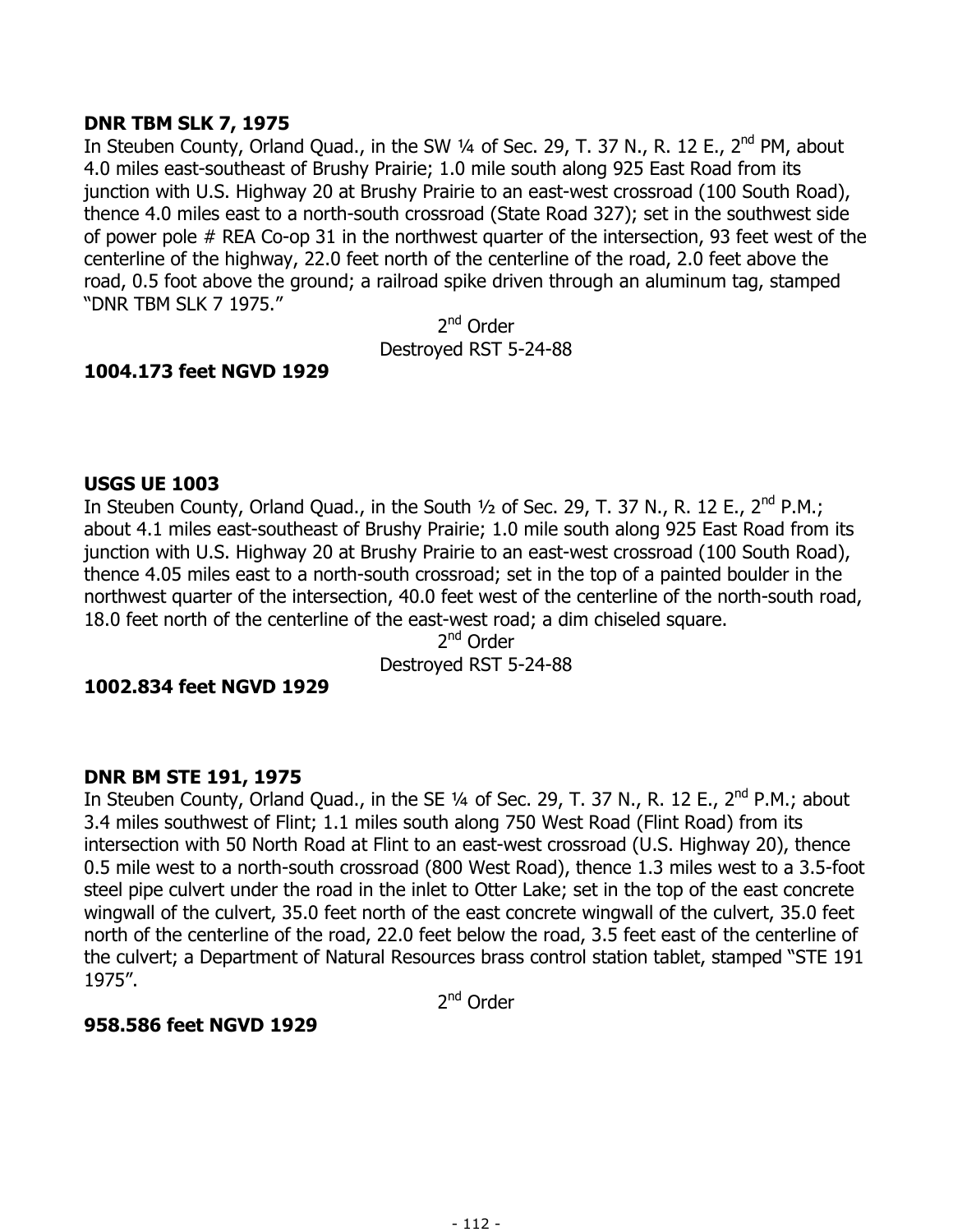**DNR TBM SLK 7, 1975**
In Steuben County, Orland Quad., in the SW ¼ of Sec. 29, T. 37 N., R. 12 E., 2nd PM, about 4.0 miles east-southeast of Brushy Prairie; 1.0 mile south along 925 East Road from its junction with U.S. Highway 20 at Brushy Prairie to an east-west crossroad (100 South Road), thence 4.0 miles east to a north-south crossroad (State Road 327); set in the southwest side of power pole # REA Co-op 31 in the northwest quarter of the intersection, 93 feet west of the centerline of the highway, 22.0 feet north of the centerline of the road, 2.0 feet above the road, 0.5 foot above the ground; a railroad spike driven through an aluminum tag, stamped "DNR TBM SLK 7 1975."

2nd Order

Destroyed RST 5-24-88

**1004.173 feet NGVD 1929**

**USGS UE 1003**
In Steuben County, Orland Quad., in the South ½ of Sec. 29, T. 37 N., R. 12 E., 2nd P.M.; about 4.1 miles east-southeast of Brushy Prairie; 1.0 mile south along 925 East Road from its junction with U.S. Highway 20 at Brushy Prairie to an east-west crossroad (100 South Road), thence 4.05 miles east to a north-south crossroad; set in the top of a painted boulder in the northwest quarter of the intersection, 40.0 feet west of the centerline of the north-south road, 18.0 feet north of the centerline of the east-west road; a dim chiseled square.

2nd Order

Destroyed RST 5-24-88

**1002.834 feet NGVD 1929**

**DNR BM STE 191, 1975**
In Steuben County, Orland Quad., in the SE ¼ of Sec. 29, T. 37 N., R. 12 E., 2nd P.M.; about 3.4 miles southwest of Flint; 1.1 miles south along 750 West Road (Flint Road) from its intersection with 50 North Road at Flint to an east-west crossroad (U.S. Highway 20), thence 0.5 mile west to a north-south crossroad (800 West Road), thence 1.3 miles west to a 3.5-foot steel pipe culvert under the road in the inlet to Otter Lake; set in the top of the east concrete wingwall of the culvert, 35.0 feet north of the east concrete wingwall of the culvert, 35.0 feet north of the centerline of the road, 22.0 feet below the road, 3.5 feet east of the centerline of the culvert; a Department of Natural Resources brass control station tablet, stamped "STE 191 1975".

2nd Order

**958.586 feet NGVD 1929**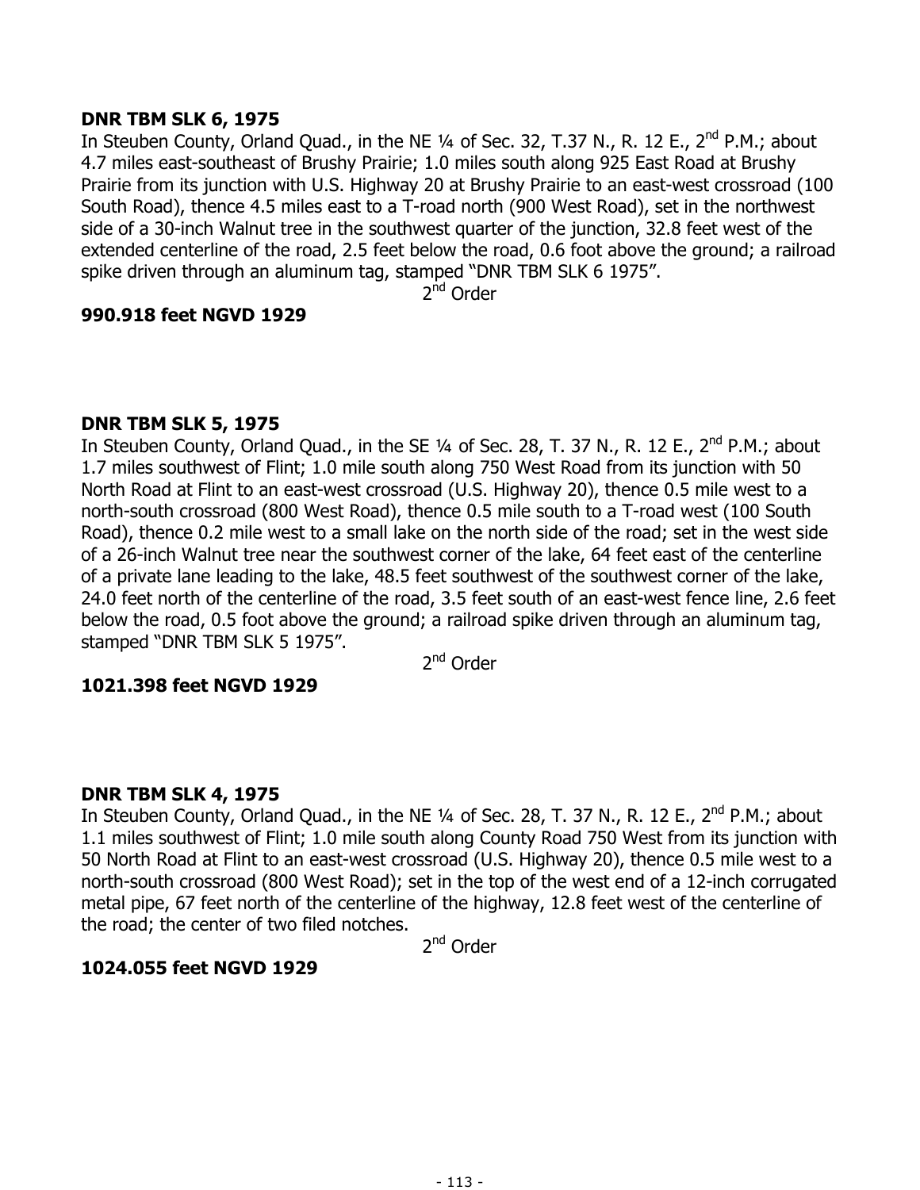**DNR TBM SLK 6, 1975**

In Steuben County, Orland Quad., in the NE ¼ of Sec. 32, T.37 N., R. 12 E., 2nd P.M.; about 4.7 miles east-southeast of Brushy Prairie; 1.0 miles south along 925 East Road at Brushy Prairie from its junction with U.S. Highway 20 at Brushy Prairie to an east-west crossroad (100 South Road), thence 4.5 miles east to a T-road north (900 West Road), set in the northwest side of a 30-inch Walnut tree in the southwest quarter of the junction, 32.8 feet west of the extended centerline of the road, 2.5 feet below the road, 0.6 foot above the ground; a railroad spike driven through an aluminum tag, stamped "DNR TBM SLK 6 1975".

2nd Order

**990.918 feet NGVD 1929**

**DNR TBM SLK 5, 1975**

In Steuben County, Orland Quad., in the SE ¼ of Sec. 28, T. 37 N., R. 12 E., 2nd P.M.; about 1.7 miles southwest of Flint; 1.0 mile south along 750 West Road from its junction with 50 North Road at Flint to an east-west crossroad (U.S. Highway 20), thence 0.5 mile west to a north-south crossroad (800 West Road), thence 0.5 mile south to a T-road west (100 South Road), thence 0.2 mile west to a small lake on the north side of the road; set in the west side of a 26-inch Walnut tree near the southwest corner of the lake, 64 feet east of the centerline of a private lane leading to the lake, 48.5 feet southwest of the southwest corner of the lake, 24.0 feet north of the centerline of the road, 3.5 feet south of an east-west fence line, 2.6 feet below the road, 0.5 foot above the ground; a railroad spike driven through an aluminum tag, stamped "DNR TBM SLK 5 1975".

2nd Order

**1021.398 feet NGVD 1929**

**DNR TBM SLK 4, 1975**

In Steuben County, Orland Quad., in the NE ¼ of Sec. 28, T. 37 N., R. 12 E., 2nd P.M.; about 1.1 miles southwest of Flint; 1.0 mile south along County Road 750 West from its junction with 50 North Road at Flint to an east-west crossroad (U.S. Highway 20), thence 0.5 mile west to a north-south crossroad (800 West Road); set in the top of the west end of a 12-inch corrugated metal pipe, 67 feet north of the centerline of the highway, 12.8 feet west of the centerline of the road; the center of two filed notches.

2nd Order

**1024.055 feet NGVD 1929**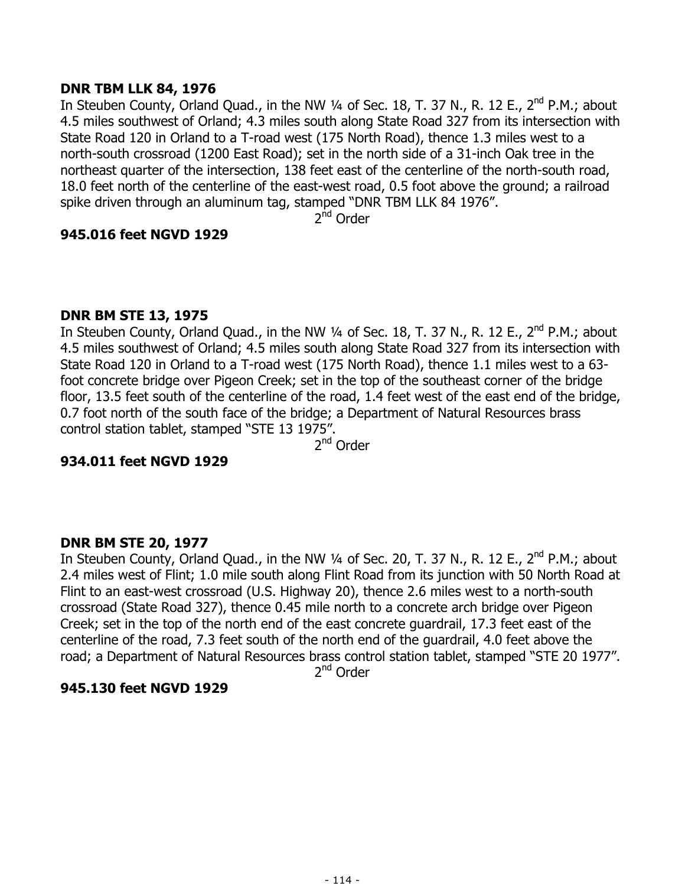**DNR TBM LLK 84, 1976**

In Steuben County, Orland Quad., in the NW ¼ of Sec. 18, T. 37 N., R. 12 E., 2nd P.M.; about 4.5 miles southwest of Orland; 4.3 miles south along State Road 327 from its intersection with State Road 120 in Orland to a T-road west (175 North Road), thence 1.3 miles west to a north-south crossroad (1200 East Road); set in the north side of a 31-inch Oak tree in the northeast quarter of the intersection, 138 feet east of the centerline of the north-south road, 18.0 feet north of the centerline of the east-west road, 0.5 foot above the ground; a railroad spike driven through an aluminum tag, stamped "DNR TBM LLK 84 1976".

2nd Order

**945.016 feet NGVD 1929**

**DNR BM STE 13, 1975**

In Steuben County, Orland Quad., in the NW ¼ of Sec. 18, T. 37 N., R. 12 E., 2nd P.M.; about 4.5 miles southwest of Orland; 4.5 miles south along State Road 327 from its intersection with State Road 120 in Orland to a T-road west (175 North Road), thence 1.1 miles west to a 63-foot concrete bridge over Pigeon Creek; set in the top of the southeast corner of the bridge floor, 13.5 feet south of the centerline of the road, 1.4 feet west of the east end of the bridge, 0.7 foot north of the south face of the bridge; a Department of Natural Resources brass control station tablet, stamped "STE 13 1975".

2nd Order

**934.011 feet NGVD 1929**

**DNR BM STE 20, 1977**

In Steuben County, Orland Quad., in the NW ¼ of Sec. 20, T. 37 N., R. 12 E., 2nd P.M.; about 2.4 miles west of Flint; 1.0 mile south along Flint Road from its junction with 50 North Road at Flint to an east-west crossroad (U.S. Highway 20), thence 2.6 miles west to a north-south crossroad (State Road 327), thence 0.45 mile north to a concrete arch bridge over Pigeon Creek; set in the top of the north end of the east concrete guardrail, 17.3 feet east of the centerline of the road, 7.3 feet south of the north end of the guardrail, 4.0 feet above the road; a Department of Natural Resources brass control station tablet, stamped "STE 20 1977".

2nd Order

**945.130 feet NGVD 1929**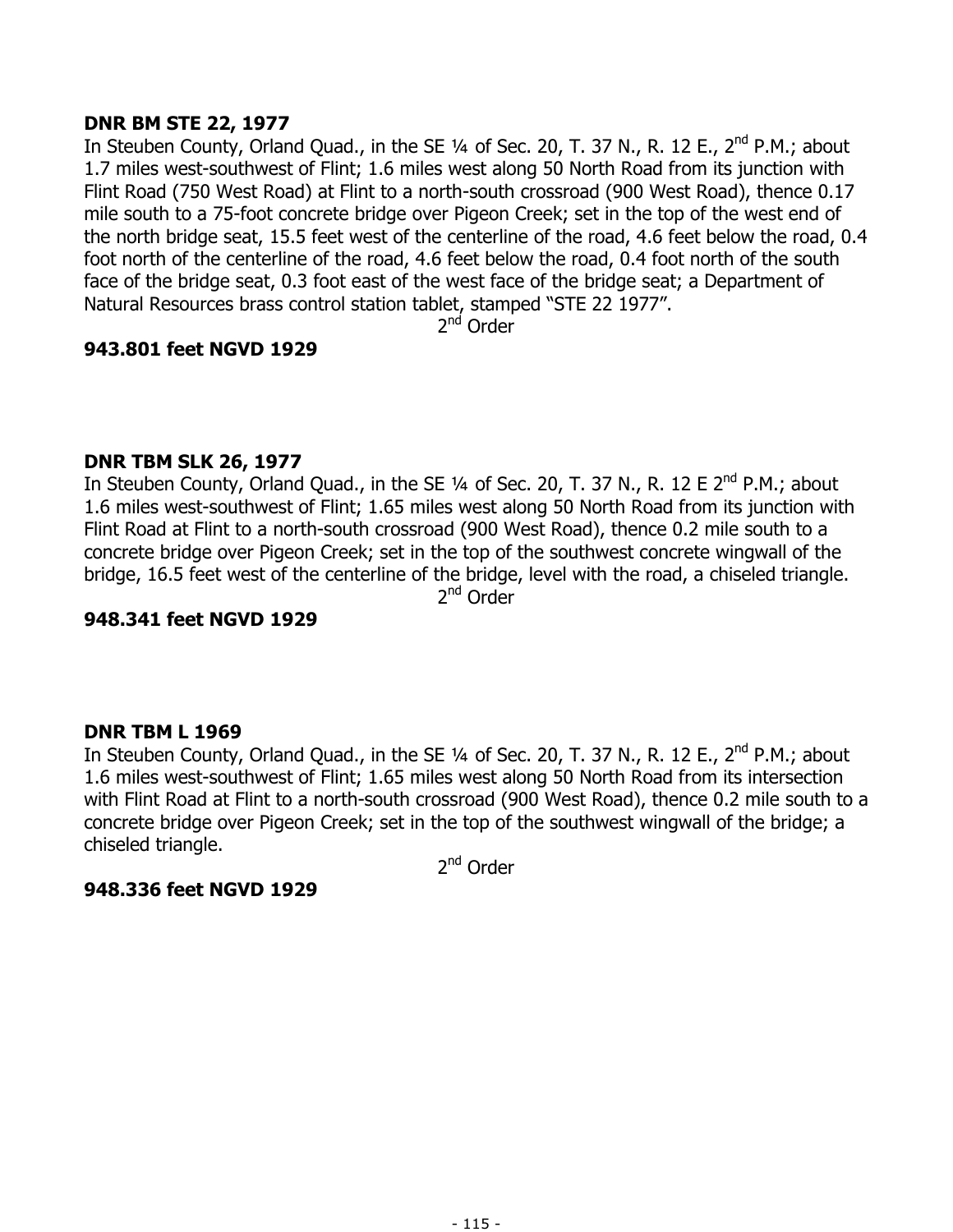**DNR BM STE 22, 1977**

In Steuben County, Orland Quad., in the SE ¼ of Sec. 20, T. 37 N., R. 12 E., 2nd P.M.; about 1.7 miles west-southwest of Flint; 1.6 miles west along 50 North Road from its junction with Flint Road (750 West Road) at Flint to a north-south crossroad (900 West Road), thence 0.17 mile south to a 75-foot concrete bridge over Pigeon Creek; set in the top of the west end of the north bridge seat, 15.5 feet west of the centerline of the road, 4.6 feet below the road, 0.4 foot north of the centerline of the road, 4.6 feet below the road, 0.4 foot north of the south face of the bridge seat, 0.3 foot east of the west face of the bridge seat; a Department of Natural Resources brass control station tablet, stamped "STE 22 1977".

2nd Order

**943.801 feet NGVD 1929**

**DNR TBM SLK 26, 1977**

In Steuben County, Orland Quad., in the SE ¼ of Sec. 20, T. 37 N., R. 12 E 2nd P.M.; about 1.6 miles west-southwest of Flint; 1.65 miles west along 50 North Road from its junction with Flint Road at Flint to a north-south crossroad (900 West Road), thence 0.2 mile south to a concrete bridge over Pigeon Creek; set in the top of the southwest concrete wingwall of the bridge, 16.5 feet west of the centerline of the bridge, level with the road, a chiseled triangle.

2nd Order

**948.341 feet NGVD 1929**

**DNR TBM L 1969**

In Steuben County, Orland Quad., in the SE ¼ of Sec. 20, T. 37 N., R. 12 E., 2nd P.M.; about 1.6 miles west-southwest of Flint; 1.65 miles west along 50 North Road from its intersection with Flint Road at Flint to a north-south crossroad (900 West Road), thence 0.2 mile south to a concrete bridge over Pigeon Creek; set in the top of the southwest wingwall of the bridge; a chiseled triangle.

2nd Order

**948.336 feet NGVD 1929**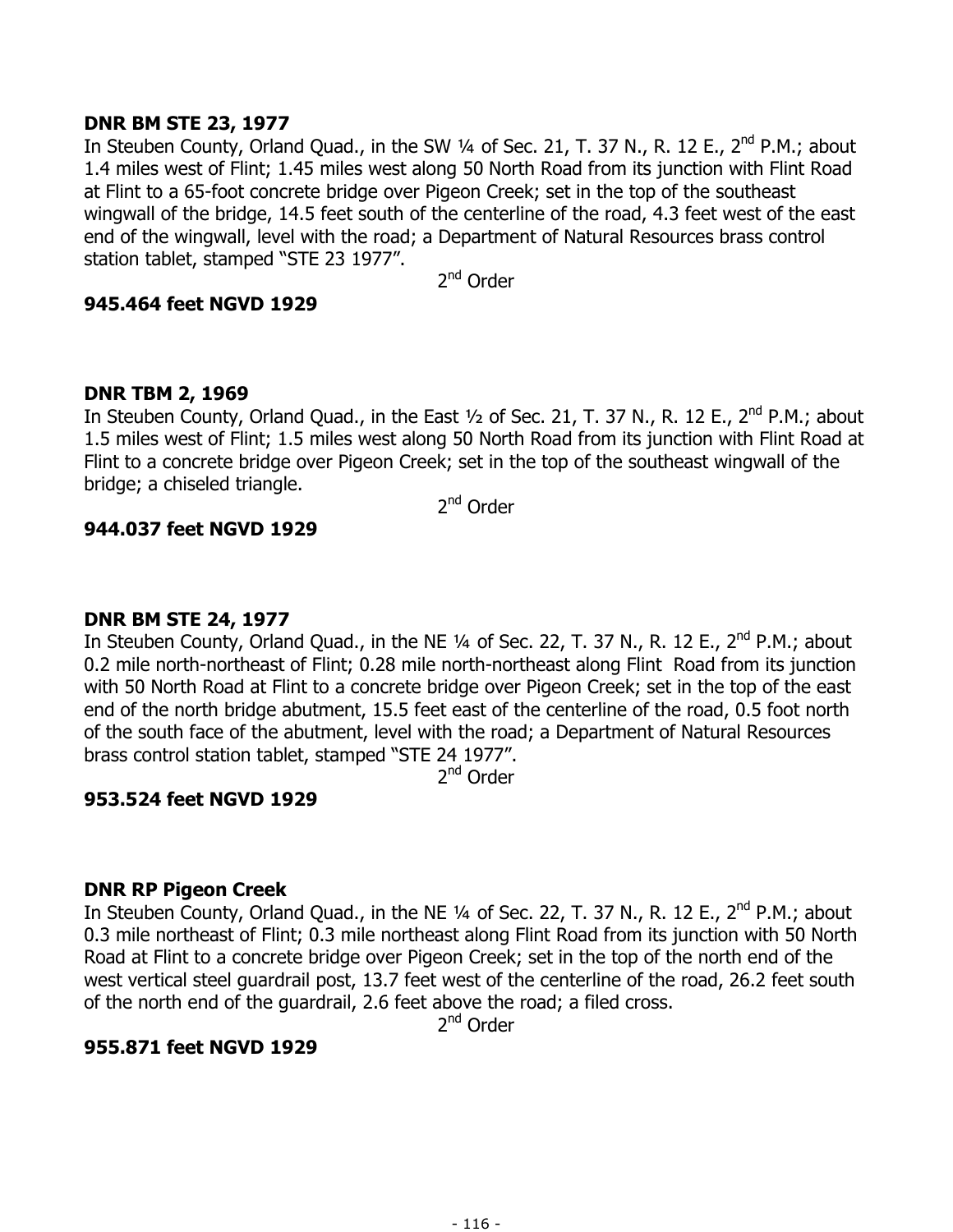**DNR BM STE 23, 1977**
In Steuben County, Orland Quad., in the SW ¼ of Sec. 21, T. 37 N., R. 12 E., 2nd P.M.; about 1.4 miles west of Flint; 1.45 miles west along 50 North Road from its junction with Flint Road at Flint to a 65-foot concrete bridge over Pigeon Creek; set in the top of the southeast wingwall of the bridge, 14.5 feet south of the centerline of the road, 4.3 feet west of the east end of the wingwall, level with the road; a Department of Natural Resources brass control station tablet, stamped "STE 23 1977".

2nd Order

**945.464 feet NGVD 1929**

**DNR TBM 2, 1969**
In Steuben County, Orland Quad., in the East ½ of Sec. 21, T. 37 N., R. 12 E., 2nd P.M.; about 1.5 miles west of Flint; 1.5 miles west along 50 North Road from its junction with Flint Road at Flint to a concrete bridge over Pigeon Creek; set in the top of the southeast wingwall of the bridge; a chiseled triangle.

2nd Order

**944.037 feet NGVD 1929**

**DNR BM STE 24, 1977**
In Steuben County, Orland Quad., in the NE ¼ of Sec. 22, T. 37 N., R. 12 E., 2nd P.M.; about 0.2 mile north-northeast of Flint; 0.28 mile north-northeast along Flint Road from its junction with 50 North Road at Flint to a concrete bridge over Pigeon Creek; set in the top of the east end of the north bridge abutment, 15.5 feet east of the centerline of the road, 0.5 foot north of the south face of the abutment, level with the road; a Department of Natural Resources brass control station tablet, stamped "STE 24 1977".

2nd Order

**953.524 feet NGVD 1929**

**DNR RP Pigeon Creek**
In Steuben County, Orland Quad., in the NE ¼ of Sec. 22, T. 37 N., R. 12 E., 2nd P.M.; about 0.3 mile northeast of Flint; 0.3 mile northeast along Flint Road from its junction with 50 North Road at Flint to a concrete bridge over Pigeon Creek; set in the top of the north end of the west vertical steel guardrail post, 13.7 feet west of the centerline of the road, 26.2 feet south of the north end of the guardrail, 2.6 feet above the road; a filed cross.

2nd Order

**955.871 feet NGVD 1929**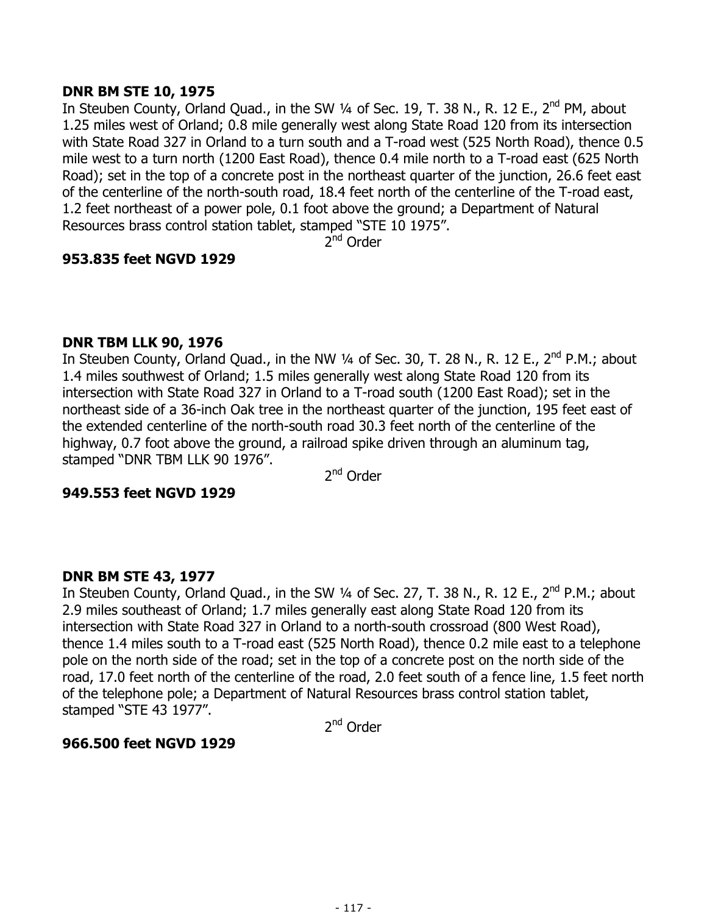**DNR BM STE 10, 1975**

In Steuben County, Orland Quad., in the SW ¼ of Sec. 19, T. 38 N., R. 12 E., 2nd PM, about 1.25 miles west of Orland; 0.8 mile generally west along State Road 120 from its intersection with State Road 327 in Orland to a turn south and a T-road west (525 North Road), thence 0.5 mile west to a turn north (1200 East Road), thence 0.4 mile north to a T-road east (625 North Road); set in the top of a concrete post in the northeast quarter of the junction, 26.6 feet east of the centerline of the north-south road, 18.4 feet north of the centerline of the T-road east, 1.2 feet northeast of a power pole, 0.1 foot above the ground; a Department of Natural Resources brass control station tablet, stamped "STE 10 1975".

2nd Order

**953.835 feet NGVD 1929**

**DNR TBM LLK 90, 1976**

In Steuben County, Orland Quad., in the NW ¼ of Sec. 30, T. 28 N., R. 12 E., 2nd P.M.; about 1.4 miles southwest of Orland; 1.5 miles generally west along State Road 120 from its intersection with State Road 327 in Orland to a T-road south (1200 East Road); set in the northeast side of a 36-inch Oak tree in the northeast quarter of the junction, 195 feet east of the extended centerline of the north-south road 30.3 feet north of the centerline of the highway, 0.7 foot above the ground, a railroad spike driven through an aluminum tag, stamped "DNR TBM LLK 90 1976".

2nd Order

**949.553 feet NGVD 1929**

**DNR BM STE 43, 1977**

In Steuben County, Orland Quad., in the SW ¼ of Sec. 27, T. 38 N., R. 12 E., 2nd P.M.; about 2.9 miles southeast of Orland; 1.7 miles generally east along State Road 120 from its intersection with State Road 327 in Orland to a north-south crossroad (800 West Road), thence 1.4 miles south to a T-road east (525 North Road), thence 0.2 mile east to a telephone pole on the north side of the road; set in the top of a concrete post on the north side of the road, 17.0 feet north of the centerline of the road, 2.0 feet south of a fence line, 1.5 feet north of the telephone pole; a Department of Natural Resources brass control station tablet, stamped "STE 43 1977".

2nd Order

**966.500 feet NGVD 1929**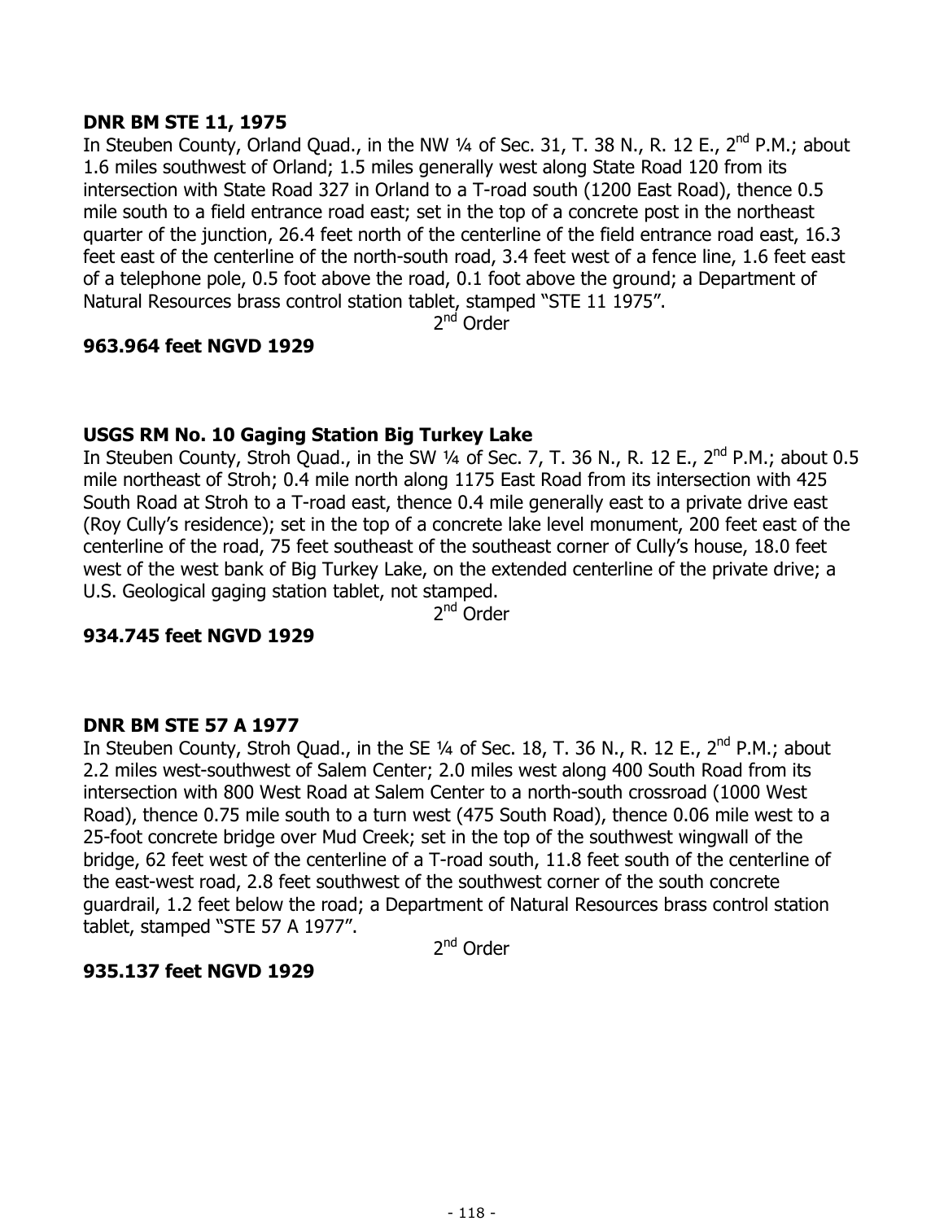**DNR BM STE 11, 1975**

In Steuben County, Orland Quad., in the NW ¼ of Sec. 31, T. 38 N., R. 12 E., 2nd P.M.; about 1.6 miles southwest of Orland; 1.5 miles generally west along State Road 120 from its intersection with State Road 327 in Orland to a T-road south (1200 East Road), thence 0.5 mile south to a field entrance road east; set in the top of a concrete post in the northeast quarter of the junction, 26.4 feet north of the centerline of the field entrance road east, 16.3 feet east of the centerline of the north-south road, 3.4 feet west of a fence line, 1.6 feet east of a telephone pole, 0.5 foot above the road, 0.1 foot above the ground; a Department of Natural Resources brass control station tablet, stamped “STE 11 1975”.

2nd Order

**963.964 feet NGVD 1929**

**USGS RM No. 10 Gaging Station Big Turkey Lake**

In Steuben County, Stroh Quad., in the SW ¼ of Sec. 7, T. 36 N., R. 12 E., 2nd P.M.; about 0.5 mile northeast of Stroh; 0.4 mile north along 1175 East Road from its intersection with 425 South Road at Stroh to a T-road east, thence 0.4 mile generally east to a private drive east (Roy Cully’s residence); set in the top of a concrete lake level monument, 200 feet east of the centerline of the road, 75 feet southeast of the southeast corner of Cully’s house, 18.0 feet west of the west bank of Big Turkey Lake, on the extended centerline of the private drive; a U.S. Geological gaging station tablet, not stamped.

2nd Order

**934.745 feet NGVD 1929**

**DNR BM STE 57 A 1977**

In Steuben County, Stroh Quad., in the SE ¼ of Sec. 18, T. 36 N., R. 12 E., 2nd P.M.; about 2.2 miles west-southwest of Salem Center; 2.0 miles west along 400 South Road from its intersection with 800 West Road at Salem Center to a north-south crossroad (1000 West Road), thence 0.75 mile south to a turn west (475 South Road), thence 0.06 mile west to a 25-foot concrete bridge over Mud Creek; set in the top of the southwest wingwall of the bridge, 62 feet west of the centerline of a T-road south, 11.8 feet south of the centerline of the east-west road, 2.8 feet southwest of the southwest corner of the south concrete guardrail, 1.2 feet below the road; a Department of Natural Resources brass control station tablet, stamped “STE 57 A 1977”.

2nd Order

**935.137 feet NGVD 1929**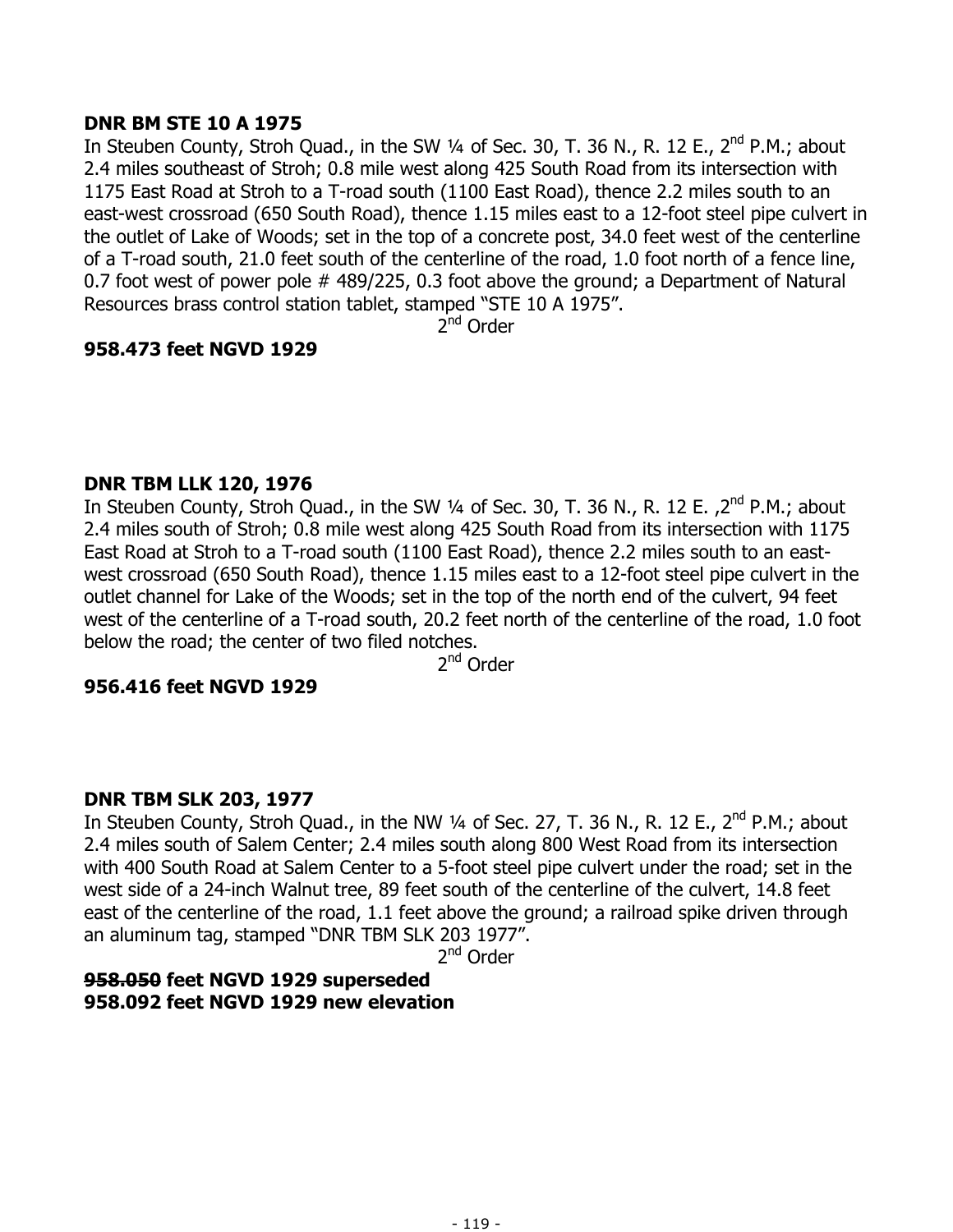**DNR BM STE 10 A 1975**

In Steuben County, Stroh Quad., in the SW ¼ of Sec. 30, T. 36 N., R. 12 E., 2nd P.M.; about 2.4 miles southeast of Stroh; 0.8 mile west along 425 South Road from its intersection with 1175 East Road at Stroh to a T-road south (1100 East Road), thence 2.2 miles south to an east-west crossroad (650 South Road), thence 1.15 miles east to a 12-foot steel pipe culvert in the outlet of Lake of Woods; set in the top of a concrete post, 34.0 feet west of the centerline of a T-road south, 21.0 feet south of the centerline of the road, 1.0 foot north of a fence line, 0.7 foot west of power pole # 489/225, 0.3 foot above the ground; a Department of Natural Resources brass control station tablet, stamped "STE 10 A 1975".

2nd Order

**958.473 feet NGVD 1929**

**DNR TBM LLK 120, 1976**

In Steuben County, Stroh Quad., in the SW ¼ of Sec. 30, T. 36 N., R. 12 E. ,2nd P.M.; about 2.4 miles south of Stroh; 0.8 mile west along 425 South Road from its intersection with 1175 East Road at Stroh to a T-road south (1100 East Road), thence 2.2 miles south to an east-west crossroad (650 South Road), thence 1.15 miles east to a 12-foot steel pipe culvert in the outlet channel for Lake of the Woods; set in the top of the north end of the culvert, 94 feet west of the centerline of a T-road south, 20.2 feet north of the centerline of the road, 1.0 foot below the road; the center of two filed notches.

2nd Order

**956.416 feet NGVD 1929**

**DNR TBM SLK 203, 1977**

In Steuben County, Stroh Quad., in the NW ¼ of Sec. 27, T. 36 N., R. 12 E., 2nd P.M.; about 2.4 miles south of Salem Center; 2.4 miles south along 800 West Road from its intersection with 400 South Road at Salem Center to a 5-foot steel pipe culvert under the road; set in the west side of a 24-inch Walnut tree, 89 feet south of the centerline of the culvert, 14.8 feet east of the centerline of the road, 1.1 feet above the ground; a railroad spike driven through an aluminum tag, stamped "DNR TBM SLK 203 1977".

2nd Order

**~~958.050~~ feet NGVD 1929 superseded**
**958.092 feet NGVD 1929 new elevation**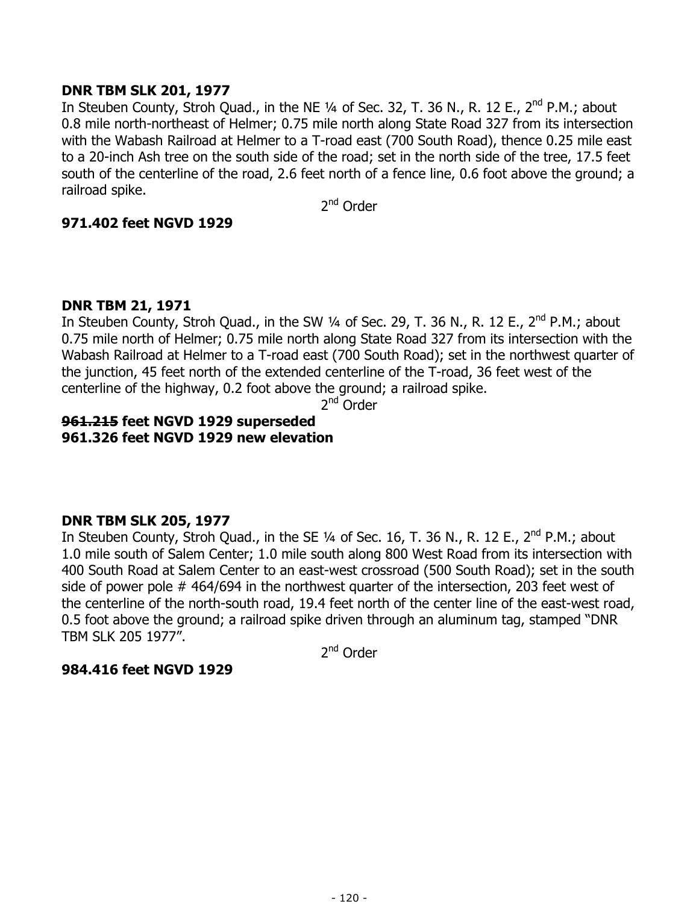**DNR TBM SLK 201, 1977**

In Steuben County, Stroh Quad., in the NE ¼ of Sec. 32, T. 36 N., R. 12 E., 2nd P.M.; about 0.8 mile north-northeast of Helmer; 0.75 mile north along State Road 327 from its intersection with the Wabash Railroad at Helmer to a T-road east (700 South Road), thence 0.25 mile east to a 20-inch Ash tree on the south side of the road; set in the north side of the tree, 17.5 feet south of the centerline of the road, 2.6 feet north of a fence line, 0.6 foot above the ground; a railroad spike.

2nd Order

**971.402 feet NGVD 1929**

**DNR TBM 21, 1971**

In Steuben County, Stroh Quad., in the SW ¼ of Sec. 29, T. 36 N., R. 12 E., 2nd P.M.; about 0.75 mile north of Helmer; 0.75 mile north along State Road 327 from its intersection with the Wabash Railroad at Helmer to a T-road east (700 South Road); set in the northwest quarter of the junction, 45 feet north of the extended centerline of the T-road, 36 feet west of the centerline of the highway, 0.2 foot above the ground; a railroad spike.

2nd Order

**~~961.215~~ feet NGVD 1929 superseded**
**961.326 feet NGVD 1929 new elevation**

**DNR TBM SLK 205, 1977**

In Steuben County, Stroh Quad., in the SE ¼ of Sec. 16, T. 36 N., R. 12 E., 2nd P.M.; about 1.0 mile south of Salem Center; 1.0 mile south along 800 West Road from its intersection with 400 South Road at Salem Center to an east-west crossroad (500 South Road); set in the south side of power pole # 464/694 in the northwest quarter of the intersection, 203 feet west of the centerline of the north-south road, 19.4 feet north of the center line of the east-west road, 0.5 foot above the ground; a railroad spike driven through an aluminum tag, stamped "DNR TBM SLK 205 1977".

2nd Order

**984.416 feet NGVD 1929**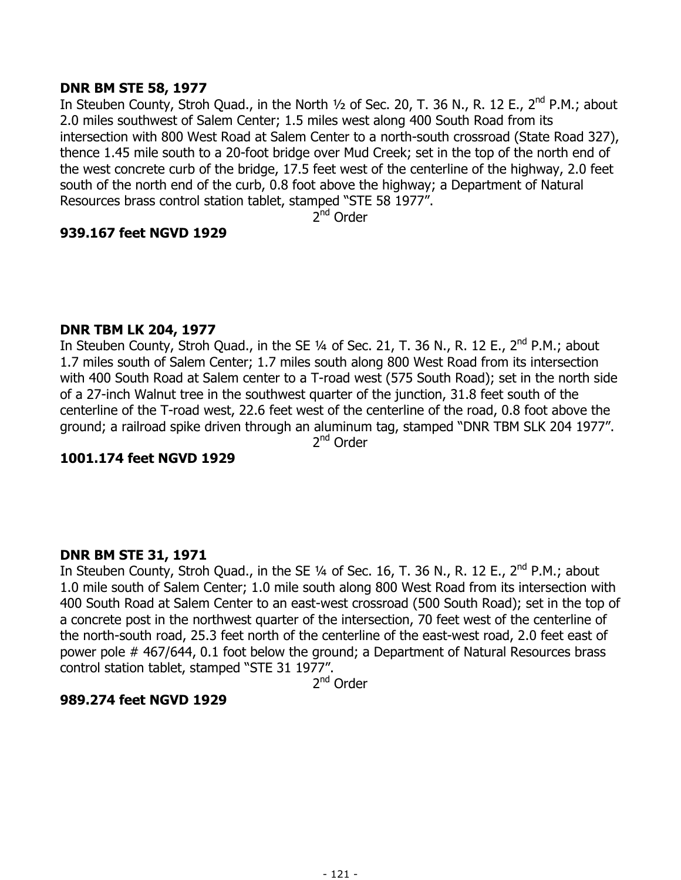**DNR BM STE 58, 1977**
In Steuben County, Stroh Quad., in the North ½ of Sec. 20, T. 36 N., R. 12 E., 2nd P.M.; about 2.0 miles southwest of Salem Center; 1.5 miles west along 400 South Road from its intersection with 800 West Road at Salem Center to a north-south crossroad (State Road 327), thence 1.45 mile south to a 20-foot bridge over Mud Creek; set in the top of the north end of the west concrete curb of the bridge, 17.5 feet west of the centerline of the highway, 2.0 feet south of the north end of the curb, 0.8 foot above the highway; a Department of Natural Resources brass control station tablet, stamped "STE 58 1977".

2nd Order

**939.167 feet NGVD 1929**

**DNR TBM LK 204, 1977**
In Steuben County, Stroh Quad., in the SE ¼ of Sec. 21, T. 36 N., R. 12 E., 2nd P.M.; about 1.7 miles south of Salem Center; 1.7 miles south along 800 West Road from its intersection with 400 South Road at Salem center to a T-road west (575 South Road); set in the north side of a 27-inch Walnut tree in the southwest quarter of the junction, 31.8 feet south of the centerline of the T-road west, 22.6 feet west of the centerline of the road, 0.8 foot above the ground; a railroad spike driven through an aluminum tag, stamped "DNR TBM SLK 204 1977".

2nd Order

**1001.174 feet NGVD 1929**

**DNR BM STE 31, 1971**
In Steuben County, Stroh Quad., in the SE ¼ of Sec. 16, T. 36 N., R. 12 E., 2nd P.M.; about 1.0 mile south of Salem Center; 1.0 mile south along 800 West Road from its intersection with 400 South Road at Salem Center to an east-west crossroad (500 South Road); set in the top of a concrete post in the northwest quarter of the intersection, 70 feet west of the centerline of the north-south road, 25.3 feet north of the centerline of the east-west road, 2.0 feet east of power pole # 467/644, 0.1 foot below the ground; a Department of Natural Resources brass control station tablet, stamped "STE 31 1977".

2nd Order

**989.274 feet NGVD 1929**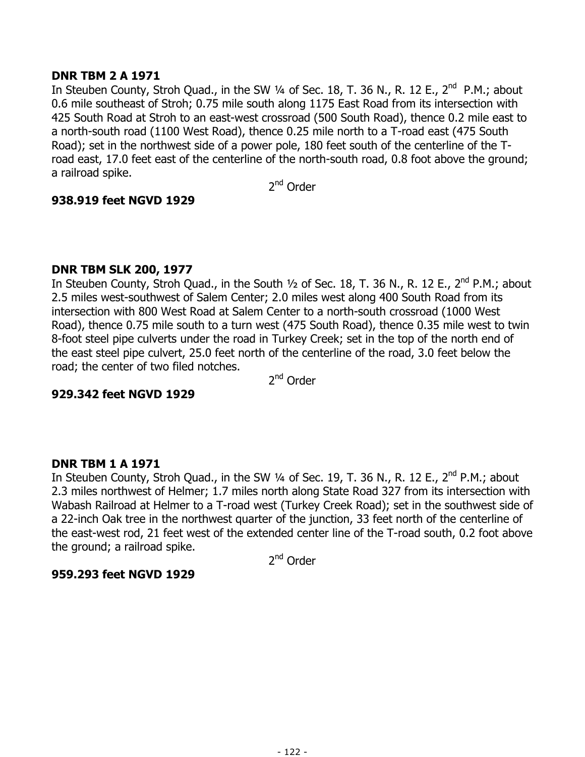**DNR TBM 2 A 1971**
In Steuben County, Stroh Quad., in the SW ¼ of Sec. 18, T. 36 N., R. 12 E., 2nd P.M.; about 0.6 mile southeast of Stroh; 0.75 mile south along 1175 East Road from its intersection with 425 South Road at Stroh to an east-west crossroad (500 South Road), thence 0.2 mile east to a north-south road (1100 West Road), thence 0.25 mile north to a T-road east (475 South Road); set in the northwest side of a power pole, 180 feet south of the centerline of the T-road east, 17.0 feet east of the centerline of the north-south road, 0.8 foot above the ground; a railroad spike.

2nd Order

**938.919 feet NGVD 1929**

**DNR TBM SLK 200, 1977**
In Steuben County, Stroh Quad., in the South ½ of Sec. 18, T. 36 N., R. 12 E., 2nd P.M.; about 2.5 miles west-southwest of Salem Center; 2.0 miles west along 400 South Road from its intersection with 800 West Road at Salem Center to a north-south crossroad (1000 West Road), thence 0.75 mile south to a turn west (475 South Road), thence 0.35 mile west to twin 8-foot steel pipe culverts under the road in Turkey Creek; set in the top of the north end of the east steel pipe culvert, 25.0 feet north of the centerline of the road, 3.0 feet below the road; the center of two filed notches.

2nd Order

**929.342 feet NGVD 1929**

**DNR TBM 1 A 1971**
In Steuben County, Stroh Quad., in the SW ¼ of Sec. 19, T. 36 N., R. 12 E., 2nd P.M.; about 2.3 miles northwest of Helmer; 1.7 miles north along State Road 327 from its intersection with Wabash Railroad at Helmer to a T-road west (Turkey Creek Road); set in the southwest side of a 22-inch Oak tree in the northwest quarter of the junction, 33 feet north of the centerline of the east-west rod, 21 feet west of the extended center line of the T-road south, 0.2 foot above the ground; a railroad spike.

2nd Order

**959.293 feet NGVD 1929**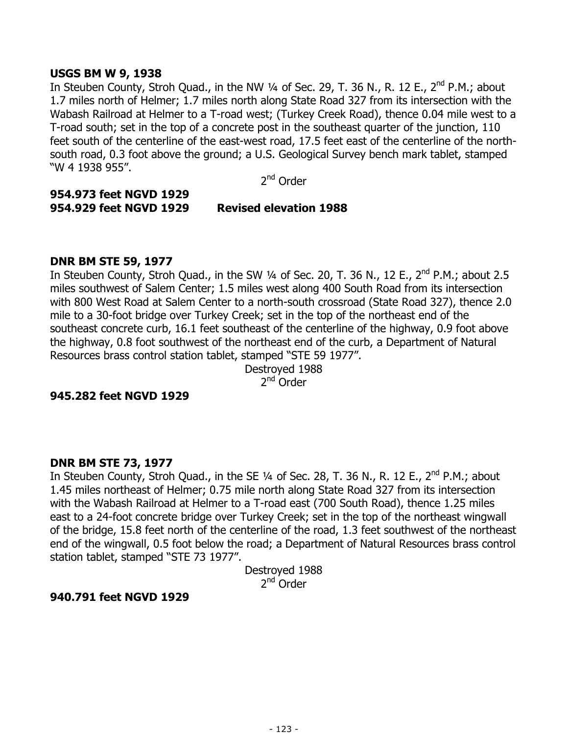**USGS BM W 9, 1938**

In Steuben County, Stroh Quad., in the NW ¼ of Sec. 29, T. 36 N., R. 12 E., 2nd P.M.; about 1.7 miles north of Helmer; 1.7 miles north along State Road 327 from its intersection with the Wabash Railroad at Helmer to a T-road west; (Turkey Creek Road), thence 0.04 mile west to a T-road south; set in the top of a concrete post in the southeast quarter of the junction, 110 feet south of the centerline of the east-west road, 17.5 feet east of the centerline of the north-south road, 0.3 foot above the ground; a U.S. Geological Survey bench mark tablet, stamped "W 4 1938 955".

2nd Order

**954.973 feet NGVD 1929**
**954.929 feet NGVD 1929 Revised elevation 1988**

**DNR BM STE 59, 1977**

In Steuben County, Stroh Quad., in the SW ¼ of Sec. 20, T. 36 N., 12 E., 2nd P.M.; about 2.5 miles southwest of Salem Center; 1.5 miles west along 400 South Road from its intersection with 800 West Road at Salem Center to a north-south crossroad (State Road 327), thence 2.0 mile to a 30-foot bridge over Turkey Creek; set in the top of the northeast end of the southeast concrete curb, 16.1 feet southeast of the centerline of the highway, 0.9 foot above the highway, 0.8 foot southwest of the northeast end of the curb, a Department of Natural Resources brass control station tablet, stamped "STE 59 1977".

Destroyed 1988
2nd Order

**945.282 feet NGVD 1929**

**DNR BM STE 73, 1977**

In Steuben County, Stroh Quad., in the SE ¼ of Sec. 28, T. 36 N., R. 12 E., 2nd P.M.; about 1.45 miles northeast of Helmer; 0.75 mile north along State Road 327 from its intersection with the Wabash Railroad at Helmer to a T-road east (700 South Road), thence 1.25 miles east to a 24-foot concrete bridge over Turkey Creek; set in the top of the northeast wingwall of the bridge, 15.8 feet north of the centerline of the road, 1.3 feet southwest of the northeast end of the wingwall, 0.5 foot below the road; a Department of Natural Resources brass control station tablet, stamped "STE 73 1977".

Destroyed 1988
2nd Order

**940.791 feet NGVD 1929**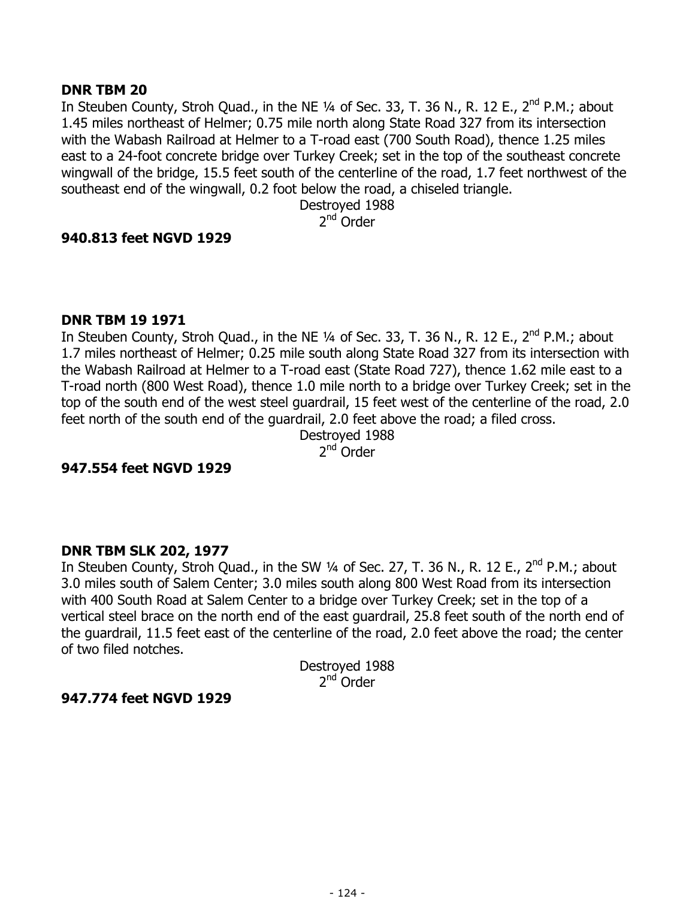**DNR TBM 20**

In Steuben County, Stroh Quad., in the NE ¼ of Sec. 33, T. 36 N., R. 12 E., 2nd P.M.; about 1.45 miles northeast of Helmer; 0.75 mile north along State Road 327 from its intersection with the Wabash Railroad at Helmer to a T-road east (700 South Road), thence 1.25 miles east to a 24-foot concrete bridge over Turkey Creek; set in the top of the southeast concrete wingwall of the bridge, 15.5 feet south of the centerline of the road, 1.7 feet northwest of the southeast end of the wingwall, 0.2 foot below the road, a chiseled triangle.

Destroyed 1988

2nd Order

**940.813 feet NGVD 1929**

**DNR TBM 19 1971**

In Steuben County, Stroh Quad., in the NE ¼ of Sec. 33, T. 36 N., R. 12 E., 2nd P.M.; about 1.7 miles northeast of Helmer; 0.25 mile south along State Road 327 from its intersection with the Wabash Railroad at Helmer to a T-road east (State Road 727), thence 1.62 mile east to a T-road north (800 West Road), thence 1.0 mile north to a bridge over Turkey Creek; set in the top of the south end of the west steel guardrail, 15 feet west of the centerline of the road, 2.0 feet north of the south end of the guardrail, 2.0 feet above the road; a filed cross.

Destroyed 1988

2nd Order

**947.554 feet NGVD 1929**

**DNR TBM SLK 202, 1977**

In Steuben County, Stroh Quad., in the SW ¼ of Sec. 27, T. 36 N., R. 12 E., 2nd P.M.; about 3.0 miles south of Salem Center; 3.0 miles south along 800 West Road from its intersection with 400 South Road at Salem Center to a bridge over Turkey Creek; set in the top of a vertical steel brace on the north end of the east guardrail, 25.8 feet south of the north end of the guardrail, 11.5 feet east of the centerline of the road, 2.0 feet above the road; the center of two filed notches.

Destroyed 1988

2nd Order

**947.774 feet NGVD 1929**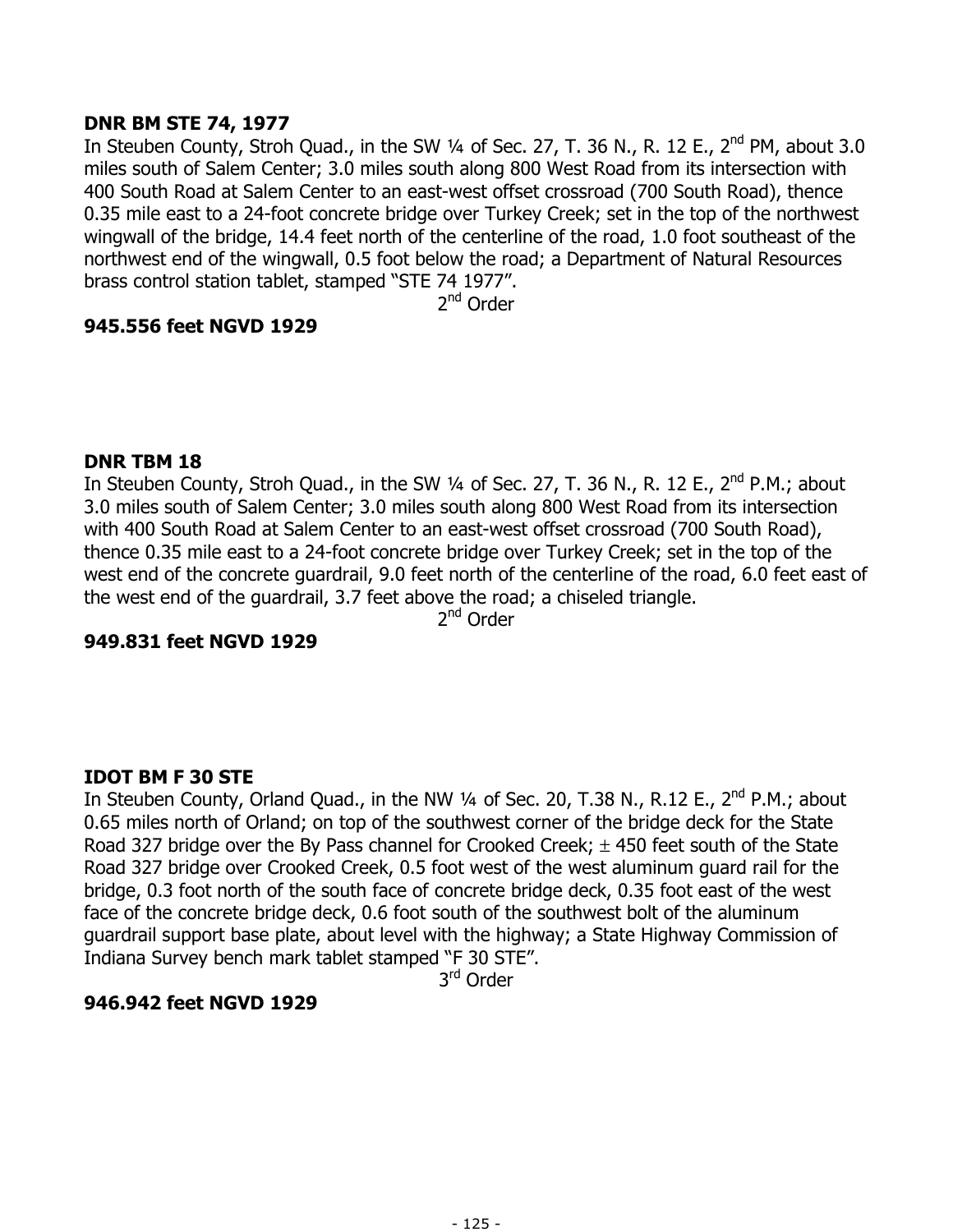**DNR BM STE 74, 1977**

In Steuben County, Stroh Quad., in the SW ¼ of Sec. 27, T. 36 N., R. 12 E., 2nd PM, about 3.0 miles south of Salem Center; 3.0 miles south along 800 West Road from its intersection with 400 South Road at Salem Center to an east-west offset crossroad (700 South Road), thence 0.35 mile east to a 24-foot concrete bridge over Turkey Creek; set in the top of the northwest wingwall of the bridge, 14.4 feet north of the centerline of the road, 1.0 foot southeast of the northwest end of the wingwall, 0.5 foot below the road; a Department of Natural Resources brass control station tablet, stamped "STE 74 1977".

2nd Order

**945.556 feet NGVD 1929**

**DNR TBM 18**

In Steuben County, Stroh Quad., in the SW ¼ of Sec. 27, T. 36 N., R. 12 E., 2nd P.M.; about 3.0 miles south of Salem Center; 3.0 miles south along 800 West Road from its intersection with 400 South Road at Salem Center to an east-west offset crossroad (700 South Road), thence 0.35 mile east to a 24-foot concrete bridge over Turkey Creek; set in the top of the west end of the concrete guardrail, 9.0 feet north of the centerline of the road, 6.0 feet east of the west end of the guardrail, 3.7 feet above the road; a chiseled triangle.

2nd Order

**949.831 feet NGVD 1929**

**IDOT BM F 30 STE**

In Steuben County, Orland Quad., in the NW ¼ of Sec. 20, T.38 N., R.12 E., 2nd P.M.; about 0.65 miles north of Orland; on top of the southwest corner of the bridge deck for the State Road 327 bridge over the By Pass channel for Crooked Creek; ± 450 feet south of the State Road 327 bridge over Crooked Creek, 0.5 foot west of the west aluminum guard rail for the bridge, 0.3 foot north of the south face of concrete bridge deck, 0.35 foot east of the west face of the concrete bridge deck, 0.6 foot south of the southwest bolt of the aluminum guardrail support base plate, about level with the highway; a State Highway Commission of Indiana Survey bench mark tablet stamped "F 30 STE".

3rd Order

**946.942 feet NGVD 1929**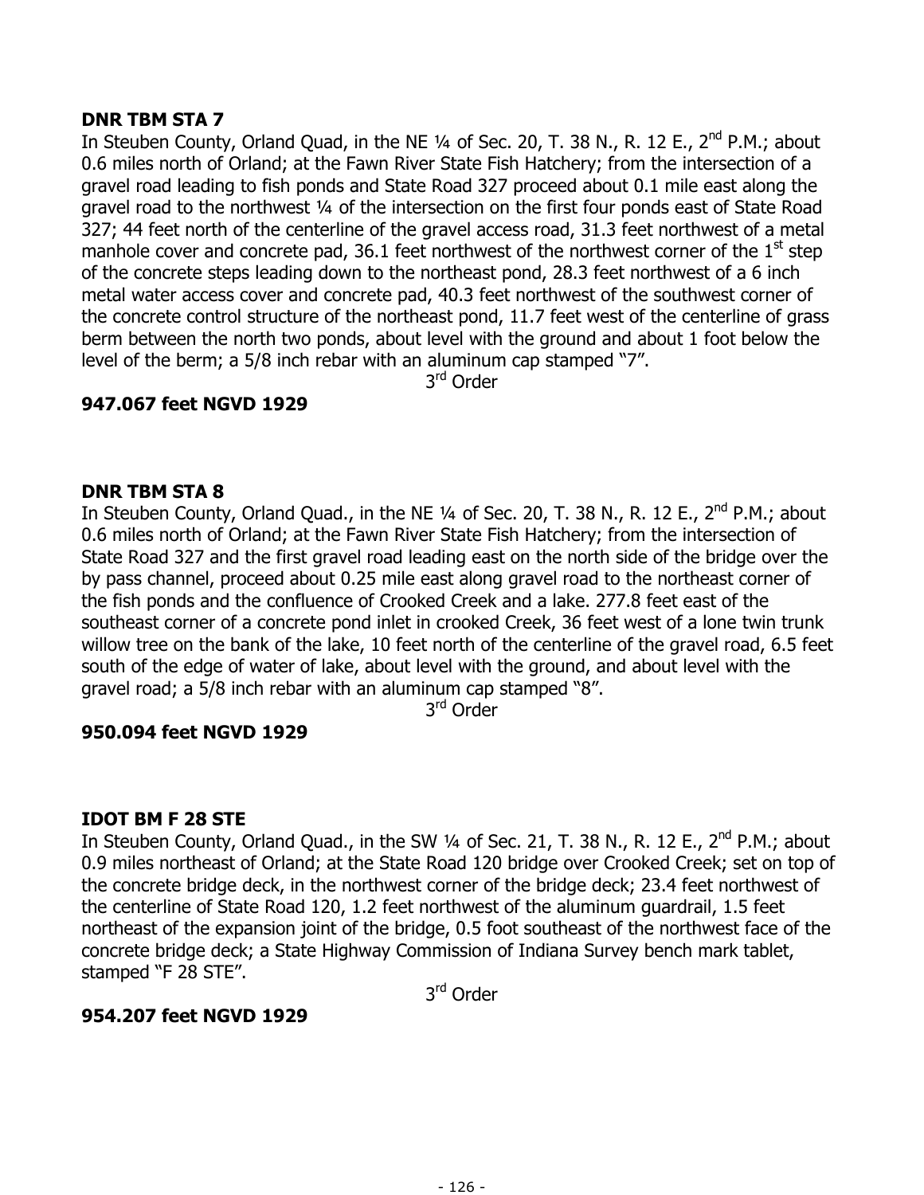**DNR TBM STA 7**

In Steuben County, Orland Quad, in the NE ¼ of Sec. 20, T. 38 N., R. 12 E., 2nd P.M.; about 0.6 miles north of Orland; at the Fawn River State Fish Hatchery; from the intersection of a gravel road leading to fish ponds and State Road 327 proceed about 0.1 mile east along the gravel road to the northwest ¼ of the intersection on the first four ponds east of State Road 327; 44 feet north of the centerline of the gravel access road, 31.3 feet northwest of a metal manhole cover and concrete pad, 36.1 feet northwest of the northwest corner of the 1st step of the concrete steps leading down to the northeast pond, 28.3 feet northwest of a 6 inch metal water access cover and concrete pad, 40.3 feet northwest of the southwest corner of the concrete control structure of the northeast pond, 11.7 feet west of the centerline of grass berm between the north two ponds, about level with the ground and about 1 foot below the level of the berm; a 5/8 inch rebar with an aluminum cap stamped “7”.

3rd Order

**947.067 feet NGVD 1929**

**DNR TBM STA 8**

In Steuben County, Orland Quad., in the NE ¼ of Sec. 20, T. 38 N., R. 12 E., 2nd P.M.; about 0.6 miles north of Orland; at the Fawn River State Fish Hatchery; from the intersection of State Road 327 and the first gravel road leading east on the north side of the bridge over the by pass channel, proceed about 0.25 mile east along gravel road to the northeast corner of the fish ponds and the confluence of Crooked Creek and a lake. 277.8 feet east of the southeast corner of a concrete pond inlet in crooked Creek, 36 feet west of a lone twin trunk willow tree on the bank of the lake, 10 feet north of the centerline of the gravel road, 6.5 feet south of the edge of water of lake, about level with the ground, and about level with the gravel road; a 5/8 inch rebar with an aluminum cap stamped “8”.

3rd Order

**950.094 feet NGVD 1929**

**IDOT BM F 28 STE**

In Steuben County, Orland Quad., in the SW ¼ of Sec. 21, T. 38 N., R. 12 E., 2nd P.M.; about 0.9 miles northeast of Orland; at the State Road 120 bridge over Crooked Creek; set on top of the concrete bridge deck, in the northwest corner of the bridge deck; 23.4 feet northwest of the centerline of State Road 120, 1.2 feet northwest of the aluminum guardrail, 1.5 feet northeast of the expansion joint of the bridge, 0.5 foot southeast of the northwest face of the concrete bridge deck; a State Highway Commission of Indiana Survey bench mark tablet, stamped “F 28 STE”.

3rd Order

**954.207 feet NGVD 1929**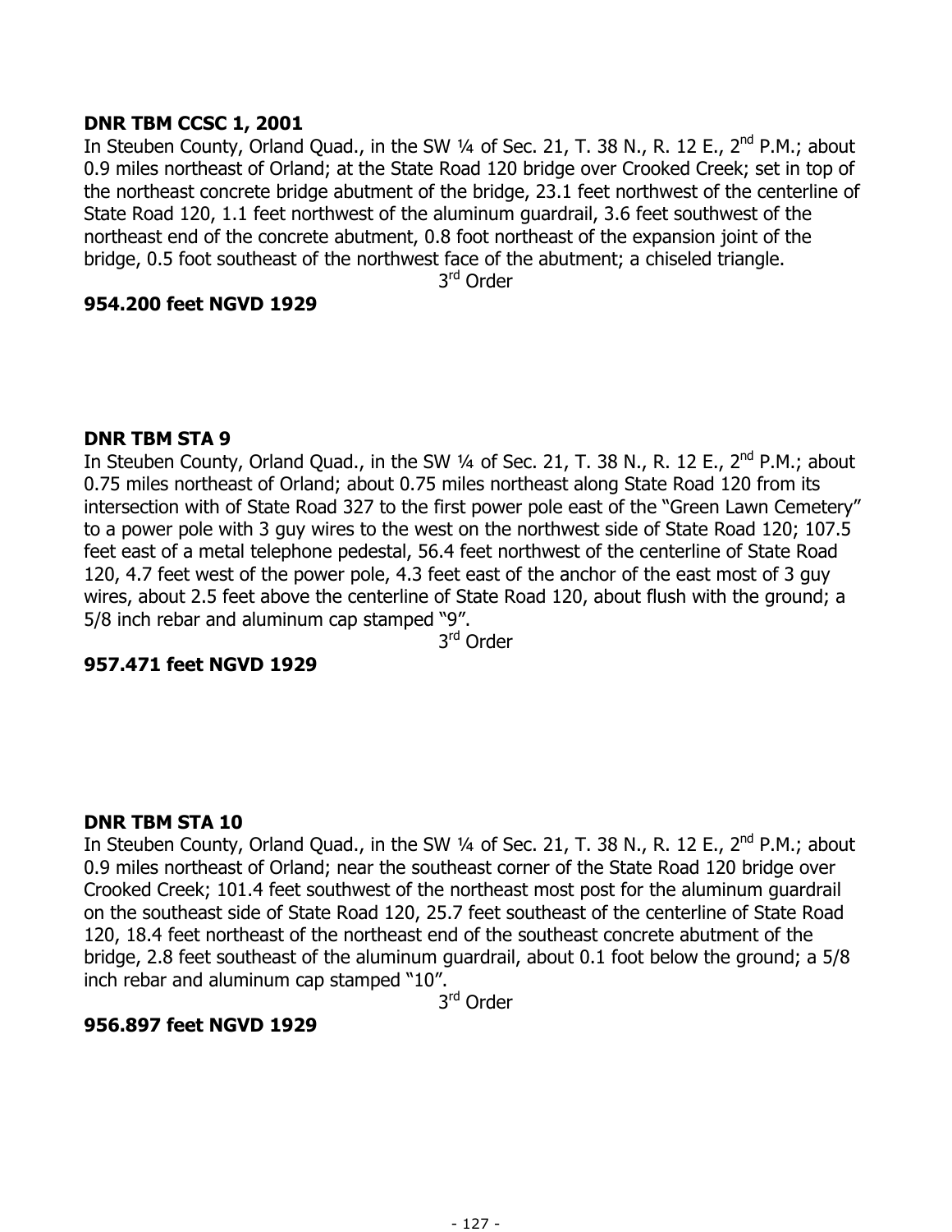**DNR TBM CCSC 1, 2001**

In Steuben County, Orland Quad., in the SW ¼ of Sec. 21, T. 38 N., R. 12 E., 2nd P.M.; about 0.9 miles northeast of Orland; at the State Road 120 bridge over Crooked Creek; set in top of the northeast concrete bridge abutment of the bridge, 23.1 feet northwest of the centerline of State Road 120, 1.1 feet northwest of the aluminum guardrail, 3.6 feet southwest of the northeast end of the concrete abutment, 0.8 foot northeast of the expansion joint of the bridge, 0.5 foot southeast of the northwest face of the abutment; a chiseled triangle.

3rd Order

**954.200 feet NGVD 1929**

**DNR TBM STA 9**

In Steuben County, Orland Quad., in the SW ¼ of Sec. 21, T. 38 N., R. 12 E., 2nd P.M.; about 0.75 miles northeast of Orland; about 0.75 miles northeast along State Road 120 from its intersection with of State Road 327 to the first power pole east of the "Green Lawn Cemetery" to a power pole with 3 guy wires to the west on the northwest side of State Road 120; 107.5 feet east of a metal telephone pedestal, 56.4 feet northwest of the centerline of State Road 120, 4.7 feet west of the power pole, 4.3 feet east of the anchor of the east most of 3 guy wires, about 2.5 feet above the centerline of State Road 120, about flush with the ground; a 5/8 inch rebar and aluminum cap stamped "9".

3rd Order

**957.471 feet NGVD 1929**

**DNR TBM STA 10**

In Steuben County, Orland Quad., in the SW ¼ of Sec. 21, T. 38 N., R. 12 E., 2nd P.M.; about 0.9 miles northeast of Orland; near the southeast corner of the State Road 120 bridge over Crooked Creek; 101.4 feet southwest of the northeast most post for the aluminum guardrail on the southeast side of State Road 120, 25.7 feet southeast of the centerline of State Road 120, 18.4 feet northeast of the northeast end of the southeast concrete abutment of the bridge, 2.8 feet southeast of the aluminum guardrail, about 0.1 foot below the ground; a 5/8 inch rebar and aluminum cap stamped "10".

3rd Order

**956.897 feet NGVD 1929**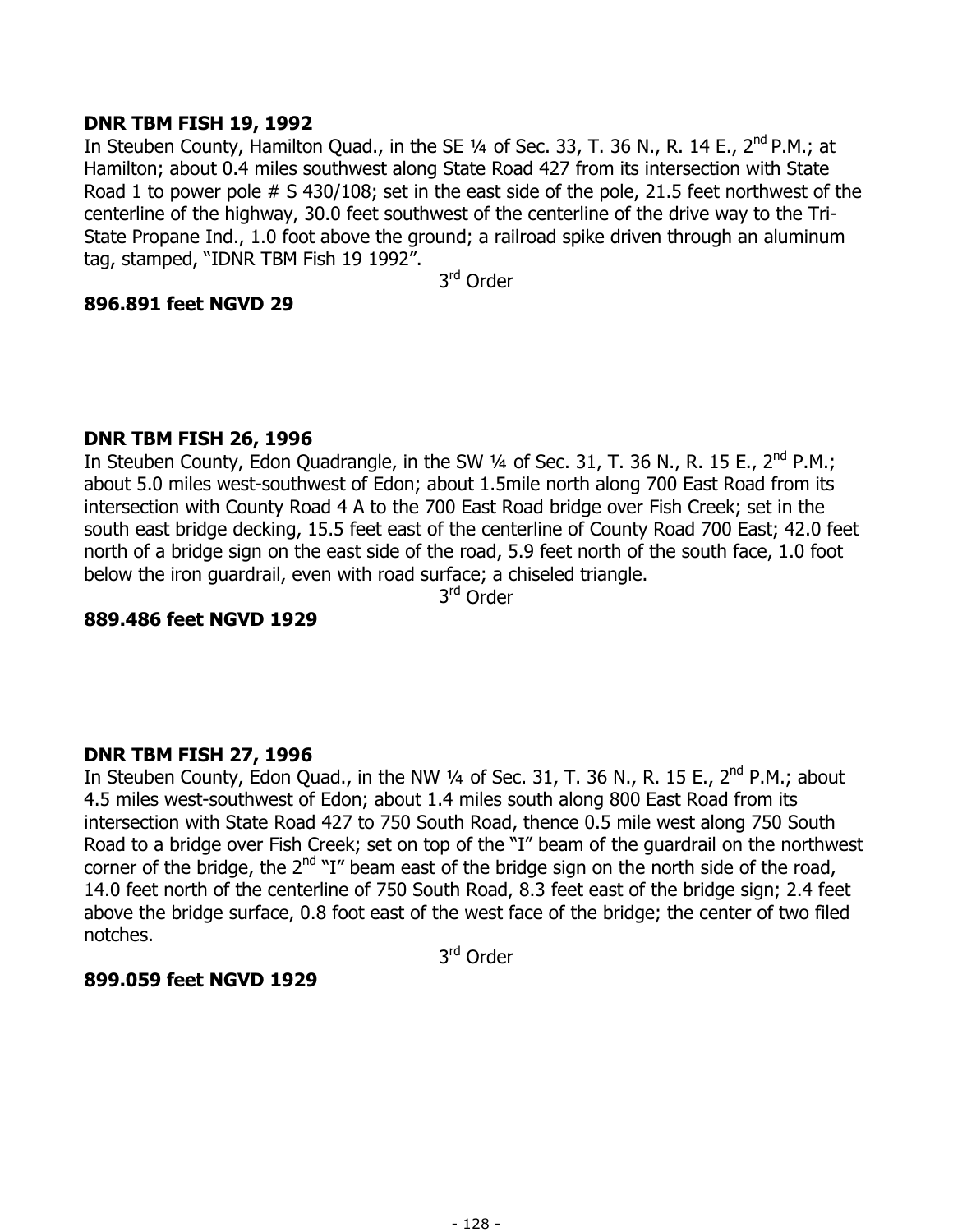**DNR TBM FISH 19, 1992**

In Steuben County, Hamilton Quad., in the SE ¼ of Sec. 33, T. 36 N., R. 14 E., 2nd P.M.; at Hamilton; about 0.4 miles southwest along State Road 427 from its intersection with State Road 1 to power pole # S 430/108; set in the east side of the pole, 21.5 feet northwest of the centerline of the highway, 30.0 feet southwest of the centerline of the drive way to the Tri-State Propane Ind., 1.0 foot above the ground; a railroad spike driven through an aluminum tag, stamped, "IDNR TBM Fish 19 1992".

3rd Order

**896.891 feet NGVD 29**

**DNR TBM FISH 26, 1996**

In Steuben County, Edon Quadrangle, in the SW ¼ of Sec. 31, T. 36 N., R. 15 E., 2nd P.M.; about 5.0 miles west-southwest of Edon; about 1.5mile north along 700 East Road from its intersection with County Road 4 A to the 700 East Road bridge over Fish Creek; set in the south east bridge decking, 15.5 feet east of the centerline of County Road 700 East; 42.0 feet north of a bridge sign on the east side of the road, 5.9 feet north of the south face, 1.0 foot below the iron guardrail, even with road surface; a chiseled triangle.

3rd Order

**889.486 feet NGVD 1929**

**DNR TBM FISH 27, 1996**

In Steuben County, Edon Quad., in the NW ¼ of Sec. 31, T. 36 N., R. 15 E., 2nd P.M.; about 4.5 miles west-southwest of Edon; about 1.4 miles south along 800 East Road from its intersection with State Road 427 to 750 South Road, thence 0.5 mile west along 750 South Road to a bridge over Fish Creek; set on top of the "I" beam of the guardrail on the northwest corner of the bridge, the 2nd "I" beam east of the bridge sign on the north side of the road, 14.0 feet north of the centerline of 750 South Road, 8.3 feet east of the bridge sign; 2.4 feet above the bridge surface, 0.8 foot east of the west face of the bridge; the center of two filed notches.

3rd Order

**899.059 feet NGVD 1929**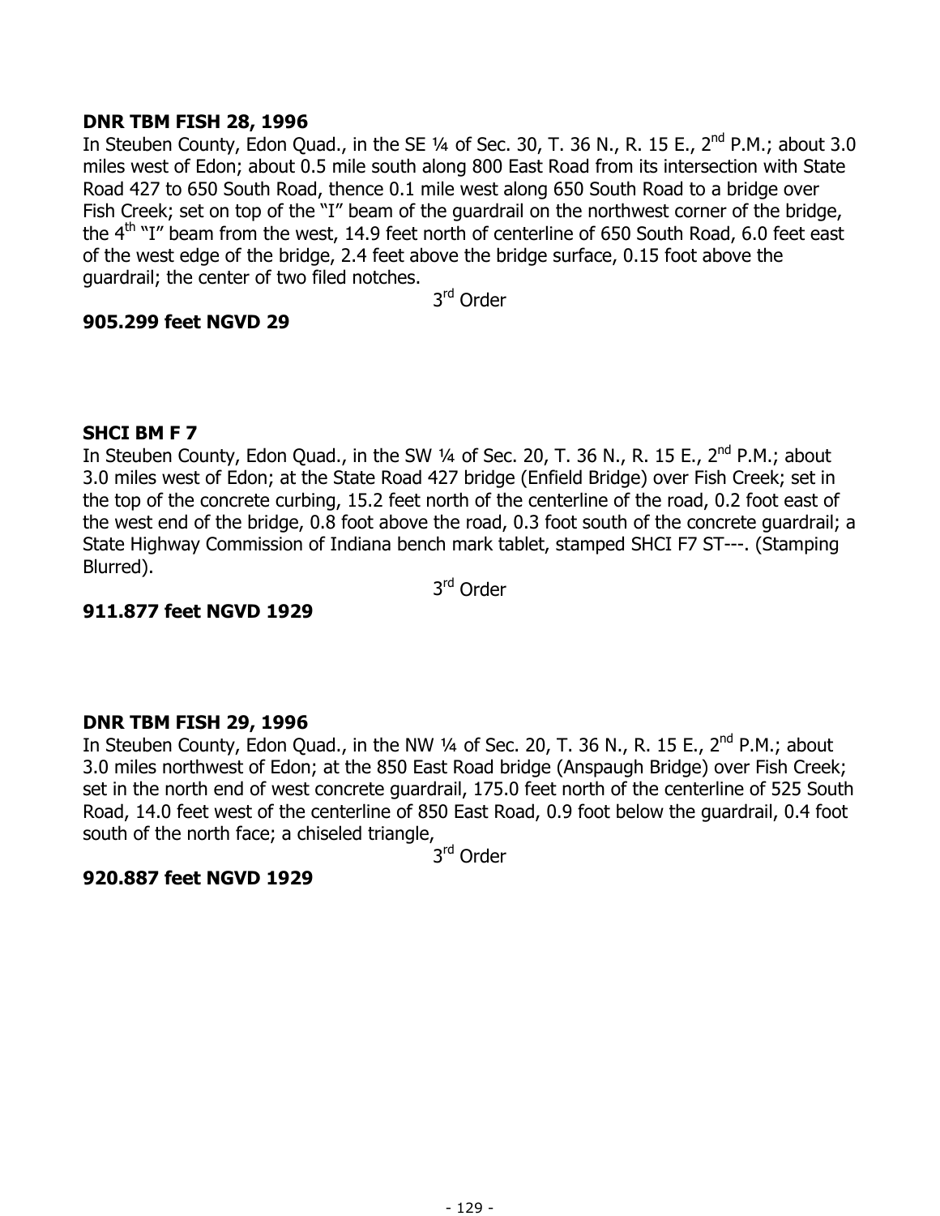**DNR TBM FISH 28, 1996**

In Steuben County, Edon Quad., in the SE ¼ of Sec. 30, T. 36 N., R. 15 E., 2nd P.M.; about 3.0 miles west of Edon; about 0.5 mile south along 800 East Road from its intersection with State Road 427 to 650 South Road, thence 0.1 mile west along 650 South Road to a bridge over Fish Creek; set on top of the "I" beam of the guardrail on the northwest corner of the bridge, the 4th "I" beam from the west, 14.9 feet north of centerline of 650 South Road, 6.0 feet east of the west edge of the bridge, 2.4 feet above the bridge surface, 0.15 foot above the guardrail; the center of two filed notches.

3rd Order

**905.299 feet NGVD 29**

**SHCI BM F 7**

In Steuben County, Edon Quad., in the SW ¼ of Sec. 20, T. 36 N., R. 15 E., 2nd P.M.; about 3.0 miles west of Edon; at the State Road 427 bridge (Enfield Bridge) over Fish Creek; set in the top of the concrete curbing, 15.2 feet north of the centerline of the road, 0.2 foot east of the west end of the bridge, 0.8 foot above the road, 0.3 foot south of the concrete guardrail; a State Highway Commission of Indiana bench mark tablet, stamped SHCI F7 ST---. (Stamping Blurred).

3rd Order

**911.877 feet NGVD 1929**

**DNR TBM FISH 29, 1996**

In Steuben County, Edon Quad., in the NW ¼ of Sec. 20, T. 36 N., R. 15 E., 2nd P.M.; about 3.0 miles northwest of Edon; at the 850 East Road bridge (Anspaugh Bridge) over Fish Creek; set in the north end of west concrete guardrail, 175.0 feet north of the centerline of 525 South Road, 14.0 feet west of the centerline of 850 East Road, 0.9 foot below the guardrail, 0.4 foot south of the north face; a chiseled triangle,

3rd Order

**920.887 feet NGVD 1929**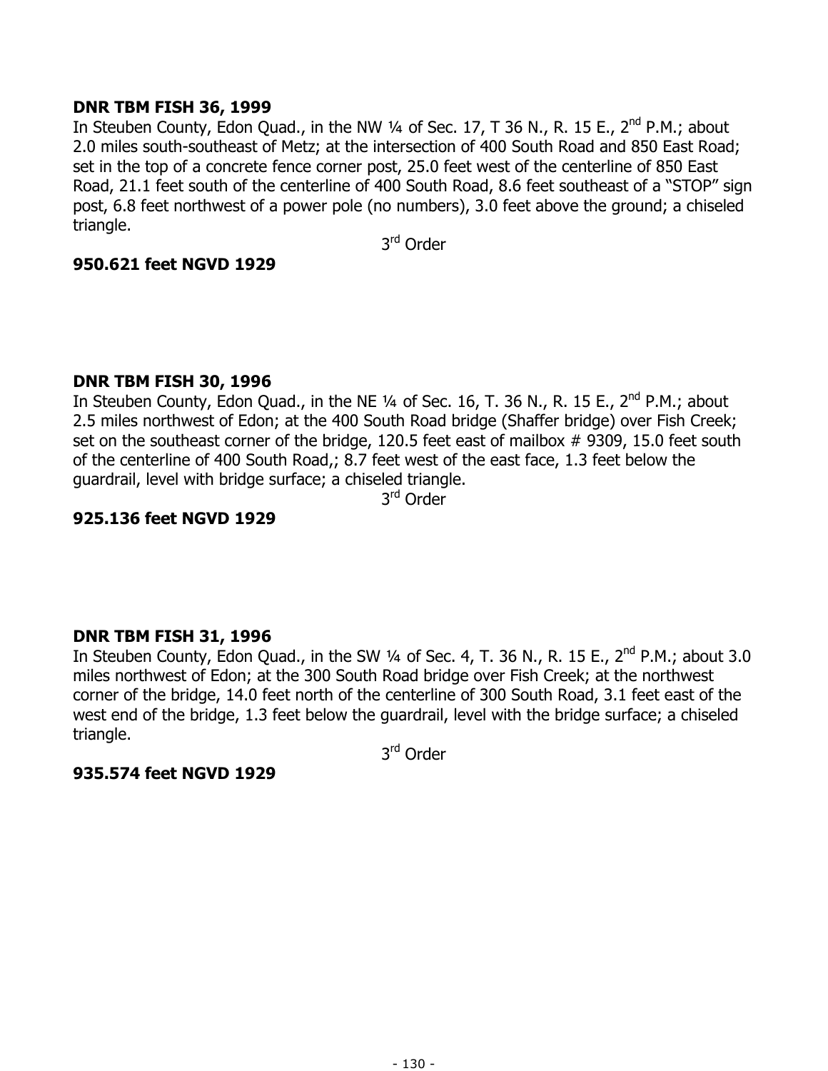**DNR TBM FISH 36, 1999**

In Steuben County, Edon Quad., in the NW ¼ of Sec. 17, T 36 N., R. 15 E., 2nd P.M.; about 2.0 miles south-southeast of Metz; at the intersection of 400 South Road and 850 East Road; set in the top of a concrete fence corner post, 25.0 feet west of the centerline of 850 East Road, 21.1 feet south of the centerline of 400 South Road, 8.6 feet southeast of a "STOP" sign post, 6.8 feet northwest of a power pole (no numbers), 3.0 feet above the ground; a chiseled triangle.

3rd Order

**950.621 feet NGVD 1929**

**DNR TBM FISH 30, 1996**

In Steuben County, Edon Quad., in the NE ¼ of Sec. 16, T. 36 N., R. 15 E., 2nd P.M.; about 2.5 miles northwest of Edon; at the 400 South Road bridge (Shaffer bridge) over Fish Creek; set on the southeast corner of the bridge, 120.5 feet east of mailbox # 9309, 15.0 feet south of the centerline of 400 South Road,; 8.7 feet west of the east face, 1.3 feet below the guardrail, level with bridge surface; a chiseled triangle.

3rd Order

**925.136 feet NGVD 1929**

**DNR TBM FISH 31, 1996**

In Steuben County, Edon Quad., in the SW ¼ of Sec. 4, T. 36 N., R. 15 E., 2nd P.M.; about 3.0 miles northwest of Edon; at the 300 South Road bridge over Fish Creek; at the northwest corner of the bridge, 14.0 feet north of the centerline of 300 South Road, 3.1 feet east of the west end of the bridge, 1.3 feet below the guardrail, level with the bridge surface; a chiseled triangle.

3rd Order

**935.574 feet NGVD 1929**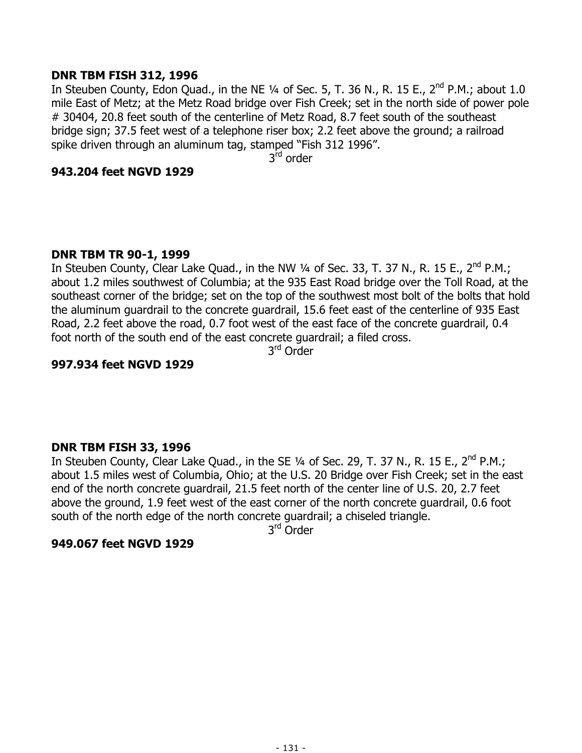**DNR TBM FISH 312, 1996**

In Steuben County, Edon Quad., in the NE ¼ of Sec. 5, T. 36 N., R. 15 E., 2nd P.M.; about 1.0 mile East of Metz; at the Metz Road bridge over Fish Creek; set in the north side of power pole # 30404, 20.8 feet south of the centerline of Metz Road, 8.7 feet south of the southeast bridge sign; 37.5 feet west of a telephone riser box; 2.2 feet above the ground; a railroad spike driven through an aluminum tag, stamped "Fish 312 1996".

3rd order

**943.204 feet NGVD 1929**

**DNR TBM TR 90-1, 1999**

In Steuben County, Clear Lake Quad., in the NW ¼ of Sec. 33, T. 37 N., R. 15 E., 2nd P.M.; about 1.2 miles southwest of Columbia; at the 935 East Road bridge over the Toll Road, at the southeast corner of the bridge; set on the top of the southwest most bolt of the bolts that hold the aluminum guardrail to the concrete guardrail, 15.6 feet east of the centerline of 935 East Road, 2.2 feet above the road, 0.7 foot west of the east face of the concrete guardrail, 0.4 foot north of the south end of the east concrete guardrail; a filed cross.

3rd Order

**997.934 feet NGVD 1929**

**DNR TBM FISH 33, 1996**

In Steuben County, Clear Lake Quad., in the SE ¼ of Sec. 29, T. 37 N., R. 15 E., 2nd P.M.; about 1.5 miles west of Columbia, Ohio; at the U.S. 20 Bridge over Fish Creek; set in the east end of the north concrete guardrail, 21.5 feet north of the center line of U.S. 20, 2.7 feet above the ground, 1.9 feet west of the east corner of the north concrete guardrail, 0.6 foot south of the north edge of the north concrete guardrail; a chiseled triangle.

3rd Order

**949.067 feet NGVD 1929**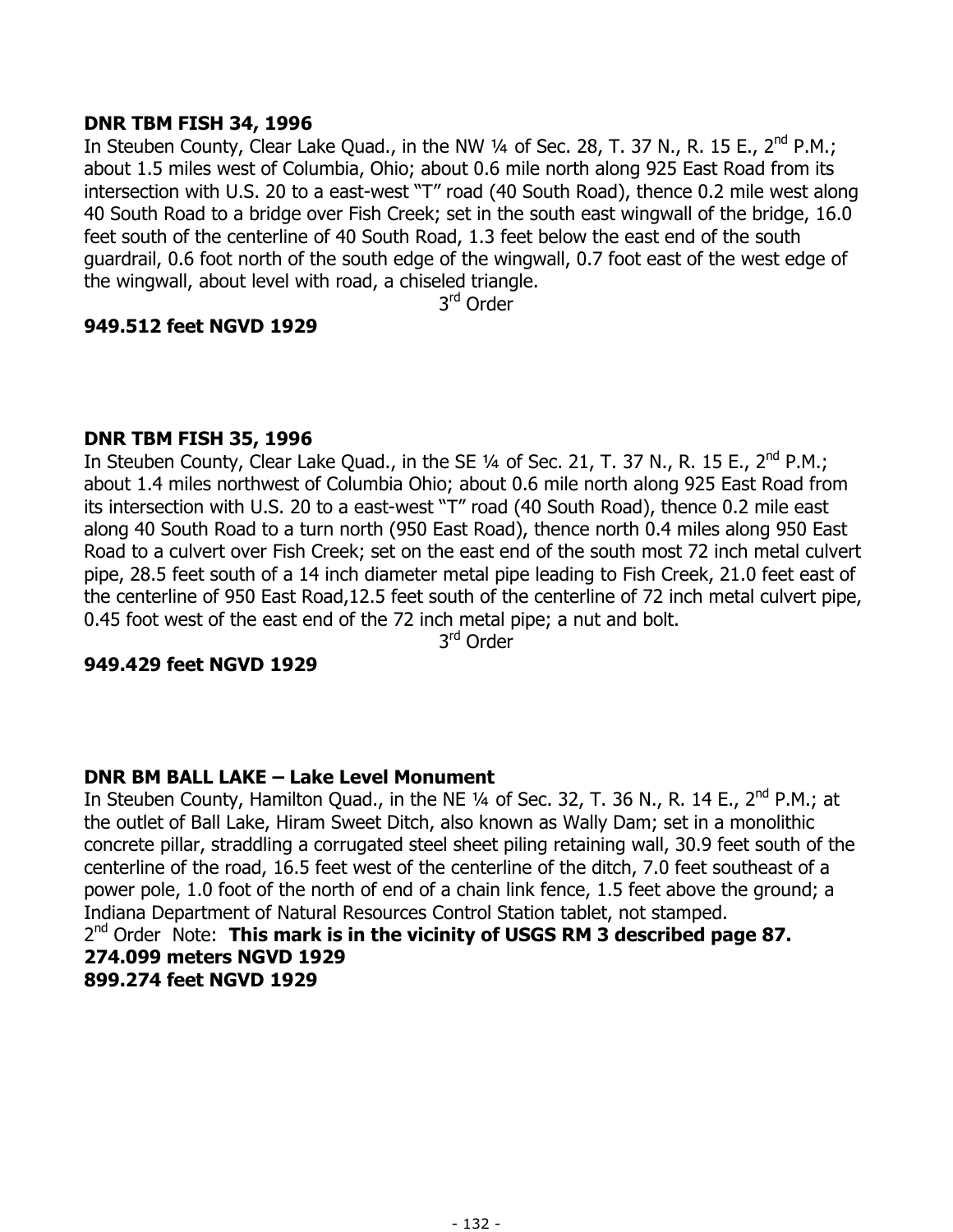**DNR TBM FISH 34, 1996**
In Steuben County, Clear Lake Quad., in the NW ¼ of Sec. 28, T. 37 N., R. 15 E., 2nd P.M.; about 1.5 miles west of Columbia, Ohio; about 0.6 mile north along 925 East Road from its intersection with U.S. 20 to a east-west "T" road (40 South Road), thence 0.2 mile west along 40 South Road to a bridge over Fish Creek; set in the south east wingwall of the bridge, 16.0 feet south of the centerline of 40 South Road, 1.3 feet below the east end of the south guardrail, 0.6 foot north of the south edge of the wingwall, 0.7 foot east of the west edge of the wingwall, about level with road, a chiseled triangle.
3rd Order
**949.512 feet NGVD 1929**

**DNR TBM FISH 35, 1996**
In Steuben County, Clear Lake Quad., in the SE ¼ of Sec. 21, T. 37 N., R. 15 E., 2nd P.M.; about 1.4 miles northwest of Columbia Ohio; about 0.6 mile north along 925 East Road from its intersection with U.S. 20 to a east-west "T" road (40 South Road), thence 0.2 mile east along 40 South Road to a turn north (950 East Road), thence north 0.4 miles along 950 East Road to a culvert over Fish Creek; set on the east end of the south most 72 inch metal culvert pipe, 28.5 feet south of a 14 inch diameter metal pipe leading to Fish Creek, 21.0 feet east of the centerline of 950 East Road,12.5 feet south of the centerline of 72 inch metal culvert pipe, 0.45 foot west of the east end of the 72 inch metal pipe; a nut and bolt.
3rd Order
**949.429 feet NGVD 1929**

**DNR BM BALL LAKE – Lake Level Monument**
In Steuben County, Hamilton Quad., in the NE ¼ of Sec. 32, T. 36 N., R. 14 E., 2nd P.M.; at the outlet of Ball Lake, Hiram Sweet Ditch, also known as Wally Dam; set in a monolithic concrete pillar, straddling a corrugated steel sheet piling retaining wall, 30.9 feet south of the centerline of the road, 16.5 feet west of the centerline of the ditch, 7.0 feet southeast of a power pole, 1.0 foot of the north of end of a chain link fence, 1.5 feet above the ground; a Indiana Department of Natural Resources Control Station tablet, not stamped.
2nd Order Note: **This mark is in the vicinity of USGS RM 3 described page 87.**
**274.099 meters NGVD 1929**
**899.274 feet NGVD 1929**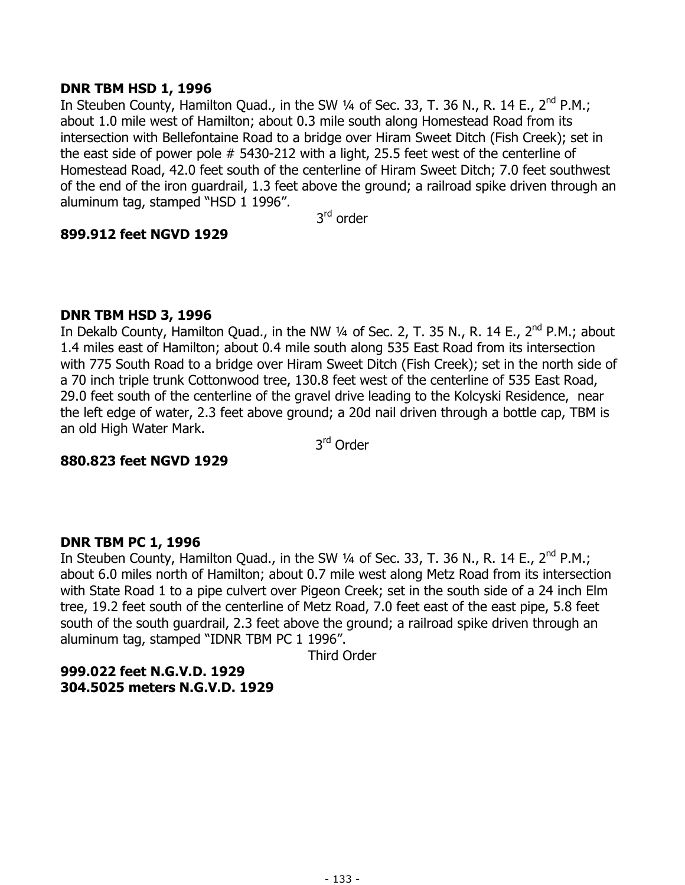**DNR TBM HSD 1, 1996**

In Steuben County, Hamilton Quad., in the SW ¼ of Sec. 33, T. 36 N., R. 14 E., 2nd P.M.; about 1.0 mile west of Hamilton; about 0.3 mile south along Homestead Road from its intersection with Bellefontaine Road to a bridge over Hiram Sweet Ditch (Fish Creek); set in the east side of power pole # 5430-212 with a light, 25.5 feet west of the centerline of Homestead Road, 42.0 feet south of the centerline of Hiram Sweet Ditch; 7.0 feet southwest of the end of the iron guardrail, 1.3 feet above the ground; a railroad spike driven through an aluminum tag, stamped "HSD 1 1996".

3rd order

**899.912 feet NGVD 1929**

**DNR TBM HSD 3, 1996**

In Dekalb County, Hamilton Quad., in the NW ¼ of Sec. 2, T. 35 N., R. 14 E., 2nd P.M.; about 1.4 miles east of Hamilton; about 0.4 mile south along 535 East Road from its intersection with 775 South Road to a bridge over Hiram Sweet Ditch (Fish Creek); set in the north side of a 70 inch triple trunk Cottonwood tree, 130.8 feet west of the centerline of 535 East Road, 29.0 feet south of the centerline of the gravel drive leading to the Kolcyski Residence, near the left edge of water, 2.3 feet above ground; a 20d nail driven through a bottle cap, TBM is an old High Water Mark.

3rd Order

**880.823 feet NGVD 1929**

**DNR TBM PC 1, 1996**

In Steuben County, Hamilton Quad., in the SW ¼ of Sec. 33, T. 36 N., R. 14 E., 2nd P.M.; about 6.0 miles north of Hamilton; about 0.7 mile west along Metz Road from its intersection with State Road 1 to a pipe culvert over Pigeon Creek; set in the south side of a 24 inch Elm tree, 19.2 feet south of the centerline of Metz Road, 7.0 feet east of the east pipe, 5.8 feet south of the south guardrail, 2.3 feet above the ground; a railroad spike driven through an aluminum tag, stamped "IDNR TBM PC 1 1996".

Third Order

**999.022 feet N.G.V.D. 1929**
**304.5025 meters N.G.V.D. 1929**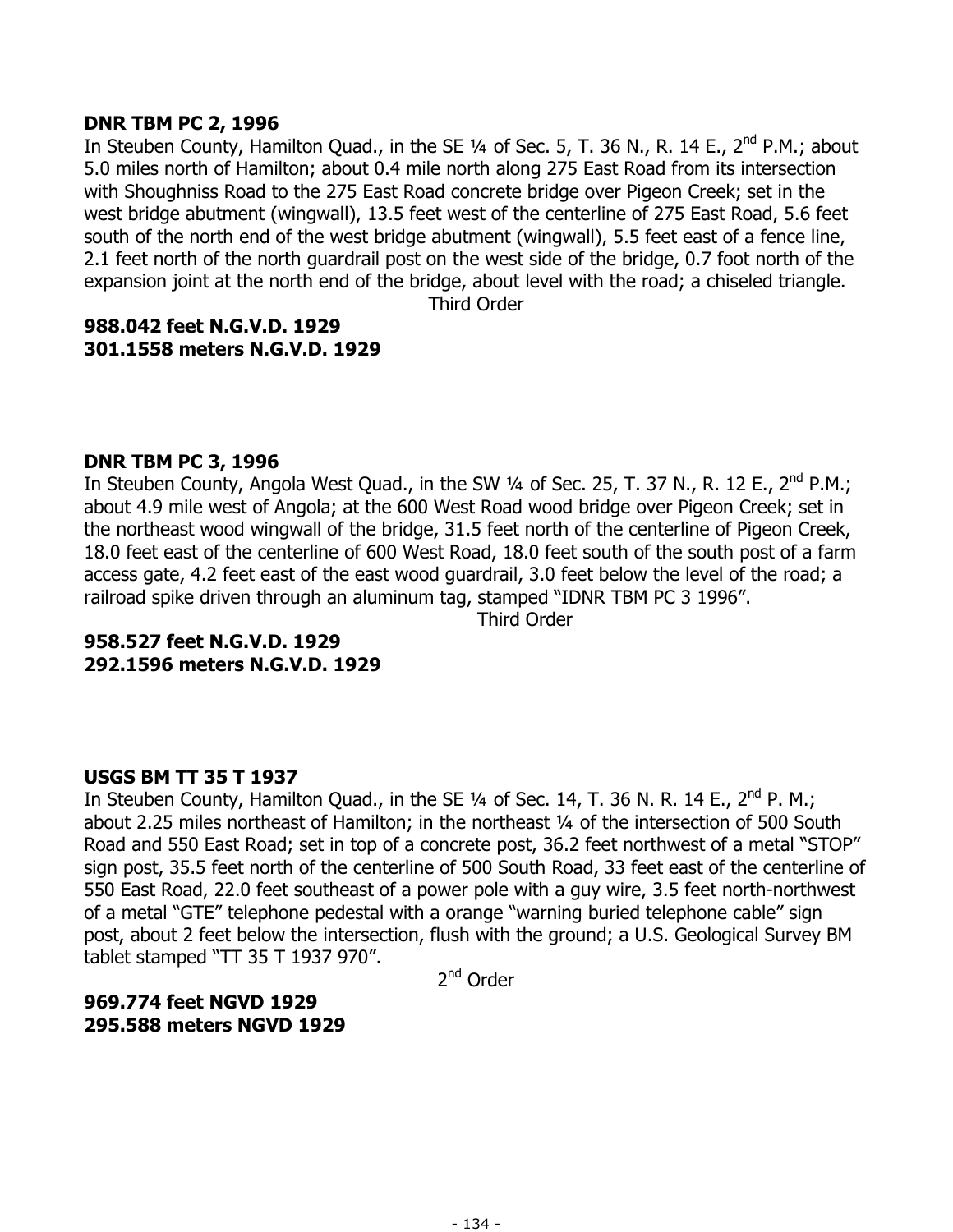**DNR TBM PC 2, 1996**

In Steuben County, Hamilton Quad., in the SE ¼ of Sec. 5, T. 36 N., R. 14 E., 2nd P.M.; about 5.0 miles north of Hamilton; about 0.4 mile north along 275 East Road from its intersection with Shoughniss Road to the 275 East Road concrete bridge over Pigeon Creek; set in the west bridge abutment (wingwall), 13.5 feet west of the centerline of 275 East Road, 5.6 feet south of the north end of the west bridge abutment (wingwall), 5.5 feet east of a fence line, 2.1 feet north of the north guardrail post on the west side of the bridge, 0.7 foot north of the expansion joint at the north end of the bridge, about level with the road; a chiseled triangle.

Third Order

**988.042 feet N.G.V.D. 1929**
**301.1558 meters N.G.V.D. 1929**

**DNR TBM PC 3, 1996**

In Steuben County, Angola West Quad., in the SW ¼ of Sec. 25, T. 37 N., R. 12 E., 2nd P.M.; about 4.9 mile west of Angola; at the 600 West Road wood bridge over Pigeon Creek; set in the northeast wood wingwall of the bridge, 31.5 feet north of the centerline of Pigeon Creek, 18.0 feet east of the centerline of 600 West Road, 18.0 feet south of the south post of a farm access gate, 4.2 feet east of the east wood guardrail, 3.0 feet below the level of the road; a railroad spike driven through an aluminum tag, stamped "IDNR TBM PC 3 1996".

Third Order

**958.527 feet N.G.V.D. 1929**
**292.1596 meters N.G.V.D. 1929**

**USGS BM TT 35 T 1937**

In Steuben County, Hamilton Quad., in the SE ¼ of Sec. 14, T. 36 N. R. 14 E., 2nd P. M.; about 2.25 miles northeast of Hamilton; in the northeast ¼ of the intersection of 500 South Road and 550 East Road; set in top of a concrete post, 36.2 feet northwest of a metal "STOP" sign post, 35.5 feet north of the centerline of 500 South Road, 33 feet east of the centerline of 550 East Road, 22.0 feet southeast of a power pole with a guy wire, 3.5 feet north-northwest of a metal "GTE" telephone pedestal with a orange "warning buried telephone cable" sign post, about 2 feet below the intersection, flush with the ground; a U.S. Geological Survey BM tablet stamped "TT 35 T 1937 970".

2nd Order

**969.774 feet NGVD 1929**
**295.588 meters NGVD 1929**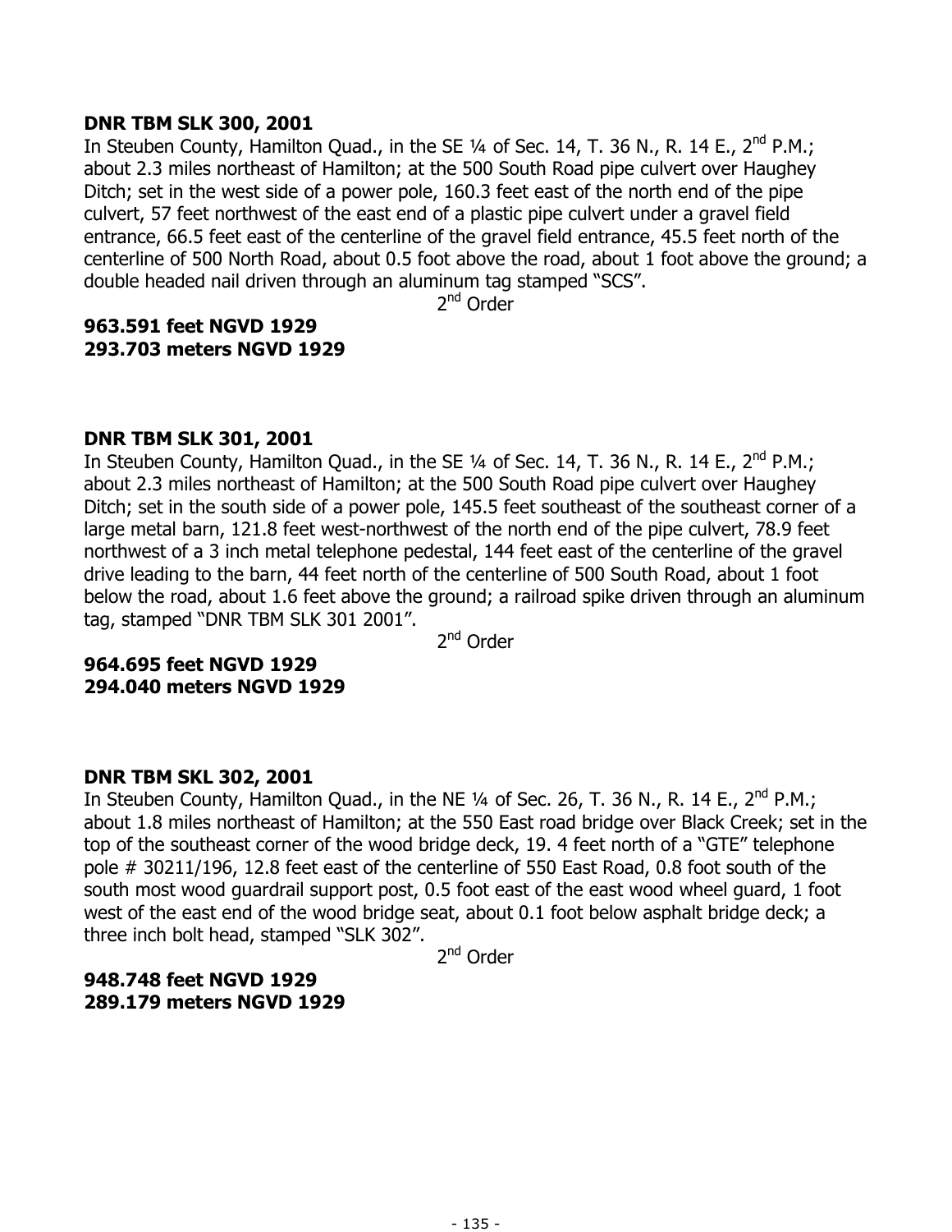**DNR TBM SLK 300, 2001**

In Steuben County, Hamilton Quad., in the SE ¼ of Sec. 14, T. 36 N., R. 14 E., 2nd P.M.; about 2.3 miles northeast of Hamilton; at the 500 South Road pipe culvert over Haughey Ditch; set in the west side of a power pole, 160.3 feet east of the north end of the pipe culvert, 57 feet northwest of the east end of a plastic pipe culvert under a gravel field entrance, 66.5 feet east of the centerline of the gravel field entrance, 45.5 feet north of the centerline of 500 North Road, about 0.5 foot above the road, about 1 foot above the ground; a double headed nail driven through an aluminum tag stamped "SCS".

2nd Order

**963.591 feet NGVD 1929**
**293.703 meters NGVD 1929**

**DNR TBM SLK 301, 2001**

In Steuben County, Hamilton Quad., in the SE ¼ of Sec. 14, T. 36 N., R. 14 E., 2nd P.M.; about 2.3 miles northeast of Hamilton; at the 500 South Road pipe culvert over Haughey Ditch; set in the south side of a power pole, 145.5 feet southeast of the southeast corner of a large metal barn, 121.8 feet west-northwest of the north end of the pipe culvert, 78.9 feet northwest of a 3 inch metal telephone pedestal, 144 feet east of the centerline of the gravel drive leading to the barn, 44 feet north of the centerline of 500 South Road, about 1 foot below the road, about 1.6 feet above the ground; a railroad spike driven through an aluminum tag, stamped "DNR TBM SLK 301 2001".

2nd Order

**964.695 feet NGVD 1929**
**294.040 meters NGVD 1929**

**DNR TBM SKL 302, 2001**

In Steuben County, Hamilton Quad., in the NE ¼ of Sec. 26, T. 36 N., R. 14 E., 2nd P.M.; about 1.8 miles northeast of Hamilton; at the 550 East road bridge over Black Creek; set in the top of the southeast corner of the wood bridge deck, 19. 4 feet north of a "GTE" telephone pole # 30211/196, 12.8 feet east of the centerline of 550 East Road, 0.8 foot south of the south most wood guardrail support post, 0.5 foot east of the east wood wheel guard, 1 foot west of the east end of the wood bridge seat, about 0.1 foot below asphalt bridge deck; a three inch bolt head, stamped "SLK 302".

2nd Order

**948.748 feet NGVD 1929**
**289.179 meters NGVD 1929**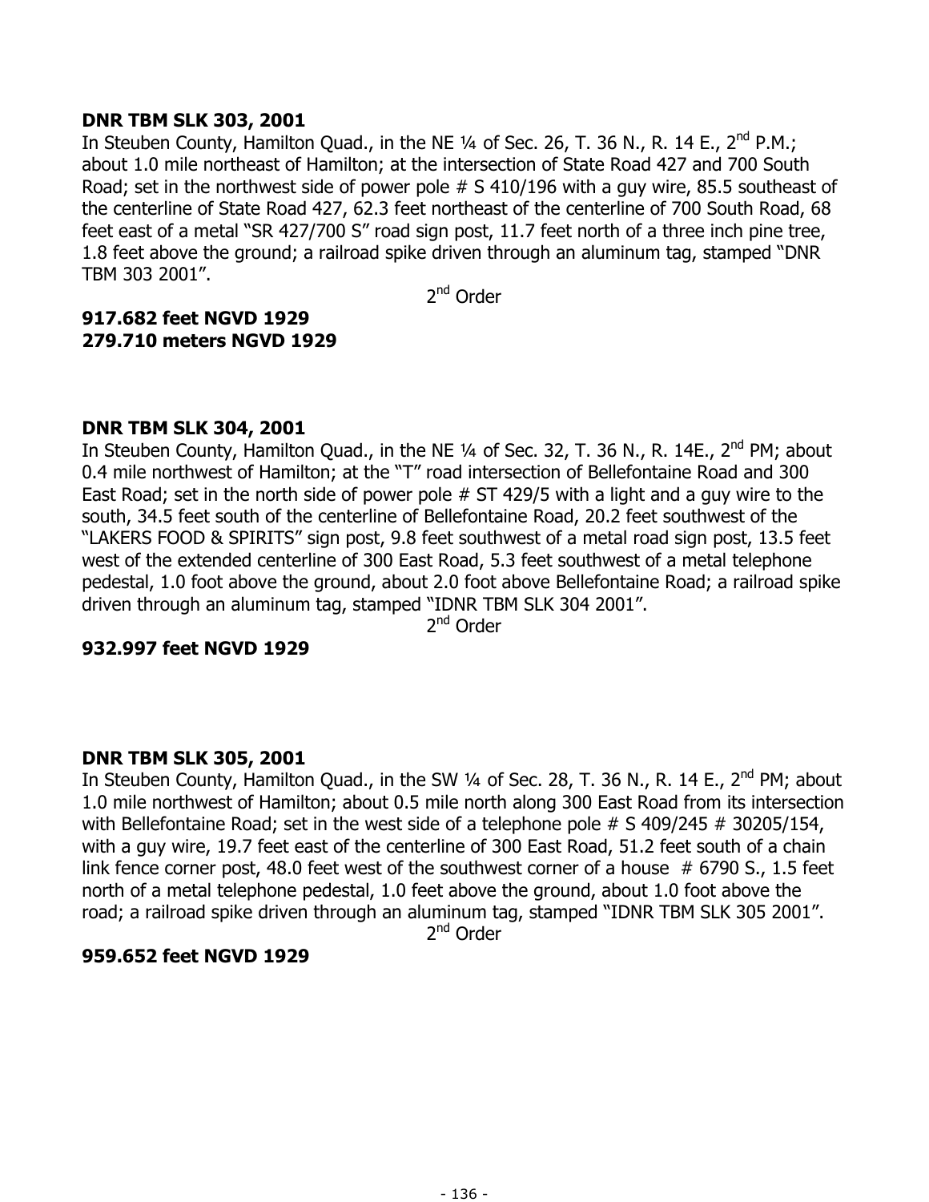**DNR TBM SLK 303, 2001**

In Steuben County, Hamilton Quad., in the NE ¼ of Sec. 26, T. 36 N., R. 14 E., 2nd P.M.; about 1.0 mile northeast of Hamilton; at the intersection of State Road 427 and 700 South Road; set in the northwest side of power pole # S 410/196 with a guy wire, 85.5 southeast of the centerline of State Road 427, 62.3 feet northeast of the centerline of 700 South Road, 68 feet east of a metal "SR 427/700 S" road sign post, 11.7 feet north of a three inch pine tree, 1.8 feet above the ground; a railroad spike driven through an aluminum tag, stamped "DNR TBM 303 2001".

2nd Order

**917.682 feet NGVD 1929**
**279.710 meters NGVD 1929**

**DNR TBM SLK 304, 2001**

In Steuben County, Hamilton Quad., in the NE ¼ of Sec. 32, T. 36 N., R. 14E., 2nd PM; about 0.4 mile northwest of Hamilton; at the "T" road intersection of Bellefontaine Road and 300 East Road; set in the north side of power pole # ST 429/5 with a light and a guy wire to the south, 34.5 feet south of the centerline of Bellefontaine Road, 20.2 feet southwest of the "LAKERS FOOD & SPIRITS" sign post, 9.8 feet southwest of a metal road sign post, 13.5 feet west of the extended centerline of 300 East Road, 5.3 feet southwest of a metal telephone pedestal, 1.0 foot above the ground, about 2.0 foot above Bellefontaine Road; a railroad spike driven through an aluminum tag, stamped "IDNR TBM SLK 304 2001".

2nd Order

**932.997 feet NGVD 1929**

**DNR TBM SLK 305, 2001**

In Steuben County, Hamilton Quad., in the SW ¼ of Sec. 28, T. 36 N., R. 14 E., 2nd PM; about 1.0 mile northwest of Hamilton; about 0.5 mile north along 300 East Road from its intersection with Bellefontaine Road; set in the west side of a telephone pole # S 409/245 # 30205/154, with a guy wire, 19.7 feet east of the centerline of 300 East Road, 51.2 feet south of a chain link fence corner post, 48.0 feet west of the southwest corner of a house # 6790 S., 1.5 feet north of a metal telephone pedestal, 1.0 feet above the ground, about 1.0 foot above the road; a railroad spike driven through an aluminum tag, stamped "IDNR TBM SLK 305 2001".

2nd Order

**959.652 feet NGVD 1929**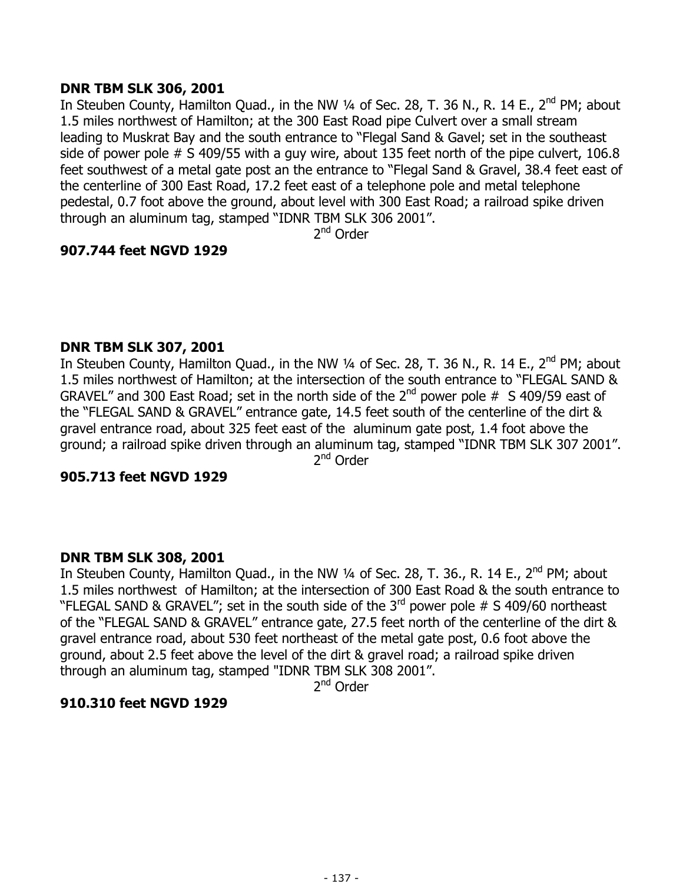**DNR TBM SLK 306, 2001**

In Steuben County, Hamilton Quad., in the NW ¼ of Sec. 28, T. 36 N., R. 14 E., 2nd PM; about 1.5 miles northwest of Hamilton; at the 300 East Road pipe Culvert over a small stream leading to Muskrat Bay and the south entrance to "Flegal Sand & Gavel; set in the southeast side of power pole # S 409/55 with a guy wire, about 135 feet north of the pipe culvert, 106.8 feet southwest of a metal gate post an the entrance to "Flegal Sand & Gravel, 38.4 feet east of the centerline of 300 East Road, 17.2 feet east of a telephone pole and metal telephone pedestal, 0.7 foot above the ground, about level with 300 East Road; a railroad spike driven through an aluminum tag, stamped "IDNR TBM SLK 306 2001".

2nd Order

**907.744 feet NGVD 1929**

**DNR TBM SLK 307, 2001**

In Steuben County, Hamilton Quad., in the NW ¼ of Sec. 28, T. 36 N., R. 14 E., 2nd PM; about 1.5 miles northwest of Hamilton; at the intersection of the south entrance to "FLEGAL SAND & GRAVEL" and 300 East Road; set in the north side of the 2nd power pole # S 409/59 east of the "FLEGAL SAND & GRAVEL" entrance gate, 14.5 feet south of the centerline of the dirt & gravel entrance road, about 325 feet east of the aluminum gate post, 1.4 foot above the ground; a railroad spike driven through an aluminum tag, stamped "IDNR TBM SLK 307 2001".

2nd Order

**905.713 feet NGVD 1929**

**DNR TBM SLK 308, 2001**

In Steuben County, Hamilton Quad., in the NW ¼ of Sec. 28, T. 36., R. 14 E., 2nd PM; about 1.5 miles northwest of Hamilton; at the intersection of 300 East Road & the south entrance to "FLEGAL SAND & GRAVEL"; set in the south side of the 3rd power pole # S 409/60 northeast of the "FLEGAL SAND & GRAVEL" entrance gate, 27.5 feet north of the centerline of the dirt & gravel entrance road, about 530 feet northeast of the metal gate post, 0.6 foot above the ground, about 2.5 feet above the level of the dirt & gravel road; a railroad spike driven through an aluminum tag, stamped "IDNR TBM SLK 308 2001".

2nd Order

**910.310 feet NGVD 1929**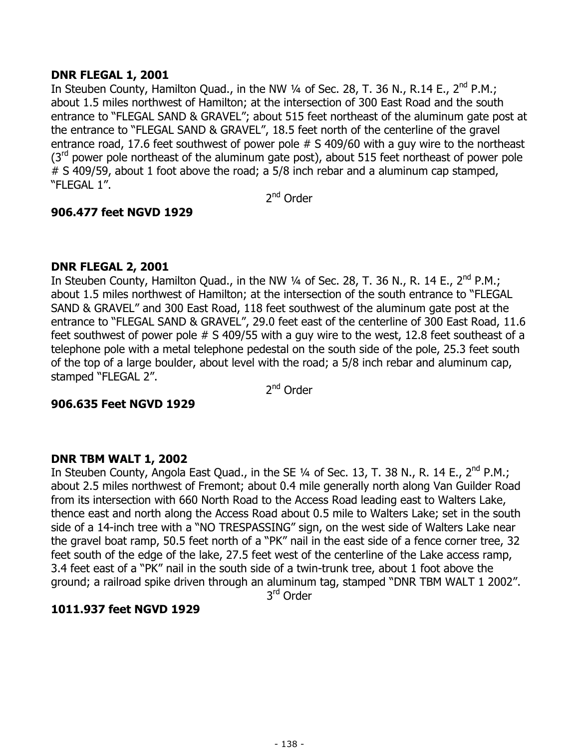**DNR FLEGAL 1, 2001**

In Steuben County, Hamilton Quad., in the NW ¼ of Sec. 28, T. 36 N., R.14 E., 2nd P.M.; about 1.5 miles northwest of Hamilton; at the intersection of 300 East Road and the south entrance to "FLEGAL SAND & GRAVEL"; about 515 feet northeast of the aluminum gate post at the entrance to "FLEGAL SAND & GRAVEL", 18.5 feet north of the centerline of the gravel entrance road, 17.6 feet southwest of power pole # S 409/60 with a guy wire to the northeast (3rd power pole northeast of the aluminum gate post), about 515 feet northeast of power pole # S 409/59, about 1 foot above the road; a 5/8 inch rebar and a aluminum cap stamped, "FLEGAL 1".

2nd Order

**906.477 feet NGVD 1929**

**DNR FLEGAL 2, 2001**

In Steuben County, Hamilton Quad., in the NW ¼ of Sec. 28, T. 36 N., R. 14 E., 2nd P.M.; about 1.5 miles northwest of Hamilton; at the intersection of the south entrance to "FLEGAL SAND & GRAVEL" and 300 East Road, 118 feet southwest of the aluminum gate post at the entrance to "FLEGAL SAND & GRAVEL", 29.0 feet east of the centerline of 300 East Road, 11.6 feet southwest of power pole # S 409/55 with a guy wire to the west, 12.8 feet southeast of a telephone pole with a metal telephone pedestal on the south side of the pole, 25.3 feet south of the top of a large boulder, about level with the road; a 5/8 inch rebar and aluminum cap, stamped "FLEGAL 2".

2nd Order

**906.635 Feet NGVD 1929**

**DNR TBM WALT 1, 2002**

In Steuben County, Angola East Quad., in the SE ¼ of Sec. 13, T. 38 N., R. 14 E., 2nd P.M.; about 2.5 miles northwest of Fremont; about 0.4 mile generally north along Van Guilder Road from its intersection with 660 North Road to the Access Road leading east to Walters Lake, thence east and north along the Access Road about 0.5 mile to Walters Lake; set in the south side of a 14-inch tree with a "NO TRESPASSING" sign, on the west side of Walters Lake near the gravel boat ramp, 50.5 feet north of a "PK" nail in the east side of a fence corner tree, 32 feet south of the edge of the lake, 27.5 feet west of the centerline of the Lake access ramp, 3.4 feet east of a "PK" nail in the south side of a twin-trunk tree, about 1 foot above the ground; a railroad spike driven through an aluminum tag, stamped "DNR TBM WALT 1 2002".

3rd Order

**1011.937 feet NGVD 1929**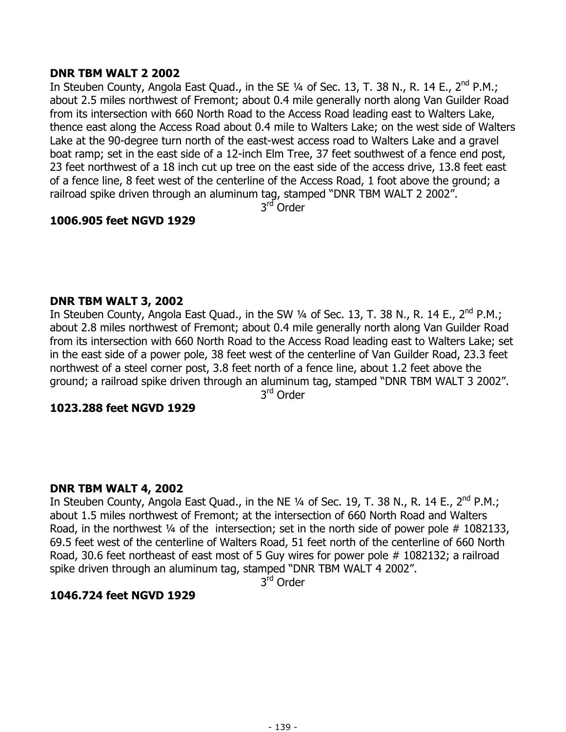**DNR TBM WALT 2 2002**

In Steuben County, Angola East Quad., in the SE ¼ of Sec. 13, T. 38 N., R. 14 E., 2nd P.M.; about 2.5 miles northwest of Fremont; about 0.4 mile generally north along Van Guilder Road from its intersection with 660 North Road to the Access Road leading east to Walters Lake, thence east along the Access Road about 0.4 mile to Walters Lake; on the west side of Walters Lake at the 90-degree turn north of the east-west access road to Walters Lake and a gravel boat ramp; set in the east side of a 12-inch Elm Tree, 37 feet southwest of a fence end post, 23 feet northwest of a 18 inch cut up tree on the east side of the access drive, 13.8 feet east of a fence line, 8 feet west of the centerline of the Access Road, 1 foot above the ground; a railroad spike driven through an aluminum tag, stamped "DNR TBM WALT 2 2002".

3rd Order

**1006.905 feet NGVD 1929**

**DNR TBM WALT 3, 2002**

In Steuben County, Angola East Quad., in the SW ¼ of Sec. 13, T. 38 N., R. 14 E., 2nd P.M.; about 2.8 miles northwest of Fremont; about 0.4 mile generally north along Van Guilder Road from its intersection with 660 North Road to the Access Road leading east to Walters Lake; set in the east side of a power pole, 38 feet west of the centerline of Van Guilder Road, 23.3 feet northwest of a steel corner post, 3.8 feet north of a fence line, about 1.2 feet above the ground; a railroad spike driven through an aluminum tag, stamped "DNR TBM WALT 3 2002".

3rd Order

**1023.288 feet NGVD 1929**

**DNR TBM WALT 4, 2002**

In Steuben County, Angola East Quad., in the NE ¼ of Sec. 19, T. 38 N., R. 14 E., 2nd P.M.; about 1.5 miles northwest of Fremont; at the intersection of 660 North Road and Walters Road, in the northwest ¼ of the intersection; set in the north side of power pole # 1082133, 69.5 feet west of the centerline of Walters Road, 51 feet north of the centerline of 660 North Road, 30.6 feet northeast of east most of 5 Guy wires for power pole # 1082132; a railroad spike driven through an aluminum tag, stamped "DNR TBM WALT 4 2002".

3rd Order

**1046.724 feet NGVD 1929**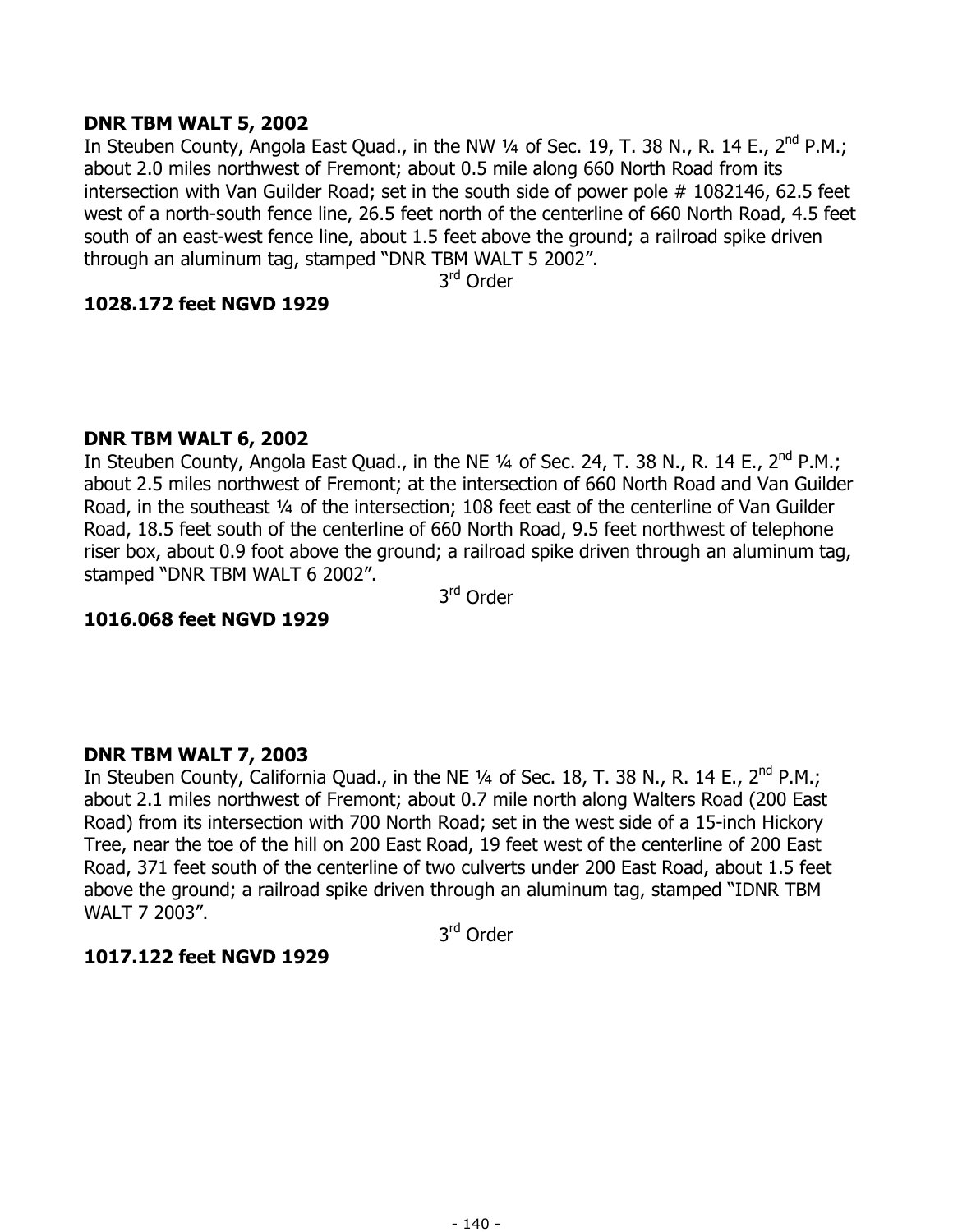**DNR TBM WALT 5, 2002**

In Steuben County, Angola East Quad., in the NW ¼ of Sec. 19, T. 38 N., R. 14 E., 2nd P.M.; about 2.0 miles northwest of Fremont; about 0.5 mile along 660 North Road from its intersection with Van Guilder Road; set in the south side of power pole # 1082146, 62.5 feet west of a north-south fence line, 26.5 feet north of the centerline of 660 North Road, 4.5 feet south of an east-west fence line, about 1.5 feet above the ground; a railroad spike driven through an aluminum tag, stamped "DNR TBM WALT 5 2002".

3rd Order

**1028.172 feet NGVD 1929**

**DNR TBM WALT 6, 2002**

In Steuben County, Angola East Quad., in the NE ¼ of Sec. 24, T. 38 N., R. 14 E., 2nd P.M.; about 2.5 miles northwest of Fremont; at the intersection of 660 North Road and Van Guilder Road, in the southeast ¼ of the intersection; 108 feet east of the centerline of Van Guilder Road, 18.5 feet south of the centerline of 660 North Road, 9.5 feet northwest of telephone riser box, about 0.9 foot above the ground; a railroad spike driven through an aluminum tag, stamped "DNR TBM WALT 6 2002".

3rd Order

**1016.068 feet NGVD 1929**

**DNR TBM WALT 7, 2003**

In Steuben County, California Quad., in the NE ¼ of Sec. 18, T. 38 N., R. 14 E., 2nd P.M.; about 2.1 miles northwest of Fremont; about 0.7 mile north along Walters Road (200 East Road) from its intersection with 700 North Road; set in the west side of a 15-inch Hickory Tree, near the toe of the hill on 200 East Road, 19 feet west of the centerline of 200 East Road, 371 feet south of the centerline of two culverts under 200 East Road, about 1.5 feet above the ground; a railroad spike driven through an aluminum tag, stamped "IDNR TBM WALT 7 2003".

3rd Order

**1017.122 feet NGVD 1929**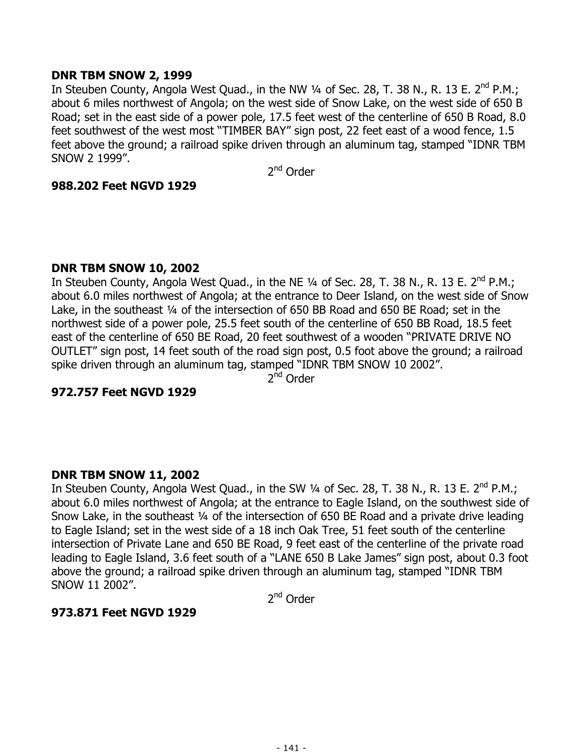**DNR TBM SNOW 2, 1999**

In Steuben County, Angola West Quad., in the NW ¼ of Sec. 28, T. 38 N., R. 13 E. 2nd P.M.; about 6 miles northwest of Angola; on the west side of Snow Lake, on the west side of 650 B Road; set in the east side of a power pole, 17.5 feet west of the centerline of 650 B Road, 8.0 feet southwest of the west most "TIMBER BAY" sign post, 22 feet east of a wood fence, 1.5 feet above the ground; a railroad spike driven through an aluminum tag, stamped "IDNR TBM SNOW 2 1999".

2nd Order

**988.202 Feet NGVD 1929**

**DNR TBM SNOW 10, 2002**

In Steuben County, Angola West Quad., in the NE ¼ of Sec. 28, T. 38 N., R. 13 E. 2nd P.M.; about 6.0 miles northwest of Angola; at the entrance to Deer Island, on the west side of Snow Lake, in the southeast ¼ of the intersection of 650 BB Road and 650 BE Road; set in the northwest side of a power pole, 25.5 feet south of the centerline of 650 BB Road, 18.5 feet east of the centerline of 650 BE Road, 20 feet southwest of a wooden "PRIVATE DRIVE NO OUTLET" sign post, 14 feet south of the road sign post, 0.5 foot above the ground; a railroad spike driven through an aluminum tag, stamped "IDNR TBM SNOW 10 2002".

2nd Order

**972.757 Feet NGVD 1929**

**DNR TBM SNOW 11, 2002**

In Steuben County, Angola West Quad., in the SW ¼ of Sec. 28, T. 38 N., R. 13 E. 2nd P.M.; about 6.0 miles northwest of Angola; at the entrance to Eagle Island, on the southwest side of Snow Lake, in the southeast ¼ of the intersection of 650 BE Road and a private drive leading to Eagle Island; set in the west side of a 18 inch Oak Tree, 51 feet south of the centerline intersection of Private Lane and 650 BE Road, 9 feet east of the centerline of the private road leading to Eagle Island, 3.6 feet south of a "LANE 650 B Lake James" sign post, about 0.3 foot above the ground; a railroad spike driven through an aluminum tag, stamped "IDNR TBM SNOW 11 2002".

2nd Order

**973.871 Feet NGVD 1929**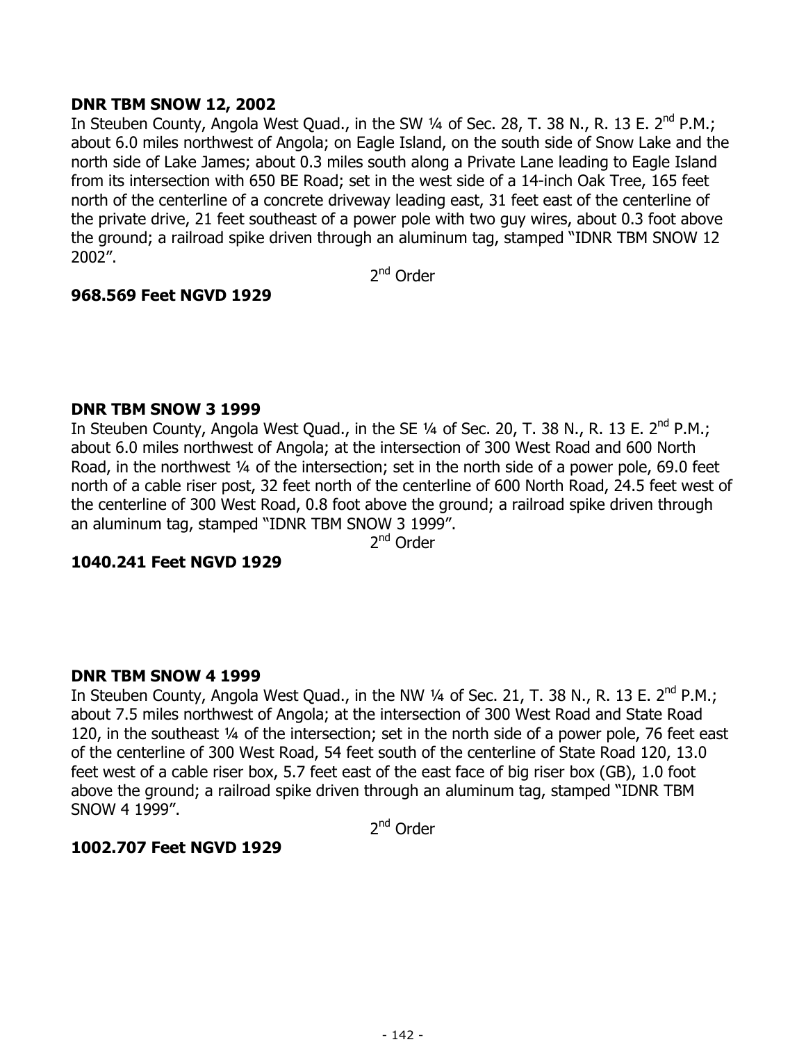**DNR TBM SNOW 12, 2002**

In Steuben County, Angola West Quad., in the SW ¼ of Sec. 28, T. 38 N., R. 13 E. 2nd P.M.; about 6.0 miles northwest of Angola; on Eagle Island, on the south side of Snow Lake and the north side of Lake James; about 0.3 miles south along a Private Lane leading to Eagle Island from its intersection with 650 BE Road; set in the west side of a 14-inch Oak Tree, 165 feet north of the centerline of a concrete driveway leading east, 31 feet east of the centerline of the private drive, 21 feet southeast of a power pole with two guy wires, about 0.3 foot above the ground; a railroad spike driven through an aluminum tag, stamped "IDNR TBM SNOW 12 2002".

2nd Order

**968.569 Feet NGVD 1929**

**DNR TBM SNOW 3 1999**

In Steuben County, Angola West Quad., in the SE ¼ of Sec. 20, T. 38 N., R. 13 E. 2nd P.M.; about 6.0 miles northwest of Angola; at the intersection of 300 West Road and 600 North Road, in the northwest ¼ of the intersection; set in the north side of a power pole, 69.0 feet north of a cable riser post, 32 feet north of the centerline of 600 North Road, 24.5 feet west of the centerline of 300 West Road, 0.8 foot above the ground; a railroad spike driven through an aluminum tag, stamped "IDNR TBM SNOW 3 1999".

2nd Order

**1040.241 Feet NGVD 1929**

**DNR TBM SNOW 4 1999**

In Steuben County, Angola West Quad., in the NW ¼ of Sec. 21, T. 38 N., R. 13 E. 2nd P.M.; about 7.5 miles northwest of Angola; at the intersection of 300 West Road and State Road 120, in the southeast ¼ of the intersection; set in the north side of a power pole, 76 feet east of the centerline of 300 West Road, 54 feet south of the centerline of State Road 120, 13.0 feet west of a cable riser box, 5.7 feet east of the east face of big riser box (GB), 1.0 foot above the ground; a railroad spike driven through an aluminum tag, stamped "IDNR TBM SNOW 4 1999".

2nd Order

**1002.707 Feet NGVD 1929**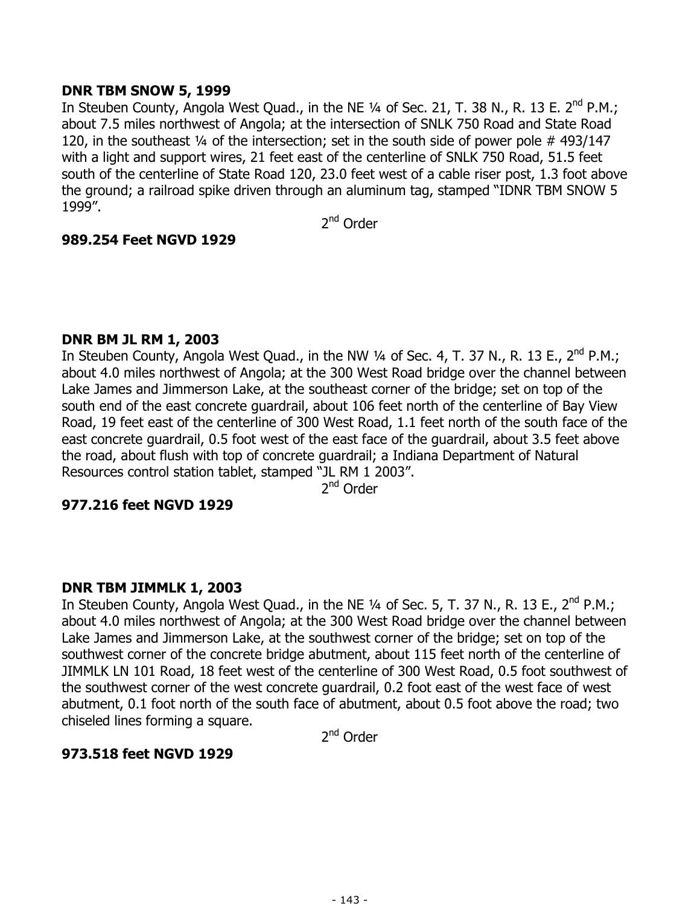**DNR TBM SNOW 5, 1999**

In Steuben County, Angola West Quad., in the NE ¼ of Sec. 21, T. 38 N., R. 13 E. 2nd P.M.; about 7.5 miles northwest of Angola; at the intersection of SNLK 750 Road and State Road 120, in the southeast ¼ of the intersection; set in the south side of power pole # 493/147 with a light and support wires, 21 feet east of the centerline of SNLK 750 Road, 51.5 feet south of the centerline of State Road 120, 23.0 feet west of a cable riser post, 1.3 foot above the ground; a railroad spike driven through an aluminum tag, stamped "IDNR TBM SNOW 5 1999".

2nd Order

**989.254 Feet NGVD 1929**

**DNR BM JL RM 1, 2003**

In Steuben County, Angola West Quad., in the NW ¼ of Sec. 4, T. 37 N., R. 13 E., 2nd P.M.; about 4.0 miles northwest of Angola; at the 300 West Road bridge over the channel between Lake James and Jimmerson Lake, at the southeast corner of the bridge; set on top of the south end of the east concrete guardrail, about 106 feet north of the centerline of Bay View Road, 19 feet east of the centerline of 300 West Road, 1.1 feet north of the south face of the east concrete guardrail, 0.5 foot west of the east face of the guardrail, about 3.5 feet above the road, about flush with top of concrete guardrail; a Indiana Department of Natural Resources control station tablet, stamped "JL RM 1 2003".

2nd Order

**977.216 feet NGVD 1929**

**DNR TBM JIMMLK 1, 2003**

In Steuben County, Angola West Quad., in the NE ¼ of Sec. 5, T. 37 N., R. 13 E., 2nd P.M.; about 4.0 miles northwest of Angola; at the 300 West Road bridge over the channel between Lake James and Jimmerson Lake, at the southwest corner of the bridge; set on top of the southwest corner of the concrete bridge abutment, about 115 feet north of the centerline of JIMMLK LN 101 Road, 18 feet west of the centerline of 300 West Road, 0.5 foot southwest of the southwest corner of the west concrete guardrail, 0.2 foot east of the west face of west abutment, 0.1 foot north of the south face of abutment, about 0.5 foot above the road; two chiseled lines forming a square.

2nd Order

**973.518 feet NGVD 1929**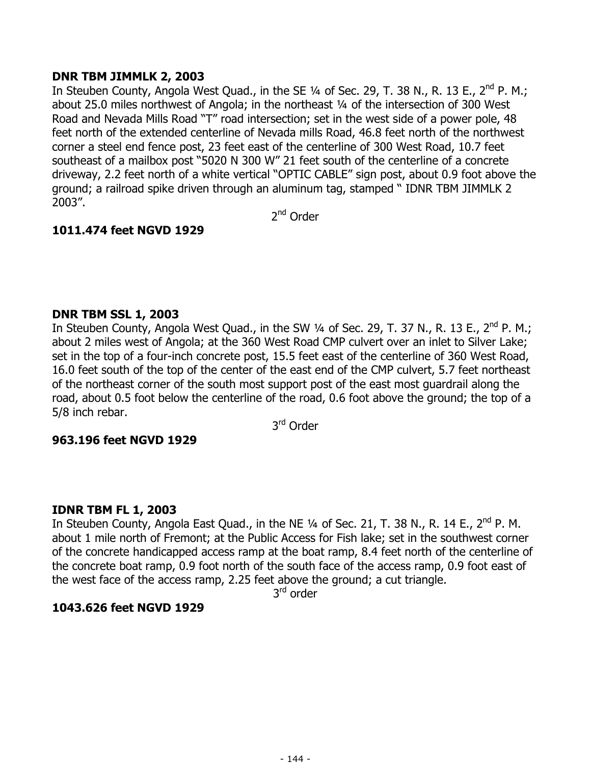**DNR TBM JIMMLK 2, 2003**

In Steuben County, Angola West Quad., in the SE ¼ of Sec. 29, T. 38 N., R. 13 E., 2nd P. M.; about 25.0 miles northwest of Angola; in the northeast ¼ of the intersection of 300 West Road and Nevada Mills Road "T" road intersection; set in the west side of a power pole, 48 feet north of the extended centerline of Nevada mills Road, 46.8 feet north of the northwest corner a steel end fence post, 23 feet east of the centerline of 300 West Road, 10.7 feet southeast of a mailbox post "5020 N 300 W" 21 feet south of the centerline of a concrete driveway, 2.2 feet north of a white vertical "OPTIC CABLE" sign post, about 0.9 foot above the ground; a railroad spike driven through an aluminum tag, stamped " IDNR TBM JIMMLK 2 2003".

2nd Order

**1011.474 feet NGVD 1929**

**DNR TBM SSL 1, 2003**

In Steuben County, Angola West Quad., in the SW ¼ of Sec. 29, T. 37 N., R. 13 E., 2nd P. M.; about 2 miles west of Angola; at the 360 West Road CMP culvert over an inlet to Silver Lake; set in the top of a four-inch concrete post, 15.5 feet east of the centerline of 360 West Road, 16.0 feet south of the top of the center of the east end of the CMP culvert, 5.7 feet northeast of the northeast corner of the south most support post of the east most guardrail along the road, about 0.5 foot below the centerline of the road, 0.6 foot above the ground; the top of a 5/8 inch rebar.

3rd Order

**963.196 feet NGVD 1929**

**IDNR TBM FL 1, 2003**

In Steuben County, Angola East Quad., in the NE ¼ of Sec. 21, T. 38 N., R. 14 E., 2nd P. M. about 1 mile north of Fremont; at the Public Access for Fish lake; set in the southwest corner of the concrete handicapped access ramp at the boat ramp, 8.4 feet north of the centerline of the concrete boat ramp, 0.9 foot north of the south face of the access ramp, 0.9 foot east of the west face of the access ramp, 2.25 feet above the ground; a cut triangle.

3rd order

**1043.626 feet NGVD 1929**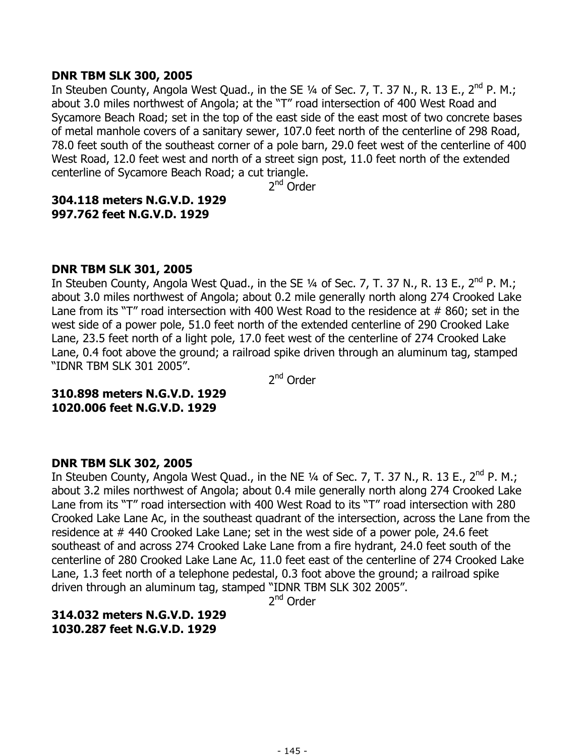**DNR TBM SLK 300, 2005**

In Steuben County, Angola West Quad., in the SE ¼ of Sec. 7, T. 37 N., R. 13 E., 2nd P. M.; about 3.0 miles northwest of Angola; at the "T" road intersection of 400 West Road and Sycamore Beach Road; set in the top of the east side of the east most of two concrete bases of metal manhole covers of a sanitary sewer, 107.0 feet north of the centerline of 298 Road, 78.0 feet south of the southeast corner of a pole barn, 29.0 feet west of the centerline of 400 West Road, 12.0 feet west and north of a street sign post, 11.0 feet north of the extended centerline of Sycamore Beach Road; a cut triangle.

2nd Order

**304.118 meters N.G.V.D. 1929**
**997.762 feet N.G.V.D. 1929**

**DNR TBM SLK 301, 2005**

In Steuben County, Angola West Quad., in the SE ¼ of Sec. 7, T. 37 N., R. 13 E., 2nd P. M.; about 3.0 miles northwest of Angola; about 0.2 mile generally north along 274 Crooked Lake Lane from its "T" road intersection with 400 West Road to the residence at # 860; set in the west side of a power pole, 51.0 feet north of the extended centerline of 290 Crooked Lake Lane, 23.5 feet north of a light pole, 17.0 feet west of the centerline of 274 Crooked Lake Lane, 0.4 foot above the ground; a railroad spike driven through an aluminum tag, stamped "IDNR TBM SLK 301 2005".

2nd Order

**310.898 meters N.G.V.D. 1929**
**1020.006 feet N.G.V.D. 1929**

**DNR TBM SLK 302, 2005**

In Steuben County, Angola West Quad., in the NE ¼ of Sec. 7, T. 37 N., R. 13 E., 2nd P. M.; about 3.2 miles northwest of Angola; about 0.4 mile generally north along 274 Crooked Lake Lane from its "T" road intersection with 400 West Road to its "T" road intersection with 280 Crooked Lake Lane Ac, in the southeast quadrant of the intersection, across the Lane from the residence at # 440 Crooked Lake Lane; set in the west side of a power pole, 24.6 feet southeast of and across 274 Crooked Lake Lane from a fire hydrant, 24.0 feet south of the centerline of 280 Crooked Lake Lane Ac, 11.0 feet east of the centerline of 274 Crooked Lake Lane, 1.3 feet north of a telephone pedestal, 0.3 foot above the ground; a railroad spike driven through an aluminum tag, stamped "IDNR TBM SLK 302 2005".

2nd Order

**314.032 meters N.G.V.D. 1929**
**1030.287 feet N.G.V.D. 1929**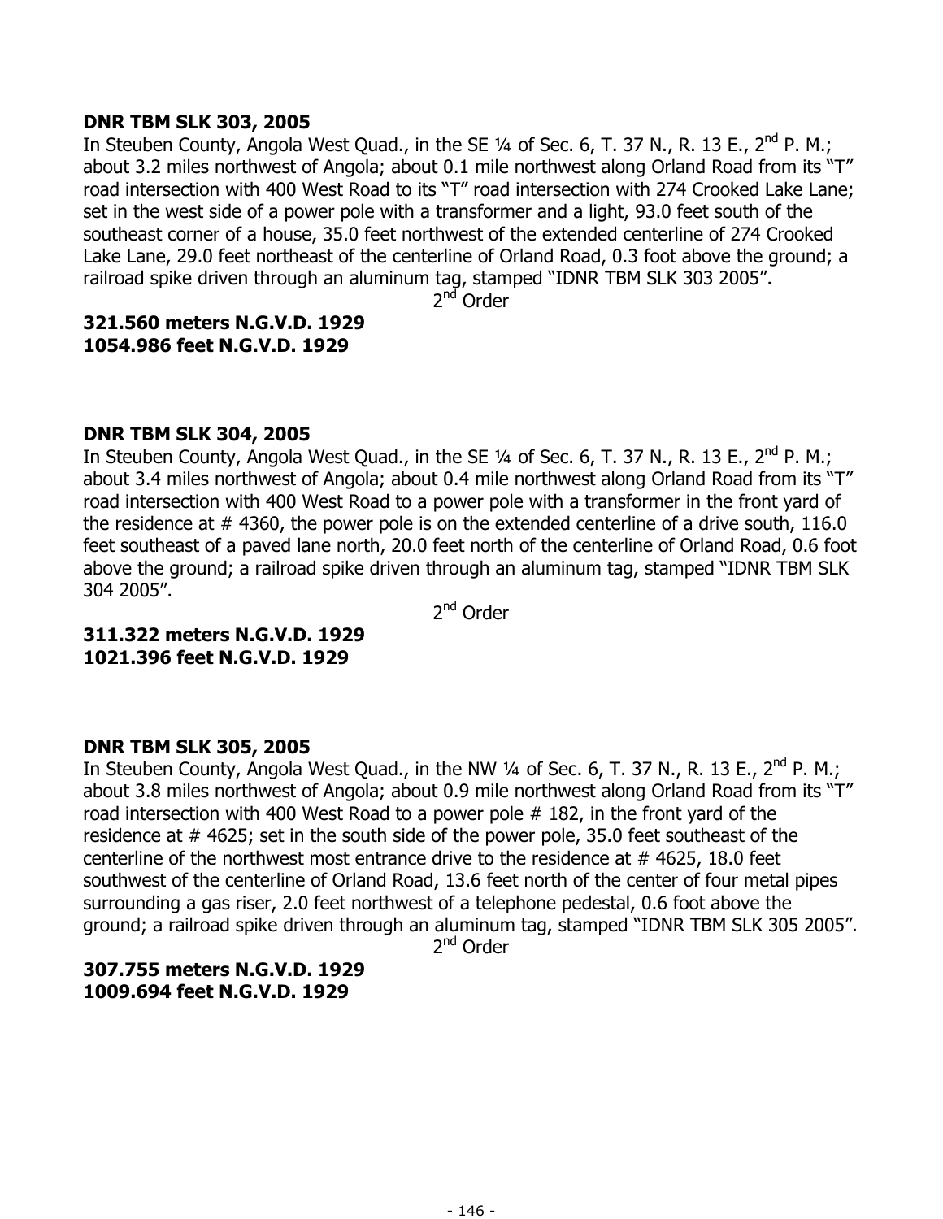**DNR TBM SLK 303, 2005**

In Steuben County, Angola West Quad., in the SE ¼ of Sec. 6, T. 37 N., R. 13 E., 2nd P. M.; about 3.2 miles northwest of Angola; about 0.1 mile northwest along Orland Road from its "T" road intersection with 400 West Road to its "T" road intersection with 274 Crooked Lake Lane; set in the west side of a power pole with a transformer and a light, 93.0 feet south of the southeast corner of a house, 35.0 feet northwest of the extended centerline of 274 Crooked Lake Lane, 29.0 feet northeast of the centerline of Orland Road, 0.3 foot above the ground; a railroad spike driven through an aluminum tag, stamped "IDNR TBM SLK 303 2005".

2nd Order

**321.560 meters N.G.V.D. 1929**
**1054.986 feet N.G.V.D. 1929**

**DNR TBM SLK 304, 2005**

In Steuben County, Angola West Quad., in the SE ¼ of Sec. 6, T. 37 N., R. 13 E., 2nd P. M.; about 3.4 miles northwest of Angola; about 0.4 mile northwest along Orland Road from its "T" road intersection with 400 West Road to a power pole with a transformer in the front yard of the residence at # 4360, the power pole is on the extended centerline of a drive south, 116.0 feet southeast of a paved lane north, 20.0 feet north of the centerline of Orland Road, 0.6 foot above the ground; a railroad spike driven through an aluminum tag, stamped "IDNR TBM SLK 304 2005".

2nd Order

**311.322 meters N.G.V.D. 1929**
**1021.396 feet N.G.V.D. 1929**

**DNR TBM SLK 305, 2005**

In Steuben County, Angola West Quad., in the NW ¼ of Sec. 6, T. 37 N., R. 13 E., 2nd P. M.; about 3.8 miles northwest of Angola; about 0.9 mile northwest along Orland Road from its "T" road intersection with 400 West Road to a power pole # 182, in the front yard of the residence at # 4625; set in the south side of the power pole, 35.0 feet southeast of the centerline of the northwest most entrance drive to the residence at # 4625, 18.0 feet southwest of the centerline of Orland Road, 13.6 feet north of the center of four metal pipes surrounding a gas riser, 2.0 feet northwest of a telephone pedestal, 0.6 foot above the ground; a railroad spike driven through an aluminum tag, stamped "IDNR TBM SLK 305 2005".

2nd Order

**307.755 meters N.G.V.D. 1929**
**1009.694 feet N.G.V.D. 1929**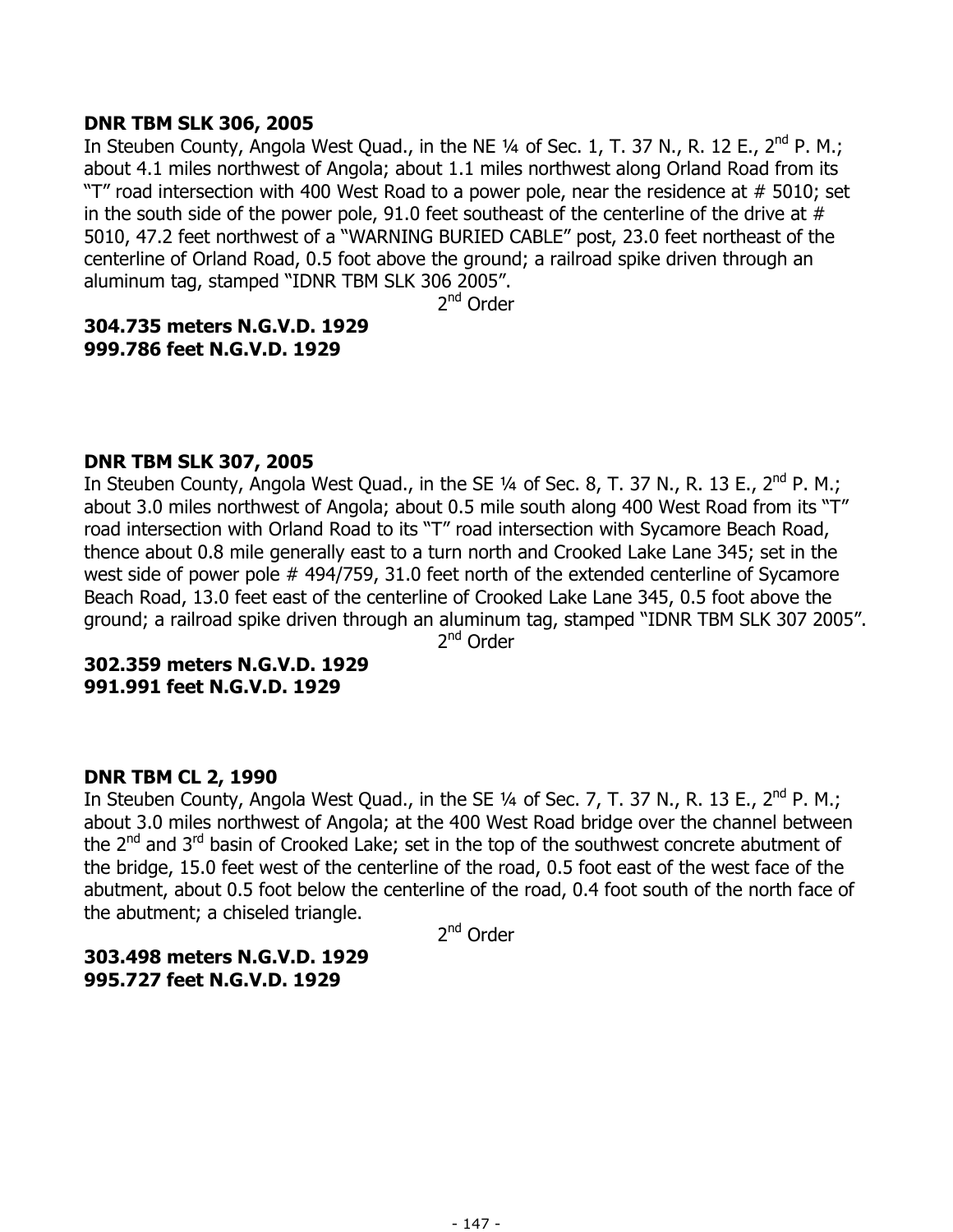**DNR TBM SLK 306, 2005**

In Steuben County, Angola West Quad., in the NE ¼ of Sec. 1, T. 37 N., R. 12 E., 2nd P. M.; about 4.1 miles northwest of Angola; about 1.1 miles northwest along Orland Road from its “T” road intersection with 400 West Road to a power pole, near the residence at # 5010; set in the south side of the power pole, 91.0 feet southeast of the centerline of the drive at # 5010, 47.2 feet northwest of a “WARNING BURIED CABLE” post, 23.0 feet northeast of the centerline of Orland Road, 0.5 foot above the ground; a railroad spike driven through an aluminum tag, stamped “IDNR TBM SLK 306 2005”.

2nd Order

**304.735 meters N.G.V.D. 1929**
**999.786 feet N.G.V.D. 1929**

**DNR TBM SLK 307, 2005**

In Steuben County, Angola West Quad., in the SE ¼ of Sec. 8, T. 37 N., R. 13 E., 2nd P. M.; about 3.0 miles northwest of Angola; about 0.5 mile south along 400 West Road from its “T” road intersection with Orland Road to its “T” road intersection with Sycamore Beach Road, thence about 0.8 mile generally east to a turn north and Crooked Lake Lane 345; set in the west side of power pole # 494/759, 31.0 feet north of the extended centerline of Sycamore Beach Road, 13.0 feet east of the centerline of Crooked Lake Lane 345, 0.5 foot above the ground; a railroad spike driven through an aluminum tag, stamped “IDNR TBM SLK 307 2005”.

2nd Order

**302.359 meters N.G.V.D. 1929**
**991.991 feet N.G.V.D. 1929**

**DNR TBM CL 2, 1990**

In Steuben County, Angola West Quad., in the SE ¼ of Sec. 7, T. 37 N., R. 13 E., 2nd P. M.; about 3.0 miles northwest of Angola; at the 400 West Road bridge over the channel between the 2nd and 3rd basin of Crooked Lake; set in the top of the southwest concrete abutment of the bridge, 15.0 feet west of the centerline of the road, 0.5 foot east of the west face of the abutment, about 0.5 foot below the centerline of the road, 0.4 foot south of the north face of the abutment; a chiseled triangle.

2nd Order

**303.498 meters N.G.V.D. 1929**
**995.727 feet N.G.V.D. 1929**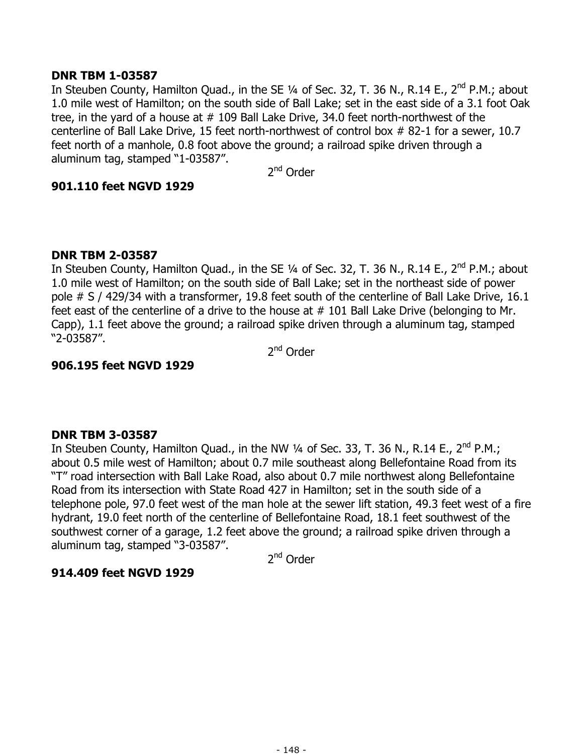**DNR TBM 1-03587**

In Steuben County, Hamilton Quad., in the SE ¼ of Sec. 32, T. 36 N., R.14 E., 2nd P.M.; about 1.0 mile west of Hamilton; on the south side of Ball Lake; set in the east side of a 3.1 foot Oak tree, in the yard of a house at # 109 Ball Lake Drive, 34.0 feet north-northwest of the centerline of Ball Lake Drive, 15 feet north-northwest of control box # 82-1 for a sewer, 10.7 feet north of a manhole, 0.8 foot above the ground; a railroad spike driven through a aluminum tag, stamped "1-03587".

2nd Order

**901.110 feet NGVD 1929**

**DNR TBM 2-03587**

In Steuben County, Hamilton Quad., in the SE ¼ of Sec. 32, T. 36 N., R.14 E., 2nd P.M.; about 1.0 mile west of Hamilton; on the south side of Ball Lake; set in the northeast side of power pole # S / 429/34 with a transformer, 19.8 feet south of the centerline of Ball Lake Drive, 16.1 feet east of the centerline of a drive to the house at # 101 Ball Lake Drive (belonging to Mr. Capp), 1.1 feet above the ground; a railroad spike driven through a aluminum tag, stamped "2-03587".

2nd Order

**906.195 feet NGVD 1929**

**DNR TBM 3-03587**

In Steuben County, Hamilton Quad., in the NW ¼ of Sec. 33, T. 36 N., R.14 E., 2nd P.M.; about 0.5 mile west of Hamilton; about 0.7 mile southeast along Bellefontaine Road from its "T" road intersection with Ball Lake Road, also about 0.7 mile northwest along Bellefontaine Road from its intersection with State Road 427 in Hamilton; set in the south side of a telephone pole, 97.0 feet west of the man hole at the sewer lift station, 49.3 feet west of a fire hydrant, 19.0 feet north of the centerline of Bellefontaine Road, 18.1 feet southwest of the southwest corner of a garage, 1.2 feet above the ground; a railroad spike driven through a aluminum tag, stamped "3-03587".

2nd Order

**914.409 feet NGVD 1929**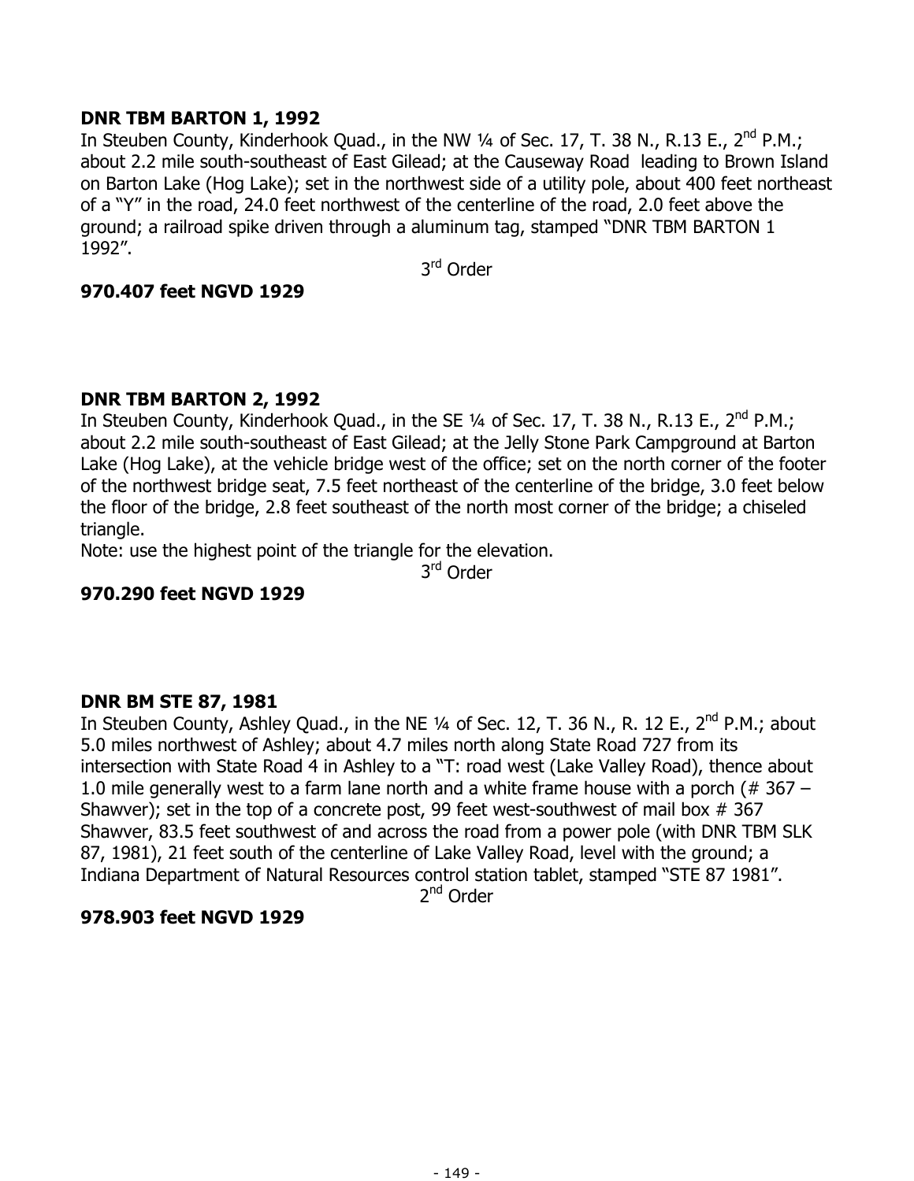**DNR TBM BARTON 1, 1992**

In Steuben County, Kinderhook Quad., in the NW ¼ of Sec. 17, T. 38 N., R.13 E., 2nd P.M.; about 2.2 mile south-southeast of East Gilead; at the Causeway Road leading to Brown Island on Barton Lake (Hog Lake); set in the northwest side of a utility pole, about 400 feet northeast of a "Y" in the road, 24.0 feet northwest of the centerline of the road, 2.0 feet above the ground; a railroad spike driven through a aluminum tag, stamped "DNR TBM BARTON 1 1992".

3rd Order

**970.407 feet NGVD 1929**

**DNR TBM BARTON 2, 1992**

In Steuben County, Kinderhook Quad., in the SE ¼ of Sec. 17, T. 38 N., R.13 E., 2nd P.M.; about 2.2 mile south-southeast of East Gilead; at the Jelly Stone Park Campground at Barton Lake (Hog Lake), at the vehicle bridge west of the office; set on the north corner of the footer of the northwest bridge seat, 7.5 feet northeast of the centerline of the bridge, 3.0 feet below the floor of the bridge, 2.8 feet southeast of the north most corner of the bridge; a chiseled triangle.

Note: use the highest point of the triangle for the elevation.

3rd Order

**970.290 feet NGVD 1929**

**DNR BM STE 87, 1981**

In Steuben County, Ashley Quad., in the NE ¼ of Sec. 12, T. 36 N., R. 12 E., 2nd P.M.; about 5.0 miles northwest of Ashley; about 4.7 miles north along State Road 727 from its intersection with State Road 4 in Ashley to a "T: road west (Lake Valley Road), thence about 1.0 mile generally west to a farm lane north and a white frame house with a porch (# 367 – Shawver); set in the top of a concrete post, 99 feet west-southwest of mail box # 367 Shawver, 83.5 feet southwest of and across the road from a power pole (with DNR TBM SLK 87, 1981), 21 feet south of the centerline of Lake Valley Road, level with the ground; a Indiana Department of Natural Resources control station tablet, stamped "STE 87 1981".

2nd Order

**978.903 feet NGVD 1929**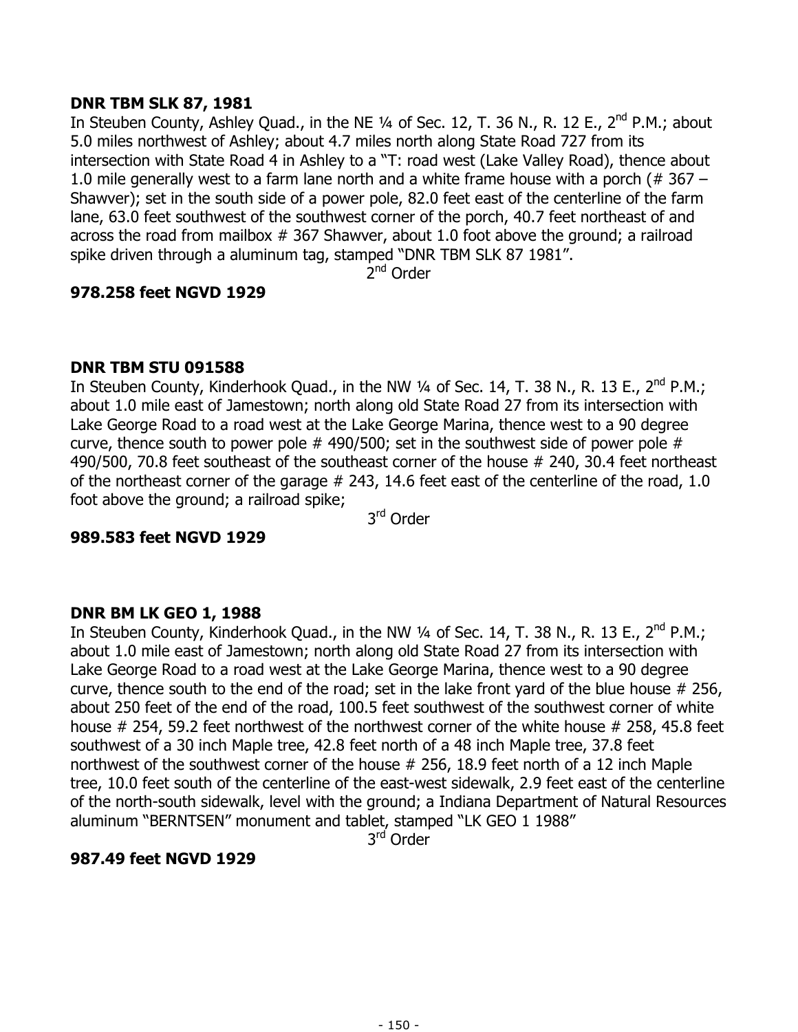**DNR TBM SLK 87, 1981**

In Steuben County, Ashley Quad., in the NE ¼ of Sec. 12, T. 36 N., R. 12 E., 2nd P.M.; about 5.0 miles northwest of Ashley; about 4.7 miles north along State Road 727 from its intersection with State Road 4 in Ashley to a "T: road west (Lake Valley Road), thence about 1.0 mile generally west to a farm lane north and a white frame house with a porch (# 367 – Shawver); set in the south side of a power pole, 82.0 feet east of the centerline of the farm lane, 63.0 feet southwest of the southwest corner of the porch, 40.7 feet northeast of and across the road from mailbox # 367 Shawver, about 1.0 foot above the ground; a railroad spike driven through a aluminum tag, stamped "DNR TBM SLK 87 1981".

2nd Order

**978.258 feet NGVD 1929**

**DNR TBM STU 091588**

In Steuben County, Kinderhook Quad., in the NW ¼ of Sec. 14, T. 38 N., R. 13 E., 2nd P.M.; about 1.0 mile east of Jamestown; north along old State Road 27 from its intersection with Lake George Road to a road west at the Lake George Marina, thence west to a 90 degree curve, thence south to power pole # 490/500; set in the southwest side of power pole # 490/500, 70.8 feet southeast of the southeast corner of the house # 240, 30.4 feet northeast of the northeast corner of the garage # 243, 14.6 feet east of the centerline of the road, 1.0 foot above the ground; a railroad spike;

3rd Order

**989.583 feet NGVD 1929**

**DNR BM LK GEO 1, 1988**

In Steuben County, Kinderhook Quad., in the NW ¼ of Sec. 14, T. 38 N., R. 13 E., 2nd P.M.; about 1.0 mile east of Jamestown; north along old State Road 27 from its intersection with Lake George Road to a road west at the Lake George Marina, thence west to a 90 degree curve, thence south to the end of the road; set in the lake front yard of the blue house # 256, about 250 feet of the end of the road, 100.5 feet southwest of the southwest corner of white house # 254, 59.2 feet northwest of the northwest corner of the white house # 258, 45.8 feet southwest of a 30 inch Maple tree, 42.8 feet north of a 48 inch Maple tree, 37.8 feet northwest of the southwest corner of the house # 256, 18.9 feet north of a 12 inch Maple tree, 10.0 feet south of the centerline of the east-west sidewalk, 2.9 feet east of the centerline of the north-south sidewalk, level with the ground; a Indiana Department of Natural Resources aluminum "BERNTSEN" monument and tablet, stamped "LK GEO 1 1988"

3rd Order

**987.49 feet NGVD 1929**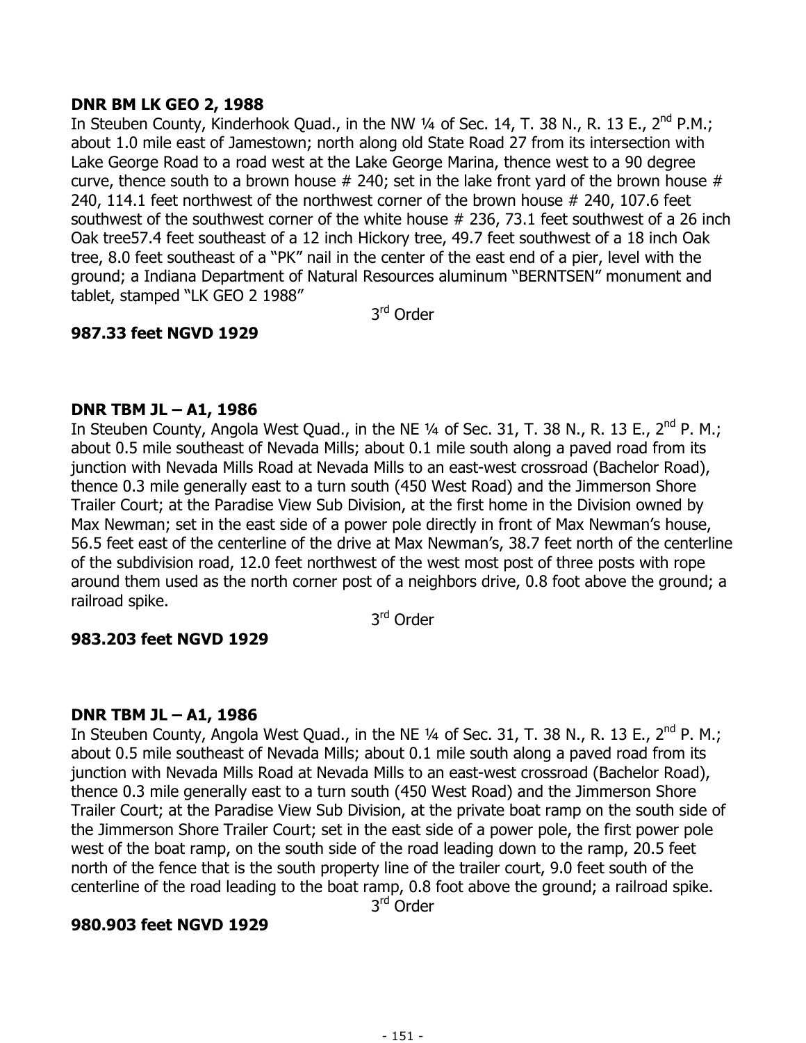**DNR BM LK GEO 2, 1988**

In Steuben County, Kinderhook Quad., in the NW ¼ of Sec. 14, T. 38 N., R. 13 E., 2nd P.M.; about 1.0 mile east of Jamestown; north along old State Road 27 from its intersection with Lake George Road to a road west at the Lake George Marina, thence west to a 90 degree curve, thence south to a brown house # 240; set in the lake front yard of the brown house # 240, 114.1 feet northwest of the northwest corner of the brown house # 240, 107.6 feet southwest of the southwest corner of the white house # 236, 73.1 feet southwest of a 26 inch Oak tree57.4 feet southeast of a 12 inch Hickory tree, 49.7 feet southwest of a 18 inch Oak tree, 8.0 feet southeast of a "PK" nail in the center of the east end of a pier, level with the ground; a Indiana Department of Natural Resources aluminum "BERNTSEN" monument and tablet, stamped "LK GEO 2 1988"

3rd Order

**987.33 feet NGVD 1929**

**DNR TBM JL – A1, 1986**

In Steuben County, Angola West Quad., in the NE ¼ of Sec. 31, T. 38 N., R. 13 E., 2nd P. M.; about 0.5 mile southeast of Nevada Mills; about 0.1 mile south along a paved road from its junction with Nevada Mills Road at Nevada Mills to an east-west crossroad (Bachelor Road), thence 0.3 mile generally east to a turn south (450 West Road) and the Jimmerson Shore Trailer Court; at the Paradise View Sub Division, at the first home in the Division owned by Max Newman; set in the east side of a power pole directly in front of Max Newman's house, 56.5 feet east of the centerline of the drive at Max Newman's, 38.7 feet north of the centerline of the subdivision road, 12.0 feet northwest of the west most post of three posts with rope around them used as the north corner post of a neighbors drive, 0.8 foot above the ground; a railroad spike.

3rd Order

**983.203 feet NGVD 1929**

**DNR TBM JL – A1, 1986**

In Steuben County, Angola West Quad., in the NE ¼ of Sec. 31, T. 38 N., R. 13 E., 2nd P. M.; about 0.5 mile southeast of Nevada Mills; about 0.1 mile south along a paved road from its junction with Nevada Mills Road at Nevada Mills to an east-west crossroad (Bachelor Road), thence 0.3 mile generally east to a turn south (450 West Road) and the Jimmerson Shore Trailer Court; at the Paradise View Sub Division, at the private boat ramp on the south side of the Jimmerson Shore Trailer Court; set in the east side of a power pole, the first power pole west of the boat ramp, on the south side of the road leading down to the ramp, 20.5 feet north of the fence that is the south property line of the trailer court, 9.0 feet south of the centerline of the road leading to the boat ramp, 0.8 foot above the ground; a railroad spike.

3rd Order

**980.903 feet NGVD 1929**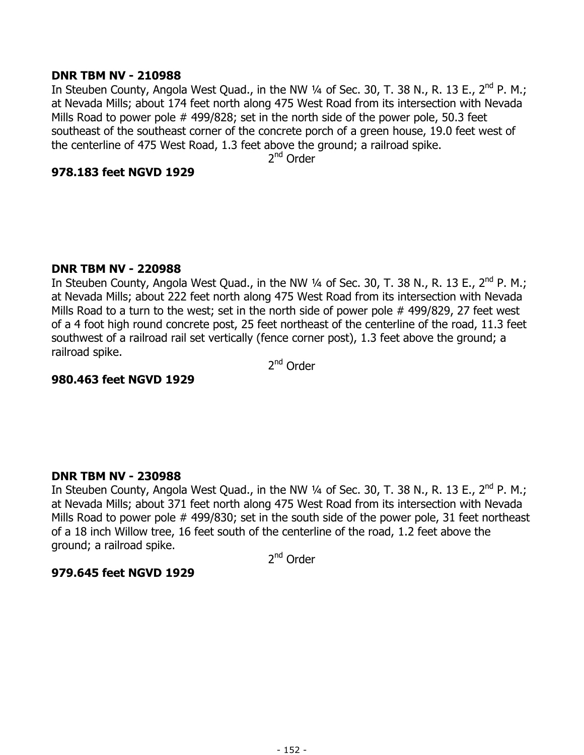**DNR TBM NV - 210988**

In Steuben County, Angola West Quad., in the NW ¼ of Sec. 30, T. 38 N., R. 13 E., 2nd P. M.; at Nevada Mills; about 174 feet north along 475 West Road from its intersection with Nevada Mills Road to power pole # 499/828; set in the north side of the power pole, 50.3 feet southeast of the southeast corner of the concrete porch of a green house, 19.0 feet west of the centerline of 475 West Road, 1.3 feet above the ground; a railroad spike.

2nd Order

**978.183 feet NGVD 1929**

**DNR TBM NV - 220988**

In Steuben County, Angola West Quad., in the NW ¼ of Sec. 30, T. 38 N., R. 13 E., 2nd P. M.; at Nevada Mills; about 222 feet north along 475 West Road from its intersection with Nevada Mills Road to a turn to the west; set in the north side of power pole # 499/829, 27 feet west of a 4 foot high round concrete post, 25 feet northeast of the centerline of the road, 11.3 feet southwest of a railroad rail set vertically (fence corner post), 1.3 feet above the ground; a railroad spike.

2nd Order

**980.463 feet NGVD 1929**

**DNR TBM NV - 230988**

In Steuben County, Angola West Quad., in the NW ¼ of Sec. 30, T. 38 N., R. 13 E., 2nd P. M.; at Nevada Mills; about 371 feet north along 475 West Road from its intersection with Nevada Mills Road to power pole # 499/830; set in the south side of the power pole, 31 feet northeast of a 18 inch Willow tree, 16 feet south of the centerline of the road, 1.2 feet above the ground; a railroad spike.

2nd Order

**979.645 feet NGVD 1929**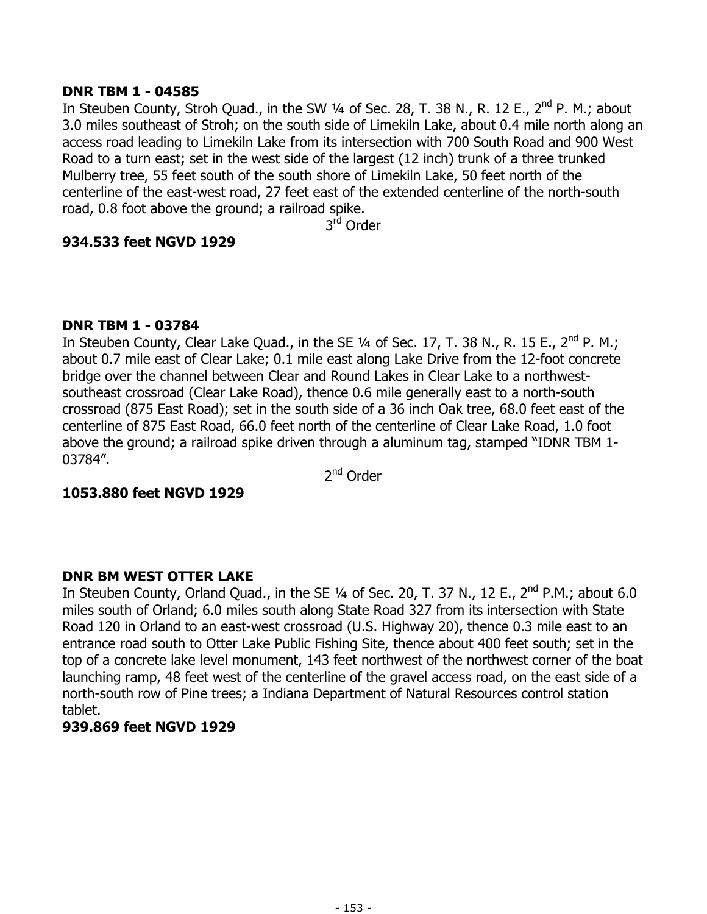**DNR TBM 1 - 04585**

In Steuben County, Stroh Quad., in the SW ¼ of Sec. 28, T. 38 N., R. 12 E., 2nd P. M.; about 3.0 miles southeast of Stroh; on the south side of Limekiln Lake, about 0.4 mile north along an access road leading to Limekiln Lake from its intersection with 700 South Road and 900 West Road to a turn east; set in the west side of the largest (12 inch) trunk of a three trunked Mulberry tree, 55 feet south of the south shore of Limekiln Lake, 50 feet north of the centerline of the east-west road, 27 feet east of the extended centerline of the north-south road, 0.8 foot above the ground; a railroad spike.

3rd Order

**934.533 feet NGVD 1929**

**DNR TBM 1 - 03784**

In Steuben County, Clear Lake Quad., in the SE ¼ of Sec. 17, T. 38 N., R. 15 E., 2nd P. M.; about 0.7 mile east of Clear Lake; 0.1 mile east along Lake Drive from the 12-foot concrete bridge over the channel between Clear and Round Lakes in Clear Lake to a northwest-southeast crossroad (Clear Lake Road), thence 0.6 mile generally east to a north-south crossroad (875 East Road); set in the south side of a 36 inch Oak tree, 68.0 feet east of the centerline of 875 East Road, 66.0 feet north of the centerline of Clear Lake Road, 1.0 foot above the ground; a railroad spike driven through a aluminum tag, stamped "IDNR TBM 1-03784".

2nd Order

**1053.880 feet NGVD 1929**

**DNR BM WEST OTTER LAKE**

In Steuben County, Orland Quad., in the SE ¼ of Sec. 20, T. 37 N., 12 E., 2nd P.M.; about 6.0 miles south of Orland; 6.0 miles south along State Road 327 from its intersection with State Road 120 in Orland to an east-west crossroad (U.S. Highway 20), thence 0.3 mile east to an entrance road south to Otter Lake Public Fishing Site, thence about 400 feet south; set in the top of a concrete lake level monument, 143 feet northwest of the northwest corner of the boat launching ramp, 48 feet west of the centerline of the gravel access road, on the east side of a north-south row of Pine trees; a Indiana Department of Natural Resources control station tablet.

**939.869 feet NGVD 1929**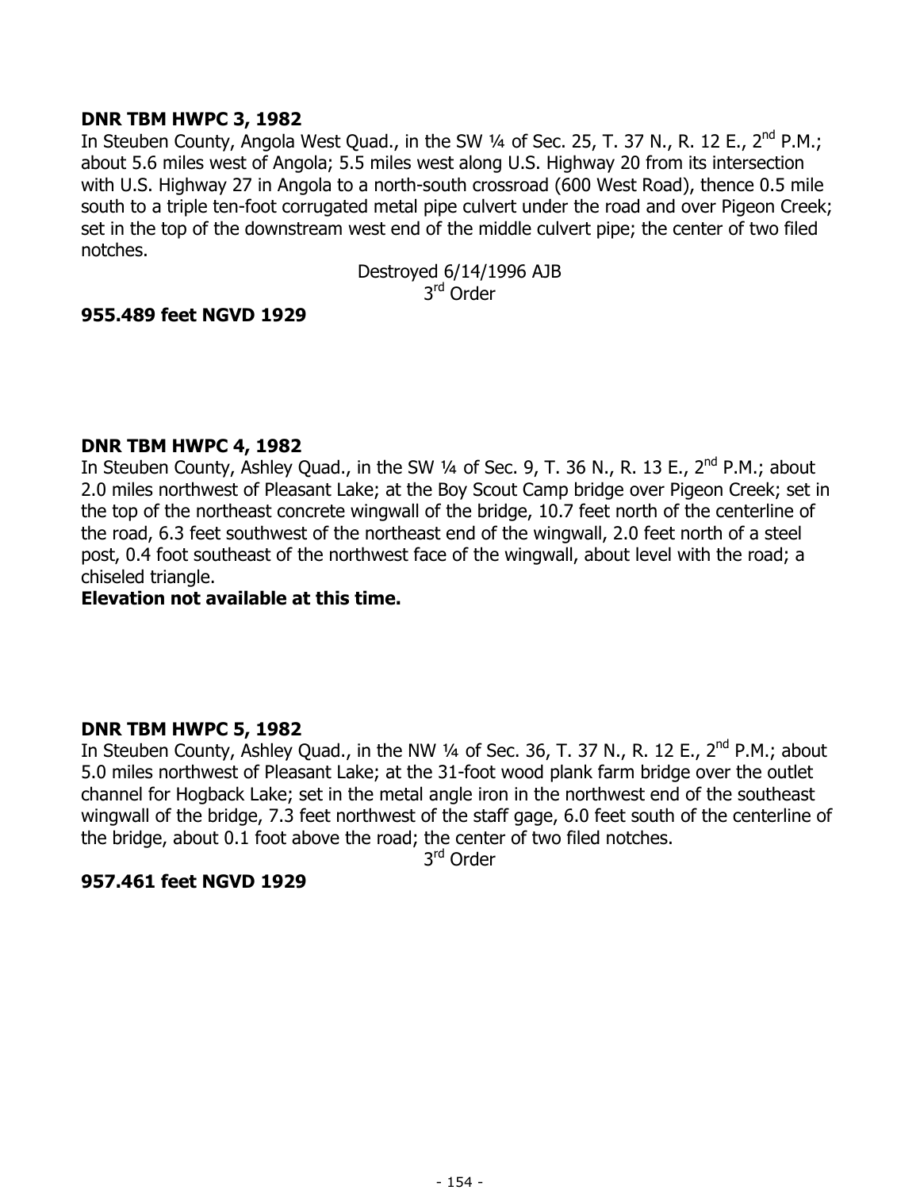**DNR TBM HWPC 3, 1982**

In Steuben County, Angola West Quad., in the SW ¼ of Sec. 25, T. 37 N., R. 12 E., 2nd P.M.; about 5.6 miles west of Angola; 5.5 miles west along U.S. Highway 20 from its intersection with U.S. Highway 27 in Angola to a north-south crossroad (600 West Road), thence 0.5 mile south to a triple ten-foot corrugated metal pipe culvert under the road and over Pigeon Creek; set in the top of the downstream west end of the middle culvert pipe; the center of two filed notches.

Destroyed 6/14/1996 AJB

3rd Order

**955.489 feet NGVD 1929**

**DNR TBM HWPC 4, 1982**

In Steuben County, Ashley Quad., in the SW ¼ of Sec. 9, T. 36 N., R. 13 E., 2nd P.M.; about 2.0 miles northwest of Pleasant Lake; at the Boy Scout Camp bridge over Pigeon Creek; set in the top of the northeast concrete wingwall of the bridge, 10.7 feet north of the centerline of the road, 6.3 feet southwest of the northeast end of the wingwall, 2.0 feet north of a steel post, 0.4 foot southeast of the northwest face of the wingwall, about level with the road; a chiseled triangle.

**Elevation not available at this time.**

**DNR TBM HWPC 5, 1982**

In Steuben County, Ashley Quad., in the NW ¼ of Sec. 36, T. 37 N., R. 12 E., 2nd P.M.; about 5.0 miles northwest of Pleasant Lake; at the 31-foot wood plank farm bridge over the outlet channel for Hogback Lake; set in the metal angle iron in the northwest end of the southeast wingwall of the bridge, 7.3 feet northwest of the staff gage, 6.0 feet south of the centerline of the bridge, about 0.1 foot above the road; the center of two filed notches.

3rd Order

**957.461 feet NGVD 1929**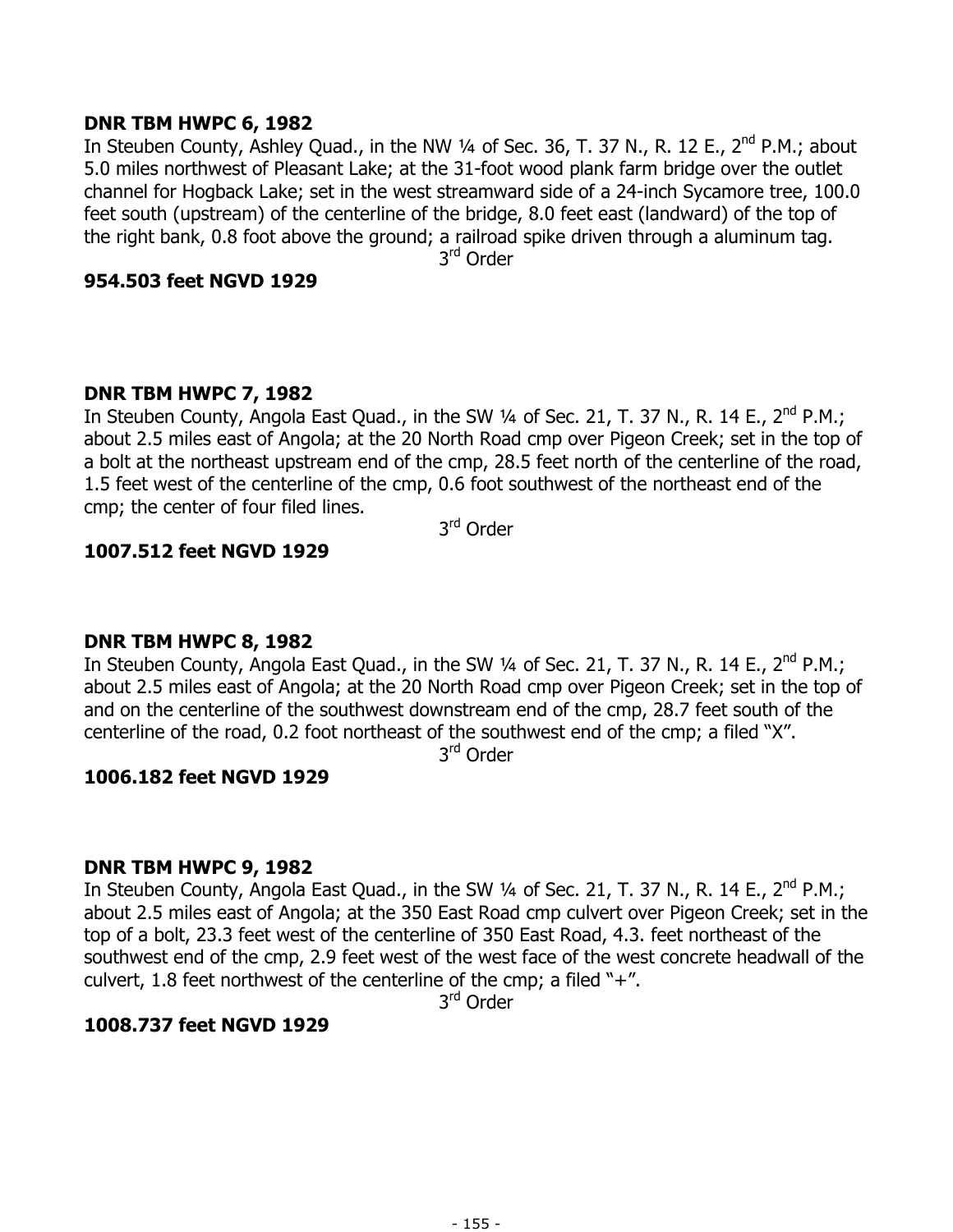**DNR TBM HWPC 6, 1982**

In Steuben County, Ashley Quad., in the NW ¼ of Sec. 36, T. 37 N., R. 12 E., 2nd P.M.; about 5.0 miles northwest of Pleasant Lake; at the 31-foot wood plank farm bridge over the outlet channel for Hogback Lake; set in the west streamward side of a 24-inch Sycamore tree, 100.0 feet south (upstream) of the centerline of the bridge, 8.0 feet east (landward) of the top of the right bank, 0.8 foot above the ground; a railroad spike driven through a aluminum tag.

3rd Order

**954.503 feet NGVD 1929**

**DNR TBM HWPC 7, 1982**

In Steuben County, Angola East Quad., in the SW ¼ of Sec. 21, T. 37 N., R. 14 E., 2nd P.M.; about 2.5 miles east of Angola; at the 20 North Road cmp over Pigeon Creek; set in the top of a bolt at the northeast upstream end of the cmp, 28.5 feet north of the centerline of the road, 1.5 feet west of the centerline of the cmp, 0.6 foot southwest of the northeast end of the cmp; the center of four filed lines.

3rd Order

**1007.512 feet NGVD 1929**

**DNR TBM HWPC 8, 1982**

In Steuben County, Angola East Quad., in the SW ¼ of Sec. 21, T. 37 N., R. 14 E., 2nd P.M.; about 2.5 miles east of Angola; at the 20 North Road cmp over Pigeon Creek; set in the top of and on the centerline of the southwest downstream end of the cmp, 28.7 feet south of the centerline of the road, 0.2 foot northeast of the southwest end of the cmp; a filed "X".

3rd Order

**1006.182 feet NGVD 1929**

**DNR TBM HWPC 9, 1982**

In Steuben County, Angola East Quad., in the SW ¼ of Sec. 21, T. 37 N., R. 14 E., 2nd P.M.; about 2.5 miles east of Angola; at the 350 East Road cmp culvert over Pigeon Creek; set in the top of a bolt, 23.3 feet west of the centerline of 350 East Road, 4.3. feet northeast of the southwest end of the cmp, 2.9 feet west of the west face of the west concrete headwall of the culvert, 1.8 feet northwest of the centerline of the cmp; a filed "+".

3rd Order

**1008.737 feet NGVD 1929**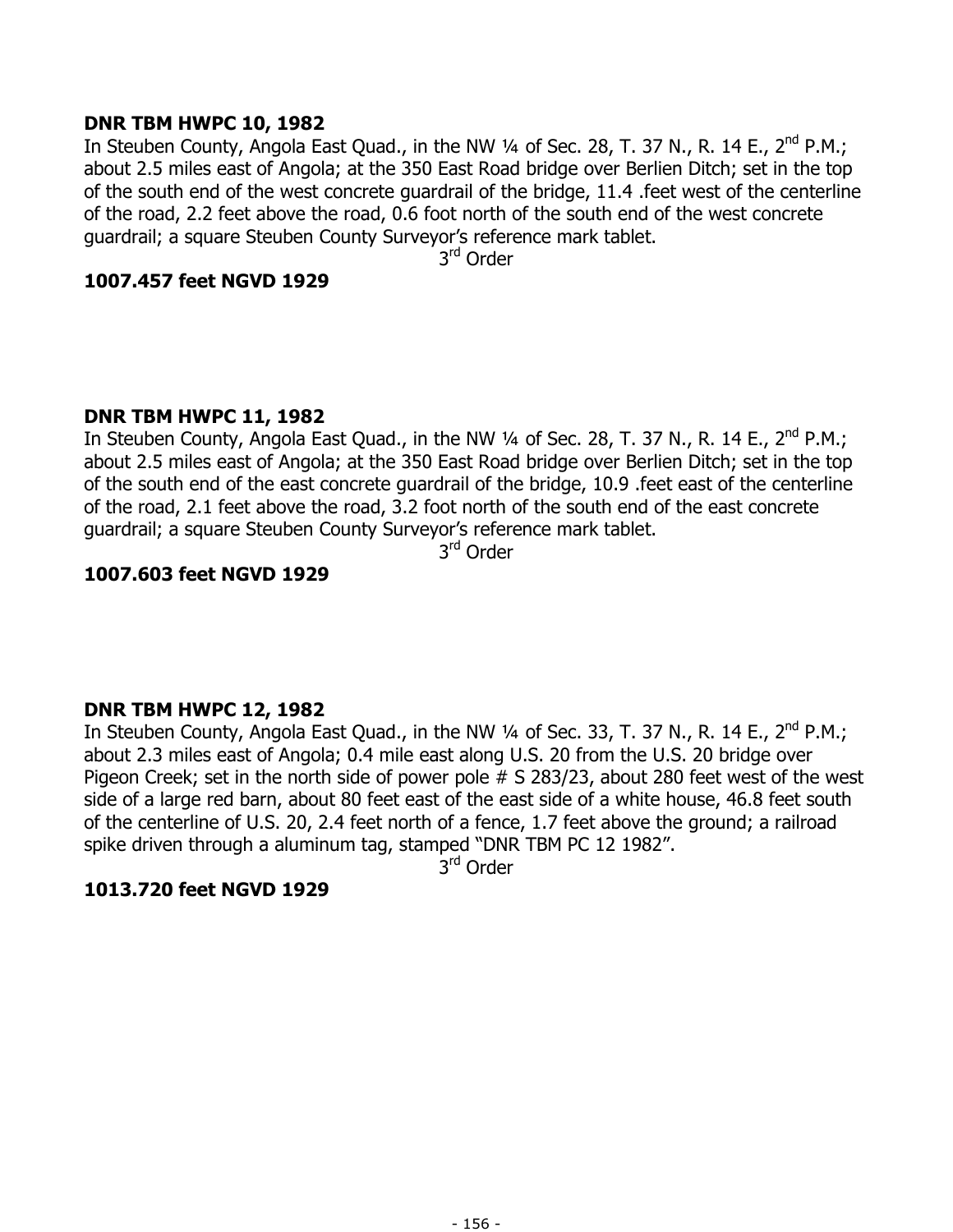**DNR TBM HWPC 10, 1982**

In Steuben County, Angola East Quad., in the NW ¼ of Sec. 28, T. 37 N., R. 14 E., 2nd P.M.; about 2.5 miles east of Angola; at the 350 East Road bridge over Berlien Ditch; set in the top of the south end of the west concrete guardrail of the bridge, 11.4 .feet west of the centerline of the road, 2.2 feet above the road, 0.6 foot north of the south end of the west concrete guardrail; a square Steuben County Surveyor's reference mark tablet.

3rd Order

**1007.457 feet NGVD 1929**

**DNR TBM HWPC 11, 1982**

In Steuben County, Angola East Quad., in the NW ¼ of Sec. 28, T. 37 N., R. 14 E., 2nd P.M.; about 2.5 miles east of Angola; at the 350 East Road bridge over Berlien Ditch; set in the top of the south end of the east concrete guardrail of the bridge, 10.9 .feet east of the centerline of the road, 2.1 feet above the road, 3.2 foot north of the south end of the east concrete guardrail; a square Steuben County Surveyor's reference mark tablet.

3rd Order

**1007.603 feet NGVD 1929**

**DNR TBM HWPC 12, 1982**

In Steuben County, Angola East Quad., in the NW ¼ of Sec. 33, T. 37 N., R. 14 E., 2nd P.M.; about 2.3 miles east of Angola; 0.4 mile east along U.S. 20 from the U.S. 20 bridge over Pigeon Creek; set in the north side of power pole # S 283/23, about 280 feet west of the west side of a large red barn, about 80 feet east of the east side of a white house, 46.8 feet south of the centerline of U.S. 20, 2.4 feet north of a fence, 1.7 feet above the ground; a railroad spike driven through a aluminum tag, stamped "DNR TBM PC 12 1982".

3rd Order

**1013.720 feet NGVD 1929**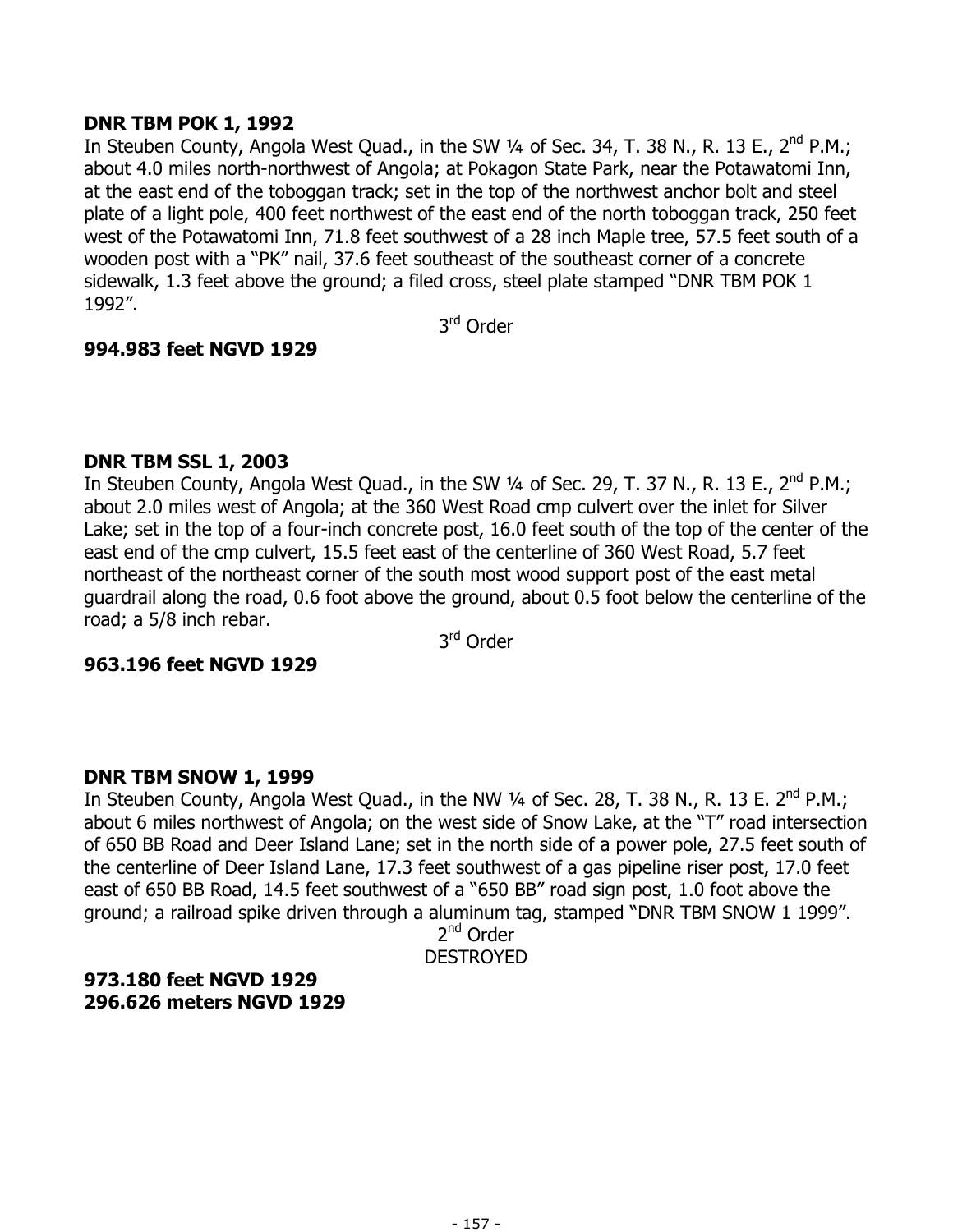**DNR TBM POK 1, 1992**

In Steuben County, Angola West Quad., in the SW ¼ of Sec. 34, T. 38 N., R. 13 E., 2nd P.M.; about 4.0 miles north-northwest of Angola; at Pokagon State Park, near the Potawatomi Inn, at the east end of the toboggan track; set in the top of the northwest anchor bolt and steel plate of a light pole, 400 feet northwest of the east end of the north toboggan track, 250 feet west of the Potawatomi Inn, 71.8 feet southwest of a 28 inch Maple tree, 57.5 feet south of a wooden post with a "PK" nail, 37.6 feet southeast of the southeast corner of a concrete sidewalk, 1.3 feet above the ground; a filed cross, steel plate stamped "DNR TBM POK 1 1992".

3rd Order

**994.983 feet NGVD 1929**

**DNR TBM SSL 1, 2003**

In Steuben County, Angola West Quad., in the SW ¼ of Sec. 29, T. 37 N., R. 13 E., 2nd P.M.; about 2.0 miles west of Angola; at the 360 West Road cmp culvert over the inlet for Silver Lake; set in the top of a four-inch concrete post, 16.0 feet south of the top of the center of the east end of the cmp culvert, 15.5 feet east of the centerline of 360 West Road, 5.7 feet northeast of the northeast corner of the south most wood support post of the east metal guardrail along the road, 0.6 foot above the ground, about 0.5 foot below the centerline of the road; a 5/8 inch rebar.

3rd Order

**963.196 feet NGVD 1929**

**DNR TBM SNOW 1, 1999**

In Steuben County, Angola West Quad., in the NW ¼ of Sec. 28, T. 38 N., R. 13 E. 2nd P.M.; about 6 miles northwest of Angola; on the west side of Snow Lake, at the "T" road intersection of 650 BB Road and Deer Island Lane; set in the north side of a power pole, 27.5 feet south of the centerline of Deer Island Lane, 17.3 feet southwest of a gas pipeline riser post, 17.0 feet east of 650 BB Road, 14.5 feet southwest of a "650 BB" road sign post, 1.0 foot above the ground; a railroad spike driven through a aluminum tag, stamped "DNR TBM SNOW 1 1999".

2nd Order

DESTROYED

**973.180 feet NGVD 1929**
**296.626 meters NGVD 1929**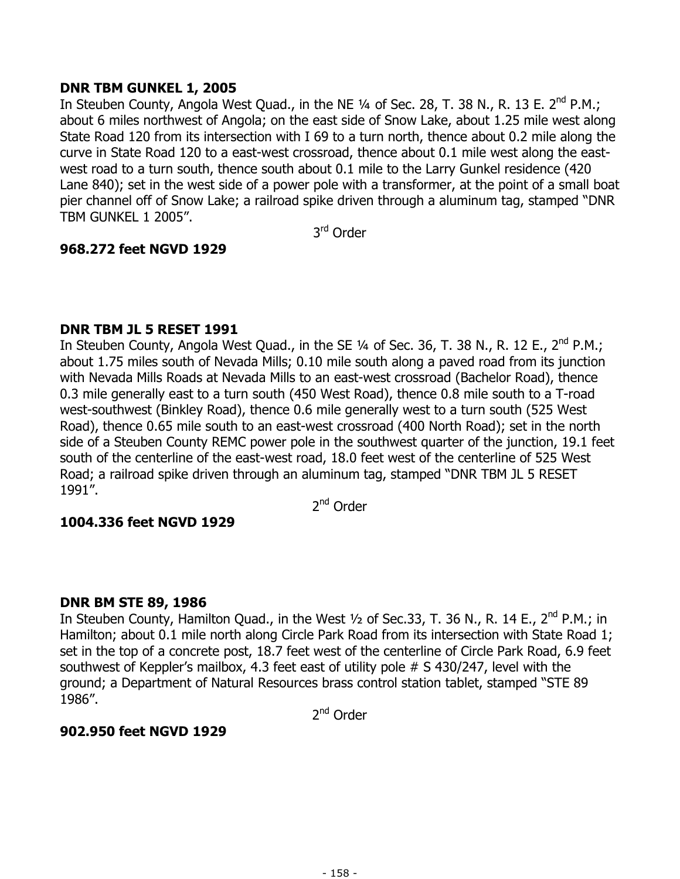**DNR TBM GUNKEL 1, 2005**

In Steuben County, Angola West Quad., in the NE ¼ of Sec. 28, T. 38 N., R. 13 E. 2nd P.M.; about 6 miles northwest of Angola; on the east side of Snow Lake, about 1.25 mile west along State Road 120 from its intersection with I 69 to a turn north, thence about 0.2 mile along the curve in State Road 120 to a east-west crossroad, thence about 0.1 mile west along the east-west road to a turn south, thence south about 0.1 mile to the Larry Gunkel residence (420 Lane 840); set in the west side of a power pole with a transformer, at the point of a small boat pier channel off of Snow Lake; a railroad spike driven through a aluminum tag, stamped "DNR TBM GUNKEL 1 2005".

3rd Order

**968.272 feet NGVD 1929**

**DNR TBM JL 5 RESET 1991**

In Steuben County, Angola West Quad., in the SE ¼ of Sec. 36, T. 38 N., R. 12 E., 2nd P.M.; about 1.75 miles south of Nevada Mills; 0.10 mile south along a paved road from its junction with Nevada Mills Roads at Nevada Mills to an east-west crossroad (Bachelor Road), thence 0.3 mile generally east to a turn south (450 West Road), thence 0.8 mile south to a T-road west-southwest (Binkley Road), thence 0.6 mile generally west to a turn south (525 West Road), thence 0.65 mile south to an east-west crossroad (400 North Road); set in the north side of a Steuben County REMC power pole in the southwest quarter of the junction, 19.1 feet south of the centerline of the east-west road, 18.0 feet west of the centerline of 525 West Road; a railroad spike driven through an aluminum tag, stamped "DNR TBM JL 5 RESET 1991".

2nd Order

**1004.336 feet NGVD 1929**

**DNR BM STE 89, 1986**

In Steuben County, Hamilton Quad., in the West ½ of Sec.33, T. 36 N., R. 14 E., 2nd P.M.; in Hamilton; about 0.1 mile north along Circle Park Road from its intersection with State Road 1; set in the top of a concrete post, 18.7 feet west of the centerline of Circle Park Road, 6.9 feet southwest of Keppler's mailbox, 4.3 feet east of utility pole # S 430/247, level with the ground; a Department of Natural Resources brass control station tablet, stamped "STE 89 1986".

2nd Order

**902.950 feet NGVD 1929**